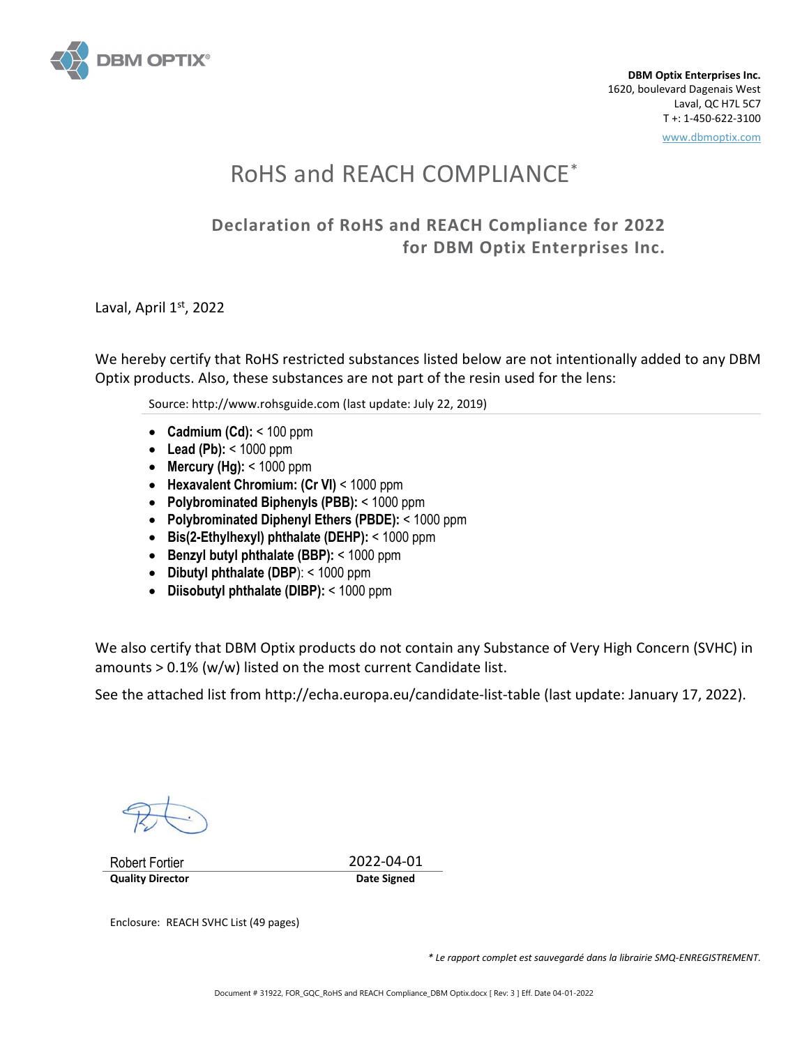DBM OPTIX®

**DBM Optix Enterprises Inc.**
1620, boulevard Dagenais West
Laval, QC H7L 5C7
T +: 1-450-622-3100
www.dbmoptix.com

# RoHS and REACH COMPLIANCE*

## Declaration of RoHS and REACH Compliance for 2022 for DBM Optix Enterprises Inc.

Laval, April 1st, 2022

We hereby certify that RoHS restricted substances listed below are not intentionally added to any DBM Optix products. Also, these substances are not part of the resin used for the lens:

Source: http://www.rohsguide.com (last update: July 22, 2019)

- **Cadmium (Cd):** < 100 ppm
- **Lead (Pb):** < 1000 ppm
- **Mercury (Hg):** < 1000 ppm
- **Hexavalent Chromium: (Cr VI)** < 1000 ppm
- **Polybrominated Biphenyls (PBB):** < 1000 ppm
- **Polybrominated Diphenyl Ethers (PBDE):** < 1000 ppm
- **Bis(2-Ethylhexyl) phthalate (DEHP):** < 1000 ppm
- **Benzyl butyl phthalate (BBP):** < 1000 ppm
- **Dibutyl phthalate (DBP**): < 1000 ppm
- **Diisobutyl phthalate (DIBP):** < 1000 ppm

We also certify that DBM Optix products do not contain any Substance of Very High Concern (SVHC) in amounts > 0.1% (w/w) listed on the most current Candidate list.

See the attached list from http://echa.europa.eu/candidate-list-table (last update: January 17, 2022).

| Robert Fortier | 2022-04-01 |
|---|---|
| **Quality Director** | **Date Signed** |

Enclosure: REACH SVHC List (49 pages)

*\* Le rapport complet est sauvegardé dans la librairie SMQ-ENREGISTREMENT.*

Document # 31922, FOR_GQC_RoHS and REACH Compliance_DBM Optix.docx [ Rev: 3 ] Eff. Date 04-01-2022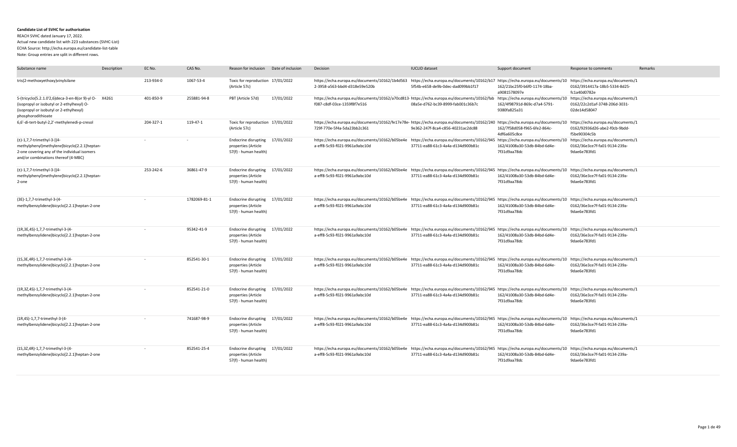**Candidate List of SVHC for authorisation**

REACH SVHC dated January 17, 2022.

Actual new candidate list with 223 substances (SVHC-List)

ECHA Source: http://echa.europa.eu/candidate-list-table

Note: Group entries are split in different rows.

| Substance name | Description | EC No. | CAS No. | Reason for inclusion | Date of inclusion | Decision | IUCLID dataset | Support document | Response to comments | Remarks |
|---|---|---|---|---|---|---|---|---|---|---|
| tris(2-methoxyethoxy)vinylsilane | | 213-934-0 | 1067-53-4 | Toxic for reproduction (Article 57c) | 17/01/2022 | https://echa.europa.eu/documents/10162/1b4d5632-3958-a563-bbd4-d318e59e520b | https://echa.europa.eu/documents/10162/b175f54b-e658-de9b-0dec-dad099bb1f17 | https://echa.europa.eu/documents/10162/21bc25f0-b6f0-1174-18ba-a9081578097e | https://echa.europa.eu/documents/10162/3914417a-18b5-5334-8d25-fc1a40d0782e | |
| S-(tricyclo(5.2.1.0'2,6)deca-3-en-8(or 9)-yl O-(isopropyl or isobutyl or 2-ethylhexyl) O-(isopropyl or isobutyl or 2-ethylhexyl) phosphorodithioate | X4261 | 401-850-9 | 255881-94-8 | PBT (Article 57d) | 17/01/2022 | https://echa.europa.eu/documents/10162/a70cd813-f087-c8df-03ce-1359f8f7e516 | https://echa.europa.eu/documents/10162/fab08a5e-d762-bc39-8999-fab001c36b7c | https://echa.europa.eu/documents/10162/4f98791d-869c-d7a4-5791-9380fa825a31 | https://echa.europa.eu/documents/10162/22c2d1af-3748-206d-3031-02de14d58047 | |
| 6,6'-di-tert-butyl-2,2'-methylenedi-p-cresol | | 204-327-1 | 119-47-1 | Toxic for reproduction (Article 57c) | 17/01/2022 | https://echa.europa.eu/documents/10162/fe17e78e-729f-770e-5f4a-5da23bb2c361 | https://echa.europa.eu/documents/10162/2409e362-247f-8ca4-c856-40231ac2dc88 | https://echa.europa.eu/documents/10162/7f58d058-f965-6fe2-864c-4df6a605c8ce | https://echa.europa.eu/documents/10162/92936d26-abe2-f0cb-9bdd-f5be90304c5b | |
| (±)-1,7,7-trimethyl-3-[(4-methylphenyl)methylene]bicyclo[2.2.1]heptan-2-one covering any of the individual isomers and/or combinations thereof (4-MBC) | | - | - | Endocrine disrupting properties (Article 57(f) - human health) | 17/01/2022 | https://echa.europa.eu/documents/10162/b05be4ea-eff8-5c93-f021-9961a9abc10d | https://echa.europa.eu/documents/10162/94537711-ea88-61c3-4a4a-d134d900b81c | https://echa.europa.eu/documents/10162/41008a30-53db-84bd-6d4e-7f31d9aa78dc | https://echa.europa.eu/documents/10162/36e3ce7f-fa01-9134-239a-9dae6e783fd1 | |
| (±)-1,7,7-trimethyl-3-[(4-methylphenyl)methylene]bicyclo[2.2.1]heptan-2-one | | 253-242-6 | 36861-47-9 | Endocrine disrupting properties (Article 57(f) - human health) | 17/01/2022 | https://echa.europa.eu/documents/10162/b05be4ea-eff8-5c93-f021-9961a9abc10d | https://echa.europa.eu/documents/10162/94537711-ea88-61c3-4a4a-d134d900b81c | https://echa.europa.eu/documents/10162/41008a30-53db-84bd-6d4e-7f31d9aa78dc | https://echa.europa.eu/documents/10162/36e3ce7f-fa01-9134-239a-9dae6e783fd1 | |
| (3E)-1,7,7-trimethyl-3-(4-methylbenzylidene)bicyclo[2.2.1]heptan-2-one | | - | 1782069-81-1 | Endocrine disrupting properties (Article 57(f) - human health) | 17/01/2022 | https://echa.europa.eu/documents/10162/b05be4ea-eff8-5c93-f021-9961a9abc10d | https://echa.europa.eu/documents/10162/94537711-ea88-61c3-4a4a-d134d900b81c | https://echa.europa.eu/documents/10162/41008a30-53db-84bd-6d4e-7f31d9aa78dc | https://echa.europa.eu/documents/10162/36e3ce7f-fa01-9134-239a-9dae6e783fd1 | |
| (1R,3E,4S)-1,7,7-trimethyl-3-(4-methylbenzylidene)bicyclo[2.2.1]heptan-2-one | | - | 95342-41-9 | Endocrine disrupting properties (Article 57(f) - human health) | 17/01/2022 | https://echa.europa.eu/documents/10162/b05be4ea-eff8-5c93-f021-9961a9abc10d | https://echa.europa.eu/documents/10162/94537711-ea88-61c3-4a4a-d134d900b81c | https://echa.europa.eu/documents/10162/41008a30-53db-84bd-6d4e-7f31d9aa78dc | https://echa.europa.eu/documents/10162/36e3ce7f-fa01-9134-239a-9dae6e783fd1 | |
| (1S,3E,4R)-1,7,7-trimethyl-3-(4-methylbenzylidene)bicyclo[2.2.1]heptan-2-one | | - | 852541-30-1 | Endocrine disrupting properties (Article 57(f) - human health) | 17/01/2022 | https://echa.europa.eu/documents/10162/b05be4ea-eff8-5c93-f021-9961a9abc10d | https://echa.europa.eu/documents/10162/94537711-ea88-61c3-4a4a-d134d900b81c | https://echa.europa.eu/documents/10162/41008a30-53db-84bd-6d4e-7f31d9aa78dc | https://echa.europa.eu/documents/10162/36e3ce7f-fa01-9134-239a-9dae6e783fd1 | |
| (1R,3Z,4S)-1,7,7-trimethyl-3-(4-methylbenzylidene)bicyclo[2.2.1]heptan-2-one | | - | 852541-21-0 | Endocrine disrupting properties (Article 57(f) - human health) | 17/01/2022 | https://echa.europa.eu/documents/10162/b05be4ea-eff8-5c93-f021-9961a9abc10d | https://echa.europa.eu/documents/10162/94537711-ea88-61c3-4a4a-d134d900b81c | https://echa.europa.eu/documents/10162/41008a30-53db-84bd-6d4e-7f31d9aa78dc | https://echa.europa.eu/documents/10162/36e3ce7f-fa01-9134-239a-9dae6e783fd1 | |
| (1R,4S)-1,7,7-trimethyl-3-(4-methylbenzylidene)bicyclo[2.2.1]heptan-2-one | | - | 741687-98-9 | Endocrine disrupting properties (Article 57(f) - human health) | 17/01/2022 | https://echa.europa.eu/documents/10162/b05be4ea-eff8-5c93-f021-9961a9abc10d | https://echa.europa.eu/documents/10162/94537711-ea88-61c3-4a4a-d134d900b81c | https://echa.europa.eu/documents/10162/41008a30-53db-84bd-6d4e-7f31d9aa78dc | https://echa.europa.eu/documents/10162/36e3ce7f-fa01-9134-239a-9dae6e783fd1 | |
| (1S,3Z,4R)-1,7,7-trimethyl-3-(4-methylbenzylidene)bicyclo[2.2.1]heptan-2-one | | - | 852541-25-4 | Endocrine disrupting properties (Article 57(f) - human health) | 17/01/2022 | https://echa.europa.eu/documents/10162/b05be4ea-eff8-5c93-f021-9961a9abc10d | https://echa.europa.eu/documents/10162/94537711-ea88-61c3-4a4a-d134d900b81c | https://echa.europa.eu/documents/10162/41008a30-53db-84bd-6d4e-7f31d9aa78dc | https://echa.europa.eu/documents/10162/36e3ce7f-fa01-9134-239a-9dae6e783fd1 | |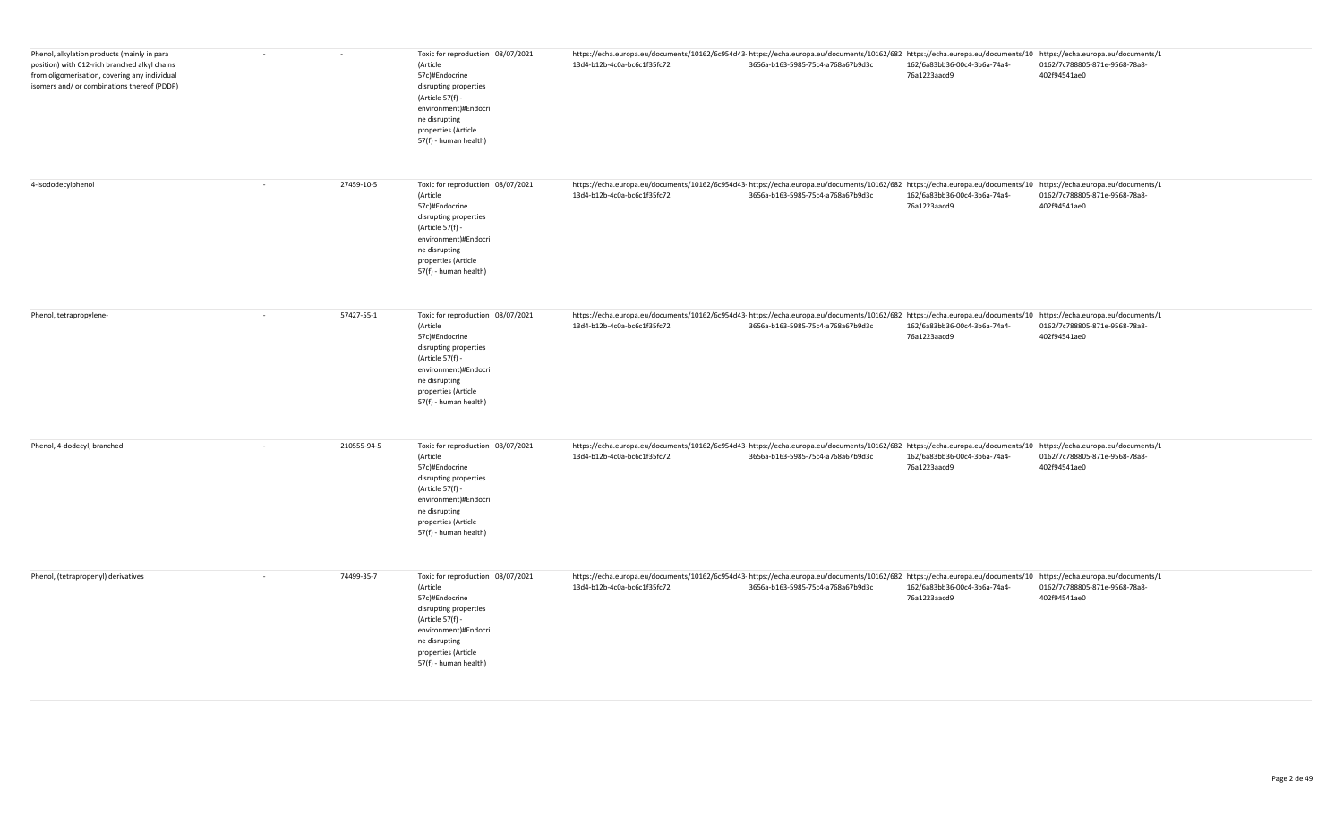| | | | | | | | | |
|---|---|---|---|---|---|---|---|---|
| Phenol, alkylation products (mainly in para position) with C12-rich branched alkyl chains from oligomerisation, covering any individual isomers and/ or combinations thereof (PDDP) | - | - | Toxic for reproduction (Article 57c)#Endocrine disrupting properties (Article 57(f) - environment)#Endocrine disrupting properties (Article 57(f) - human health) | 08/07/2021 | https://echa.europa.eu/documents/10162/6c954d43-13d4-b12b-4c0a-bc6c1f35fc72 | https://echa.europa.eu/documents/10162/6823656a-b163-5985-75c4-a768a67b9d3c | https://echa.europa.eu/documents/10162/6a83bb36-00c4-3b6a-74a4-76a1223aacd9 | https://echa.europa.eu/documents/10162/7c788805-871e-9568-78a8-402f94541ae0 |
| 4-isododecylphenol | - | 27459-10-5 | Toxic for reproduction (Article 57c)#Endocrine disrupting properties (Article 57(f) - environment)#Endocrine disrupting properties (Article 57(f) - human health) | 08/07/2021 | https://echa.europa.eu/documents/10162/6c954d43-13d4-b12b-4c0a-bc6c1f35fc72 | https://echa.europa.eu/documents/10162/6823656a-b163-5985-75c4-a768a67b9d3c | https://echa.europa.eu/documents/10162/6a83bb36-00c4-3b6a-74a4-76a1223aacd9 | https://echa.europa.eu/documents/10162/7c788805-871e-9568-78a8-402f94541ae0 |
| Phenol, tetrapropylene- | - | 57427-55-1 | Toxic for reproduction (Article 57c)#Endocrine disrupting properties (Article 57(f) - environment)#Endocrine disrupting properties (Article 57(f) - human health) | 08/07/2021 | https://echa.europa.eu/documents/10162/6c954d43-13d4-b12b-4c0a-bc6c1f35fc72 | https://echa.europa.eu/documents/10162/6823656a-b163-5985-75c4-a768a67b9d3c | https://echa.europa.eu/documents/10162/6a83bb36-00c4-3b6a-74a4-76a1223aacd9 | https://echa.europa.eu/documents/10162/7c788805-871e-9568-78a8-402f94541ae0 |
| Phenol, 4-dodecyl, branched | - | 210555-94-5 | Toxic for reproduction (Article 57c)#Endocrine disrupting properties (Article 57(f) - environment)#Endocrine disrupting properties (Article 57(f) - human health) | 08/07/2021 | https://echa.europa.eu/documents/10162/6c954d43-13d4-b12b-4c0a-bc6c1f35fc72 | https://echa.europa.eu/documents/10162/6823656a-b163-5985-75c4-a768a67b9d3c | https://echa.europa.eu/documents/10162/6a83bb36-00c4-3b6a-74a4-76a1223aacd9 | https://echa.europa.eu/documents/10162/7c788805-871e-9568-78a8-402f94541ae0 |
| Phenol, (tetrapropenyl) derivatives | - | 74499-35-7 | Toxic for reproduction (Article 57c)#Endocrine disrupting properties (Article 57(f) - environment)#Endocrine disrupting properties (Article 57(f) - human health) | 08/07/2021 | https://echa.europa.eu/documents/10162/6c954d43-13d4-b12b-4c0a-bc6c1f35fc72 | https://echa.europa.eu/documents/10162/6823656a-b163-5985-75c4-a768a67b9d3c | https://echa.europa.eu/documents/10162/6a83bb36-00c4-3b6a-74a4-76a1223aacd9 | https://echa.europa.eu/documents/10162/7c788805-871e-9568-78a8-402f94541ae0 |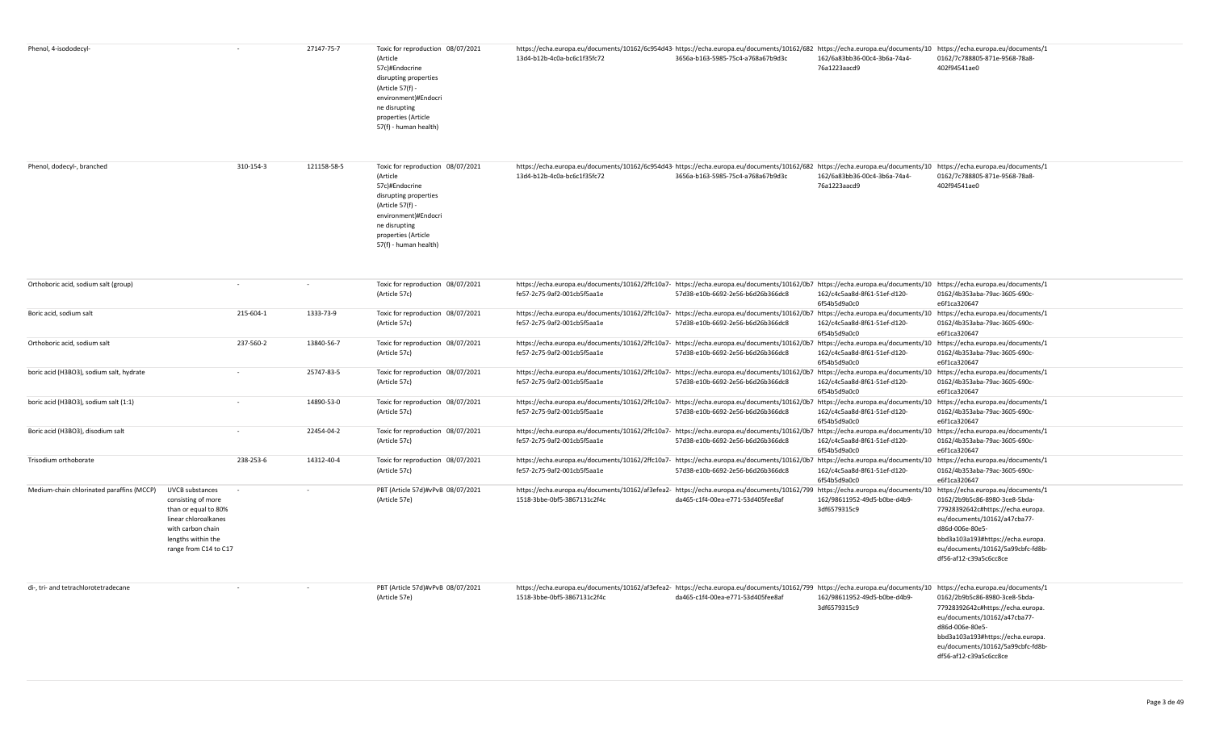| | | | | | | | | | |
|---|---|---|---|---|---|---|---|---|---|
| Phenol, 4-isododecyl- | | - | 27147-75-7 | Toxic for reproduction (Article 57c)#Endocrine disrupting properties (Article 57(f) - environment)#Endocrine disrupting properties (Article 57(f) - human health) | 08/07/2021 | https://echa.europa.eu/documents/10162/6c954d43-13d4-b12b-4c0a-bc6c1f35fc72 | https://echa.europa.eu/documents/10162/6823656a-b163-5985-75c4-a768a67b9d3c | https://echa.europa.eu/documents/10162/6a83bb36-00c4-3b6a-74a4-76a1223aacd9 | https://echa.europa.eu/documents/10162/7c788805-871e-9568-78a8-402f94541ae0 |
| Phenol, dodecyl-, branched | | 310-154-3 | 121158-58-5 | Toxic for reproduction (Article 57c)#Endocrine disrupting properties (Article 57(f) - environment)#Endocrine disrupting properties (Article 57(f) - human health) | 08/07/2021 | https://echa.europa.eu/documents/10162/6c954d43-13d4-b12b-4c0a-bc6c1f35fc72 | https://echa.europa.eu/documents/10162/6823656a-b163-5985-75c4-a768a67b9d3c | https://echa.europa.eu/documents/10162/6a83bb36-00c4-3b6a-74a4-76a1223aacd9 | https://echa.europa.eu/documents/10162/7c788805-871e-9568-78a8-402f94541ae0 |
| Orthoboric acid, sodium salt (group) | | - | - | Toxic for reproduction (Article 57c) | 08/07/2021 | https://echa.europa.eu/documents/10162/2ffc10a7-fe57-2c75-9af2-001cb5f5aa1e | https://echa.europa.eu/documents/10162/0b757d38-e10b-6692-2e56-b6d26b366dc8 | https://echa.europa.eu/documents/10162/c4c5aa8d-8f61-51ef-d120-6f54b5d9a0c0 | https://echa.europa.eu/documents/10162/4b353aba-79ac-3605-690c-e6f1ca320647 |
| Boric acid, sodium salt | | 215-604-1 | 1333-73-9 | Toxic for reproduction (Article 57c) | 08/07/2021 | https://echa.europa.eu/documents/10162/2ffc10a7-fe57-2c75-9af2-001cb5f5aa1e | https://echa.europa.eu/documents/10162/0b757d38-e10b-6692-2e56-b6d26b366dc8 | https://echa.europa.eu/documents/10162/c4c5aa8d-8f61-51ef-d120-6f54b5d9a0c0 | https://echa.europa.eu/documents/10162/4b353aba-79ac-3605-690c-e6f1ca320647 |
| Orthoboric acid, sodium salt | | 237-560-2 | 13840-56-7 | Toxic for reproduction (Article 57c) | 08/07/2021 | https://echa.europa.eu/documents/10162/2ffc10a7-fe57-2c75-9af2-001cb5f5aa1e | https://echa.europa.eu/documents/10162/0b757d38-e10b-6692-2e56-b6d26b366dc8 | https://echa.europa.eu/documents/10162/c4c5aa8d-8f61-51ef-d120-6f54b5d9a0c0 | https://echa.europa.eu/documents/10162/4b353aba-79ac-3605-690c-e6f1ca320647 |
| boric acid (H3BO3), sodium salt, hydrate | | - | 25747-83-5 | Toxic for reproduction (Article 57c) | 08/07/2021 | https://echa.europa.eu/documents/10162/2ffc10a7-fe57-2c75-9af2-001cb5f5aa1e | https://echa.europa.eu/documents/10162/0b757d38-e10b-6692-2e56-b6d26b366dc8 | https://echa.europa.eu/documents/10162/c4c5aa8d-8f61-51ef-d120-6f54b5d9a0c0 | https://echa.europa.eu/documents/10162/4b353aba-79ac-3605-690c-e6f1ca320647 |
| boric acid (H3BO3), sodium salt (1:1) | | - | 14890-53-0 | Toxic for reproduction (Article 57c) | 08/07/2021 | https://echa.europa.eu/documents/10162/2ffc10a7-fe57-2c75-9af2-001cb5f5aa1e | https://echa.europa.eu/documents/10162/0b757d38-e10b-6692-2e56-b6d26b366dc8 | https://echa.europa.eu/documents/10162/c4c5aa8d-8f61-51ef-d120-6f54b5d9a0c0 | https://echa.europa.eu/documents/10162/4b353aba-79ac-3605-690c-e6f1ca320647 |
| Boric acid (H3BO3), disodium salt | | - | 22454-04-2 | Toxic for reproduction (Article 57c) | 08/07/2021 | https://echa.europa.eu/documents/10162/2ffc10a7-fe57-2c75-9af2-001cb5f5aa1e | https://echa.europa.eu/documents/10162/0b757d38-e10b-6692-2e56-b6d26b366dc8 | https://echa.europa.eu/documents/10162/c4c5aa8d-8f61-51ef-d120-6f54b5d9a0c0 | https://echa.europa.eu/documents/10162/4b353aba-79ac-3605-690c-e6f1ca320647 |
| Trisodium orthoborate | | 238-253-6 | 14312-40-4 | Toxic for reproduction (Article 57c) | 08/07/2021 | https://echa.europa.eu/documents/10162/2ffc10a7-fe57-2c75-9af2-001cb5f5aa1e | https://echa.europa.eu/documents/10162/0b757d38-e10b-6692-2e56-b6d26b366dc8 | https://echa.europa.eu/documents/10162/c4c5aa8d-8f61-51ef-d120-6f54b5d9a0c0 | https://echa.europa.eu/documents/10162/4b353aba-79ac-3605-690c-e6f1ca320647 |
| Medium-chain chlorinated paraffins (MCCP) | UVCB substances consisting of more than or equal to 80% linear chloroalkanes with carbon chain lengths within the range from C14 to C17 | - | - | PBT (Article 57d)#vPvB (Article 57e) | 08/07/2021 | https://echa.europa.eu/documents/10162/af3efea2-1518-3bbe-0bf5-3867131c2f4c | https://echa.europa.eu/documents/10162/799da465-c1f4-00ea-e771-53d405fee8af | https://echa.europa.eu/documents/10162/98611952-49d5-b0be-d4b9-3df6579315c9 | https://echa.europa.eu/documents/10162/2b9b5c86-8980-3ce8-5bda-77928392642c#https://echa.europa.eu/documents/10162/a47cba77-d86d-006e-80e5-bbd3a103a193#https://echa.europa.eu/documents/10162/5a99cbfc-fd8b-df56-af12-c39a5c6cc8ce |
| di-, tri- and tetrachlorotetradecane | | - | - | PBT (Article 57d)#vPvB (Article 57e) | 08/07/2021 | https://echa.europa.eu/documents/10162/af3efea2-1518-3bbe-0bf5-3867131c2f4c | https://echa.europa.eu/documents/10162/799da465-c1f4-00ea-e771-53d405fee8af | https://echa.europa.eu/documents/10162/98611952-49d5-b0be-d4b9-3df6579315c9 | https://echa.europa.eu/documents/10162/2b9b5c86-8980-3ce8-5bda-77928392642c#https://echa.europa.eu/documents/10162/a47cba77-d86d-006e-80e5-bbd3a103a193#https://echa.europa.eu/documents/10162/5a99cbfc-fd8b-df56-af12-c39a5c6cc8ce |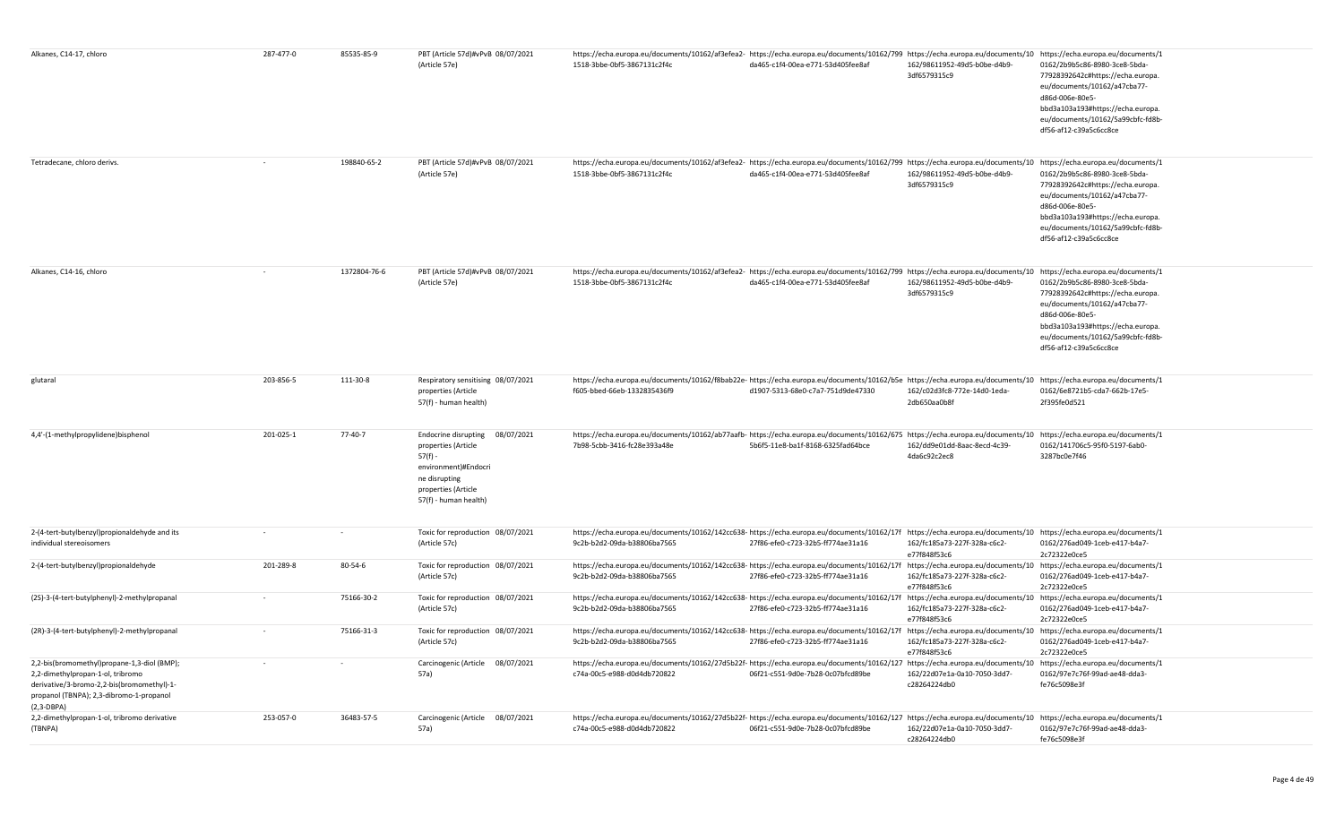| Alkanes, C14-17, chloro | 287-477-0 | 85535-85-9 | PBT (Article 57d)#vPvB (Article 57e) | 08/07/2021 | https://echa.europa.eu/documents/10162/af3efea2-1518-3bbe-0bf5-3867131c2f4c | https://echa.europa.eu/documents/10162/799da465-c1f4-00ea-e771-53d405fee8af | https://echa.europa.eu/documents/10162/98611952-49d5-b0be-d4b9-3df6579315c9 | https://echa.europa.eu/documents/10162/2b9b5c86-8980-3ce8-5bda-77928392642c#https://echa.europa.eu/documents/10162/a47cba77-d86d-006e-80e5-bbd3a103a193#https://echa.europa.eu/documents/10162/5a99cbfc-fd8b-df56-af12-c39a5c6cc8ce |
|---|---|---|---|---|---|---|---|---|
| Tetradecane, chloro derivs. | - | 198840-65-2 | PBT (Article 57d)#vPvB (Article 57e) | 08/07/2021 | https://echa.europa.eu/documents/10162/af3efea2-1518-3bbe-0bf5-3867131c2f4c | https://echa.europa.eu/documents/10162/799da465-c1f4-00ea-e771-53d405fee8af | https://echa.europa.eu/documents/10162/98611952-49d5-b0be-d4b9-3df6579315c9 | https://echa.europa.eu/documents/10162/2b9b5c86-8980-3ce8-5bda-77928392642c#https://echa.europa.eu/documents/10162/a47cba77-d86d-006e-80e5-bbd3a103a193#https://echa.europa.eu/documents/10162/5a99cbfc-fd8b-df56-af12-c39a5c6cc8ce |
| Alkanes, C14-16, chloro | - | 1372804-76-6 | PBT (Article 57d)#vPvB (Article 57e) | 08/07/2021 | https://echa.europa.eu/documents/10162/af3efea2-1518-3bbe-0bf5-3867131c2f4c | https://echa.europa.eu/documents/10162/799da465-c1f4-00ea-e771-53d405fee8af | https://echa.europa.eu/documents/10162/98611952-49d5-b0be-d4b9-3df6579315c9 | https://echa.europa.eu/documents/10162/2b9b5c86-8980-3ce8-5bda-77928392642c#https://echa.europa.eu/documents/10162/a47cba77-d86d-006e-80e5-bbd3a103a193#https://echa.europa.eu/documents/10162/5a99cbfc-fd8b-df56-af12-c39a5c6cc8ce |
| glutaral | 203-856-5 | 111-30-8 | Respiratory sensitising properties (Article 57(f) - human health) | 08/07/2021 | https://echa.europa.eu/documents/10162/f8bab22e-f605-bbed-66eb-1332835436f9 | https://echa.europa.eu/documents/10162/b5ed1907-5313-68e0-c7a7-751d9de47330 | https://echa.europa.eu/documents/10162/c02d3fc8-772e-14d0-1eda-2db650aa0b8f | https://echa.europa.eu/documents/10162/6e8721b5-cda7-662b-17e5-2f395fe0d521 |
| 4,4'-(1-methylpropylidene)bisphenol | 201-025-1 | 77-40-7 | Endocrine disrupting properties (Article 57(f) - environment)#Endocrine disrupting properties (Article 57(f) - human health) | 08/07/2021 | https://echa.europa.eu/documents/10162/ab77aafb-7b98-5cbb-3416-fc28e393a48e | https://echa.europa.eu/documents/10162/6755b6f5-11e8-ba1f-8168-6325fad64bce | https://echa.europa.eu/documents/10162/dd9e01dd-8aac-8ecd-4c39-4da6c92c2ec8 | https://echa.europa.eu/documents/10162/141706c5-95f0-5197-6ab0-3287bc0e7f46 |
| 2-(4-tert-butylbenzyl)propionaldehyde and its individual stereoisomers | - | - | Toxic for reproduction (Article 57c) | 08/07/2021 | https://echa.europa.eu/documents/10162/142cc638-9c2b-b2d2-09da-b38806ba7565 | https://echa.europa.eu/documents/10162/17f27f86-efe0-c723-32b5-ff774ae31a16 | https://echa.europa.eu/documents/10162/fc185a73-227f-328a-c6c2-e77f848f53c6 | https://echa.europa.eu/documents/10162/276ad049-1ceb-e417-b4a7-2c72322e0ce5 |
| 2-(4-tert-butylbenzyl)propionaldehyde | 201-289-8 | 80-54-6 | Toxic for reproduction (Article 57c) | 08/07/2021 | https://echa.europa.eu/documents/10162/142cc638-9c2b-b2d2-09da-b38806ba7565 | https://echa.europa.eu/documents/10162/17f27f86-efe0-c723-32b5-ff774ae31a16 | https://echa.europa.eu/documents/10162/fc185a73-227f-328a-c6c2-e77f848f53c6 | https://echa.europa.eu/documents/10162/276ad049-1ceb-e417-b4a7-2c72322e0ce5 |
| (2S)-3-(4-tert-butylphenyl)-2-methylpropanal | - | 75166-30-2 | Toxic for reproduction (Article 57c) | 08/07/2021 | https://echa.europa.eu/documents/10162/142cc638-9c2b-b2d2-09da-b38806ba7565 | https://echa.europa.eu/documents/10162/17f27f86-efe0-c723-32b5-ff774ae31a16 | https://echa.europa.eu/documents/10162/fc185a73-227f-328a-c6c2-e77f848f53c6 | https://echa.europa.eu/documents/10162/276ad049-1ceb-e417-b4a7-2c72322e0ce5 |
| (2R)-3-(4-tert-butylphenyl)-2-methylpropanal | - | 75166-31-3 | Toxic for reproduction (Article 57c) | 08/07/2021 | https://echa.europa.eu/documents/10162/142cc638-9c2b-b2d2-09da-b38806ba7565 | https://echa.europa.eu/documents/10162/17f27f86-efe0-c723-32b5-ff774ae31a16 | https://echa.europa.eu/documents/10162/fc185a73-227f-328a-c6c2-e77f848f53c6 | https://echa.europa.eu/documents/10162/276ad049-1ceb-e417-b4a7-2c72322e0ce5 |
| 2,2-bis(bromomethyl)propane-1,3-diol (BMP); 2,2-dimethylpropan-1-ol, tribromo derivative/3-bromo-2,2-bis(bromomethyl)-1-propanol (TBNPA); 2,3-dibromo-1-propanol (2,3-DBPA) | - | - | Carcinogenic (Article 57a) | 08/07/2021 | https://echa.europa.eu/documents/10162/27d5b22f-c74a-00c5-e988-d0d4db720822 | https://echa.europa.eu/documents/10162/12706f21-c551-9d0e-7b28-0c07bfcd89be | https://echa.europa.eu/documents/10162/22d07e1a-0a10-7050-3dd7-c28264224db0 | https://echa.europa.eu/documents/10162/97e7c76f-99ad-ae48-dda3-fe76c5098e3f |
| 2,2-dimethylpropan-1-ol, tribromo derivative (TBNPA) | 253-057-0 | 36483-57-5 | Carcinogenic (Article 57a) | 08/07/2021 | https://echa.europa.eu/documents/10162/27d5b22f-c74a-00c5-e988-d0d4db720822 | https://echa.europa.eu/documents/10162/12706f21-c551-9d0e-7b28-0c07bfcd89be | https://echa.europa.eu/documents/10162/22d07e1a-0a10-7050-3dd7-c28264224db0 | https://echa.europa.eu/documents/10162/97e7c76f-99ad-ae48-dda3-fe76c5098e3f |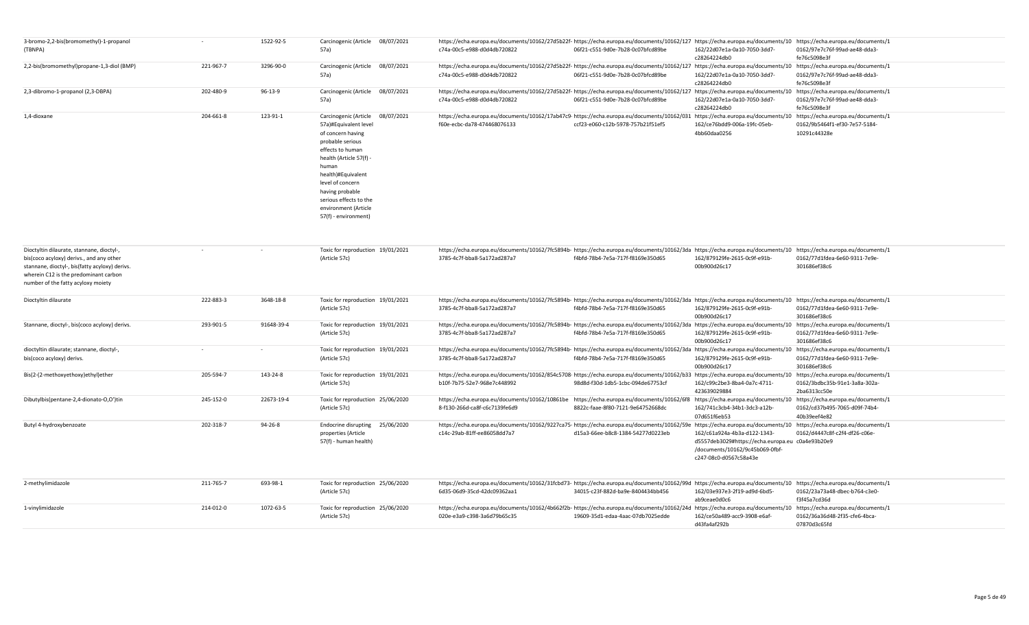| | | | | | | | | |
|---|---|---|---|---|---|---|---|---|
| 3-bromo-2,2-bis(bromomethyl)-1-propanol (TBNPA) | - | 1522-92-5 | Carcinogenic (Article 57a) | 08/07/2021 | https://echa.europa.eu/documents/10162/27d5b22f-c74a-00c5-e988-d0d4db720822 | https://echa.europa.eu/documents/10162/127 06f21-c551-9d0e-7b28-0c07bfcd89be | https://echa.europa.eu/documents/10 162/22d07e1a-0a10-7050-3dd7-c28264224db0 | https://echa.europa.eu/documents/1 0162/97e7c76f-99ad-ae48-dda3-fe76c5098e3f |
| 2,2-bis(bromomethyl)propane-1,3-diol (BMP) | 221-967-7 | 3296-90-0 | Carcinogenic (Article 57a) | 08/07/2021 | https://echa.europa.eu/documents/10162/27d5b22f-c74a-00c5-e988-d0d4db720822 | https://echa.europa.eu/documents/10162/127 06f21-c551-9d0e-7b28-0c07bfcd89be | https://echa.europa.eu/documents/10 162/22d07e1a-0a10-7050-3dd7-c28264224db0 | https://echa.europa.eu/documents/1 0162/97e7c76f-99ad-ae48-dda3-fe76c5098e3f |
| 2,3-dibromo-1-propanol (2,3-DBPA) | 202-480-9 | 96-13-9 | Carcinogenic (Article 57a) | 08/07/2021 | https://echa.europa.eu/documents/10162/27d5b22f-c74a-00c5-e988-d0d4db720822 | https://echa.europa.eu/documents/10162/127 06f21-c551-9d0e-7b28-0c07bfcd89be | https://echa.europa.eu/documents/10 162/22d07e1a-0a10-7050-3dd7-c28264224db0 | https://echa.europa.eu/documents/1 0162/97e7c76f-99ad-ae48-dda3-fe76c5098e3f |
| 1,4-dioxane | 204-661-8 | 123-91-1 | Carcinogenic (Article 57a)#Equivalent level of concern having probable serious effects to human health (Article 57(f) - human health)#Equivalent level of concern having probable serious effects to the environment (Article 57(f) - environment) | 08/07/2021 | https://echa.europa.eu/documents/10162/17ab47c9-f60e-ecbc-da78-474468076133 | https://echa.europa.eu/documents/10162/031 ccf23-e060-c12b-5978-757b21f51ef5 | https://echa.europa.eu/documents/10 162/ce76bdd9-006a-19fc-05eb-4bb60daa0256 | https://echa.europa.eu/documents/1 0162/9b5464f1-ef30-7e57-5184-10291c44328e |
| Dioctyltin dilaurate, stannane, dioctyl-, bis(coco acyloxy) derivs., and any other stannane, dioctyl-, bis(fatty acyloxy) derivs. wherein C12 is the predominant carbon number of the fatty acyloxy moiety | - | - | Toxic for reproduction (Article 57c) | 19/01/2021 | https://echa.europa.eu/documents/10162/7fc5894b-3785-4c7f-bba8-5a172ad287a7 | https://echa.europa.eu/documents/10162/3da f4bfd-78b4-7e5a-717f-f8169e350d65 | https://echa.europa.eu/documents/10 162/879129fe-2615-0c9f-e91b-00b900d26c17 | https://echa.europa.eu/documents/1 0162/77d1fdea-6e60-9311-7e9e-301686ef38c6 |
| Dioctyltin dilaurate | 222-883-3 | 3648-18-8 | Toxic for reproduction (Article 57c) | 19/01/2021 | https://echa.europa.eu/documents/10162/7fc5894b-3785-4c7f-bba8-5a172ad287a7 | https://echa.europa.eu/documents/10162/3da f4bfd-78b4-7e5a-717f-f8169e350d65 | https://echa.europa.eu/documents/10 162/879129fe-2615-0c9f-e91b-00b900d26c17 | https://echa.europa.eu/documents/1 0162/77d1fdea-6e60-9311-7e9e-301686ef38c6 |
| Stannane, dioctyl-, bis(coco acyloxy) derivs. | 293-901-5 | 91648-39-4 | Toxic for reproduction (Article 57c) | 19/01/2021 | https://echa.europa.eu/documents/10162/7fc5894b-3785-4c7f-bba8-5a172ad287a7 | https://echa.europa.eu/documents/10162/3da f4bfd-78b4-7e5a-717f-f8169e350d65 | https://echa.europa.eu/documents/10 162/879129fe-2615-0c9f-e91b-00b900d26c17 | https://echa.europa.eu/documents/1 0162/77d1fdea-6e60-9311-7e9e-301686ef38c6 |
| dioctyltin dilaurate; stannane, dioctyl-, bis(coco acyloxy) derivs. | - | - | Toxic for reproduction (Article 57c) | 19/01/2021 | https://echa.europa.eu/documents/10162/7fc5894b-3785-4c7f-bba8-5a172ad287a7 | https://echa.europa.eu/documents/10162/3da f4bfd-78b4-7e5a-717f-f8169e350d65 | https://echa.europa.eu/documents/10 162/879129fe-2615-0c9f-e91b-00b900d26c17 | https://echa.europa.eu/documents/1 0162/77d1fdea-6e60-9311-7e9e-301686ef38c6 |
| Bis(2-(2-methoxyethoxy)ethyl)ether | 205-594-7 | 143-24-8 | Toxic for reproduction (Article 57c) | 19/01/2021 | https://echa.europa.eu/documents/10162/854c5708-b10f-7b75-52e7-968e7c448992 | https://echa.europa.eu/documents/10162/b33 98d8d-f30d-1db5-1cbc-094de67753cf | https://echa.europa.eu/documents/10 162/c99c2be3-8ba4-0a7c-4711-423639029884 | https://echa.europa.eu/documents/1 0162/3bdbc35b-91e1-3a8a-302a-2ba6313cc50e |
| Dibutylbis(pentane-2,4-dionato-O,O')tin | 245-152-0 | 22673-19-4 | Toxic for reproduction (Article 57c) | 25/06/2020 | https://echa.europa.eu/documents/10162/10861be 8-f130-266d-ca8f-c6c7139fe6d9 | https://echa.europa.eu/documents/10162/6f8 8822c-faae-8f80-7121-9e64752668dc | https://echa.europa.eu/documents/10 162/741c3cb4-34b1-3dc3-a12b-07d651f6eb53 | https://echa.europa.eu/documents/1 0162/cd37b495-7065-d09f-74b4-40b39eef4e82 |
| Butyl 4-hydroxybenzoate | 202-318-7 | 94-26-8 | Endocrine disrupting properties (Article 57(f) - human health) | 25/06/2020 | https://echa.europa.eu/documents/10162/9227ca75-c14c-29ab-81ff-ee86058dd7a7 | https://echa.europa.eu/documents/10162/59e d15a3-66ee-b8c8-1384-54277d0223eb | https://echa.europa.eu/documents/10 162/c61a924a-4b3a-d122-1343-d5557deb3029#https://echa.europa.eu /documents/10162/9c45b069-0fbf-c247-08c0-d0567c58a43e | https://echa.europa.eu/documents/1 0162/d4447c8f-c2f4-df26-c06e-c0a4e93b20e9 |
| 2-methylimidazole | 211-765-7 | 693-98-1 | Toxic for reproduction (Article 57c) | 25/06/2020 | https://echa.europa.eu/documents/10162/31fcbd73-6d35-06d9-35cd-42dc09362aa1 | https://echa.europa.eu/documents/10162/99d 34015-c23f-882d-ba9e-8404434bb456 | https://echa.europa.eu/documents/10 162/03e937e3-2f19-ad9d-6bd5-ab9ceae0d0c6 | https://echa.europa.eu/documents/1 0162/23a73a48-dbec-b764-c3e0-f3f45a7cd36d |
| 1-vinylimidazole | 214-012-0 | 1072-63-5 | Toxic for reproduction (Article 57c) | 25/06/2020 | https://echa.europa.eu/documents/10162/4b662f2b-020e-e3a9-c398-3a6d79b65c35 | https://echa.europa.eu/documents/10162/24d 19609-35d1-edaa-4aac-07db7025edde | https://echa.europa.eu/documents/10 162/ce50a489-acc9-3908-e6af-d43fa4af292b | https://echa.europa.eu/documents/1 0162/36a36d48-2f35-cfe6-4bca-07870d3c65fd |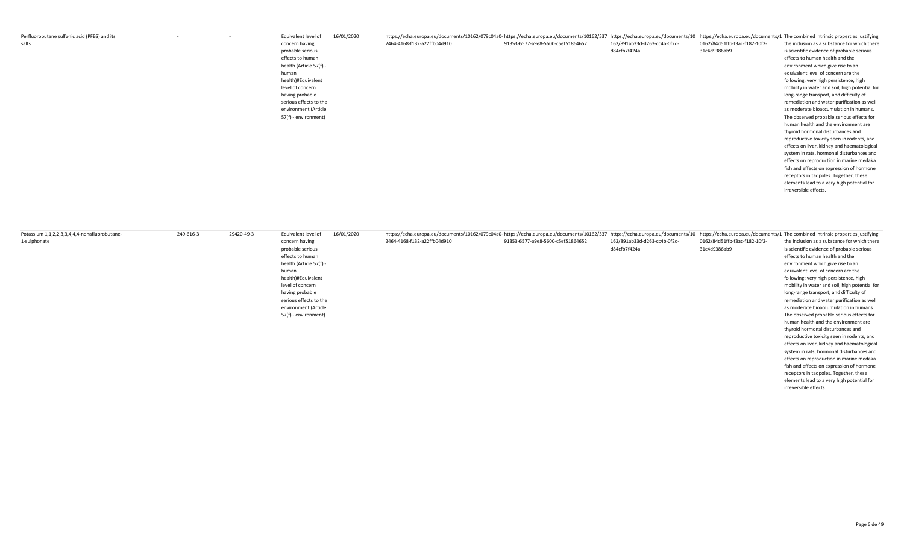| | | | | | | | | | |
|---|---|---|---|---|---|---|---|---|---|
| Perfluorobutane sulfonic acid (PFBS) and its salts | - | - | Equivalent level of concern having probable serious effects to human health (Article 57(f) - human health)#Equivalent level of concern having probable serious effects to the environment (Article 57(f) - environment) | 16/01/2020 | https://echa.europa.eu/documents/10162/079c04a0-2464-4168-f132-a22ffb04d910 | https://echa.europa.eu/documents/10162/53791353-6577-a9e8-5600-c5ef51864652 | https://echa.europa.eu/documents/10162/891ab33d-d263-cc4b-0f2d-d84cfb7f424a | https://echa.europa.eu/documents/10162/84d51ffb-f3ac-f182-10f2-31c4d9386ab9 | The combined intrinsic properties justifying the inclusion as a substance for which there is scientific evidence of probable serious effects to human health and the environment which give rise to an equivalent level of concern are the following: very high persistence, high mobility in water and soil, high potential for long-range transport, and difficulty of remediation and water purification as well as moderate bioaccumulation in humans. The observed probable serious effects for human health and the environment are thyroid hormonal disturbances and reproductive toxicity seen in rodents, and effects on liver, kidney and haematological system in rats, hormonal disturbances and effects on reproduction in marine medaka fish and effects on expression of hormone receptors in tadpoles. Together, these elements lead to a very high potential for irreversible effects. |
| Potassium 1,1,2,2,3,3,4,4,4-nonafluorobutane-1-sulphonate | 249-616-3 | 29420-49-3 | Equivalent level of concern having probable serious effects to human health (Article 57(f) - human health)#Equivalent level of concern having probable serious effects to the environment (Article 57(f) - environment) | 16/01/2020 | https://echa.europa.eu/documents/10162/079c04a0-2464-4168-f132-a22ffb04d910 | https://echa.europa.eu/documents/10162/53791353-6577-a9e8-5600-c5ef51864652 | https://echa.europa.eu/documents/10162/891ab33d-d263-cc4b-0f2d-d84cfb7f424a | https://echa.europa.eu/documents/10162/84d51ffb-f3ac-f182-10f2-31c4d9386ab9 | The combined intrinsic properties justifying the inclusion as a substance for which there is scientific evidence of probable serious effects to human health and the environment which give rise to an equivalent level of concern are the following: very high persistence, high mobility in water and soil, high potential for long-range transport, and difficulty of remediation and water purification as well as moderate bioaccumulation in humans. The observed probable serious effects for human health and the environment are thyroid hormonal disturbances and reproductive toxicity seen in rodents, and effects on liver, kidney and haematological system in rats, hormonal disturbances and effects on reproduction in marine medaka fish and effects on expression of hormone receptors in tadpoles. Together, these elements lead to a very high potential for irreversible effects. |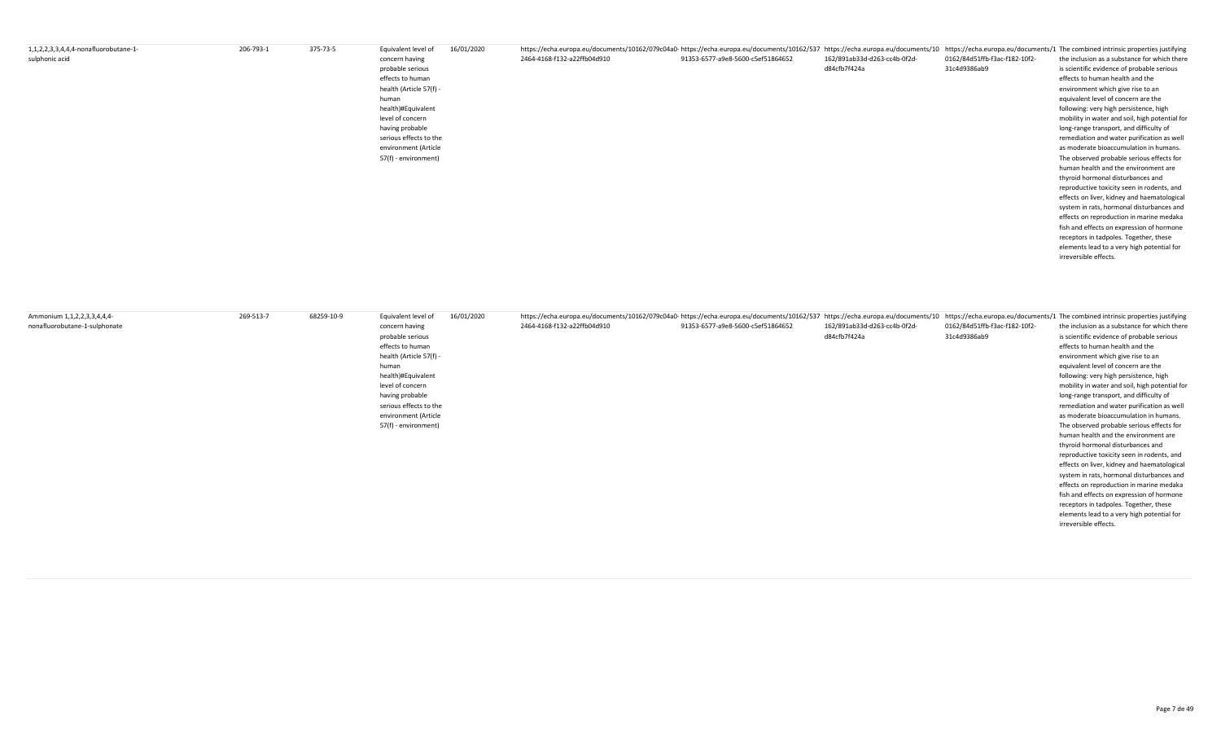| | | | | | | | | | |
|---|---|---|---|---|---|---|---|---|---|
| 1,1,2,2,3,3,4,4,4-nonafluorobutane-1-sulphonic acid | 206-793-1 | 375-73-5 | Equivalent level of concern having probable serious effects to human health (Article 57(f) - human health)#Equivalent level of concern having probable serious effects to the environment (Article 57(f) - environment) | 16/01/2020 | https://echa.europa.eu/documents/10162/079c04a0-2464-4168-f132-a22ffb04d910 | https://echa.europa.eu/documents/10162/53791353-6577-a9e8-5600-c5ef51864652 | https://echa.europa.eu/documents/10162/891ab33d-d263-cc4b-0f2d-d84cfb7f424a | https://echa.europa.eu/documents/10162/84d51ffb-f3ac-f182-10f2-31c4d9386ab9 | The combined intrinsic properties justifying the inclusion as a substance for which there is scientific evidence of probable serious effects to human health and the environment which give rise to an equivalent level of concern are the following: very high persistence, high mobility in water and soil, high potential for long-range transport, and difficulty of remediation and water purification as well as moderate bioaccumulation in humans. The observed probable serious effects for human health and the environment are thyroid hormonal disturbances and reproductive toxicity seen in rodents, and effects on liver, kidney and haematological system in rats, hormonal disturbances and effects on reproduction in marine medaka fish and effects on expression of hormone receptors in tadpoles. Together, these elements lead to a very high potential for irreversible effects. |
| Ammonium 1,1,2,2,3,3,4,4,4-nonafluorobutane-1-sulphonate | 269-513-7 | 68259-10-9 | Equivalent level of concern having probable serious effects to human health (Article 57(f) - human health)#Equivalent level of concern having probable serious effects to the environment (Article 57(f) - environment) | 16/01/2020 | https://echa.europa.eu/documents/10162/079c04a0-2464-4168-f132-a22ffb04d910 | https://echa.europa.eu/documents/10162/53791353-6577-a9e8-5600-c5ef51864652 | https://echa.europa.eu/documents/10162/891ab33d-d263-cc4b-0f2d-d84cfb7f424a | https://echa.europa.eu/documents/10162/84d51ffb-f3ac-f182-10f2-31c4d9386ab9 | The combined intrinsic properties justifying the inclusion as a substance for which there is scientific evidence of probable serious effects to human health and the environment which give rise to an equivalent level of concern are the following: very high persistence, high mobility in water and soil, high potential for long-range transport, and difficulty of remediation and water purification as well as moderate bioaccumulation in humans. The observed probable serious effects for human health and the environment are thyroid hormonal disturbances and reproductive toxicity seen in rodents, and effects on liver, kidney and haematological system in rats, hormonal disturbances and effects on reproduction in marine medaka fish and effects on expression of hormone receptors in tadpoles. Together, these elements lead to a very high potential for irreversible effects. |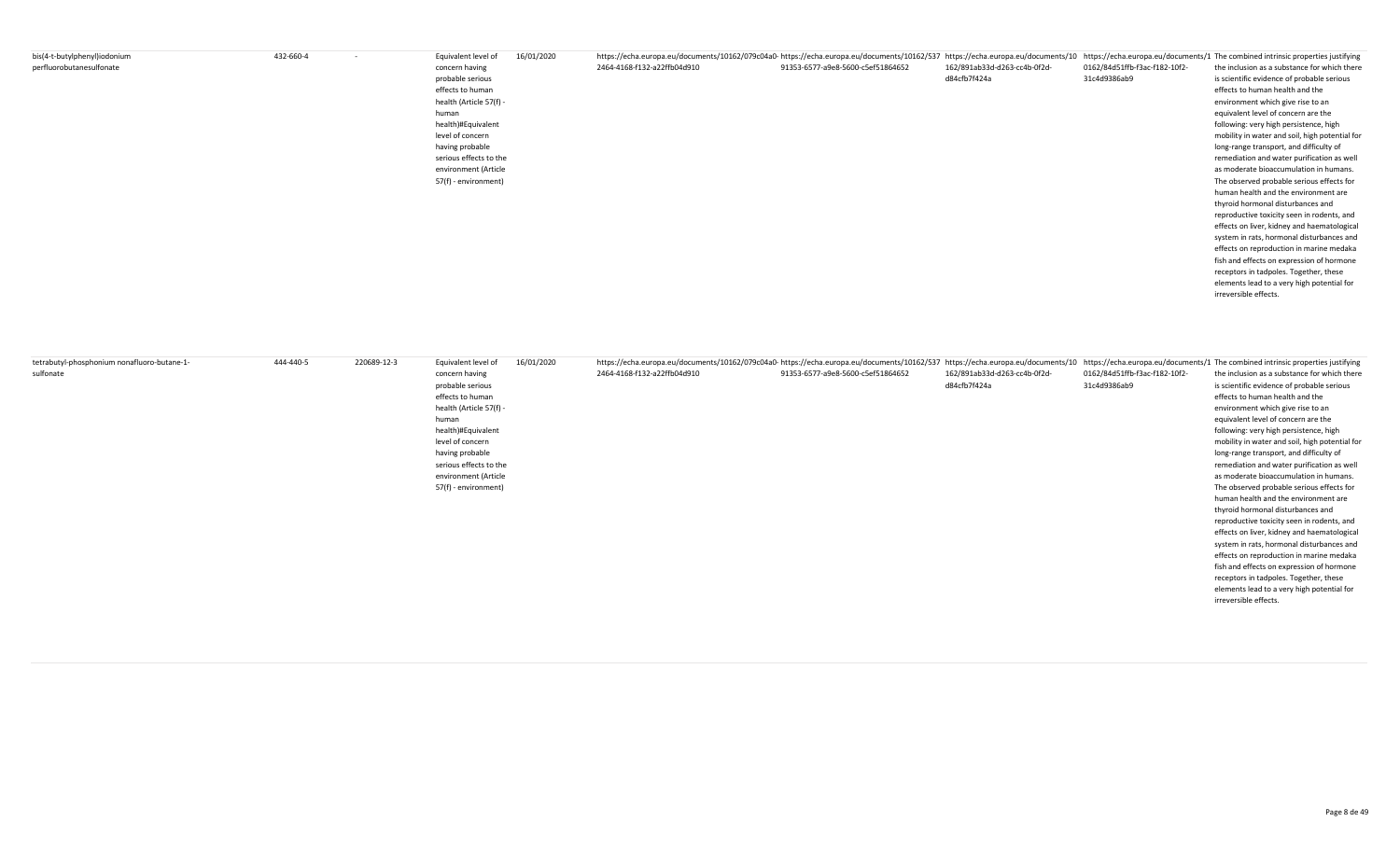| | | | | | | | | | |
|---|---|---|---|---|---|---|---|---|---|
| bis(4-t-butylphenyl)iodonium perfluorobutanesulfonate | 432-660-4 | - | Equivalent level of concern having probable serious effects to human health (Article 57(f) - human health)#Equivalent level of concern having probable serious effects to the environment (Article 57(f) - environment) | 16/01/2020 | https://echa.europa.eu/documents/10162/079c04a0-2464-4168-f132-a22ffb04d910 | https://echa.europa.eu/documents/10162/53791353-6577-a9e8-5600-c5ef51864652 | https://echa.europa.eu/documents/10162/891ab33d-d263-cc4b-0f2d-d84cfb7f424a | https://echa.europa.eu/documents/10162/84d51ffb-f3ac-f182-10f2-31c4d9386ab9 | The combined intrinsic properties justifying the inclusion as a substance for which there is scientific evidence of probable serious effects to human health and the environment which give rise to an equivalent level of concern are the following: very high persistence, high mobility in water and soil, high potential for long-range transport, and difficulty of remediation and water purification as well as moderate bioaccumulation in humans. The observed probable serious effects for human health and the environment are thyroid hormonal disturbances and reproductive toxicity seen in rodents, and effects on liver, kidney and haematological system in rats, hormonal disturbances and effects on reproduction in marine medaka fish and effects on expression of hormone receptors in tadpoles. Together, these elements lead to a very high potential for irreversible effects. |
| tetrabutyl-phosphonium nonafluoro-butane-1-sulfonate | 444-440-5 | 220689-12-3 | Equivalent level of concern having probable serious effects to human health (Article 57(f) - human health)#Equivalent level of concern having probable serious effects to the environment (Article 57(f) - environment) | 16/01/2020 | https://echa.europa.eu/documents/10162/079c04a0-2464-4168-f132-a22ffb04d910 | https://echa.europa.eu/documents/10162/53791353-6577-a9e8-5600-c5ef51864652 | https://echa.europa.eu/documents/10162/891ab33d-d263-cc4b-0f2d-d84cfb7f424a | https://echa.europa.eu/documents/10162/84d51ffb-f3ac-f182-10f2-31c4d9386ab9 | The combined intrinsic properties justifying the inclusion as a substance for which there is scientific evidence of probable serious effects to human health and the environment which give rise to an equivalent level of concern are the following: very high persistence, high mobility in water and soil, high potential for long-range transport, and difficulty of remediation and water purification as well as moderate bioaccumulation in humans. The observed probable serious effects for human health and the environment are thyroid hormonal disturbances and reproductive toxicity seen in rodents, and effects on liver, kidney and haematological system in rats, hormonal disturbances and effects on reproduction in marine medaka fish and effects on expression of hormone receptors in tadpoles. Together, these elements lead to a very high potential for irreversible effects. |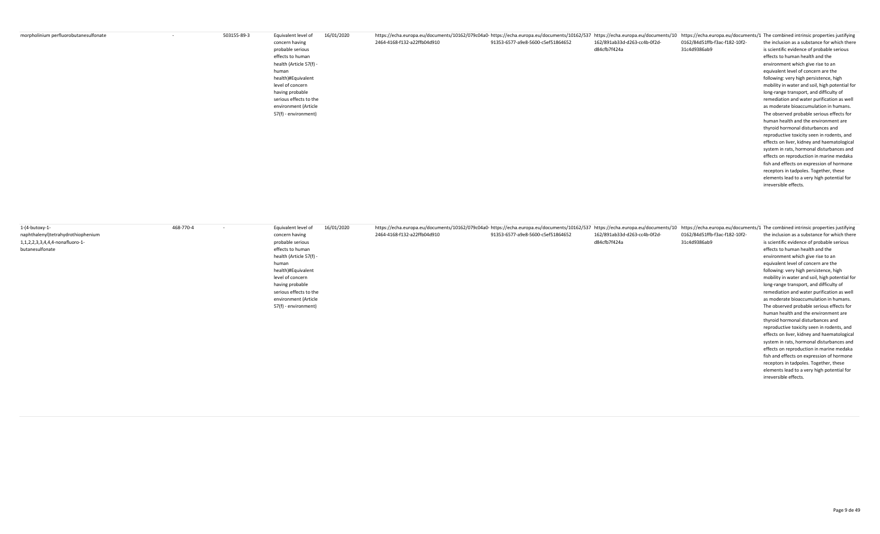| | | | | | | | | | |
|---|---|---|---|---|---|---|---|---|---|
| morpholinium perfluorobutanesulfonate | - | 503155-89-3 | Equivalent level of concern having probable serious effects to human health (Article 57(f) - human health)#Equivalent level of concern having probable serious effects to the environment (Article 57(f) - environment) | 16/01/2020 | https://echa.europa.eu/documents/10162/079c04a0-2464-4168-f132-a22ffb04d910 | https://echa.europa.eu/documents/10162/53791353-6577-a9e8-5600-c5ef51864652 | https://echa.europa.eu/documents/10162/891ab33d-d263-cc4b-0f2d-d84cfb7f424a | https://echa.europa.eu/documents/10162/84d51ffb-f3ac-f182-10f2-31c4d9386ab9 | The combined intrinsic properties justifying the inclusion as a substance for which there is scientific evidence of probable serious effects to human health and the environment which give rise to an equivalent level of concern are the following: very high persistence, high mobility in water and soil, high potential for long-range transport, and difficulty of remediation and water purification as well as moderate bioaccumulation in humans. The observed probable serious effects for human health and the environment are thyroid hormonal disturbances and reproductive toxicity seen in rodents, and effects on liver, kidney and haematological system in rats, hormonal disturbances and effects on reproduction in marine medaka fish and effects on expression of hormone receptors in tadpoles. Together, these elements lead to a very high potential for irreversible effects. |
| 1-(4-butoxy-1-naphthalenyl)tetrahydrothiophenium 1,1,2,2,3,3,4,4,4-nonafluoro-1-butanesulfonate | 468-770-4 | - | Equivalent level of concern having probable serious effects to human health (Article 57(f) - human health)#Equivalent level of concern having probable serious effects to the environment (Article 57(f) - environment) | 16/01/2020 | https://echa.europa.eu/documents/10162/079c04a0-2464-4168-f132-a22ffb04d910 | https://echa.europa.eu/documents/10162/53791353-6577-a9e8-5600-c5ef51864652 | https://echa.europa.eu/documents/10162/891ab33d-d263-cc4b-0f2d-d84cfb7f424a | https://echa.europa.eu/documents/10162/84d51ffb-f3ac-f182-10f2-31c4d9386ab9 | The combined intrinsic properties justifying the inclusion as a substance for which there is scientific evidence of probable serious effects to human health and the environment which give rise to an equivalent level of concern are the following: very high persistence, high mobility in water and soil, high potential for long-range transport, and difficulty of remediation and water purification as well as moderate bioaccumulation in humans. The observed probable serious effects for human health and the environment are thyroid hormonal disturbances and reproductive toxicity seen in rodents, and effects on liver, kidney and haematological system in rats, hormonal disturbances and effects on reproduction in marine medaka fish and effects on expression of hormone receptors in tadpoles. Together, these elements lead to a very high potential for irreversible effects. |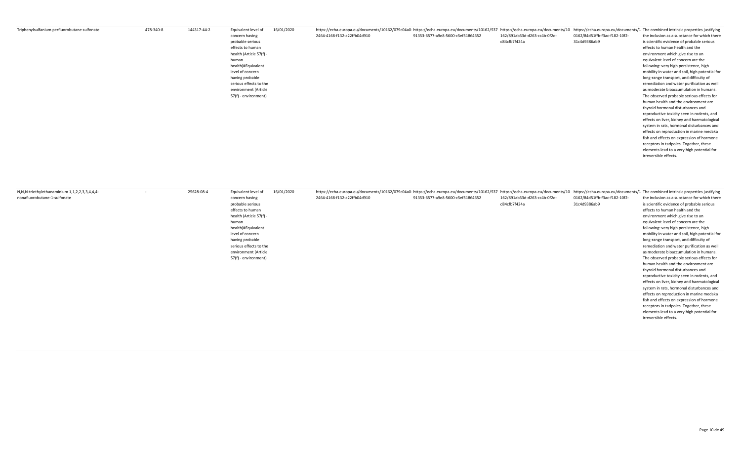| | | | | | | | | | |
|---|---|---|---|---|---|---|---|---|---|
| Triphenylsulfanium perfluorobutane sulfonate | 478-340-8 | 144317-44-2 | Equivalent level of concern having probable serious effects to human health (Article 57(f) - human health)#Equivalent level of concern having probable serious effects to the environment (Article 57(f) - environment) | 16/01/2020 | https://echa.europa.eu/documents/10162/079c04a0-2464-4168-f132-a22ffb04d910 | https://echa.europa.eu/documents/10162/53791353-6577-a9e8-5600-c5ef51864652 | https://echa.europa.eu/documents/10162/891ab33d-d263-cc4b-0f2d-d84cfb7f424a | https://echa.europa.eu/documents/10162/84d51ffb-f3ac-f182-10f2-31c4d9386ab9 | The combined intrinsic properties justifying the inclusion as a substance for which there is scientific evidence of probable serious effects to human health and the environment which give rise to an equivalent level of concern are the following: very high persistence, high mobility in water and soil, high potential for long-range transport, and difficulty of remediation and water purification as well as moderate bioaccumulation in humans. The observed probable serious effects for human health and the environment are thyroid hormonal disturbances and reproductive toxicity seen in rodents, and effects on liver, kidney and haematological system in rats, hormonal disturbances and effects on reproduction in marine medaka fish and effects on expression of hormone receptors in tadpoles. Together, these elements lead to a very high potential for irreversible effects. |
| N,N,N-triethylethanaminium 1,1,2,2,3,3,4,4,4-nonafluorobutane-1-sulfonate | - | 25628-08-4 | Equivalent level of concern having probable serious effects to human health (Article 57(f) - human health)#Equivalent level of concern having probable serious effects to the environment (Article 57(f) - environment) | 16/01/2020 | https://echa.europa.eu/documents/10162/079c04a0-2464-4168-f132-a22ffb04d910 | https://echa.europa.eu/documents/10162/53791353-6577-a9e8-5600-c5ef51864652 | https://echa.europa.eu/documents/10162/891ab33d-d263-cc4b-0f2d-d84cfb7f424a | https://echa.europa.eu/documents/10162/84d51ffb-f3ac-f182-10f2-31c4d9386ab9 | The combined intrinsic properties justifying the inclusion as a substance for which there is scientific evidence of probable serious effects to human health and the environment which give rise to an equivalent level of concern are the following: very high persistence, high mobility in water and soil, high potential for long-range transport, and difficulty of remediation and water purification as well as moderate bioaccumulation in humans. The observed probable serious effects for human health and the environment are thyroid hormonal disturbances and reproductive toxicity seen in rodents, and effects on liver, kidney and haematological system in rats, hormonal disturbances and effects on reproduction in marine medaka fish and effects on expression of hormone receptors in tadpoles. Together, these elements lead to a very high potential for irreversible effects. |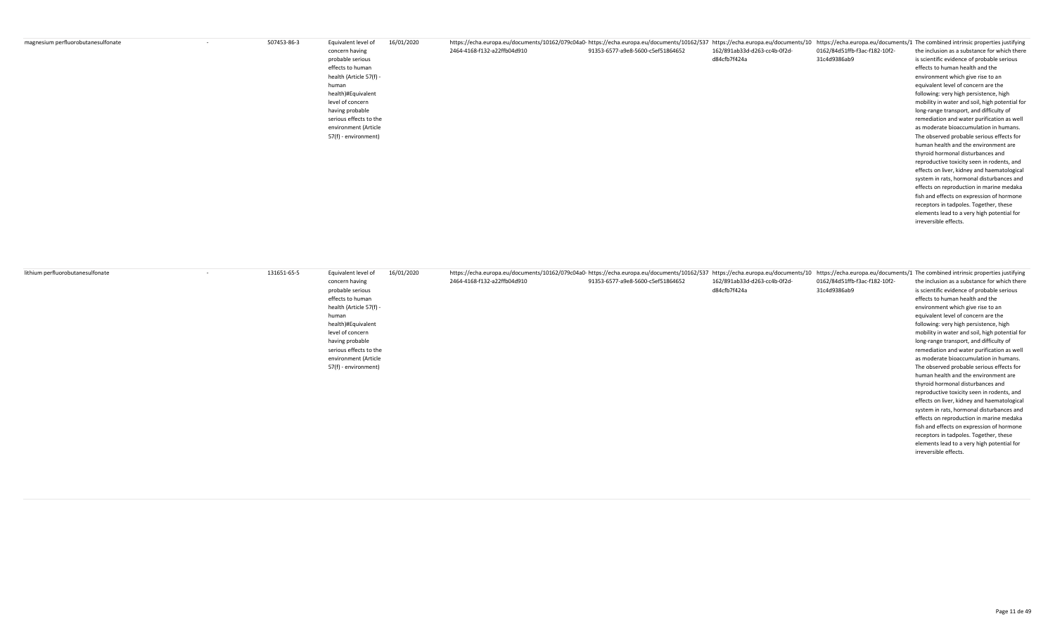| | | | | | | | | | |
|---|---|---|---|---|---|---|---|---|---|
| magnesium perfluorobutanesulfonate | - | 507453-86-3 | Equivalent level of concern having probable serious effects to human health (Article 57(f) - human health)#Equivalent level of concern having probable serious effects to the environment (Article 57(f) - environment) | 16/01/2020 | https://echa.europa.eu/documents/10162/079c04a0-2464-4168-f132-a22ffb04d910 | https://echa.europa.eu/documents/10162/53791353-6577-a9e8-5600-c5ef51864652 | https://echa.europa.eu/documents/10162/891ab33d-d263-cc4b-0f2d-d84cfb7f424a | https://echa.europa.eu/documents/10162/84d51ffb-f3ac-f182-10f2-31c4d9386ab9 | The combined intrinsic properties justifying the inclusion as a substance for which there is scientific evidence of probable serious effects to human health and the environment which give rise to an equivalent level of concern are the following: very high persistence, high mobility in water and soil, high potential for long-range transport, and difficulty of remediation and water purification as well as moderate bioaccumulation in humans. The observed probable serious effects for human health and the environment are thyroid hormonal disturbances and reproductive toxicity seen in rodents, and effects on liver, kidney and haematological system in rats, hormonal disturbances and effects on reproduction in marine medaka fish and effects on expression of hormone receptors in tadpoles. Together, these elements lead to a very high potential for irreversible effects. |
| lithium perfluorobutanesulfonate | - | 131651-65-5 | Equivalent level of concern having probable serious effects to human health (Article 57(f) - human health)#Equivalent level of concern having probable serious effects to the environment (Article 57(f) - environment) | 16/01/2020 | https://echa.europa.eu/documents/10162/079c04a0-2464-4168-f132-a22ffb04d910 | https://echa.europa.eu/documents/10162/53791353-6577-a9e8-5600-c5ef51864652 | https://echa.europa.eu/documents/10162/891ab33d-d263-cc4b-0f2d-d84cfb7f424a | https://echa.europa.eu/documents/10162/84d51ffb-f3ac-f182-10f2-31c4d9386ab9 | The combined intrinsic properties justifying the inclusion as a substance for which there is scientific evidence of probable serious effects to human health and the environment which give rise to an equivalent level of concern are the following: very high persistence, high mobility in water and soil, high potential for long-range transport, and difficulty of remediation and water purification as well as moderate bioaccumulation in humans. The observed probable serious effects for human health and the environment are thyroid hormonal disturbances and reproductive toxicity seen in rodents, and effects on liver, kidney and haematological system in rats, hormonal disturbances and effects on reproduction in marine medaka fish and effects on expression of hormone receptors in tadpoles. Together, these elements lead to a very high potential for irreversible effects. |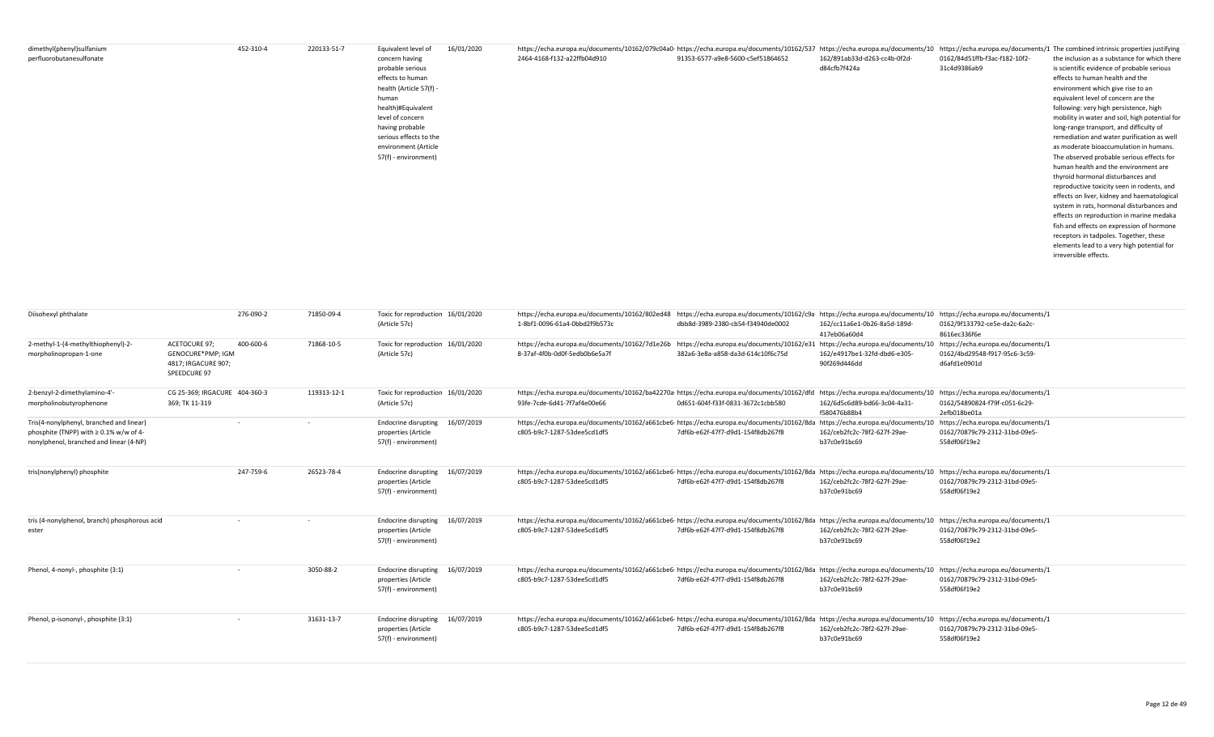| | | | | | | | | | | |
|---|---|---|---|---|---|---|---|---|---|---|
| dimethyl(phenyl)sulfanium perfluorobutanesulfonate | | 452-310-4 | 220133-51-7 | Equivalent level of concern having probable serious effects to human health (Article 57(f) - human health)#Equivalent level of concern having probable serious effects to the environment (Article 57(f) - environment) | 16/01/2020 | https://echa.europa.eu/documents/10162/079c04a0-2464-4168-f132-a22ffb04d910 | https://echa.europa.eu/documents/10162/53791353-6577-a9e8-5600-c5ef51864652 | https://echa.europa.eu/documents/10162/891ab33d-d263-cc4b-0f2d-d84cfb7f424a | https://echa.europa.eu/documents/10162/84d51ffb-f3ac-f182-10f2-31c4d9386ab9 | The combined intrinsic properties justifying the inclusion as a substance for which there is scientific evidence of probable serious effects to human health and the environment which give rise to an equivalent level of concern are the following: very high persistence, high mobility in water and soil, high potential for long-range transport, and difficulty of remediation and water purification as well as moderate bioaccumulation in humans. The observed probable serious effects for human health and the environment are thyroid hormonal disturbances and reproductive toxicity seen in rodents, and effects on liver, kidney and haematological system in rats, hormonal disturbances and effects on reproduction in marine medaka fish and effects on expression of hormone receptors in tadpoles. Together, these elements lead to a very high potential for irreversible effects. |
| Diisohexyl phthalate | | 276-090-2 | 71850-09-4 | Toxic for reproduction (Article 57c) | 16/01/2020 | https://echa.europa.eu/documents/10162/802ed481-8bf1-0096-61a4-0bbd2f9b573c | https://echa.europa.eu/documents/10162/c9adbb8d-3989-2380-cb54-f34940de0002 | https://echa.europa.eu/documents/10162/cc11a6e1-0b26-8a5d-189d-417eb06a60d4 | https://echa.europa.eu/documents/10162/9f133792-ce5e-da2c-6a2c-8616ec336f6e | |
| 2-methyl-1-(4-methylthiophenyl)-2-morpholinopropan-1-one | ACETOCURE 97; GENOCURE*PMP; IGM 4817; IRGACURE 907; SPEEDCURE 97 | 400-600-6 | 71868-10-5 | Toxic for reproduction (Article 57c) | 16/01/2020 | https://echa.europa.eu/documents/10162/7d1e26b8-37af-4f0b-0d0f-5edb0b6e5a7f | https://echa.europa.eu/documents/10162/e31382a6-3e8a-a858-da3d-614c10f6c75d | https://echa.europa.eu/documents/10162/e4917be1-32fd-dbd6-e305-90f269d446dd | https://echa.europa.eu/documents/10162/4bd29548-f917-95c6-3c59-d6afd1e0901d | |
| 2-benzyl-2-dimethylamino-4'-morpholinobutyrophenone | CG 25-369; IRGACURE 369; TK 11-319 | 404-360-3 | 119313-12-1 | Toxic for reproduction (Article 57c) | 16/01/2020 | https://echa.europa.eu/documents/10162/ba42270a-93fe-7cde-6d41-7f7af4e00e66 | https://echa.europa.eu/documents/10162/dfd0d651-604f-f33f-0831-3672c1cbb580 | https://echa.europa.eu/documents/10162/6d5c6d89-bd66-3c04-4a31-f580476b88b4 | https://echa.europa.eu/documents/10162/54890824-f79f-c051-6c29-2efb018be01a | |
| Tris(4-nonylphenyl, branched and linear) phosphite (TNPP) with ≥ 0.1% w/w of 4-nonylphenol, branched and linear (4-NP) | | - | - | Endocrine disrupting properties (Article 57(f) - environment) | 16/07/2019 | https://echa.europa.eu/documents/10162/a661cbe6-c805-b9c7-1287-53dee5cd1df5 | https://echa.europa.eu/documents/10162/8da7df6b-e62f-47f7-d9d1-154f8db267f8 | https://echa.europa.eu/documents/10162/ceb2fc2c-78f2-627f-29ae-b37c0e91bc69 | https://echa.europa.eu/documents/10162/70879c79-2312-31bd-09e5-558df06f19e2 | |
| tris(nonylphenyl) phosphite | | 247-759-6 | 26523-78-4 | Endocrine disrupting properties (Article 57(f) - environment) | 16/07/2019 | https://echa.europa.eu/documents/10162/a661cbe6-c805-b9c7-1287-53dee5cd1df5 | https://echa.europa.eu/documents/10162/8da7df6b-e62f-47f7-d9d1-154f8db267f8 | https://echa.europa.eu/documents/10162/ceb2fc2c-78f2-627f-29ae-b37c0e91bc69 | https://echa.europa.eu/documents/10162/70879c79-2312-31bd-09e5-558df06f19e2 | |
| tris (4-nonylphenol, branch) phosphorous acid ester | | - | - | Endocrine disrupting properties (Article 57(f) - environment) | 16/07/2019 | https://echa.europa.eu/documents/10162/a661cbe6-c805-b9c7-1287-53dee5cd1df5 | https://echa.europa.eu/documents/10162/8da7df6b-e62f-47f7-d9d1-154f8db267f8 | https://echa.europa.eu/documents/10162/ceb2fc2c-78f2-627f-29ae-b37c0e91bc69 | https://echa.europa.eu/documents/10162/70879c79-2312-31bd-09e5-558df06f19e2 | |
| Phenol, 4-nonyl-, phosphite (3:1) | | - | 3050-88-2 | Endocrine disrupting properties (Article 57(f) - environment) | 16/07/2019 | https://echa.europa.eu/documents/10162/a661cbe6-c805-b9c7-1287-53dee5cd1df5 | https://echa.europa.eu/documents/10162/8da7df6b-e62f-47f7-d9d1-154f8db267f8 | https://echa.europa.eu/documents/10162/ceb2fc2c-78f2-627f-29ae-b37c0e91bc69 | https://echa.europa.eu/documents/10162/70879c79-2312-31bd-09e5-558df06f19e2 | |
| Phenol, p-isononyl-, phosphite (3:1) | | - | 31631-13-7 | Endocrine disrupting properties (Article 57(f) - environment) | 16/07/2019 | https://echa.europa.eu/documents/10162/a661cbe6-c805-b9c7-1287-53dee5cd1df5 | https://echa.europa.eu/documents/10162/8da7df6b-e62f-47f7-d9d1-154f8db267f8 | https://echa.europa.eu/documents/10162/ceb2fc2c-78f2-627f-29ae-b37c0e91bc69 | https://echa.europa.eu/documents/10162/70879c79-2312-31bd-09e5-558df06f19e2 | |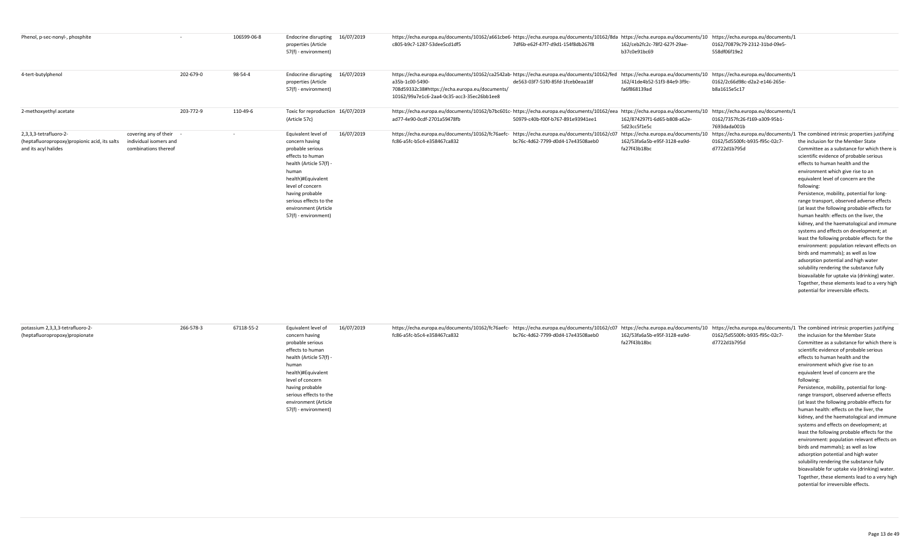| | | | | | | | | | | |
|---|---|---|---|---|---|---|---|---|---|---|
| Phenol, p-sec-nonyl-, phosphite | | - | 106599-06-8 | Endocrine disrupting properties (Article 57(f) - environment) | 16/07/2019 | https://echa.europa.eu/documents/10162/a661cbe6-c805-b9c7-1287-53dee5cd1df5 | https://echa.europa.eu/documents/10162/8da7df6b-e62f-47f7-d9d1-154f8db267f8 | https://echa.europa.eu/documents/10162/ceb2fc2c-78f2-627f-29ae-b37c0e91bc69 | https://echa.europa.eu/documents/10162/70879c79-2312-31bd-09e5-558df06f19e2 | |
| 4-tert-butylphenol | | 202-679-0 | 98-54-4 | Endocrine disrupting properties (Article 57(f) - environment) | 16/07/2019 | https://echa.europa.eu/documents/10162/ca2542ab-a35b-1c00-5490-708d59332c38#https://echa.europa.eu/documents/10162/99a7e1c6-2aa4-0c35-acc3-35ec26bb1ee8 | https://echa.europa.eu/documents/10162/fedde563-03f7-51f0-85fd-1fceb0eaa18f | https://echa.europa.eu/documents/10162/41de4b52-51f3-84e9-3f9c-fa6f868139ad | https://echa.europa.eu/documents/10162/2c66d98c-d2a2-e146-265e-b8a1615e5c17 | |
| 2-methoxyethyl acetate | | 203-772-9 | 110-49-6 | Toxic for reproduction (Article 57c) | 16/07/2019 | https://echa.europa.eu/documents/10162/b7bc601c-ad77-4e90-0cdf-2701a59478fb | https://echa.europa.eu/documents/10162/eea50979-c40b-f00f-b767-891e93941ee1 | https://echa.europa.eu/documents/10162/874297f1-6d65-b808-a62e-5d23cc5f1e5c | https://echa.europa.eu/documents/10162/7357fc26-f169-a309-95b1-7693dada001b | |
| 2,3,3,3-tetrafluoro-2-(heptafluoropropoxy)propionic acid, its salts and its acyl halides | covering any of their individual isomers and combinations thereof | - | - | Equivalent level of concern having probable serious effects to human health (Article 57(f) - human health)#Equivalent level of concern having probable serious effects to the environment (Article 57(f) - environment) | 16/07/2019 | https://echa.europa.eu/documents/10162/fc76aefc-fc86-a5fc-b5c4-e358467ca832 | https://echa.europa.eu/documents/10162/c07bc76c-4d62-7799-d0d4-17e43508aeb0 | https://echa.europa.eu/documents/10162/53fa6a5b-e95f-3128-ea9d-fa27f43b18bc | https://echa.europa.eu/documents/10162/5d5500fc-b935-f95c-02c7-d7722d1b795d | The combined intrinsic properties justifying the inclusion for the Member State Committee as a substance for which there is scientific evidence of probable serious effects to human health and the environment which give rise to an equivalent level of concern are the following: Persistence, mobility, potential for long-range transport, observed adverse effects (at least the following probable effects for human health: effects on the liver, the kidney, and the haematological and immune systems and effects on development; at least the following probable effects for the environment: population relevant effects on birds and mammals); as well as low adsorption potential and high water solubility rendering the substance fully bioavailable for uptake via (drinking) water. Together, these elements lead to a very high potential for irreversible effects. |
| potassium 2,3,3,3-tetrafluoro-2-(heptafluoropropoxy)propionate | | 266-578-3 | 67118-55-2 | Equivalent level of concern having probable serious effects to human health (Article 57(f) - human health)#Equivalent level of concern having probable serious effects to the environment (Article 57(f) - environment) | 16/07/2019 | https://echa.europa.eu/documents/10162/fc76aefc-fc86-a5fc-b5c4-e358467ca832 | https://echa.europa.eu/documents/10162/c07bc76c-4d62-7799-d0d4-17e43508aeb0 | https://echa.europa.eu/documents/10162/53fa6a5b-e95f-3128-ea9d-fa27f43b18bc | https://echa.europa.eu/documents/10162/5d5500fc-b935-f95c-02c7-d7722d1b795d | The combined intrinsic properties justifying the inclusion for the Member State Committee as a substance for which there is scientific evidence of probable serious effects to human health and the environment which give rise to an equivalent level of concern are the following: Persistence, mobility, potential for long-range transport, observed adverse effects (at least the following probable effects for human health: effects on the liver, the kidney, and the haematological and immune systems and effects on development; at least the following probable effects for the environment: population relevant effects on birds and mammals); as well as low adsorption potential and high water solubility rendering the substance fully bioavailable for uptake via (drinking) water. Together, these elements lead to a very high potential for irreversible effects. |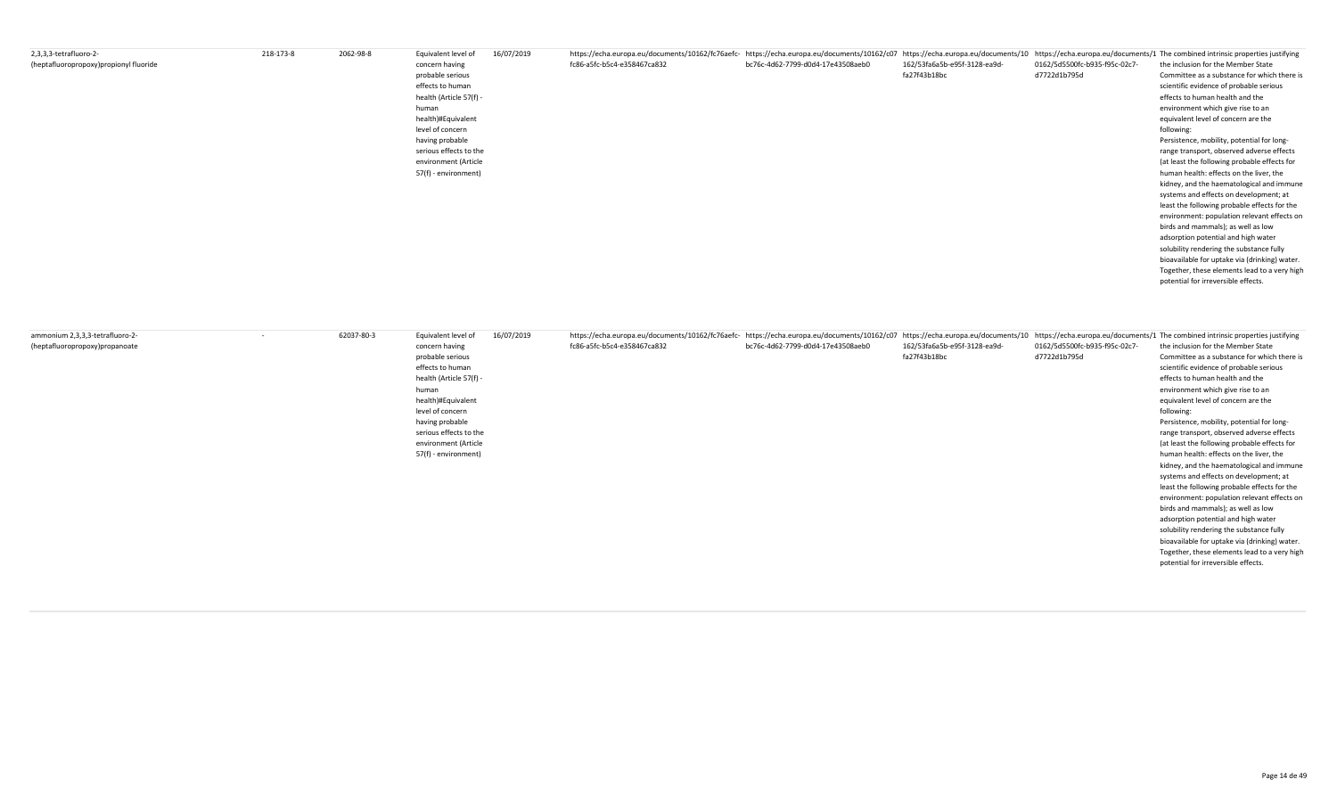| | | | | | | | | | |
|---|---|---|---|---|---|---|---|---|---|
| 2,3,3,3-tetrafluoro-2-(heptafluoropropoxy)propionyl fluoride | 218-173-8 | 2062-98-8 | Equivalent level of concern having probable serious effects to human health (Article 57(f) - human health)#Equivalent level of concern having probable serious effects to the environment (Article 57(f) - environment) | 16/07/2019 | https://echa.europa.eu/documents/10162/fc76aefc-fc86-a5fc-b5c4-e358467ca832 | https://echa.europa.eu/documents/10162/c07bc76c-4d62-7799-d0d4-17e43508aeb0 | https://echa.europa.eu/documents/10162/53fa6a5b-e95f-3128-ea9d-fa27f43b18bc | https://echa.europa.eu/documents/10162/5d5500fc-b935-f95c-02c7-d7722d1b795d | The combined intrinsic properties justifying the inclusion for the Member State Committee as a substance for which there is scientific evidence of probable serious effects to human health and the environment which give rise to an equivalent level of concern are the following: Persistence, mobility, potential for long-range transport, observed adverse effects (at least the following probable effects for human health: effects on the liver, the kidney, and the haematological and immune systems and effects on development; at least the following probable effects for the environment: population relevant effects on birds and mammals); as well as low adsorption potential and high water solubility rendering the substance fully bioavailable for uptake via (drinking) water. Together, these elements lead to a very high potential for irreversible effects. |
| ammonium 2,3,3,3-tetrafluoro-2-(heptafluoropropoxy)propanoate | - | 62037-80-3 | Equivalent level of concern having probable serious effects to human health (Article 57(f) - human health)#Equivalent level of concern having probable serious effects to the environment (Article 57(f) - environment) | 16/07/2019 | https://echa.europa.eu/documents/10162/fc76aefc-fc86-a5fc-b5c4-e358467ca832 | https://echa.europa.eu/documents/10162/c07bc76c-4d62-7799-d0d4-17e43508aeb0 | https://echa.europa.eu/documents/10162/53fa6a5b-e95f-3128-ea9d-fa27f43b18bc | https://echa.europa.eu/documents/10162/5d5500fc-b935-f95c-02c7-d7722d1b795d | The combined intrinsic properties justifying the inclusion for the Member State Committee as a substance for which there is scientific evidence of probable serious effects to human health and the environment which give rise to an equivalent level of concern are the following: Persistence, mobility, potential for long-range transport, observed adverse effects (at least the following probable effects for human health: effects on the liver, the kidney, and the haematological and immune systems and effects on development; at least the following probable effects for the environment: population relevant effects on birds and mammals); as well as low adsorption potential and high water solubility rendering the substance fully bioavailable for uptake via (drinking) water. Together, these elements lead to a very high potential for irreversible effects. |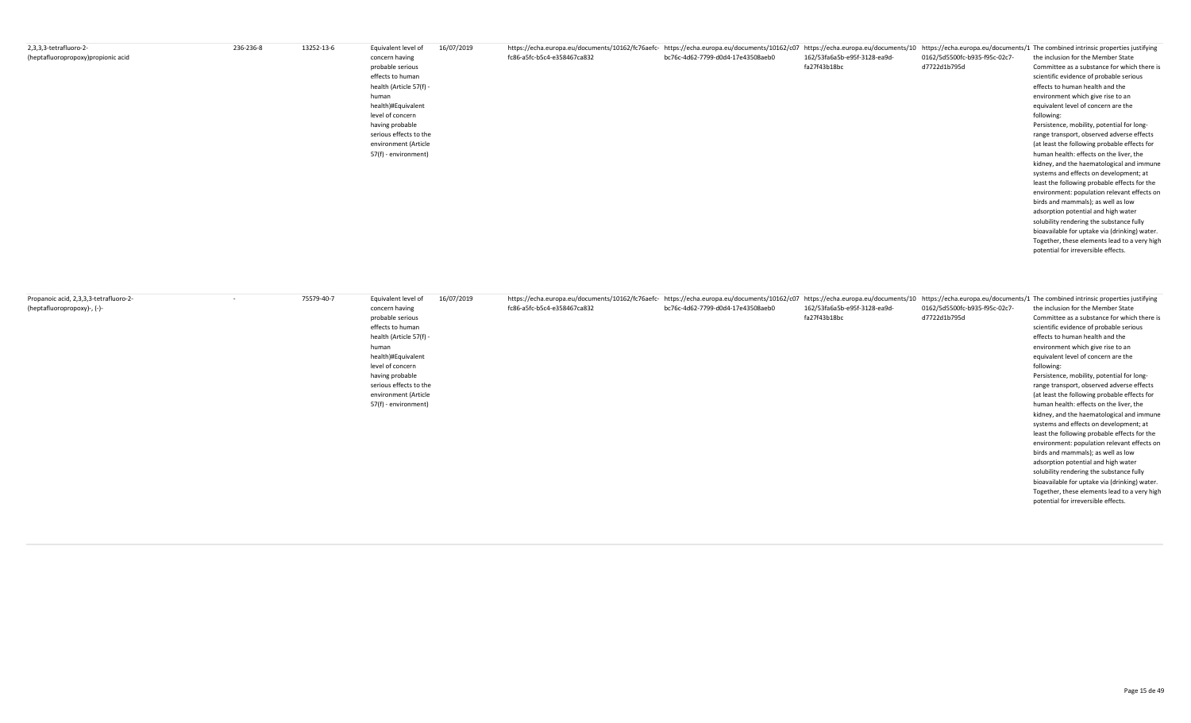| | | | | | | | | | |
|---|---|---|---|---|---|---|---|---|---|
| 2,3,3,3-tetrafluoro-2-(heptafluoropropoxy)propionic acid | 236-236-8 | 13252-13-6 | Equivalent level of concern having probable serious effects to human health (Article 57(f) - human health)#Equivalent level of concern having probable serious effects to the environment (Article 57(f) - environment) | 16/07/2019 | https://echa.europa.eu/documents/10162/fc76aefc-fc86-a5fc-b5c4-e358467ca832 | https://echa.europa.eu/documents/10162/c07bc76c-4d62-7799-d0d4-17e43508aeb0 | https://echa.europa.eu/documents/10162/53fa6a5b-e95f-3128-ea9d-fa27f43b18bc | https://echa.europa.eu/documents/10162/5d5500fc-b935-f95c-02c7-d7722d1b795d | The combined intrinsic properties justifying the inclusion for the Member State Committee as a substance for which there is scientific evidence of probable serious effects to human health and the environment which give rise to an equivalent level of concern are the following: Persistence, mobility, potential for long-range transport, observed adverse effects (at least the following probable effects for human health: effects on the liver, the kidney, and the haematological and immune systems and effects on development; at least the following probable effects for the environment: population relevant effects on birds and mammals); as well as low adsorption potential and high water solubility rendering the substance fully bioavailable for uptake via (drinking) water. Together, these elements lead to a very high potential for irreversible effects. |
| Propanoic acid, 2,3,3,3-tetrafluoro-2-(heptafluoropropoxy)-, (-)- | - | 75579-40-7 | Equivalent level of concern having probable serious effects to human health (Article 57(f) - human health)#Equivalent level of concern having probable serious effects to the environment (Article 57(f) - environment) | 16/07/2019 | https://echa.europa.eu/documents/10162/fc76aefc-fc86-a5fc-b5c4-e358467ca832 | https://echa.europa.eu/documents/10162/c07bc76c-4d62-7799-d0d4-17e43508aeb0 | https://echa.europa.eu/documents/10162/53fa6a5b-e95f-3128-ea9d-fa27f43b18bc | https://echa.europa.eu/documents/10162/5d5500fc-b935-f95c-02c7-d7722d1b795d | The combined intrinsic properties justifying the inclusion for the Member State Committee as a substance for which there is scientific evidence of probable serious effects to human health and the environment which give rise to an equivalent level of concern are the following: Persistence, mobility, potential for long-range transport, observed adverse effects (at least the following probable effects for human health: effects on the liver, the kidney, and the haematological and immune systems and effects on development; at least the following probable effects for the environment: population relevant effects on birds and mammals); as well as low adsorption potential and high water solubility rendering the substance fully bioavailable for uptake via (drinking) water. Together, these elements lead to a very high potential for irreversible effects. |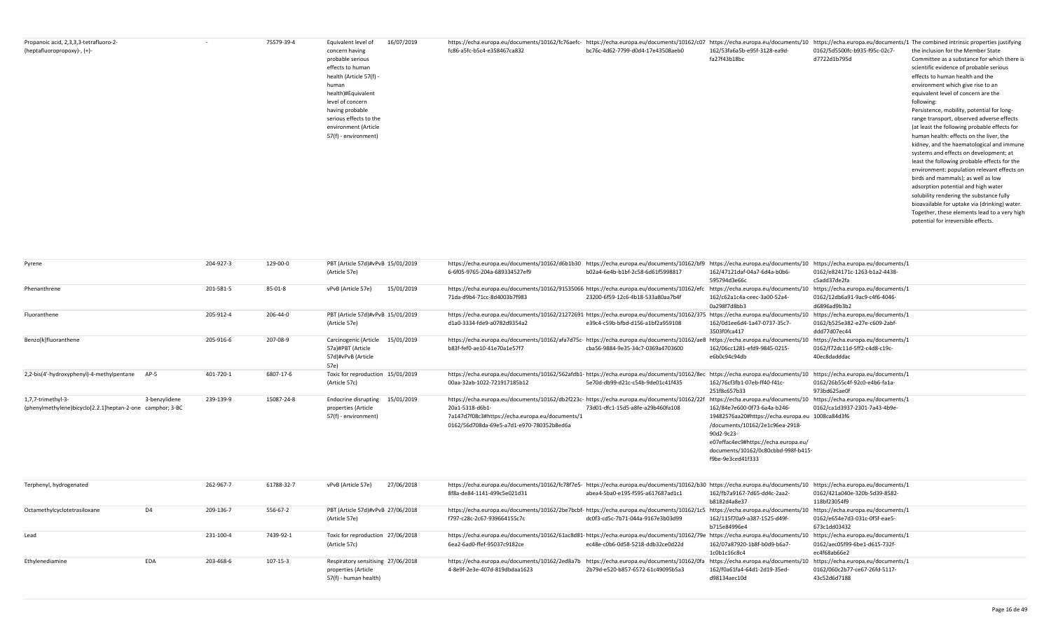| Substance name | Abbreviation | EC number | CAS number | Reason for inclusion | Date of inclusion | Link 1 | Link 2 | Link 3 | Link 4 | Remarks |
|---|---|---|---|---|---|---|---|---|---|---|
| Propanoic acid, 2,3,3,3-tetrafluoro-2-(heptafluoropropoxy)-, (+)- | | - | 75579-39-4 | Equivalent level of concern having probable serious effects to human health (Article 57(f) - human health)#Equivalent level of concern having probable serious effects to the environment (Article 57(f) - environment) | 16/07/2019 | https://echa.europa.eu/documents/10162/fc76aefc-fc86-a5fc-b5c4-e358467ca832 | https://echa.europa.eu/documents/10162/c07bc76c-4d62-7799-d0d4-17e43508aeb0 | https://echa.europa.eu/documents/10162/53fa6a5b-e95f-3128-ea9d-fa27f43b18bc | https://echa.europa.eu/documents/10162/5d5500fc-b935-f95c-02c7-d7722d1b795d | The combined intrinsic properties justifying the inclusion for the Member State Committee as a substance for which there is scientific evidence of probable serious effects to human health and the environment which give rise to an equivalent level of concern are the following: Persistence, mobility, potential for long-range transport, observed adverse effects (at least the following probable effects for human health: effects on the liver, the kidney, and the haematological and immune systems and effects on development; at least the following probable effects for the environment: population relevant effects on birds and mammals); as well as low adsorption potential and high water solubility rendering the substance fully bioavailable for uptake via (drinking) water. Together, these elements lead to a very high potential for irreversible effects. |
| Pyrene | | 204-927-3 | 129-00-0 | PBT (Article 57d)#vPvB (Article 57e) | 15/01/2019 | https://echa.europa.eu/documents/10162/d6b1b30-6f05-9765-204a-689334527ef9 | https://echa.europa.eu/documents/10162/bf9b02a4-6e4b-b1bf-2c58-6d61f5998817 | https://echa.europa.eu/documents/10162/47121daf-04a7-6d4a-b0b6-595794d3e66c | https://echa.europa.eu/documents/10162/e824171c-1263-b1a2-4438-c5add37de2fa | |
| Phenanthrene | | 201-581-5 | 85-01-8 | vPvB (Article 57e) | 15/01/2019 | https://echa.europa.eu/documents/10162/91535066-71da-d9b4-71cc-8d4003b7f983 | https://echa.europa.eu/documents/10162/efc23200-6f59-12c6-4b18-533a80aa7b4f | https://echa.europa.eu/documents/10162/c62a1c4a-ceec-3a00-52a4-0a298f7d8bb3 | https://echa.europa.eu/documents/10162/12db6a91-9ac9-c4f6-4046-d6896ad9b3b2 | |
| Fluoranthene | | 205-912-4 | 206-44-0 | PBT (Article 57d)#vPvB (Article 57e) | 15/01/2019 | https://echa.europa.eu/documents/10162/21272691-d1a0-3334-fde9-a0782d9354a2 | https://echa.europa.eu/documents/10162/375e39c4-c59b-bfbd-d156-a1bf2a959108 | https://echa.europa.eu/documents/10162/0d1ee6d4-1a47-0737-35c7-3503f0fca417 | https://echa.europa.eu/documents/10162/b525e382-e27e-c609-2abf-ddd77d07ec44 | |
| Benzo[k]fluoranthene | | 205-916-6 | 207-08-9 | Carcinogenic (Article 57a)#PBT (Article 57d)#vPvB (Article 57e) | 15/01/2019 | https://echa.europa.eu/documents/10162/afa7d75c-b83f-fef0-ae10-41e70a1e57f7 | https://echa.europa.eu/documents/10162/ae8cba56-9884-9e35-34c7-0369a4703600 | https://echa.europa.eu/documents/10162/06cc1281-efd9-9845-0215-e6b0c94c94db | https://echa.europa.eu/documents/10162/f72dc11d-5ff2-c4d8-c19c-40ec8dadddac | |
| 2,2-bis(4'-hydroxyphenyl)-4-methylpentane | AP-5 | 401-720-1 | 6807-17-6 | Toxic for reproduction (Article 57c) | 15/01/2019 | https://echa.europa.eu/documents/10162/562afdb1-00aa-32ab-1022-721917185b12 | https://echa.europa.eu/documents/10162/8ec5e70d-db99-d21c-c54b-9de01c41f435 | https://echa.europa.eu/documents/10162/76cf3fb1-07eb-ff40-f41c-251f8c657b33 | https://echa.europa.eu/documents/10162/26b55c4f-92c0-e4b6-fa1a-973bd625ae0f | |
| 1,7,7-trimethyl-3-(phenylmethylene)bicyclo[2.2.1]heptan-2-one | 3-benzylidene camphor; 3-BC | 239-139-9 | 15087-24-8 | Endocrine disrupting properties (Article 57(f) - environment) | 15/01/2019 | https://echa.europa.eu/documents/10162/db2f223c-20a1-5318-d6b1-7a147d7f08c3#https://echa.europa.eu/documents/10162/56d708da-69e5-a7d1-e970-780352b8ed6a | https://echa.europa.eu/documents/10162/22f73d01-dfc1-15d5-a8fe-a29b460fa108 | https://echa.europa.eu/documents/10162/84e7e600-0f73-6a4a-b246-19482576aa20#https://echa.europa.eu/documents/10162/2e1c96ea-2918-90d2-9c23-e07effac4ec9#https://echa.europa.eu/documents/10162/0c80cbbd-998f-b415-f9be-9e3ced41f333 | https://echa.europa.eu/documents/10162/ca1d3937-2301-7a43-4b9e-1008ca84d3f6 | |
| Terphenyl, hydrogenated | | 262-967-7 | 61788-32-7 | vPvB (Article 57e) | 27/06/2018 | https://echa.europa.eu/documents/10162/fc78f7e5-8f8a-de84-1141-499c5e021d31 | https://echa.europa.eu/documents/10162/b30abea4-5ba0-e195-f595-a617687ad1c1 | https://echa.europa.eu/documents/10162/fb7a9167-7d65-dd4c-2aa2-b8182d4a8e37 | https://echa.europa.eu/documents/10162/421a040e-320b-5d39-8582-118bf23054f9 | |
| Octamethylcyclotetrasiloxane | D4 | 209-136-7 | 556-67-2 | PBT (Article 57d)#vPvB (Article 57e) | 27/06/2018 | https://echa.europa.eu/documents/10162/2be7bcbf-f797-c28c-2c67-939664155c7c | https://echa.europa.eu/documents/10162/1c5dc0f3-cd5c-7b71-044a-9167e3b03d99 | https://echa.europa.eu/documents/10162/115f70a9-a387-1525-d49f-b715e84996e4 | https://echa.europa.eu/documents/10162/e654e7d3-031c-0f5f-eae5-673c1dd03432 | |
| Lead | | 231-100-4 | 7439-92-1 | Toxic for reproduction (Article 57c) | 27/06/2018 | https://echa.europa.eu/documents/10162/61ac8d81-6ea2-6ad0-ffef-95037c9182ce | https://echa.europa.eu/documents/10162/79eec48e-c0b6-0d58-5218-ddb32ce0d22d | https://echa.europa.eu/documents/10162/07a87920-1b8f-b0d9-b6a7-1c0b1c16c8c4 | https://echa.europa.eu/documents/10162/aec05f99-6be1-d615-732f-ec4f68ab66e2 | |
| Ethylenediamine | EDA | 203-468-6 | 107-15-3 | Respiratory sensitising properties (Article 57(f) - human health) | 27/06/2018 | https://echa.europa.eu/documents/10162/2ed8a7b4-8e9f-2e3e-407d-819dbdaa1623 | https://echa.europa.eu/documents/10162/0fa2b79d-e520-b857-6572-61c49095b5a3 | https://echa.europa.eu/documents/10162/f0a61fa4-64d1-2d19-35ed-d98134aec10d | https://echa.europa.eu/documents/10162/060c2b77-ce67-26fd-5117-43c52d6d7188 | |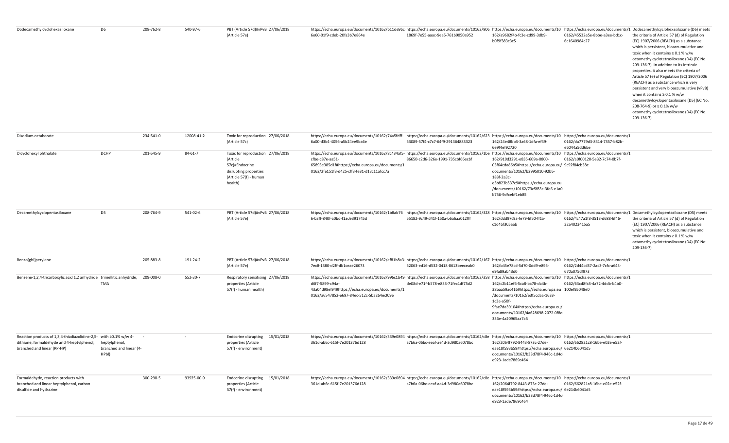| | | | | | | | | | | |
|---|---|---|---|---|---|---|---|---|---|---|
| Dodecamethylcyclohexasiloxane | D6 | 208-762-8 | 540-97-6 | PBT (Article 57d)#vPvB (Article 57e) | 27/06/2018 | https://echa.europa.eu/documents/10162/b11de9bc-6e60-01f9-cdeb-20fa3b7e864e | https://echa.europa.eu/documents/10162/906-1869f-7e55-aaac-9ea5-761b9050a952 | https://echa.europa.eu/documents/10162/a9682f4b-fc3e-cd99-3db9-b0f9f383c3c5 | https://echa.europa.eu/documents/10162/45532e5e-8bbe-a3ee-bd1c-6c1640984c27 | Dodecamethylcyclohexasiloxane (D6) meets the criteria of Article 57 (d) of Regulation (EC) 1907/2006 (REACH) as a substance which is persistent, bioaccumulative and toxic when it contains ≥ 0.1 % w/w octamethylcyclotetrasiloxane (D4) (EC No. 209-136-7). In addition to its intrinsic properties, it also meets the criteria of Article 57 (e) of Regulation (EC) 1907/2006 (REACH) as a substance which is very persistent and very bioaccumulative (vPvB) when it contains ≥ 0.1 % w/w decamethylcyclopentasiloxane (D5) (EC No. 208-764-9) or ≥ 0.1% w/w octamethylcyclotetrasiloxane (D4) (EC No. 209-136-7). |
| Disodium octaborate | | 234-541-0 | 12008-41-2 | Toxic for reproduction (Article 57c) | 27/06/2018 | https://echa.europa.eu/documents/10162/74a5fdff-6a00-d3b4-4056-a5b24ee9ba6e | https://echa.europa.eu/documents/10162/623-53089-57f4-c7c7-64f9-291364883323 | https://echa.europa.eu/documents/10162/24e48bb3-3a68-1dfa-ef39-6e9f4ef92720 | https://echa.europa.eu/documents/10162/da7779d3-8314-7357-b82b-e6044a5dd6be | |
| Dicyclohexyl phthalate | DCHP | 201-545-9 | 84-61-7 | Toxic for reproduction (Article 57c)#Endocrine disrupting properties (Article 57(f) - human health) | 27/06/2018 | https://echa.europa.eu/documents/10162/8c434af5-cfbe-c87e-aa51-65893e385d1f#https://echa.europa.eu/documents/10162/2fe151f3-d425-cff3-fe31-d13c11afcc7a | https://echa.europa.eu/documents/10162/1be-86650-c2d6-326e-1991-735cbf66ecbf | https://echa.europa.eu/documents/10162/919d3291-e835-609a-0800-03f64cda86b5#https://echa.europa.eu/documents/10162/b2995010-92b6-183f-2a3c-e5b823b537c9#https://echa.europa.eu/documents/10162/73c5f83c-3fe6-e1a0-b756-9dfcebf1eb85 | https://echa.europa.eu/documents/10162/a0f00120-5e32-7c74-0b7f-9c92f84cb38c | |
| Decamethylcyclopentasiloxane | D5 | 208-764-9 | 541-02-6 | PBT (Article 57d)#vPvB (Article 57e) | 27/06/2018 | https://echa.europa.eu/documents/10162/1b8ab76-6-b3ff-840f-a0bd-f1ade391745d | https://echa.europa.eu/documents/10162/328-55182-9c49-d41f-150a-b6a6aa012fff | https://echa.europa.eu/documents/10162/ddd97c9a-fe79-6f50-ff1a-c1d4bf305aab | https://echa.europa.eu/documents/10162/4c47a1f3-3513-d688-6f46-32a4023415a5 | Decamethylcyclopentasiloxane (D5) meets the criteria of Article 57 (d) of Regulation (EC) 1907/2006 (REACH) as a substance which is persistent, bioaccumulative and toxic when it contains ≥ 0.1 % w/w octamethylcyclotetrasiloxane (D4) (EC No: 209-136-7). |
| Benzo[ghi]perylene | | 205-883-8 | 191-24-2 | PBT (Article 57d)#vPvB (Article 57e) | 27/06/2018 | https://echa.europa.eu/documents/10162/ef81b8a3-7ec8-1380-d2ff-db1ceae26073 | https://echa.europa.eu/documents/10162/167-52063-ed16-d532-0418-8613beeceab0 | https://echa.europa.eu/documents/10162/b45e78cd-5d70-0dd9-e895-e9fa89ab43d0 | https://echa.europa.eu/documents/10162/2d44cd37-2ac3-7cfc-a643-670a075df973 | |
| Benzene-1,2,4-tricarboxylic acid 1,2 anhydride | trimellitic anhydride; TMA | 209-008-0 | 552-30-7 | Respiratory sensitising properties (Article 57(f) - human health) | 27/06/2018 | https://echa.europa.eu/documents/10162/996c1b49-d6f7-5899-c94a-43a04d98ef94#https://echa.europa.eu/documents/10162/a6547852-e697-84ec-512c-5ba264ecf09e | https://echa.europa.eu/documents/10162/358-de08d-e71f-b578-e833-71fec1df75d2 | https://echa.europa.eu/documents/10162/c2b11ef6-5ca8-ba78-da4b-38baa59ac416#https://echa.europa.eu/documents/10162/e3f5cdaa-1633-1c3e-a50f-9fae7da39104#https://echa.europa.eu/documents/10162/4a628698-2072-0f8c-336e-4a20965aa7a5 | https://echa.europa.eu/documents/10162/63cd8fa3-4a72-4ddb-b4b0-100ef95048e0 | |
| Reaction products of 1,3,4-thiadiazolidine-2,5-dithione, formaldehyde and 4-heptylphenol, branched and linear (RP-HP) | with ≥0.1% w/w 4-heptylphenol, branched and linear (4-HPbl) | - | - | Endocrine disrupting properties (Article 57(f) - environment) | 15/01/2018 | https://echa.europa.eu/documents/10162/339e0894-361d-ab6c-615f-7e201376d128 | https://echa.europa.eu/documents/10162/c8e-a7b6a-06bc-eeaf-ae4d-3d980a6078bc | https://echa.europa.eu/documents/10162/2064f792-8443-873c-27de-eae18f593b59#https://echa.europa.eu/documents/10162/b33d78f4-946c-1d4d-e923-1ade7869c464 | https://echa.europa.eu/documents/10162/662821c8-16be-e02e-e52f-6e214b6041d5 | |
| Formaldehyde, reaction products with branched and linear heptylphenol, carbon disulfide and hydrazine | | 300-298-5 | 93925-00-9 | Endocrine disrupting properties (Article 57(f) - environment) | 15/01/2018 | https://echa.europa.eu/documents/10162/339e0894-361d-ab6c-615f-7e201376d128 | https://echa.europa.eu/documents/10162/c8e-a7b6a-06bc-eeaf-ae4d-3d980a6078bc | https://echa.europa.eu/documents/10162/2064f792-8443-873c-27de-eae18f593b59#https://echa.europa.eu/documents/10162/b33d78f4-946c-1d4d-e923-1ade7869c464 | https://echa.europa.eu/documents/10162/662821c8-16be-e02e-e52f-6e214b6041d5 | |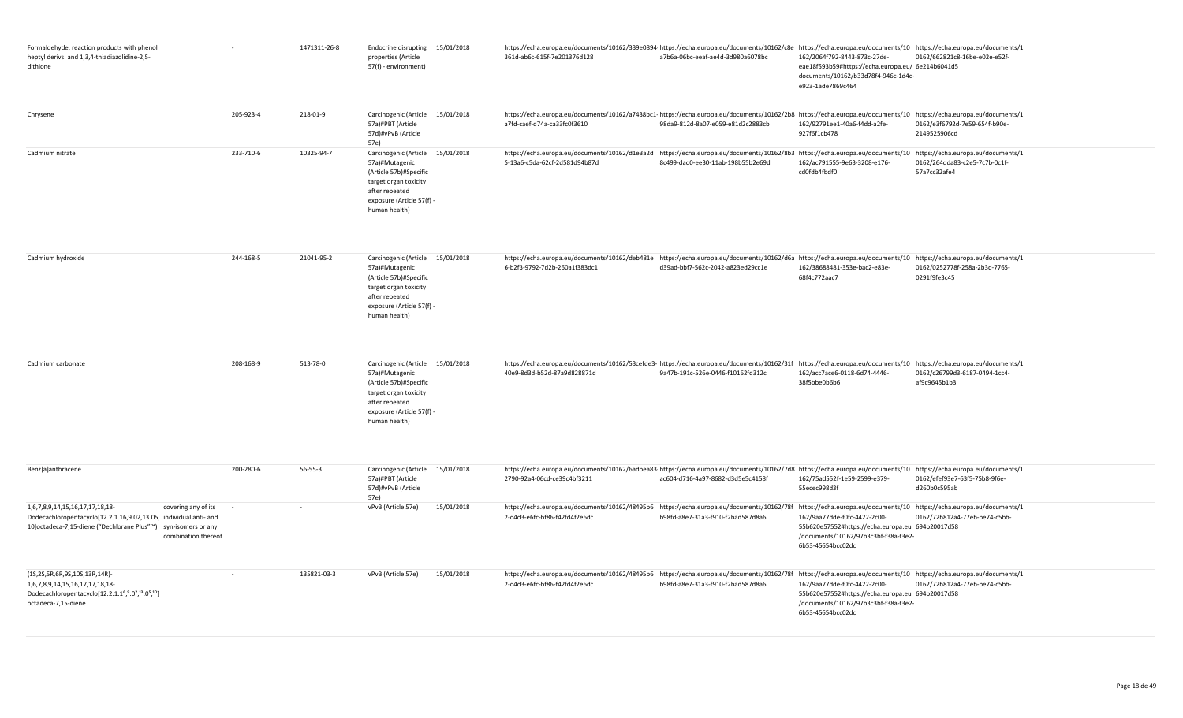| | | | | | | | | | |
|---|---|---|---|---|---|---|---|---|---|
| Formaldehyde, reaction products with phenol heptyl derivs. and 1,3,4-thiadiazolidine-2,5-dithione | | - | 1471311-26-8 | Endocrine disrupting properties (Article 57(f) - environment) | 15/01/2018 | https://echa.europa.eu/documents/10162/339e0894-361d-ab6c-615f-7e201376d128 | https://echa.europa.eu/documents/10162/c8ea7b6a-06bc-eeaf-ae4d-3d980a6078bc | https://echa.europa.eu/documents/10162/2064f792-8443-873c-27de-eae18f593b59#https://echa.europa.eu/documents/10162/b33d78f4-946c-1d4d-e923-1ade7869c464 | https://echa.europa.eu/documents/10162/662821c8-16be-e02e-e52f-6e214b6041d5 |
| Chrysene | | 205-923-4 | 218-01-9 | Carcinogenic (Article 57a)#PBT (Article 57d)#vPvB (Article 57e) | 15/01/2018 | https://echa.europa.eu/documents/10162/a7438bc1-a7fd-caef-d74a-ca33fc0f3610 | https://echa.europa.eu/documents/10162/2b898da9-812d-8a07-e059-e81d2c2883cb | https://echa.europa.eu/documents/10162/92791ee1-40a6-f4dd-a2fe-927f6f1cb478 | https://echa.europa.eu/documents/10162/e3f6792d-7e59-654f-b90e-2149525906cd |
| Cadmium nitrate | | 233-710-6 | 10325-94-7 | Carcinogenic (Article 57a)#Mutagenic (Article 57b)#Specific target organ toxicity after repeated exposure (Article 57(f) - human health) | 15/01/2018 | https://echa.europa.eu/documents/10162/d1e3a2d5-13a6-c5da-62cf-2d581d94b87d | https://echa.europa.eu/documents/10162/8b38c499-dad0-ee30-11ab-198b55b2e69d | https://echa.europa.eu/documents/10162/ac791555-9e63-3208-e176-cd0fdb4fbdf0 | https://echa.europa.eu/documents/10162/264dda83-c2e5-7c7b-0c1f-57a7cc32afe4 |
| Cadmium hydroxide | | 244-168-5 | 21041-95-2 | Carcinogenic (Article 57a)#Mutagenic (Article 57b)#Specific target organ toxicity after repeated exposure (Article 57(f) - human health) | 15/01/2018 | https://echa.europa.eu/documents/10162/deb481e6-b2f3-9792-7d2b-260a1f383dc1 | https://echa.europa.eu/documents/10162/d6ad39ad-bbf7-562c-2042-a823ed29cc1e | https://echa.europa.eu/documents/10162/38688481-353e-bac2-e83e-68f4c772aac7 | https://echa.europa.eu/documents/10162/0252778f-258a-2b3d-7765-0291f9fe3c45 |
| Cadmium carbonate | | 208-168-9 | 513-78-0 | Carcinogenic (Article 57a)#Mutagenic (Article 57b)#Specific target organ toxicity after repeated exposure (Article 57(f) - human health) | 15/01/2018 | https://echa.europa.eu/documents/10162/53cefde3-40e9-8d3d-b52d-87a9d828871d | https://echa.europa.eu/documents/10162/31f9a47b-191c-526e-0446-f10162fd312c | https://echa.europa.eu/documents/10162/acc7ace6-0118-6d74-4446-38f5bbe0b6b6 | https://echa.europa.eu/documents/10162/c26799d3-6187-0494-1cc4-af9c9645b1b3 |
| Benz[a]anthracene | | 200-280-6 | 56-55-3 | Carcinogenic (Article 57a)#PBT (Article 57d)#vPvB (Article 57e) | 15/01/2018 | https://echa.europa.eu/documents/10162/6adbea83-2790-92a4-06cd-ce39c4bf3211 | https://echa.europa.eu/documents/10162/7d8ac604-d716-4a97-8682-d3d5e5c4158f | https://echa.europa.eu/documents/10162/75ad552f-1e59-2599-e379-55ecec998d3f | https://echa.europa.eu/documents/10162/efef93e7-63f5-75b8-9f6e-d260b0c595ab |
| 1,6,7,8,9,14,15,16,17,17,18,18-Dodecachloropentacyclo[12.2.1.16,9.02,13.05,10]octadeca-7,15-diene ("Dechlorane Plus"™) | covering any of its individual anti- and syn-isomers or any combination thereof | - | - | vPvB (Article 57e) | 15/01/2018 | https://echa.europa.eu/documents/10162/48495b62-d4d3-e6fc-bf86-f42fd4f2e6dc | https://echa.europa.eu/documents/10162/78fb98fd-a8e7-31a3-f910-f2bad587d8a6 | https://echa.europa.eu/documents/10162/9aa77dde-f0fc-4422-2c00-55b620e57552#https://echa.europa.eu/documents/10162/97b3c3bf-f38a-f3e2-6b53-45654bcc02dc | https://echa.europa.eu/documents/10162/72b812a4-77eb-be74-c5bb-694b20017d58 |
| (1S,2S,5R,6R,9S,10S,13R,14R)-1,6,7,8,9,14,15,16,17,17,18,18-Dodecachloropentacyclo[12.2.1.1⁶,⁹.0²,¹³.0⁵,¹⁰]octadeca-7,15-diene | | - | 135821-03-3 | vPvB (Article 57e) | 15/01/2018 | https://echa.europa.eu/documents/10162/48495b62-d4d3-e6fc-bf86-f42fd4f2e6dc | https://echa.europa.eu/documents/10162/78fb98fd-a8e7-31a3-f910-f2bad587d8a6 | https://echa.europa.eu/documents/10162/9aa77dde-f0fc-4422-2c00-55b620e57552#https://echa.europa.eu/documents/10162/97b3c3bf-f38a-f3e2-6b53-45654bcc02dc | https://echa.europa.eu/documents/10162/72b812a4-77eb-be74-c5bb-694b20017d58 |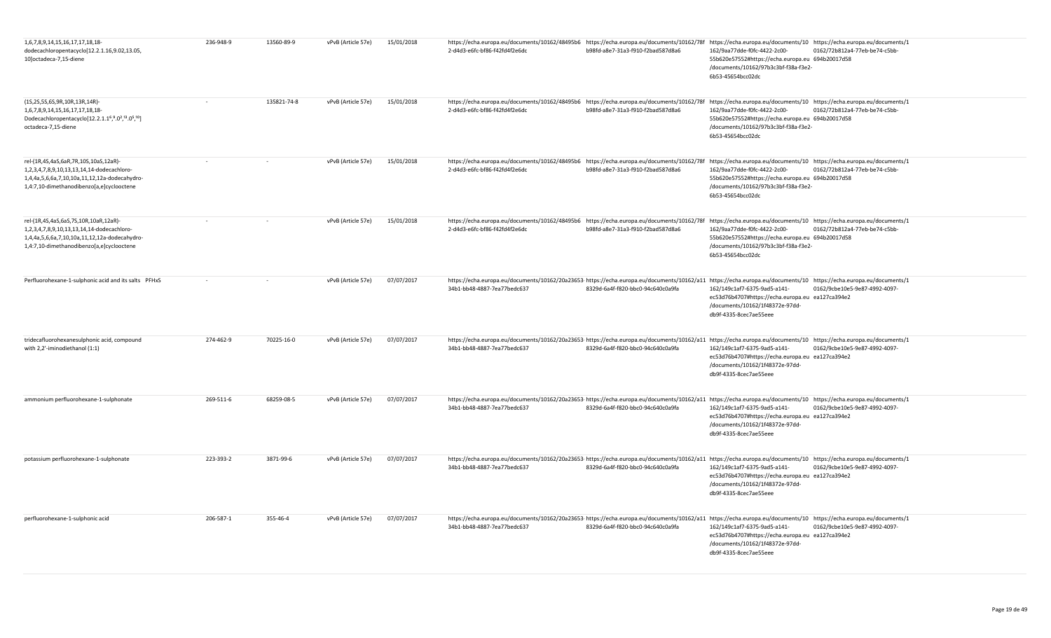| | | | | | | | | |
|---|---|---|---|---|---|---|---|---|
| 1,6,7,8,9,14,15,16,17,17,18,18-dodecachloropentacyclo[12.2.1.16,9.02,13.05,10]octadeca-7,15-diene | 236-948-9 | 13560-89-9 | vPvB (Article 57e) | 15/01/2018 | https://echa.europa.eu/documents/10162/48495b62-d4d3-e6fc-bf86-f42fd4f2e6dc | https://echa.europa.eu/documents/10162/78fb98fd-a8e7-31a3-f910-f2bad587d8a6 | https://echa.europa.eu/documents/10162/9aa77dde-f0fc-4422-2c00-55b620e57552#https://echa.europa.eu/documents/10162/97b3c3bf-f38a-f3e2-6b53-45654bcc02dc | https://echa.europa.eu/documents/10162/72b812a4-77eb-be74-c5bb-694b20017d58 |
| (1S,2S,5S,6S,9R,10R,13R,14R)-1,6,7,8,9,14,15,16,17,17,18,18-Dodecachloropentacyclo[12.2.1.1⁶,⁹.0²,¹³.0⁵,¹⁰]octadeca-7,15-diene | - | 135821-74-8 | vPvB (Article 57e) | 15/01/2018 | https://echa.europa.eu/documents/10162/48495b62-d4d3-e6fc-bf86-f42fd4f2e6dc | https://echa.europa.eu/documents/10162/78fb98fd-a8e7-31a3-f910-f2bad587d8a6 | https://echa.europa.eu/documents/10162/9aa77dde-f0fc-4422-2c00-55b620e57552#https://echa.europa.eu/documents/10162/97b3c3bf-f38a-f3e2-6b53-45654bcc02dc | https://echa.europa.eu/documents/10162/72b812a4-77eb-be74-c5bb-694b20017d58 |
| rel-(1R,4S,4aS,6aR,7R,10S,10aS,12aR)-1,2,3,4,7,8,9,10,13,13,14,14-dodecachloro-1,4,4a,5,6,6a,7,10,10a,11,12,12a-dodecahydro-1,4:7,10-dimethanodibenzo[a,e]cyclooctene | - | - | vPvB (Article 57e) | 15/01/2018 | https://echa.europa.eu/documents/10162/48495b62-d4d3-e6fc-bf86-f42fd4f2e6dc | https://echa.europa.eu/documents/10162/78fb98fd-a8e7-31a3-f910-f2bad587d8a6 | https://echa.europa.eu/documents/10162/9aa77dde-f0fc-4422-2c00-55b620e57552#https://echa.europa.eu/documents/10162/97b3c3bf-f38a-f3e2-6b53-45654bcc02dc | https://echa.europa.eu/documents/10162/72b812a4-77eb-be74-c5bb-694b20017d58 |
| rel-(1R,4S,4aS,6aS,7S,10R,10aR,12aS)-1,2,3,4,7,8,9,10,13,13,14,14-dodecachloro-1,4,4a,5,6,6a,7,10,10a,11,12,12a-dodecahydro-1,4:7,10-dimethanodibenzo[a,e]cyclooctene | - | - | vPvB (Article 57e) | 15/01/2018 | https://echa.europa.eu/documents/10162/48495b62-d4d3-e6fc-bf86-f42fd4f2e6dc | https://echa.europa.eu/documents/10162/78fb98fd-a8e7-31a3-f910-f2bad587d8a6 | https://echa.europa.eu/documents/10162/9aa77dde-f0fc-4422-2c00-55b620e57552#https://echa.europa.eu/documents/10162/97b3c3bf-f38a-f3e2-6b53-45654bcc02dc | https://echa.europa.eu/documents/10162/72b812a4-77eb-be74-c5bb-694b20017d58 |
| Perfluorohexane-1-sulphonic acid and its salts PFHxS | - | - | vPvB (Article 57e) | 07/07/2017 | https://echa.europa.eu/documents/10162/20a2365334b1-bb48-4887-7ea77bedc637 | https://echa.europa.eu/documents/10162/a118329d-6a4f-f820-bbc0-94c640c0a9fa | https://echa.europa.eu/documents/10162/149c1af7-6375-9ad5-a141-ec53d76b4707#https://echa.europa.eu/documents/10162/1f48372e-97dd-db9f-4335-8cec7ae55eee | https://echa.europa.eu/documents/10162/9cbe10e5-9e87-4992-4097-ea127ca394e2 |
| tridecafluorohexanesulphonic acid, compound with 2,2'-iminodiethanol (1:1) | 274-462-9 | 70225-16-0 | vPvB (Article 57e) | 07/07/2017 | https://echa.europa.eu/documents/10162/20a2365334b1-bb48-4887-7ea77bedc637 | https://echa.europa.eu/documents/10162/a118329d-6a4f-f820-bbc0-94c640c0a9fa | https://echa.europa.eu/documents/10162/149c1af7-6375-9ad5-a141-ec53d76b4707#https://echa.europa.eu/documents/10162/1f48372e-97dd-db9f-4335-8cec7ae55eee | https://echa.europa.eu/documents/10162/9cbe10e5-9e87-4992-4097-ea127ca394e2 |
| ammonium perfluorohexane-1-sulphonate | 269-511-6 | 68259-08-5 | vPvB (Article 57e) | 07/07/2017 | https://echa.europa.eu/documents/10162/20a2365334b1-bb48-4887-7ea77bedc637 | https://echa.europa.eu/documents/10162/a118329d-6a4f-f820-bbc0-94c640c0a9fa | https://echa.europa.eu/documents/10162/149c1af7-6375-9ad5-a141-ec53d76b4707#https://echa.europa.eu/documents/10162/1f48372e-97dd-db9f-4335-8cec7ae55eee | https://echa.europa.eu/documents/10162/9cbe10e5-9e87-4992-4097-ea127ca394e2 |
| potassium perfluorohexane-1-sulphonate | 223-393-2 | 3871-99-6 | vPvB (Article 57e) | 07/07/2017 | https://echa.europa.eu/documents/10162/20a2365334b1-bb48-4887-7ea77bedc637 | https://echa.europa.eu/documents/10162/a118329d-6a4f-f820-bbc0-94c640c0a9fa | https://echa.europa.eu/documents/10162/149c1af7-6375-9ad5-a141-ec53d76b4707#https://echa.europa.eu/documents/10162/1f48372e-97dd-db9f-4335-8cec7ae55eee | https://echa.europa.eu/documents/10162/9cbe10e5-9e87-4992-4097-ea127ca394e2 |
| perfluorohexane-1-sulphonic acid | 206-587-1 | 355-46-4 | vPvB (Article 57e) | 07/07/2017 | https://echa.europa.eu/documents/10162/20a2365334b1-bb48-4887-7ea77bedc637 | https://echa.europa.eu/documents/10162/a118329d-6a4f-f820-bbc0-94c640c0a9fa | https://echa.europa.eu/documents/10162/149c1af7-6375-9ad5-a141-ec53d76b4707#https://echa.europa.eu/documents/10162/1f48372e-97dd-db9f-4335-8cec7ae55eee | https://echa.europa.eu/documents/10162/9cbe10e5-9e87-4992-4097-ea127ca394e2 |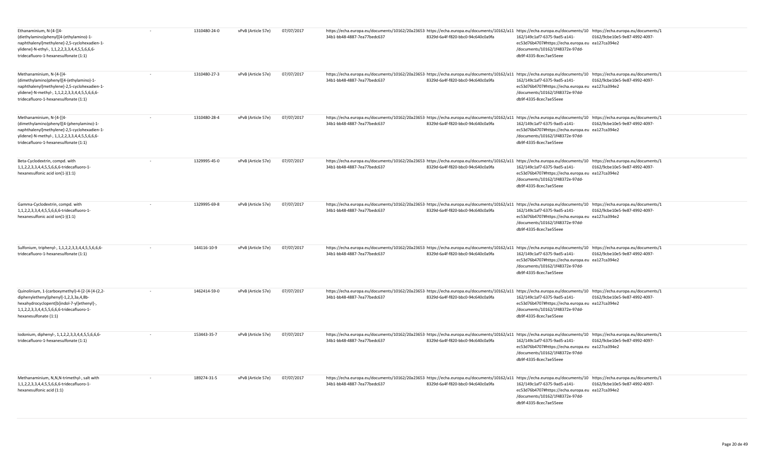| | | | | | | | | |
|---|---|---|---|---|---|---|---|---|
| Ethanaminium, N-[4-[[4-(diethylamino)phenyl][4-(ethylamino)-1-naphthalenyl]methylene]-2,5-cyclohexadien-1-ylidene]-N-ethyl-, 1,1,2,2,3,3,4,4,5,5,6,6,6-tridecafluoro-1-hexanesulfonate (1:1) | - | 1310480-24-0 | vPvB (Article 57e) | 07/07/2017 | https://echa.europa.eu/documents/10162/20a23653-34b1-bb48-4887-7ee77bedc637 | https://echa.europa.eu/documents/10162/a118329d-6a4f-f820-bbc0-94c640c0a9fa | https://echa.europa.eu/documents/10162/149c1af7-6375-9ad5-a141-ec53d76b4707#https://echa.europa.eu/documents/10162/1f48372e-97dd-db9f-4335-8cec7ae55eee | https://echa.europa.eu/documents/10162/9cbe10e5-9e87-4992-4097-ea127ca394e2 |
| Methanaminium, N-[4-[[4-(dimethylamino)phenyl][4-(ethylamino)-1-naphthalenyl]methylene]-2,5-cyclohexadien-1-ylidene]-N-methyl-, 1,1,2,2,3,3,4,4,5,5,6,6,6-tridecafluoro-1-hexanesulfonate (1:1) | - | 1310480-27-3 | vPvB (Article 57e) | 07/07/2017 | https://echa.europa.eu/documents/10162/20a23653-34b1-bb48-4887-7ee77bedc637 | https://echa.europa.eu/documents/10162/a118329d-6a4f-f820-bbc0-94c640c0a9fa | https://echa.europa.eu/documents/10162/149c1af7-6375-9ad5-a141-ec53d76b4707#https://echa.europa.eu/documents/10162/1f48372e-97dd-db9f-4335-8cec7ae55eee | https://echa.europa.eu/documents/10162/9cbe10e5-9e87-4992-4097-ea127ca394e2 |
| Methanaminium, N-[4-[[4-(dimethylamino)phenyl][4-(phenylamino)-1-naphthalenyl]methylene]-2,5-cyclohexadien-1-ylidene]-N-methyl-, 1,1,2,2,3,3,4,4,5,5,6,6,6-tridecafluoro-1-hexanesulfonate (1:1) | - | 1310480-28-4 | vPvB (Article 57e) | 07/07/2017 | https://echa.europa.eu/documents/10162/20a23653-34b1-bb48-4887-7ee77bedc637 | https://echa.europa.eu/documents/10162/a118329d-6a4f-f820-bbc0-94c640c0a9fa | https://echa.europa.eu/documents/10162/149c1af7-6375-9ad5-a141-ec53d76b4707#https://echa.europa.eu/documents/10162/1f48372e-97dd-db9f-4335-8cec7ae55eee | https://echa.europa.eu/documents/10162/9cbe10e5-9e87-4992-4097-ea127ca394e2 |
| Beta-Cyclodextrin, compd. with 1,1,2,2,3,3,4,4,5,5,6,6,6-tridecafluoro-1-hexanesulfonic acid ion(1-)(1:1) | - | 1329995-45-0 | vPvB (Article 57e) | 07/07/2017 | https://echa.europa.eu/documents/10162/20a23653-34b1-bb48-4887-7ee77bedc637 | https://echa.europa.eu/documents/10162/a118329d-6a4f-f820-bbc0-94c640c0a9fa | https://echa.europa.eu/documents/10162/149c1af7-6375-9ad5-a141-ec53d76b4707#https://echa.europa.eu/documents/10162/1f48372e-97dd-db9f-4335-8cec7ae55eee | https://echa.europa.eu/documents/10162/9cbe10e5-9e87-4992-4097-ea127ca394e2 |
| Gamma-Cyclodextrin, compd. with 1,1,2,2,3,3,4,4,5,5,6,6,6-tridecafluoro-1-hexanesulfonic acid ion(1-)(1:1) | - | 1329995-69-8 | vPvB (Article 57e) | 07/07/2017 | https://echa.europa.eu/documents/10162/20a23653-34b1-bb48-4887-7ee77bedc637 | https://echa.europa.eu/documents/10162/a118329d-6a4f-f820-bbc0-94c640c0a9fa | https://echa.europa.eu/documents/10162/149c1af7-6375-9ad5-a141-ec53d76b4707#https://echa.europa.eu/documents/10162/1f48372e-97dd-db9f-4335-8cec7ae55eee | https://echa.europa.eu/documents/10162/9cbe10e5-9e87-4992-4097-ea127ca394e2 |
| Sulfonium, triphenyl-, 1,1,2,2,3,3,4,4,5,5,6,6,6-tridecafluoro-1-hexanesulfonate (1:1) | - | 144116-10-9 | vPvB (Article 57e) | 07/07/2017 | https://echa.europa.eu/documents/10162/20a23653-34b1-bb48-4887-7ee77bedc637 | https://echa.europa.eu/documents/10162/a118329d-6a4f-f820-bbc0-94c640c0a9fa | https://echa.europa.eu/documents/10162/149c1af7-6375-9ad5-a141-ec53d76b4707#https://echa.europa.eu/documents/10162/1f48372e-97dd-db9f-4335-8cec7ae55eee | https://echa.europa.eu/documents/10162/9cbe10e5-9e87-4992-4097-ea127ca394e2 |
| Quinolinium, 1-(carboxymethyl)-4-[2-[4-[4-(2,2-diphenylethenyl)phenyl]-1,2,3,3a,4,8b-hexahydrocyclopent[b]indol-7-yl]ethenyl]-, 1,1,2,2,3,3,4,4,5,5,6,6,6-tridecafluoro-1-hexanesulfonate (1:1) | - | 1462414-59-0 | vPvB (Article 57e) | 07/07/2017 | https://echa.europa.eu/documents/10162/20a23653-34b1-bb48-4887-7ee77bedc637 | https://echa.europa.eu/documents/10162/a118329d-6a4f-f820-bbc0-94c640c0a9fa | https://echa.europa.eu/documents/10162/149c1af7-6375-9ad5-a141-ec53d76b4707#https://echa.europa.eu/documents/10162/1f48372e-97dd-db9f-4335-8cec7ae55eee | https://echa.europa.eu/documents/10162/9cbe10e5-9e87-4992-4097-ea127ca394e2 |
| Iodonium, diphenyl-, 1,1,2,2,3,3,4,4,5,5,6,6,6-tridecafluoro-1-hexanesulfonate (1:1) | - | 153443-35-7 | vPvB (Article 57e) | 07/07/2017 | https://echa.europa.eu/documents/10162/20a23653-34b1-bb48-4887-7ee77bedc637 | https://echa.europa.eu/documents/10162/a118329d-6a4f-f820-bbc0-94c640c0a9fa | https://echa.europa.eu/documents/10162/149c1af7-6375-9ad5-a141-ec53d76b4707#https://echa.europa.eu/documents/10162/1f48372e-97dd-db9f-4335-8cec7ae55eee | https://echa.europa.eu/documents/10162/9cbe10e5-9e87-4992-4097-ea127ca394e2 |
| Methanaminium, N,N,N-trimethyl-, salt with 1,1,2,2,3,3,4,4,5,5,6,6,6-tridecafluoro-1-hexanesulfonic acid (1:1) | - | 189274-31-5 | vPvB (Article 57e) | 07/07/2017 | https://echa.europa.eu/documents/10162/20a23653-34b1-bb48-4887-7ee77bedc637 | https://echa.europa.eu/documents/10162/a118329d-6a4f-f820-bbc0-94c640c0a9fa | https://echa.europa.eu/documents/10162/149c1af7-6375-9ad5-a141-ec53d76b4707#https://echa.europa.eu/documents/10162/1f48372e-97dd-db9f-4335-8cec7ae55eee | https://echa.europa.eu/documents/10162/9cbe10e5-9e87-4992-4097-ea127ca394e2 |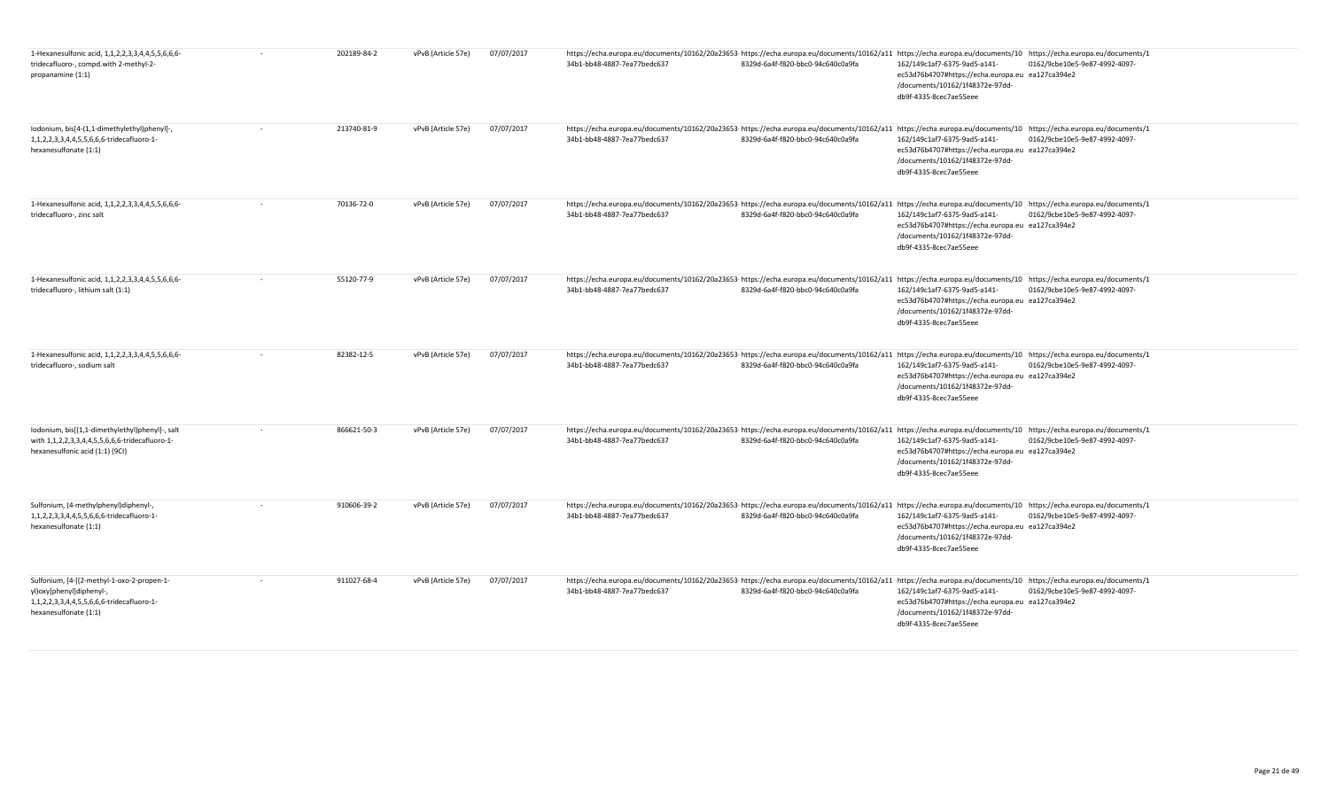| | | | | | | | | |
|---|---|---|---|---|---|---|---|---|
| 1-Hexanesulfonic acid, 1,1,2,2,3,3,4,4,5,5,6,6,6-tridecafluoro-, compd.with 2-methyl-2-propanamine (1:1) | - | 202189-84-2 | vPvB (Article 57e) | 07/07/2017 | https://echa.europa.eu/documents/10162/20a23653-34b1-bb48-4887-7ea77bedc637 | https://echa.europa.eu/documents/10162/a118329d-6a4f-f820-bbc0-94c640c0a9fa | https://echa.europa.eu/documents/10162/149c1af7-6375-9ad5-a141-ec53d76b4707#https://echa.europa.eu/documents/10162/1f48372e-97dd-db9f-4335-8cec7ae55eee | https://echa.europa.eu/documents/10162/9cbe10e5-9e87-4992-4097-ea127ca394e2 |
| Iodonium, bis[4-(1,1-dimethylethyl)phenyl]-, 1,1,2,2,3,3,4,4,5,5,6,6,6-tridecafluoro-1-hexanesulfonate (1:1) | - | 213740-81-9 | vPvB (Article 57e) | 07/07/2017 | https://echa.europa.eu/documents/10162/20a23653-34b1-bb48-4887-7ea77bedc637 | https://echa.europa.eu/documents/10162/a118329d-6a4f-f820-bbc0-94c640c0a9fa | https://echa.europa.eu/documents/10162/149c1af7-6375-9ad5-a141-ec53d76b4707#https://echa.europa.eu/documents/10162/1f48372e-97dd-db9f-4335-8cec7ae55eee | https://echa.europa.eu/documents/10162/9cbe10e5-9e87-4992-4097-ea127ca394e2 |
| 1-Hexanesulfonic acid, 1,1,2,2,3,3,4,4,5,5,6,6,6-tridecafluoro-, zinc salt | - | 70136-72-0 | vPvB (Article 57e) | 07/07/2017 | https://echa.europa.eu/documents/10162/20a23653-34b1-bb48-4887-7ea77bedc637 | https://echa.europa.eu/documents/10162/a118329d-6a4f-f820-bbc0-94c640c0a9fa | https://echa.europa.eu/documents/10162/149c1af7-6375-9ad5-a141-ec53d76b4707#https://echa.europa.eu/documents/10162/1f48372e-97dd-db9f-4335-8cec7ae55eee | https://echa.europa.eu/documents/10162/9cbe10e5-9e87-4992-4097-ea127ca394e2 |
| 1-Hexanesulfonic acid, 1,1,2,2,3,3,4,4,5,5,6,6,6-tridecafluoro-, lithium salt (1:1) | - | 55120-77-9 | vPvB (Article 57e) | 07/07/2017 | https://echa.europa.eu/documents/10162/20a23653-34b1-bb48-4887-7ea77bedc637 | https://echa.europa.eu/documents/10162/a118329d-6a4f-f820-bbc0-94c640c0a9fa | https://echa.europa.eu/documents/10162/149c1af7-6375-9ad5-a141-ec53d76b4707#https://echa.europa.eu/documents/10162/1f48372e-97dd-db9f-4335-8cec7ae55eee | https://echa.europa.eu/documents/10162/9cbe10e5-9e87-4992-4097-ea127ca394e2 |
| 1-Hexanesulfonic acid, 1,1,2,2,3,3,4,4,5,5,6,6,6-tridecafluoro-, sodium salt | - | 82382-12-5 | vPvB (Article 57e) | 07/07/2017 | https://echa.europa.eu/documents/10162/20a23653-34b1-bb48-4887-7ea77bedc637 | https://echa.europa.eu/documents/10162/a118329d-6a4f-f820-bbc0-94c640c0a9fa | https://echa.europa.eu/documents/10162/149c1af7-6375-9ad5-a141-ec53d76b4707#https://echa.europa.eu/documents/10162/1f48372e-97dd-db9f-4335-8cec7ae55eee | https://echa.europa.eu/documents/10162/9cbe10e5-9e87-4992-4097-ea127ca394e2 |
| Iodonium, bis[(1,1-dimethylethyl)phenyl]-, salt with 1,1,2,2,3,3,4,4,5,5,6,6,6-tridecafluoro-1-hexanesulfonic acid (1:1) (9CI) | - | 866621-50-3 | vPvB (Article 57e) | 07/07/2017 | https://echa.europa.eu/documents/10162/20a23653-34b1-bb48-4887-7ea77bedc637 | https://echa.europa.eu/documents/10162/a118329d-6a4f-f820-bbc0-94c640c0a9fa | https://echa.europa.eu/documents/10162/149c1af7-6375-9ad5-a141-ec53d76b4707#https://echa.europa.eu/documents/10162/1f48372e-97dd-db9f-4335-8cec7ae55eee | https://echa.europa.eu/documents/10162/9cbe10e5-9e87-4992-4097-ea127ca394e2 |
| Sulfonium, (4-methylphenyl)diphenyl-, 1,1,2,2,3,3,4,4,5,5,6,6,6-tridecafluoro-1-hexanesulfonate (1:1) | - | 910606-39-2 | vPvB (Article 57e) | 07/07/2017 | https://echa.europa.eu/documents/10162/20a23653-34b1-bb48-4887-7ea77bedc637 | https://echa.europa.eu/documents/10162/a118329d-6a4f-f820-bbc0-94c640c0a9fa | https://echa.europa.eu/documents/10162/149c1af7-6375-9ad5-a141-ec53d76b4707#https://echa.europa.eu/documents/10162/1f48372e-97dd-db9f-4335-8cec7ae55eee | https://echa.europa.eu/documents/10162/9cbe10e5-9e87-4992-4097-ea127ca394e2 |
| Sulfonium, [4-[(2-methyl-1-oxo-2-propen-1-yl)oxy]phenyl]diphenyl-, 1,1,2,2,3,3,4,4,5,5,6,6,6-tridecafluoro-1-hexanesulfonate (1:1) | - | 911027-68-4 | vPvB (Article 57e) | 07/07/2017 | https://echa.europa.eu/documents/10162/20a23653-34b1-bb48-4887-7ea77bedc637 | https://echa.europa.eu/documents/10162/a118329d-6a4f-f820-bbc0-94c640c0a9fa | https://echa.europa.eu/documents/10162/149c1af7-6375-9ad5-a141-ec53d76b4707#https://echa.europa.eu/documents/10162/1f48372e-97dd-db9f-4335-8cec7ae55eee | https://echa.europa.eu/documents/10162/9cbe10e5-9e87-4992-4097-ea127ca394e2 |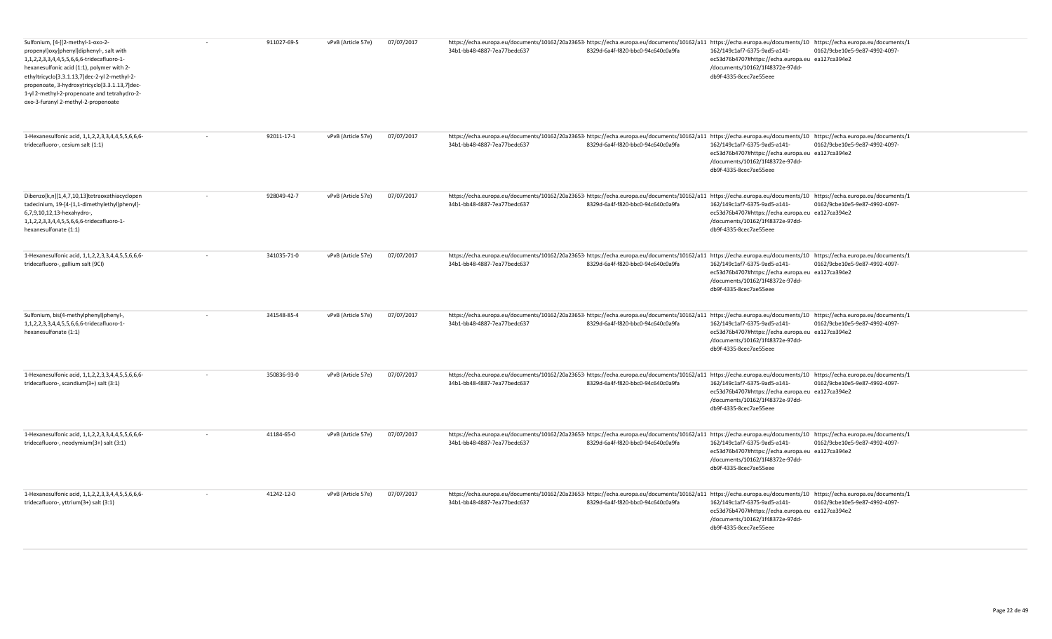| | | | | | | | | |
|---|---|---|---|---|---|---|---|---|
| Sulfonium, [4-[(2-methyl-1-oxo-2-propenyl)oxy]phenyl]diphenyl-, salt with 1,1,2,2,3,3,4,4,5,5,6,6,6-tridecafluoro-1-hexanesulfonic acid (1:1), polymer with 2-ethyltricyclo[3.3.1.13,7]dec-2-yl 2-methyl-2-propenoate, 3-hydroxytricyclo[3.3.1.13,7]dec-1-yl 2-methyl-2-propenoate and tetrahydro-2-oxo-3-furanyl 2-methyl-2-propenoate | - | 911027-69-5 | vPvB (Article 57e) | 07/07/2017 | https://echa.europa.eu/documents/10162/20a23653-34b1-bb48-4887-7ea77bedc637 | https://echa.europa.eu/documents/10162/a118329d-6a4f-f820-bbc0-94c640c0a9fa | https://echa.europa.eu/documents/10162/149c1af7-6375-9ad5-a141-ec53d76b4707#https://echa.europa.eu/documents/10162/1f48372e-97dd-db9f-4335-8cec7ae55eee | https://echa.europa.eu/documents/10162/9cbe10e5-9e87-4992-4097-ea127ca394e2 |
| 1-Hexanesulfonic acid, 1,1,2,2,3,3,4,4,5,5,6,6,6-tridecafluoro-, cesium salt (1:1) | - | 92011-17-1 | vPvB (Article 57e) | 07/07/2017 | https://echa.europa.eu/documents/10162/20a23653-34b1-bb48-4887-7ea77bedc637 | https://echa.europa.eu/documents/10162/a118329d-6a4f-f820-bbc0-94c640c0a9fa | https://echa.europa.eu/documents/10162/149c1af7-6375-9ad5-a141-ec53d76b4707#https://echa.europa.eu/documents/10162/1f48372e-97dd-db9f-4335-8cec7ae55eee | https://echa.europa.eu/documents/10162/9cbe10e5-9e87-4992-4097-ea127ca394e2 |
| Dibenzo[k,n][1,4,7,10,13]tetraoxathiacyclopentadecinium, 19-[4-(1,1-dimethylethyl)phenyl]-6,7,9,10,12,13-hexahydro-, 1,1,2,2,3,3,4,4,5,5,6,6,6-tridecafluoro-1-hexanesulfonate (1:1) | - | 928049-42-7 | vPvB (Article 57e) | 07/07/2017 | https://echa.europa.eu/documents/10162/20a23653-34b1-bb48-4887-7ea77bedc637 | https://echa.europa.eu/documents/10162/a118329d-6a4f-f820-bbc0-94c640c0a9fa | https://echa.europa.eu/documents/10162/149c1af7-6375-9ad5-a141-ec53d76b4707#https://echa.europa.eu/documents/10162/1f48372e-97dd-db9f-4335-8cec7ae55eee | https://echa.europa.eu/documents/10162/9cbe10e5-9e87-4992-4097-ea127ca394e2 |
| 1-Hexanesulfonic acid, 1,1,2,2,3,3,4,4,5,5,6,6,6-tridecafluoro-, gallium salt (9CI) | - | 341035-71-0 | vPvB (Article 57e) | 07/07/2017 | https://echa.europa.eu/documents/10162/20a23653-34b1-bb48-4887-7ea77bedc637 | https://echa.europa.eu/documents/10162/a118329d-6a4f-f820-bbc0-94c640c0a9fa | https://echa.europa.eu/documents/10162/149c1af7-6375-9ad5-a141-ec53d76b4707#https://echa.europa.eu/documents/10162/1f48372e-97dd-db9f-4335-8cec7ae55eee | https://echa.europa.eu/documents/10162/9cbe10e5-9e87-4992-4097-ea127ca394e2 |
| Sulfonium, bis(4-methylphenyl)phenyl-, 1,1,2,2,3,3,4,4,5,5,6,6,6-tridecafluoro-1-hexanesulfonate (1:1) | - | 341548-85-4 | vPvB (Article 57e) | 07/07/2017 | https://echa.europa.eu/documents/10162/20a23653-34b1-bb48-4887-7ea77bedc637 | https://echa.europa.eu/documents/10162/a118329d-6a4f-f820-bbc0-94c640c0a9fa | https://echa.europa.eu/documents/10162/149c1af7-6375-9ad5-a141-ec53d76b4707#https://echa.europa.eu/documents/10162/1f48372e-97dd-db9f-4335-8cec7ae55eee | https://echa.europa.eu/documents/10162/9cbe10e5-9e87-4992-4097-ea127ca394e2 |
| 1-Hexanesulfonic acid, 1,1,2,2,3,3,4,4,5,5,6,6,6-tridecafluoro-, scandium(3+) salt (3:1) | - | 350836-93-0 | vPvB (Article 57e) | 07/07/2017 | https://echa.europa.eu/documents/10162/20a23653-34b1-bb48-4887-7ea77bedc637 | https://echa.europa.eu/documents/10162/a118329d-6a4f-f820-bbc0-94c640c0a9fa | https://echa.europa.eu/documents/10162/149c1af7-6375-9ad5-a141-ec53d76b4707#https://echa.europa.eu/documents/10162/1f48372e-97dd-db9f-4335-8cec7ae55eee | https://echa.europa.eu/documents/10162/9cbe10e5-9e87-4992-4097-ea127ca394e2 |
| 1-Hexanesulfonic acid, 1,1,2,2,3,3,4,4,5,5,6,6,6-tridecafluoro-, neodymium(3+) salt (3:1) | - | 41184-65-0 | vPvB (Article 57e) | 07/07/2017 | https://echa.europa.eu/documents/10162/20a23653-34b1-bb48-4887-7ea77bedc637 | https://echa.europa.eu/documents/10162/a118329d-6a4f-f820-bbc0-94c640c0a9fa | https://echa.europa.eu/documents/10162/149c1af7-6375-9ad5-a141-ec53d76b4707#https://echa.europa.eu/documents/10162/1f48372e-97dd-db9f-4335-8cec7ae55eee | https://echa.europa.eu/documents/10162/9cbe10e5-9e87-4992-4097-ea127ca394e2 |
| 1-Hexanesulfonic acid, 1,1,2,2,3,3,4,4,5,5,6,6,6-tridecafluoro-, yttrium(3+) salt (3:1) | - | 41242-12-0 | vPvB (Article 57e) | 07/07/2017 | https://echa.europa.eu/documents/10162/20a23653-34b1-bb48-4887-7ea77bedc637 | https://echa.europa.eu/documents/10162/a118329d-6a4f-f820-bbc0-94c640c0a9fa | https://echa.europa.eu/documents/10162/149c1af7-6375-9ad5-a141-ec53d76b4707#https://echa.europa.eu/documents/10162/1f48372e-97dd-db9f-4335-8cec7ae55eee | https://echa.europa.eu/documents/10162/9cbe10e5-9e87-4992-4097-ea127ca394e2 |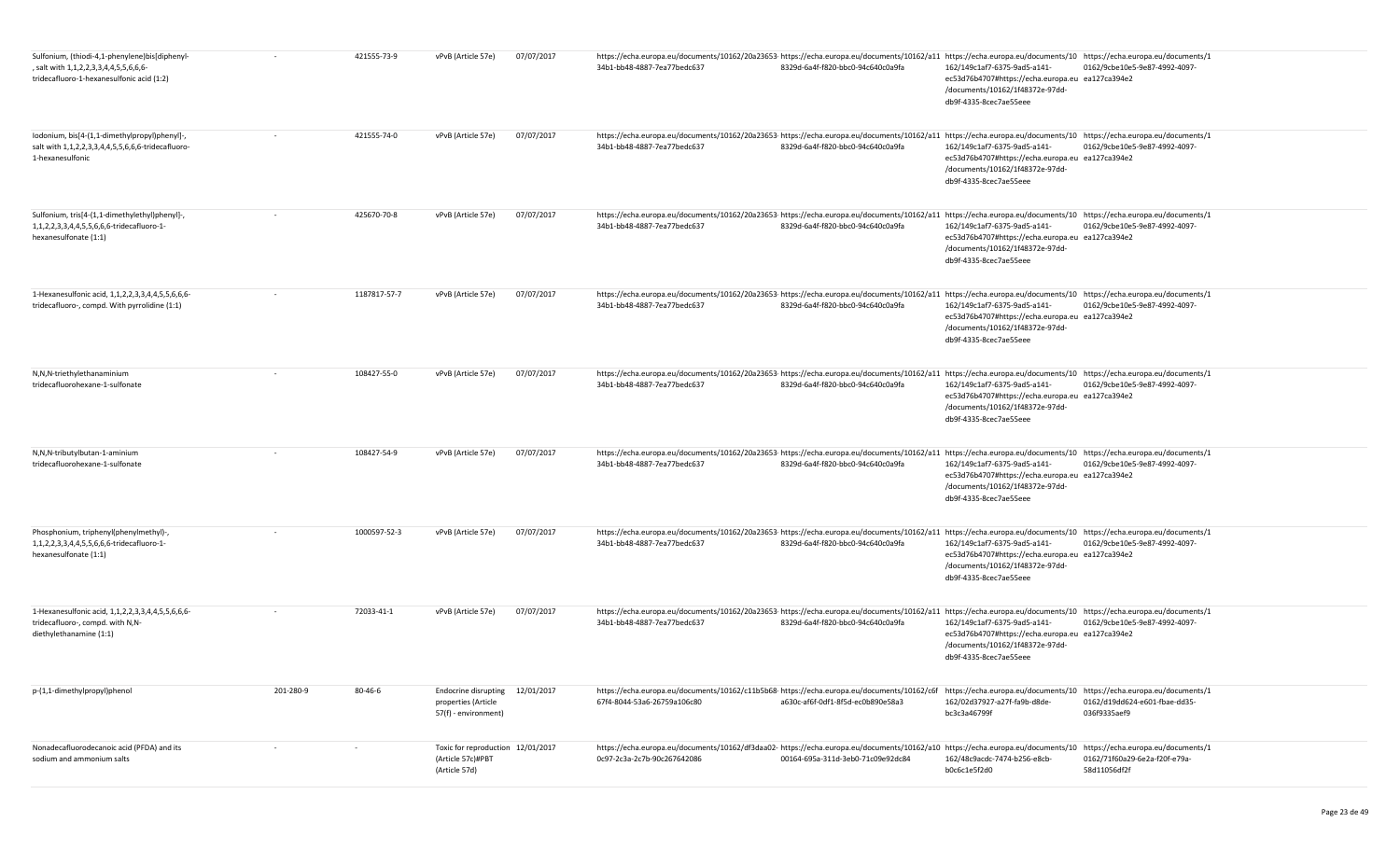| Sulfonium, (thiodi-4,1-phenylene)bis[diphenyl-, salt with 1,1,2,2,3,3,4,4,5,5,6,6,6-tridecafluoro-1-hexanesulfonic acid (1:2) | - | 421555-73-9 | vPvB (Article 57e) | 07/07/2017 | https://echa.europa.eu/documents/10162/20a23653-34b1-bb48-4887-7ea77bedc637 | https://echa.europa.eu/documents/10162/a118329d-6a4f-f820-bbc0-94c640c0a9fa | https://echa.europa.eu/documents/10162/149c1af7-6375-9ad5-a141-ec53d76b4707#https://echa.europa.eu/documents/10162/1f48372e-97dd-db9f-4335-8cec7ae55eee | https://echa.europa.eu/documents/10162/9cbe10e5-9e87-4992-4097-ea127ca394e2 |
|---|---|---|---|---|---|---|---|---|
| Iodonium, bis[4-(1,1-dimethylpropyl)phenyl]-, salt with 1,1,2,2,3,3,4,4,5,5,6,6,6-tridecafluoro-1-hexanesulfonic | - | 421555-74-0 | vPvB (Article 57e) | 07/07/2017 | https://echa.europa.eu/documents/10162/20a23653-34b1-bb48-4887-7ea77bedc637 | https://echa.europa.eu/documents/10162/a118329d-6a4f-f820-bbc0-94c640c0a9fa | https://echa.europa.eu/documents/10162/149c1af7-6375-9ad5-a141-ec53d76b4707#https://echa.europa.eu/documents/10162/1f48372e-97dd-db9f-4335-8cec7ae55eee | https://echa.europa.eu/documents/10162/9cbe10e5-9e87-4992-4097-ea127ca394e2 |
| Sulfonium, tris[4-(1,1-dimethylethyl)phenyl]-, 1,1,2,2,3,3,4,4,5,5,6,6,6-tridecafluoro-1-hexanesulfonate (1:1) | - | 425670-70-8 | vPvB (Article 57e) | 07/07/2017 | https://echa.europa.eu/documents/10162/20a23653-34b1-bb48-4887-7ea77bedc637 | https://echa.europa.eu/documents/10162/a118329d-6a4f-f820-bbc0-94c640c0a9fa | https://echa.europa.eu/documents/10162/149c1af7-6375-9ad5-a141-ec53d76b4707#https://echa.europa.eu/documents/10162/1f48372e-97dd-db9f-4335-8cec7ae55eee | https://echa.europa.eu/documents/10162/9cbe10e5-9e87-4992-4097-ea127ca394e2 |
| 1-Hexanesulfonic acid, 1,1,2,2,3,3,4,4,5,5,6,6,6-tridecafluoro-, compd. With pyrrolidine (1:1) | - | 1187817-57-7 | vPvB (Article 57e) | 07/07/2017 | https://echa.europa.eu/documents/10162/20a23653-34b1-bb48-4887-7ea77bedc637 | https://echa.europa.eu/documents/10162/a118329d-6a4f-f820-bbc0-94c640c0a9fa | https://echa.europa.eu/documents/10162/149c1af7-6375-9ad5-a141-ec53d76b4707#https://echa.europa.eu/documents/10162/1f48372e-97dd-db9f-4335-8cec7ae55eee | https://echa.europa.eu/documents/10162/9cbe10e5-9e87-4992-4097-ea127ca394e2 |
| N,N,N-triethylethanaminium tridecafluorohexane-1-sulfonate | - | 108427-55-0 | vPvB (Article 57e) | 07/07/2017 | https://echa.europa.eu/documents/10162/20a23653-34b1-bb48-4887-7ea77bedc637 | https://echa.europa.eu/documents/10162/a118329d-6a4f-f820-bbc0-94c640c0a9fa | https://echa.europa.eu/documents/10162/149c1af7-6375-9ad5-a141-ec53d76b4707#https://echa.europa.eu/documents/10162/1f48372e-97dd-db9f-4335-8cec7ae55eee | https://echa.europa.eu/documents/10162/9cbe10e5-9e87-4992-4097-ea127ca394e2 |
| N,N,N-tributylbutan-1-aminium tridecafluorohexane-1-sulfonate | - | 108427-54-9 | vPvB (Article 57e) | 07/07/2017 | https://echa.europa.eu/documents/10162/20a23653-34b1-bb48-4887-7ea77bedc637 | https://echa.europa.eu/documents/10162/a118329d-6a4f-f820-bbc0-94c640c0a9fa | https://echa.europa.eu/documents/10162/149c1af7-6375-9ad5-a141-ec53d76b4707#https://echa.europa.eu/documents/10162/1f48372e-97dd-db9f-4335-8cec7ae55eee | https://echa.europa.eu/documents/10162/9cbe10e5-9e87-4992-4097-ea127ca394e2 |
| Phosphonium, triphenyl(phenylmethyl)-, 1,1,2,2,3,3,4,4,5,5,6,6,6-tridecafluoro-1-hexanesulfonate (1:1) | - | 1000597-52-3 | vPvB (Article 57e) | 07/07/2017 | https://echa.europa.eu/documents/10162/20a23653-34b1-bb48-4887-7ea77bedc637 | https://echa.europa.eu/documents/10162/a118329d-6a4f-f820-bbc0-94c640c0a9fa | https://echa.europa.eu/documents/10162/149c1af7-6375-9ad5-a141-ec53d76b4707#https://echa.europa.eu/documents/10162/1f48372e-97dd-db9f-4335-8cec7ae55eee | https://echa.europa.eu/documents/10162/9cbe10e5-9e87-4992-4097-ea127ca394e2 |
| 1-Hexanesulfonic acid, 1,1,2,2,3,3,4,4,5,5,6,6,6-tridecafluoro-, compd. with N,N-diethylethanamine (1:1) | - | 72033-41-1 | vPvB (Article 57e) | 07/07/2017 | https://echa.europa.eu/documents/10162/20a23653-34b1-bb48-4887-7ea77bedc637 | https://echa.europa.eu/documents/10162/a118329d-6a4f-f820-bbc0-94c640c0a9fa | https://echa.europa.eu/documents/10162/149c1af7-6375-9ad5-a141-ec53d76b4707#https://echa.europa.eu/documents/10162/1f48372e-97dd-db9f-4335-8cec7ae55eee | https://echa.europa.eu/documents/10162/9cbe10e5-9e87-4992-4097-ea127ca394e2 |
| p-(1,1-dimethylpropyl)phenol | 201-280-9 | 80-46-6 | Endocrine disrupting properties (Article 57(f) - environment) | 12/01/2017 | https://echa.europa.eu/documents/10162/c11b5b68-67f4-8044-53a6-26759a106c80 | https://echa.europa.eu/documents/10162/c6fa630c-af6f-0df1-8f5d-ec0b890e58a3 | https://echa.europa.eu/documents/10162/02d37927-a27f-fa9b-d8de-bc3c3a46799f | https://echa.europa.eu/documents/10162/d19dd624-e601-fbae-dd35-036f9335aef9 |
| Nonadecafluorodecanoic acid (PFDA) and its sodium and ammonium salts | - | - | Toxic for reproduction (Article 57c)#PBT (Article 57d) | 12/01/2017 | https://echa.europa.eu/documents/10162/df3daa02-0c97-2c3a-2c7b-90c267642086 | https://echa.europa.eu/documents/10162/a1000164-695a-311d-3eb0-71c09e92dc84 | https://echa.europa.eu/documents/10162/48c9acdc-7474-b256-e8cb-b0c6c1e5f2d0 | https://echa.europa.eu/documents/10162/71f60a29-6e2a-f20f-e79a-58d11056df2f |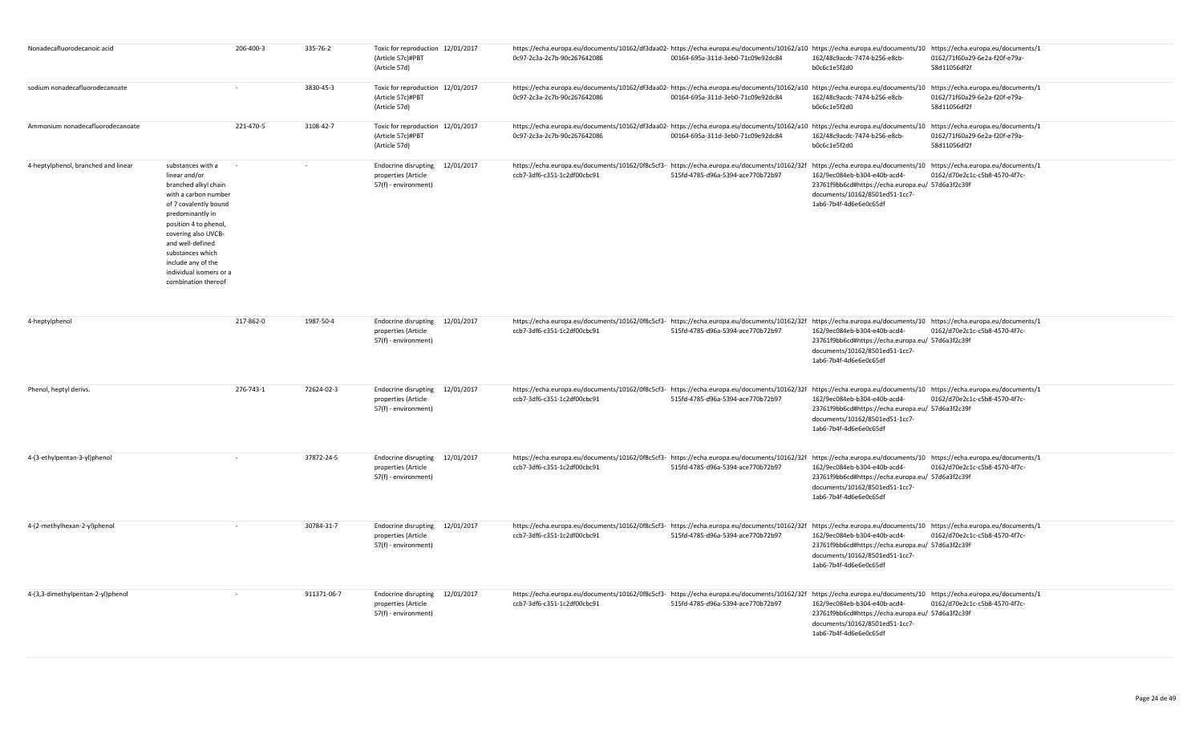| | | | | | | | | | |
|---|---|---|---|---|---|---|---|---|---|
| Nonadecafluorodecanoic acid | | 206-400-3 | 335-76-2 | Toxic for reproduction (Article 57c)#PBT (Article 57d) | 12/01/2017 | https://echa.europa.eu/documents/10162/df3daa02-0c97-2c3a-2c7b-90c267642086 | https://echa.europa.eu/documents/10162/a1000164-695a-311d-3eb0-71c09e92dc84 | https://echa.europa.eu/documents/10162/48c9acdc-7474-b256-e8cb-b0c6c1e5f2d0 | https://echa.europa.eu/documents/10162/71f60a29-6e2a-f20f-e79a-58d11056df2f |
| sodium nonadecafluorodecanoate | | - | 3830-45-3 | Toxic for reproduction (Article 57c)#PBT (Article 57d) | 12/01/2017 | https://echa.europa.eu/documents/10162/df3daa02-0c97-2c3a-2c7b-90c267642086 | https://echa.europa.eu/documents/10162/a1000164-695a-311d-3eb0-71c09e92dc84 | https://echa.europa.eu/documents/10162/48c9acdc-7474-b256-e8cb-b0c6c1e5f2d0 | https://echa.europa.eu/documents/10162/71f60a29-6e2a-f20f-e79a-58d11056df2f |
| Ammonium nonadecafluorodecanoate | | 221-470-5 | 3108-42-7 | Toxic for reproduction (Article 57c)#PBT (Article 57d) | 12/01/2017 | https://echa.europa.eu/documents/10162/df3daa02-0c97-2c3a-2c7b-90c267642086 | https://echa.europa.eu/documents/10162/a1000164-695a-311d-3eb0-71c09e92dc84 | https://echa.europa.eu/documents/10162/48c9acdc-7474-b256-e8cb-b0c6c1e5f2d0 | https://echa.europa.eu/documents/10162/71f60a29-6e2a-f20f-e79a-58d11056df2f |
| 4-heptylphenol, branched and linear | substances with a linear and/or branched alkyl chain with a carbon number of 7 covalently bound predominantly in position 4 to phenol, covering also UVCB- and well-defined substances which include any of the individual isomers or a combination thereof | - | - | Endocrine disrupting properties (Article 57(f) - environment) | 12/01/2017 | https://echa.europa.eu/documents/10162/0f8c5cf3-ccb7-3df6-c351-1c2df00cbc91 | https://echa.europa.eu/documents/10162/32f515fd-4785-d96a-5394-ace770b72b97 | https://echa.europa.eu/documents/10162/9ec084eb-b304-e40b-acd4-23761f9bb6cd#https://echa.europa.eu/documents/10162/8501ed51-1cc7-1ab6-7b4f-4d6e6e0c65df | https://echa.europa.eu/documents/10162/d70e2c1c-c5b8-4570-4f7c-57d6a3f2c39f |
| 4-heptylphenol | | 217-862-0 | 1987-50-4 | Endocrine disrupting properties (Article 57(f) - environment) | 12/01/2017 | https://echa.europa.eu/documents/10162/0f8c5cf3-ccb7-3df6-c351-1c2df00cbc91 | https://echa.europa.eu/documents/10162/32f515fd-4785-d96a-5394-ace770b72b97 | https://echa.europa.eu/documents/10162/9ec084eb-b304-e40b-acd4-23761f9bb6cd#https://echa.europa.eu/documents/10162/8501ed51-1cc7-1ab6-7b4f-4d6e6e0c65df | https://echa.europa.eu/documents/10162/d70e2c1c-c5b8-4570-4f7c-57d6a3f2c39f |
| Phenol, heptyl derivs. | | 276-743-1 | 72624-02-3 | Endocrine disrupting properties (Article 57(f) - environment) | 12/01/2017 | https://echa.europa.eu/documents/10162/0f8c5cf3-ccb7-3df6-c351-1c2df00cbc91 | https://echa.europa.eu/documents/10162/32f515fd-4785-d96a-5394-ace770b72b97 | https://echa.europa.eu/documents/10162/9ec084eb-b304-e40b-acd4-23761f9bb6cd#https://echa.europa.eu/documents/10162/8501ed51-1cc7-1ab6-7b4f-4d6e6e0c65df | https://echa.europa.eu/documents/10162/d70e2c1c-c5b8-4570-4f7c-57d6a3f2c39f |
| 4-(3-ethylpentan-3-yl)phenol | | - | 37872-24-5 | Endocrine disrupting properties (Article 57(f) - environment) | 12/01/2017 | https://echa.europa.eu/documents/10162/0f8c5cf3-ccb7-3df6-c351-1c2df00cbc91 | https://echa.europa.eu/documents/10162/32f515fd-4785-d96a-5394-ace770b72b97 | https://echa.europa.eu/documents/10162/9ec084eb-b304-e40b-acd4-23761f9bb6cd#https://echa.europa.eu/documents/10162/8501ed51-1cc7-1ab6-7b4f-4d6e6e0c65df | https://echa.europa.eu/documents/10162/d70e2c1c-c5b8-4570-4f7c-57d6a3f2c39f |
| 4-(2-methylhexan-2-yl)phenol | | - | 30784-31-7 | Endocrine disrupting properties (Article 57(f) - environment) | 12/01/2017 | https://echa.europa.eu/documents/10162/0f8c5cf3-ccb7-3df6-c351-1c2df00cbc91 | https://echa.europa.eu/documents/10162/32f515fd-4785-d96a-5394-ace770b72b97 | https://echa.europa.eu/documents/10162/9ec084eb-b304-e40b-acd4-23761f9bb6cd#https://echa.europa.eu/documents/10162/8501ed51-1cc7-1ab6-7b4f-4d6e6e0c65df | https://echa.europa.eu/documents/10162/d70e2c1c-c5b8-4570-4f7c-57d6a3f2c39f |
| 4-(3,3-dimethylpentan-2-yl)phenol | | - | 911371-06-7 | Endocrine disrupting properties (Article 57(f) - environment) | 12/01/2017 | https://echa.europa.eu/documents/10162/0f8c5cf3-ccb7-3df6-c351-1c2df00cbc91 | https://echa.europa.eu/documents/10162/32f515fd-4785-d96a-5394-ace770b72b97 | https://echa.europa.eu/documents/10162/9ec084eb-b304-e40b-acd4-23761f9bb6cd#https://echa.europa.eu/documents/10162/8501ed51-1cc7-1ab6-7b4f-4d6e6e0c65df | https://echa.europa.eu/documents/10162/d70e2c1c-c5b8-4570-4f7c-57d6a3f2c39f |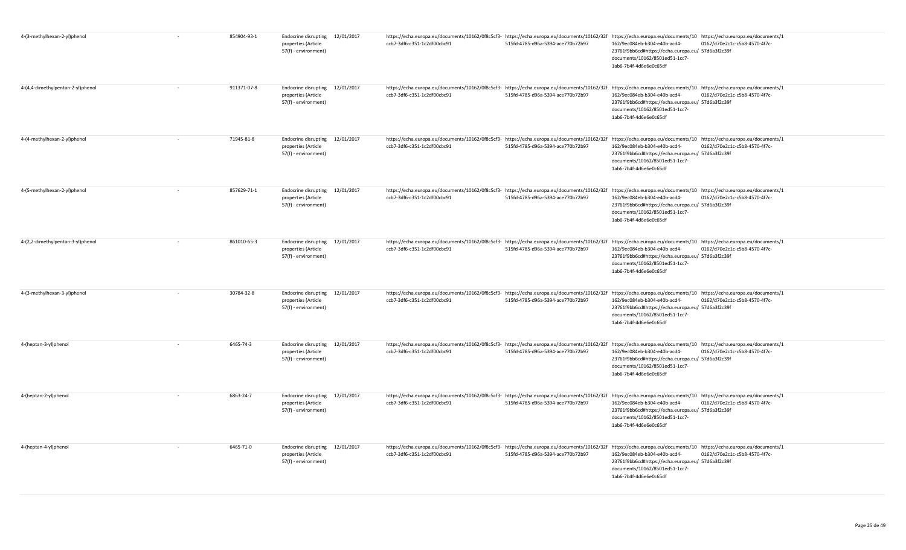| | | | | | | | | |
|---|---|---|---|---|---|---|---|---|
| 4-(3-methylhexan-2-yl)phenol | - | 854904-93-1 | Endocrine disrupting properties (Article 57(f) - environment) | 12/01/2017 | https://echa.europa.eu/documents/10162/0f8c5cf3-ccb7-3df6-c351-1c2df00cbc91 | https://echa.europa.eu/documents/10162/32f515fd-4785-d96a-5394-ace770b72b97 | https://echa.europa.eu/documents/10162/9ec084eb-b304-e40b-acd4-23761f9bb6cd#https://echa.europa.eu/documents/10162/8501ed51-1cc7-1ab6-7b4f-4d6e6e0c65df | https://echa.europa.eu/documents/10162/d70e2c1c-c5b8-4570-4f7c-57d6a3f2c39f |
| 4-(4,4-dimethylpentan-2-yl)phenol | - | 911371-07-8 | Endocrine disrupting properties (Article 57(f) - environment) | 12/01/2017 | https://echa.europa.eu/documents/10162/0f8c5cf3-ccb7-3df6-c351-1c2df00cbc91 | https://echa.europa.eu/documents/10162/32f515fd-4785-d96a-5394-ace770b72b97 | https://echa.europa.eu/documents/10162/9ec084eb-b304-e40b-acd4-23761f9bb6cd#https://echa.europa.eu/documents/10162/8501ed51-1cc7-1ab6-7b4f-4d6e6e0c65df | https://echa.europa.eu/documents/10162/d70e2c1c-c5b8-4570-4f7c-57d6a3f2c39f |
| 4-(4-methylhexan-2-yl)phenol | - | 71945-81-8 | Endocrine disrupting properties (Article 57(f) - environment) | 12/01/2017 | https://echa.europa.eu/documents/10162/0f8c5cf3-ccb7-3df6-c351-1c2df00cbc91 | https://echa.europa.eu/documents/10162/32f515fd-4785-d96a-5394-ace770b72b97 | https://echa.europa.eu/documents/10162/9ec084eb-b304-e40b-acd4-23761f9bb6cd#https://echa.europa.eu/documents/10162/8501ed51-1cc7-1ab6-7b4f-4d6e6e0c65df | https://echa.europa.eu/documents/10162/d70e2c1c-c5b8-4570-4f7c-57d6a3f2c39f |
| 4-(5-methylhexan-2-yl)phenol | - | 857629-71-1 | Endocrine disrupting properties (Article 57(f) - environment) | 12/01/2017 | https://echa.europa.eu/documents/10162/0f8c5cf3-ccb7-3df6-c351-1c2df00cbc91 | https://echa.europa.eu/documents/10162/32f515fd-4785-d96a-5394-ace770b72b97 | https://echa.europa.eu/documents/10162/9ec084eb-b304-e40b-acd4-23761f9bb6cd#https://echa.europa.eu/documents/10162/8501ed51-1cc7-1ab6-7b4f-4d6e6e0c65df | https://echa.europa.eu/documents/10162/d70e2c1c-c5b8-4570-4f7c-57d6a3f2c39f |
| 4-(2,2-dimethylpentan-3-yl)phenol | - | 861010-65-3 | Endocrine disrupting properties (Article 57(f) - environment) | 12/01/2017 | https://echa.europa.eu/documents/10162/0f8c5cf3-ccb7-3df6-c351-1c2df00cbc91 | https://echa.europa.eu/documents/10162/32f515fd-4785-d96a-5394-ace770b72b97 | https://echa.europa.eu/documents/10162/9ec084eb-b304-e40b-acd4-23761f9bb6cd#https://echa.europa.eu/documents/10162/8501ed51-1cc7-1ab6-7b4f-4d6e6e0c65df | https://echa.europa.eu/documents/10162/d70e2c1c-c5b8-4570-4f7c-57d6a3f2c39f |
| 4-(3-methylhexan-3-yl)phenol | - | 30784-32-8 | Endocrine disrupting properties (Article 57(f) - environment) | 12/01/2017 | https://echa.europa.eu/documents/10162/0f8c5cf3-ccb7-3df6-c351-1c2df00cbc91 | https://echa.europa.eu/documents/10162/32f515fd-4785-d96a-5394-ace770b72b97 | https://echa.europa.eu/documents/10162/9ec084eb-b304-e40b-acd4-23761f9bb6cd#https://echa.europa.eu/documents/10162/8501ed51-1cc7-1ab6-7b4f-4d6e6e0c65df | https://echa.europa.eu/documents/10162/d70e2c1c-c5b8-4570-4f7c-57d6a3f2c39f |
| 4-(heptan-3-yl)phenol | - | 6465-74-3 | Endocrine disrupting properties (Article 57(f) - environment) | 12/01/2017 | https://echa.europa.eu/documents/10162/0f8c5cf3-ccb7-3df6-c351-1c2df00cbc91 | https://echa.europa.eu/documents/10162/32f515fd-4785-d96a-5394-ace770b72b97 | https://echa.europa.eu/documents/10162/9ec084eb-b304-e40b-acd4-23761f9bb6cd#https://echa.europa.eu/documents/10162/8501ed51-1cc7-1ab6-7b4f-4d6e6e0c65df | https://echa.europa.eu/documents/10162/d70e2c1c-c5b8-4570-4f7c-57d6a3f2c39f |
| 4-(heptan-2-yl)phenol | - | 6863-24-7 | Endocrine disrupting properties (Article 57(f) - environment) | 12/01/2017 | https://echa.europa.eu/documents/10162/0f8c5cf3-ccb7-3df6-c351-1c2df00cbc91 | https://echa.europa.eu/documents/10162/32f515fd-4785-d96a-5394-ace770b72b97 | https://echa.europa.eu/documents/10162/9ec084eb-b304-e40b-acd4-23761f9bb6cd#https://echa.europa.eu/documents/10162/8501ed51-1cc7-1ab6-7b4f-4d6e6e0c65df | https://echa.europa.eu/documents/10162/d70e2c1c-c5b8-4570-4f7c-57d6a3f2c39f |
| 4-(heptan-4-yl)phenol | - | 6465-71-0 | Endocrine disrupting properties (Article 57(f) - environment) | 12/01/2017 | https://echa.europa.eu/documents/10162/0f8c5cf3-ccb7-3df6-c351-1c2df00cbc91 | https://echa.europa.eu/documents/10162/32f515fd-4785-d96a-5394-ace770b72b97 | https://echa.europa.eu/documents/10162/9ec084eb-b304-e40b-acd4-23761f9bb6cd#https://echa.europa.eu/documents/10162/8501ed51-1cc7-1ab6-7b4f-4d6e6e0c65df | https://echa.europa.eu/documents/10162/d70e2c1c-c5b8-4570-4f7c-57d6a3f2c39f |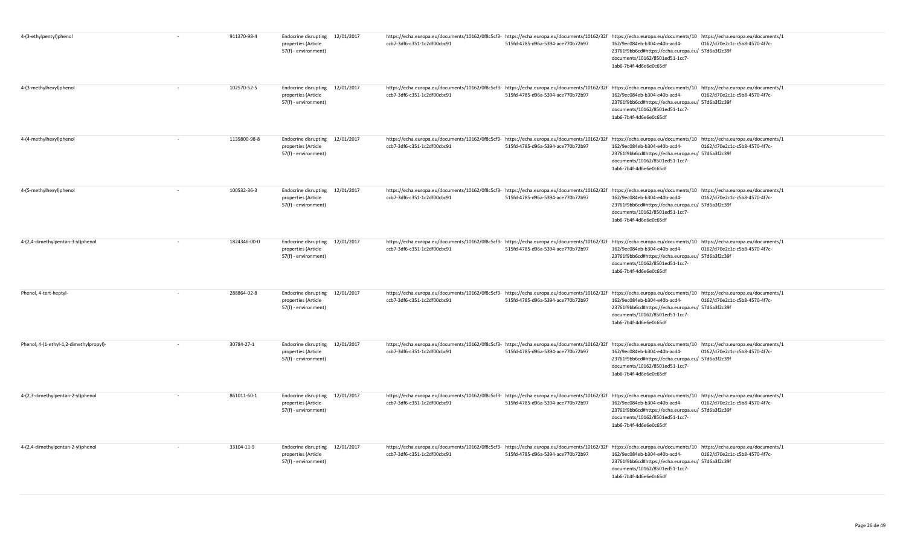| | | | | | | | | |
|---|---|---|---|---|---|---|---|---|
| 4-(3-ethylpentyl)phenol | - | 911370-98-4 | Endocrine disrupting properties (Article 57(f) - environment) | 12/01/2017 | https://echa.europa.eu/documents/10162/0f8c5cf3-ccb7-3df6-c351-1c2df00cbc91 | https://echa.europa.eu/documents/10162/32f515fd-4785-d96a-5394-ace770b72b97 | https://echa.europa.eu/documents/10162/9ec084eb-b304-e40b-acd4-23761f9bb6cd#https://echa.europa.eu/documents/10162/8501ed51-1cc7-1ab6-7b4f-4d6e6e0c65df | https://echa.europa.eu/documents/10162/d70e2c1c-c5b8-4570-4f7c-57d6a3f2c39f |
| 4-(3-methylhexyl)phenol | - | 102570-52-5 | Endocrine disrupting properties (Article 57(f) - environment) | 12/01/2017 | https://echa.europa.eu/documents/10162/0f8c5cf3-ccb7-3df6-c351-1c2df00cbc91 | https://echa.europa.eu/documents/10162/32f515fd-4785-d96a-5394-ace770b72b97 | https://echa.europa.eu/documents/10162/9ec084eb-b304-e40b-acd4-23761f9bb6cd#https://echa.europa.eu/documents/10162/8501ed51-1cc7-1ab6-7b4f-4d6e6e0c65df | https://echa.europa.eu/documents/10162/d70e2c1c-c5b8-4570-4f7c-57d6a3f2c39f |
| 4-(4-methylhexyl)phenol | - | 1139800-98-8 | Endocrine disrupting properties (Article 57(f) - environment) | 12/01/2017 | https://echa.europa.eu/documents/10162/0f8c5cf3-ccb7-3df6-c351-1c2df00cbc91 | https://echa.europa.eu/documents/10162/32f515fd-4785-d96a-5394-ace770b72b97 | https://echa.europa.eu/documents/10162/9ec084eb-b304-e40b-acd4-23761f9bb6cd#https://echa.europa.eu/documents/10162/8501ed51-1cc7-1ab6-7b4f-4d6e6e0c65df | https://echa.europa.eu/documents/10162/d70e2c1c-c5b8-4570-4f7c-57d6a3f2c39f |
| 4-(5-methylhexyl)phenol | - | 100532-36-3 | Endocrine disrupting properties (Article 57(f) - environment) | 12/01/2017 | https://echa.europa.eu/documents/10162/0f8c5cf3-ccb7-3df6-c351-1c2df00cbc91 | https://echa.europa.eu/documents/10162/32f515fd-4785-d96a-5394-ace770b72b97 | https://echa.europa.eu/documents/10162/9ec084eb-b304-e40b-acd4-23761f9bb6cd#https://echa.europa.eu/documents/10162/8501ed51-1cc7-1ab6-7b4f-4d6e6e0c65df | https://echa.europa.eu/documents/10162/d70e2c1c-c5b8-4570-4f7c-57d6a3f2c39f |
| 4-(2,4-dimethylpentan-3-yl)phenol | - | 1824346-00-0 | Endocrine disrupting properties (Article 57(f) - environment) | 12/01/2017 | https://echa.europa.eu/documents/10162/0f8c5cf3-ccb7-3df6-c351-1c2df00cbc91 | https://echa.europa.eu/documents/10162/32f515fd-4785-d96a-5394-ace770b72b97 | https://echa.europa.eu/documents/10162/9ec084eb-b304-e40b-acd4-23761f9bb6cd#https://echa.europa.eu/documents/10162/8501ed51-1cc7-1ab6-7b4f-4d6e6e0c65df | https://echa.europa.eu/documents/10162/d70e2c1c-c5b8-4570-4f7c-57d6a3f2c39f |
| Phenol, 4-tert-heptyl- | - | 288864-02-8 | Endocrine disrupting properties (Article 57(f) - environment) | 12/01/2017 | https://echa.europa.eu/documents/10162/0f8c5cf3-ccb7-3df6-c351-1c2df00cbc91 | https://echa.europa.eu/documents/10162/32f515fd-4785-d96a-5394-ace770b72b97 | https://echa.europa.eu/documents/10162/9ec084eb-b304-e40b-acd4-23761f9bb6cd#https://echa.europa.eu/documents/10162/8501ed51-1cc7-1ab6-7b4f-4d6e6e0c65df | https://echa.europa.eu/documents/10162/d70e2c1c-c5b8-4570-4f7c-57d6a3f2c39f |
| Phenol, 4-(1-ethyl-1,2-dimethylpropyl)- | - | 30784-27-1 | Endocrine disrupting properties (Article 57(f) - environment) | 12/01/2017 | https://echa.europa.eu/documents/10162/0f8c5cf3-ccb7-3df6-c351-1c2df00cbc91 | https://echa.europa.eu/documents/10162/32f515fd-4785-d96a-5394-ace770b72b97 | https://echa.europa.eu/documents/10162/9ec084eb-b304-e40b-acd4-23761f9bb6cd#https://echa.europa.eu/documents/10162/8501ed51-1cc7-1ab6-7b4f-4d6e6e0c65df | https://echa.europa.eu/documents/10162/d70e2c1c-c5b8-4570-4f7c-57d6a3f2c39f |
| 4-(2,3-dimethylpentan-2-yl)phenol | - | 861011-60-1 | Endocrine disrupting properties (Article 57(f) - environment) | 12/01/2017 | https://echa.europa.eu/documents/10162/0f8c5cf3-ccb7-3df6-c351-1c2df00cbc91 | https://echa.europa.eu/documents/10162/32f515fd-4785-d96a-5394-ace770b72b97 | https://echa.europa.eu/documents/10162/9ec084eb-b304-e40b-acd4-23761f9bb6cd#https://echa.europa.eu/documents/10162/8501ed51-1cc7-1ab6-7b4f-4d6e6e0c65df | https://echa.europa.eu/documents/10162/d70e2c1c-c5b8-4570-4f7c-57d6a3f2c39f |
| 4-(2,4-dimethylpentan-2-yl)phenol | - | 33104-11-9 | Endocrine disrupting properties (Article 57(f) - environment) | 12/01/2017 | https://echa.europa.eu/documents/10162/0f8c5cf3-ccb7-3df6-c351-1c2df00cbc91 | https://echa.europa.eu/documents/10162/32f515fd-4785-d96a-5394-ace770b72b97 | https://echa.europa.eu/documents/10162/9ec084eb-b304-e40b-acd4-23761f9bb6cd#https://echa.europa.eu/documents/10162/8501ed51-1cc7-1ab6-7b4f-4d6e6e0c65df | https://echa.europa.eu/documents/10162/d70e2c1c-c5b8-4570-4f7c-57d6a3f2c39f |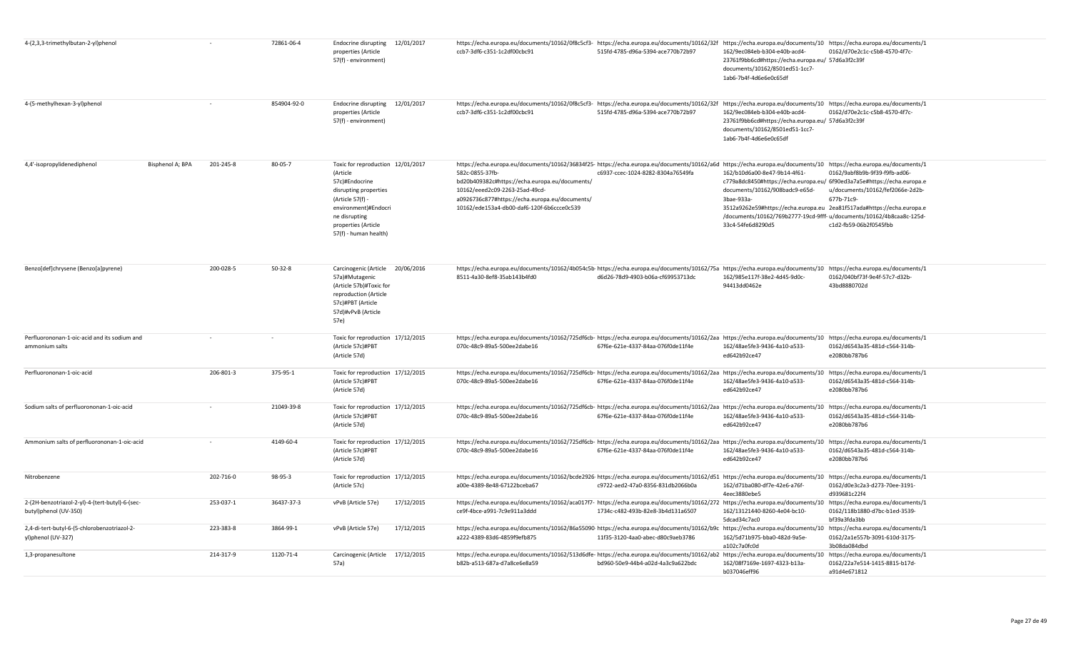| 4-(2,3,3-trimethylbutan-2-yl)phenol | | - | 72861-06-4 | Endocrine disrupting properties (Article 57(f) - environment) | 12/01/2017 | https://echa.europa.eu/documents/10162/0f8c5cf3-ccb7-3df6-c351-1c2df00cbc91 | https://echa.europa.eu/documents/10162/32f515fd-4785-d96a-5394-ace770b72b97 | https://echa.europa.eu/documents/10162/9ec084eb-b304-e40b-acd4-23761f9bb6cd#https://echa.europa.eu/documents/10162/8501ed51-1cc7-1ab6-7b4f-4d6e6e0c65df | https://echa.europa.eu/documents/10162/d70e2c1c-c5b8-4570-4f7c-57d6a3f2c39f |
|---|---|---|---|---|---|---|---|---|---|
| 4-(5-methylhexan-3-yl)phenol | | - | 854904-92-0 | Endocrine disrupting properties (Article 57(f) - environment) | 12/01/2017 | https://echa.europa.eu/documents/10162/0f8c5cf3-ccb7-3df6-c351-1c2df00cbc91 | https://echa.europa.eu/documents/10162/32f515fd-4785-d96a-5394-ace770b72b97 | https://echa.europa.eu/documents/10162/9ec084eb-b304-e40b-acd4-23761f9bb6cd#https://echa.europa.eu/documents/10162/8501ed51-1cc7-1ab6-7b4f-4d6e6e0c65df | https://echa.europa.eu/documents/10162/d70e2c1c-c5b8-4570-4f7c-57d6a3f2c39f |
| 4,4'-isopropylidenediphenol | Bisphenol A; BPA | 201-245-8 | 80-05-7 | Toxic for reproduction (Article 57c)#Endocrine disrupting properties (Article 57(f) - environment)#Endocrine disrupting properties (Article 57(f) - human health) | 12/01/2017 | https://echa.europa.eu/documents/10162/36834f25-582c-0855-37fb-bd20b409382c#https://echa.europa.eu/documents/10162/eeed2c09-2263-25ad-49cd-a0926736c877#https://echa.europa.eu/documents/10162/ede153a4-db00-daf6-120f-6b6ccce0c539 | https://echa.europa.eu/documents/10162/a6dc6937-ccec-1024-8282-8304a76549fa | https://echa.europa.eu/documents/10162/b10d6a00-8e47-9b14-4f61-c779a8dc8450#https://echa.europa.eu/documents/10162/908badc9-e65d-3bae-933a-3512a9262e59#https://echa.europa.eu/documents/10162/769b2777-19cd-9fff-33c4-54fe6d8290d5 | https://echa.europa.eu/documents/10162/9abf8b9b-9f39-f9fb-ad06-6f90ed3a7a5e#https://echa.europa.eu/documents/10162/fef2066e-2d2b-677b-71c9-2ea81f517ada#https://echa.europa.eu/documents/10162/4b8caa8c-125d-c1d2-fb59-06b2f0545fbb |
| Benzo[def]chrysene (Benzo[a]pyrene) | | 200-028-5 | 50-32-8 | Carcinogenic (Article 57a)#Mutagenic (Article 57b)#Toxic for reproduction (Article 57c)#PBT (Article 57d)#vPvB (Article 57e) | 20/06/2016 | https://echa.europa.eu/documents/10162/4b054c5b-8511-4a30-8ef8-35ab143b4fd0 | https://echa.europa.eu/documents/10162/75ad6d26-78d9-4903-b06a-cf69953713dc | https://echa.europa.eu/documents/10162/985e117f-38e2-4d45-9d0c-94413dd0462e | https://echa.europa.eu/documents/10162/040bf73f-9e4f-57c7-d32b-43bd8880702d |
| Perfluorononan-1-oic-acid and its sodium and ammonium salts | | - | - | Toxic for reproduction (Article 57c)#PBT (Article 57d) | 17/12/2015 | https://echa.europa.eu/documents/10162/725df6cb-070c-48c9-89a5-500ee2dabe16 | https://echa.europa.eu/documents/10162/2aa67f6e-621e-4337-84aa-076f0de11f4e | https://echa.europa.eu/documents/10162/48ae5fe3-9436-4a10-a533-ed642b92ce47 | https://echa.europa.eu/documents/10162/d6543a35-481d-c564-314b-e2080bb787b6 |
| Perfluorononan-1-oic-acid | | 206-801-3 | 375-95-1 | Toxic for reproduction (Article 57c)#PBT (Article 57d) | 17/12/2015 | https://echa.europa.eu/documents/10162/725df6cb-070c-48c9-89a5-500ee2dabe16 | https://echa.europa.eu/documents/10162/2aa67f6e-621e-4337-84aa-076f0de11f4e | https://echa.europa.eu/documents/10162/48ae5fe3-9436-4a10-a533-ed642b92ce47 | https://echa.europa.eu/documents/10162/d6543a35-481d-c564-314b-e2080bb787b6 |
| Sodium salts of perfluorononan-1-oic-acid | | - | 21049-39-8 | Toxic for reproduction (Article 57c)#PBT (Article 57d) | 17/12/2015 | https://echa.europa.eu/documents/10162/725df6cb-070c-48c9-89a5-500ee2dabe16 | https://echa.europa.eu/documents/10162/2aa67f6e-621e-4337-84aa-076f0de11f4e | https://echa.europa.eu/documents/10162/48ae5fe3-9436-4a10-a533-ed642b92ce47 | https://echa.europa.eu/documents/10162/d6543a35-481d-c564-314b-e2080bb787b6 |
| Ammonium salts of perfluorononan-1-oic-acid | | - | 4149-60-4 | Toxic for reproduction (Article 57c)#PBT (Article 57d) | 17/12/2015 | https://echa.europa.eu/documents/10162/725df6cb-070c-48c9-89a5-500ee2dabe16 | https://echa.europa.eu/documents/10162/2aa67f6e-621e-4337-84aa-076f0de11f4e | https://echa.europa.eu/documents/10162/48ae5fe3-9436-4a10-a533-ed642b92ce47 | https://echa.europa.eu/documents/10162/d6543a35-481d-c564-314b-e2080bb787b6 |
| Nitrobenzene | | 202-716-0 | 98-95-3 | Toxic for reproduction (Article 57c) | 17/12/2015 | https://echa.europa.eu/documents/10162/bcde2926-a00e-4389-8e48-67122bceba67 | https://echa.europa.eu/documents/10162/d51c9722-aed2-47a0-8356-831db2066b0a | https://echa.europa.eu/documents/10162/d71ba080-df7e-42e6-a76f-4eec3880ebe5 | https://echa.europa.eu/documents/10162/d0e3c2a3-d273-70ee-3191-d939681c22f4 |
| 2-(2H-benzotriazol-2-yl)-4-(tert-butyl)-6-(sec-butyl)phenol (UV-350) | | 253-037-1 | 36437-37-3 | vPvB (Article 57e) | 17/12/2015 | https://echa.europa.eu/documents/10162/aca017f7-ce9f-4bce-a991-7c9e911a3ddd | https://echa.europa.eu/documents/10162/2721734c-c482-493b-82e8-3b4d131a6507 | https://echa.europa.eu/documents/10162/13121440-8260-4e04-bc10-5dcad34c7ac0 | https://echa.europa.eu/documents/10162/118b1880-d7bc-b1ed-3539-bf39a3fda3bb |
| 2,4-di-tert-butyl-6-(5-chlorobenzotriazol-2-yl)phenol (UV-327) | | 223-383-8 | 3864-99-1 | vPvB (Article 57e) | 17/12/2015 | https://echa.europa.eu/documents/10162/86a55090-a222-4389-83d6-4859f9efb875 | https://echa.europa.eu/documents/10162/b9c11f35-3120-4aa0-abec-d80c9aeb3786 | https://echa.europa.eu/documents/10162/5d71b975-bba0-482d-9a5e-a102c7a0fc0d | https://echa.europa.eu/documents/10162/2a1e557b-3091-610d-3175-3b08da084dbd |
| 1,3-propanesultone | | 214-317-9 | 1120-71-4 | Carcinogenic (Article 57a) | 17/12/2015 | https://echa.europa.eu/documents/10162/513d6dfe-b82b-a513-687a-d7a8ce6e8a59 | https://echa.europa.eu/documents/10162/ab2bd960-50e9-44b4-a02d-4a3c9a622bdc | https://echa.europa.eu/documents/10162/08f7169e-1697-4323-b13a-b037046eff96 | https://echa.europa.eu/documents/10162/22a7e514-1415-8815-b17d-a91d4e671812 |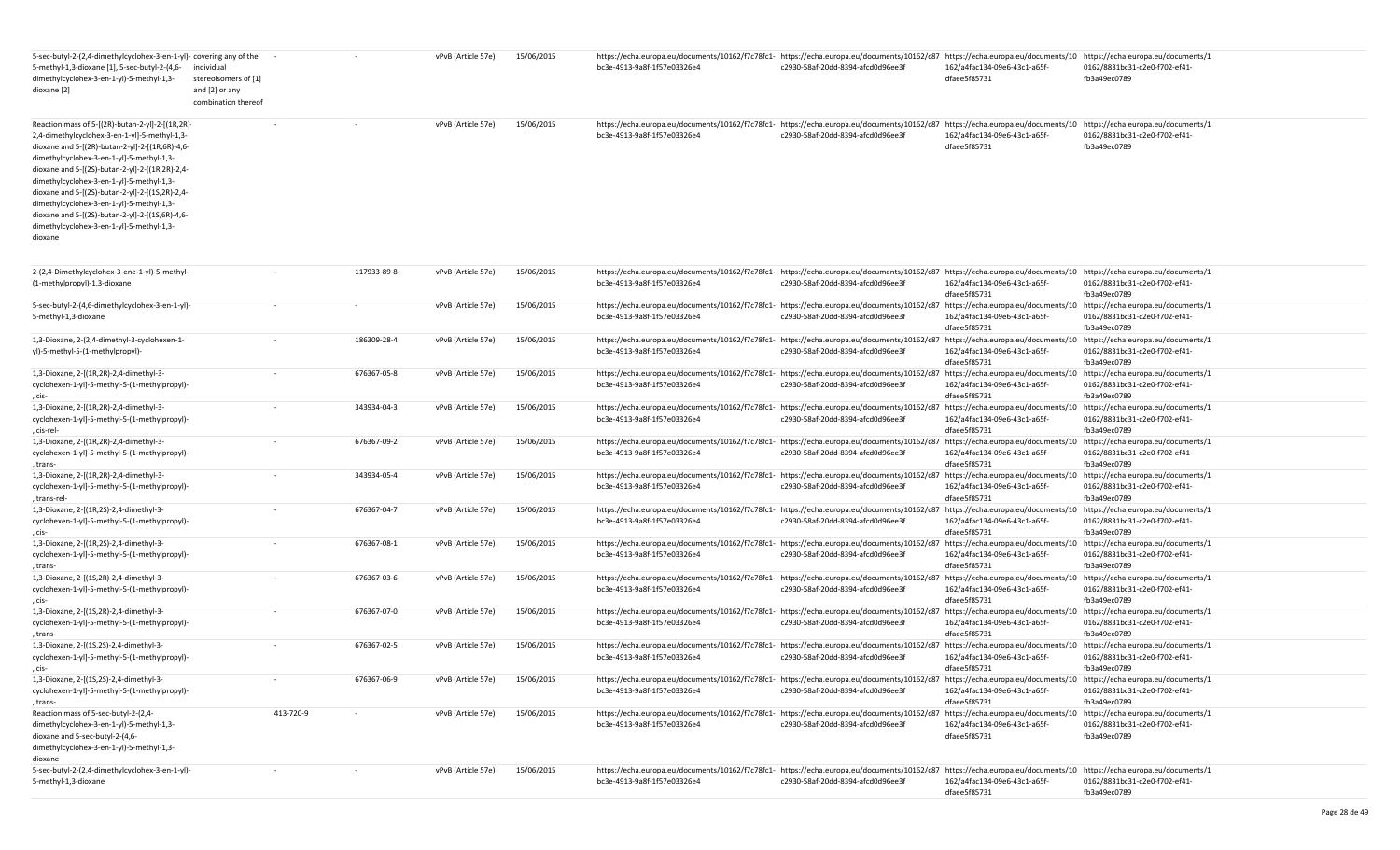| | | | | | | | | | |
|---|---|---|---|---|---|---|---|---|---|
| 5-sec-butyl-2-(2,4-dimethylcyclohex-3-en-1-yl)-5-methyl-1,3-dioxane [1], 5-sec-butyl-2-(4,6-dimethylcyclohex-3-en-1-yl)-5-methyl-1,3-dioxane [2] | covering any of the individual stereoisomers of [1] and [2] or any combination thereof | - | - | vPvB (Article 57e) | 15/06/2015 | https://echa.europa.eu/documents/10162/f7c78fc1-bc3e-4913-9a8f-1f57e03326e4 | https://echa.europa.eu/documents/10162/c87c2930-58af-20dd-8394-afcd0d96ee3f | https://echa.europa.eu/documents/10162/a4fac134-09e6-43c1-a65f-dfaee5f85731 | https://echa.europa.eu/documents/10162/8831bc31-c2e0-f702-ef41-fb3a49ec0789 |
| Reaction mass of 5-[(2R)-butan-2-yl]-2-[(1R,2R)-2,4-dimethylcyclohex-3-en-1-yl]-5-methyl-1,3-dioxane and 5-[(2R)-butan-2-yl]-2-[(1R,6R)-4,6-dimethylcyclohex-3-en-1-yl]-5-methyl-1,3-dioxane and 5-[(2S)-butan-2-yl]-2-[(1R,2R)-2,4-dimethylcyclohex-3-en-1-yl]-5-methyl-1,3-dioxane and 5-[(2S)-butan-2-yl]-2-[(1S,2R)-2,4-dimethylcyclohex-3-en-1-yl]-5-methyl-1,3-dioxane and 5-[(2S)-butan-2-yl]-2-[(1S,6R)-4,6-dimethylcyclohex-3-en-1-yl]-5-methyl-1,3-dioxane | | - | - | vPvB (Article 57e) | 15/06/2015 | https://echa.europa.eu/documents/10162/f7c78fc1-bc3e-4913-9a8f-1f57e03326e4 | https://echa.europa.eu/documents/10162/c87c2930-58af-20dd-8394-afcd0d96ee3f | https://echa.europa.eu/documents/10162/a4fac134-09e6-43c1-a65f-dfaee5f85731 | https://echa.europa.eu/documents/10162/8831bc31-c2e0-f702-ef41-fb3a49ec0789 |
| 2-(2,4-Dimethylcyclohex-3-ene-1-yl)-5-methyl-(1-methylpropyl)-1,3-dioxane | | - | 117933-89-8 | vPvB (Article 57e) | 15/06/2015 | https://echa.europa.eu/documents/10162/f7c78fc1-bc3e-4913-9a8f-1f57e03326e4 | https://echa.europa.eu/documents/10162/c87c2930-58af-20dd-8394-afcd0d96ee3f | https://echa.europa.eu/documents/10162/a4fac134-09e6-43c1-a65f-dfaee5f85731 | https://echa.europa.eu/documents/10162/8831bc31-c2e0-f702-ef41-fb3a49ec0789 |
| 5-sec-butyl-2-(4,6-dimethylcyclohex-3-en-1-yl)-5-methyl-1,3-dioxane | | - | - | vPvB (Article 57e) | 15/06/2015 | https://echa.europa.eu/documents/10162/f7c78fc1-bc3e-4913-9a8f-1f57e03326e4 | https://echa.europa.eu/documents/10162/c87c2930-58af-20dd-8394-afcd0d96ee3f | https://echa.europa.eu/documents/10162/a4fac134-09e6-43c1-a65f-dfaee5f85731 | https://echa.europa.eu/documents/10162/8831bc31-c2e0-f702-ef41-fb3a49ec0789 |
| 1,3-Dioxane, 2-(2,4-dimethyl-3-cyclohexen-1-yl)-5-methyl-5-(1-methylpropyl)- | | - | 186309-28-4 | vPvB (Article 57e) | 15/06/2015 | https://echa.europa.eu/documents/10162/f7c78fc1-bc3e-4913-9a8f-1f57e03326e4 | https://echa.europa.eu/documents/10162/c87c2930-58af-20dd-8394-afcd0d96ee3f | https://echa.europa.eu/documents/10162/a4fac134-09e6-43c1-a65f-dfaee5f85731 | https://echa.europa.eu/documents/10162/8831bc31-c2e0-f702-ef41-fb3a49ec0789 |
| 1,3-Dioxane, 2-[(1R,2R)-2,4-dimethyl-3-cyclohexen-1-yl]-5-methyl-5-(1-methylpropyl)-, cis- | | - | 676367-05-8 | vPvB (Article 57e) | 15/06/2015 | https://echa.europa.eu/documents/10162/f7c78fc1-bc3e-4913-9a8f-1f57e03326e4 | https://echa.europa.eu/documents/10162/c87c2930-58af-20dd-8394-afcd0d96ee3f | https://echa.europa.eu/documents/10162/a4fac134-09e6-43c1-a65f-dfaee5f85731 | https://echa.europa.eu/documents/10162/8831bc31-c2e0-f702-ef41-fb3a49ec0789 |
| 1,3-Dioxane, 2-[(1R,2R)-2,4-dimethyl-3-cyclohexen-1-yl]-5-methyl-5-(1-methylpropyl)-, cis-rel- | | - | 343934-04-3 | vPvB (Article 57e) | 15/06/2015 | https://echa.europa.eu/documents/10162/f7c78fc1-bc3e-4913-9a8f-1f57e03326e4 | https://echa.europa.eu/documents/10162/c87c2930-58af-20dd-8394-afcd0d96ee3f | https://echa.europa.eu/documents/10162/a4fac134-09e6-43c1-a65f-dfaee5f85731 | https://echa.europa.eu/documents/10162/8831bc31-c2e0-f702-ef41-fb3a49ec0789 |
| 1,3-Dioxane, 2-[(1R,2R)-2,4-dimethyl-3-cyclohexen-1-yl]-5-methyl-5-(1-methylpropyl)-, trans- | | - | 676367-09-2 | vPvB (Article 57e) | 15/06/2015 | https://echa.europa.eu/documents/10162/f7c78fc1-bc3e-4913-9a8f-1f57e03326e4 | https://echa.europa.eu/documents/10162/c87c2930-58af-20dd-8394-afcd0d96ee3f | https://echa.europa.eu/documents/10162/a4fac134-09e6-43c1-a65f-dfaee5f85731 | https://echa.europa.eu/documents/10162/8831bc31-c2e0-f702-ef41-fb3a49ec0789 |
| 1,3-Dioxane, 2-[(1R,2R)-2,4-dimethyl-3-cyclohexen-1-yl]-5-methyl-5-(1-methylpropyl)-, trans-rel- | | - | 343934-05-4 | vPvB (Article 57e) | 15/06/2015 | https://echa.europa.eu/documents/10162/f7c78fc1-bc3e-4913-9a8f-1f57e03326e4 | https://echa.europa.eu/documents/10162/c87c2930-58af-20dd-8394-afcd0d96ee3f | https://echa.europa.eu/documents/10162/a4fac134-09e6-43c1-a65f-dfaee5f85731 | https://echa.europa.eu/documents/10162/8831bc31-c2e0-f702-ef41-fb3a49ec0789 |
| 1,3-Dioxane, 2-[(1R,2S)-2,4-dimethyl-3-cyclohexen-1-yl]-5-methyl-5-(1-methylpropyl)-, cis- | | - | 676367-04-7 | vPvB (Article 57e) | 15/06/2015 | https://echa.europa.eu/documents/10162/f7c78fc1-bc3e-4913-9a8f-1f57e03326e4 | https://echa.europa.eu/documents/10162/c87c2930-58af-20dd-8394-afcd0d96ee3f | https://echa.europa.eu/documents/10162/a4fac134-09e6-43c1-a65f-dfaee5f85731 | https://echa.europa.eu/documents/10162/8831bc31-c2e0-f702-ef41-fb3a49ec0789 |
| 1,3-Dioxane, 2-[(1R,2S)-2,4-dimethyl-3-cyclohexen-1-yl]-5-methyl-5-(1-methylpropyl)-, trans- | | - | 676367-08-1 | vPvB (Article 57e) | 15/06/2015 | https://echa.europa.eu/documents/10162/f7c78fc1-bc3e-4913-9a8f-1f57e03326e4 | https://echa.europa.eu/documents/10162/c87c2930-58af-20dd-8394-afcd0d96ee3f | https://echa.europa.eu/documents/10162/a4fac134-09e6-43c1-a65f-dfaee5f85731 | https://echa.europa.eu/documents/10162/8831bc31-c2e0-f702-ef41-fb3a49ec0789 |
| 1,3-Dioxane, 2-[(1S,2R)-2,4-dimethyl-3-cyclohexen-1-yl]-5-methyl-5-(1-methylpropyl)-, cis- | | - | 676367-03-6 | vPvB (Article 57e) | 15/06/2015 | https://echa.europa.eu/documents/10162/f7c78fc1-bc3e-4913-9a8f-1f57e03326e4 | https://echa.europa.eu/documents/10162/c87c2930-58af-20dd-8394-afcd0d96ee3f | https://echa.europa.eu/documents/10162/a4fac134-09e6-43c1-a65f-dfaee5f85731 | https://echa.europa.eu/documents/10162/8831bc31-c2e0-f702-ef41-fb3a49ec0789 |
| 1,3-Dioxane, 2-[(1S,2R)-2,4-dimethyl-3-cyclohexen-1-yl]-5-methyl-5-(1-methylpropyl)-, trans- | | - | 676367-07-0 | vPvB (Article 57e) | 15/06/2015 | https://echa.europa.eu/documents/10162/f7c78fc1-bc3e-4913-9a8f-1f57e03326e4 | https://echa.europa.eu/documents/10162/c87c2930-58af-20dd-8394-afcd0d96ee3f | https://echa.europa.eu/documents/10162/a4fac134-09e6-43c1-a65f-dfaee5f85731 | https://echa.europa.eu/documents/10162/8831bc31-c2e0-f702-ef41-fb3a49ec0789 |
| 1,3-Dioxane, 2-[(1S,2S)-2,4-dimethyl-3-cyclohexen-1-yl]-5-methyl-5-(1-methylpropyl)-, cis- | | - | 676367-02-5 | vPvB (Article 57e) | 15/06/2015 | https://echa.europa.eu/documents/10162/f7c78fc1-bc3e-4913-9a8f-1f57e03326e4 | https://echa.europa.eu/documents/10162/c87c2930-58af-20dd-8394-afcd0d96ee3f | https://echa.europa.eu/documents/10162/a4fac134-09e6-43c1-a65f-dfaee5f85731 | https://echa.europa.eu/documents/10162/8831bc31-c2e0-f702-ef41-fb3a49ec0789 |
| 1,3-Dioxane, 2-[(1S,2S)-2,4-dimethyl-3-cyclohexen-1-yl]-5-methyl-5-(1-methylpropyl)-, trans- | | - | 676367-06-9 | vPvB (Article 57e) | 15/06/2015 | https://echa.europa.eu/documents/10162/f7c78fc1-bc3e-4913-9a8f-1f57e03326e4 | https://echa.europa.eu/documents/10162/c87c2930-58af-20dd-8394-afcd0d96ee3f | https://echa.europa.eu/documents/10162/a4fac134-09e6-43c1-a65f-dfaee5f85731 | https://echa.europa.eu/documents/10162/8831bc31-c2e0-f702-ef41-fb3a49ec0789 |
| Reaction mass of 5-sec-butyl-2-(2,4-dimethylcyclohex-3-en-1-yl)-5-methyl-1,3-dioxane and 5-sec-butyl-2-(4,6-dimethylcyclohex-3-en-1-yl)-5-methyl-1,3-dioxane | | 413-720-9 | - | vPvB (Article 57e) | 15/06/2015 | https://echa.europa.eu/documents/10162/f7c78fc1-bc3e-4913-9a8f-1f57e03326e4 | https://echa.europa.eu/documents/10162/c87c2930-58af-20dd-8394-afcd0d96ee3f | https://echa.europa.eu/documents/10162/a4fac134-09e6-43c1-a65f-dfaee5f85731 | https://echa.europa.eu/documents/10162/8831bc31-c2e0-f702-ef41-fb3a49ec0789 |
| 5-sec-butyl-2-(2,4-dimethylcyclohex-3-en-1-yl)-5-methyl-1,3-dioxane | | - | - | vPvB (Article 57e) | 15/06/2015 | https://echa.europa.eu/documents/10162/f7c78fc1-bc3e-4913-9a8f-1f57e03326e4 | https://echa.europa.eu/documents/10162/c87c2930-58af-20dd-8394-afcd0d96ee3f | https://echa.europa.eu/documents/10162/a4fac134-09e6-43c1-a65f-dfaee5f85731 | https://echa.europa.eu/documents/10162/8831bc31-c2e0-f702-ef41-fb3a49ec0789 |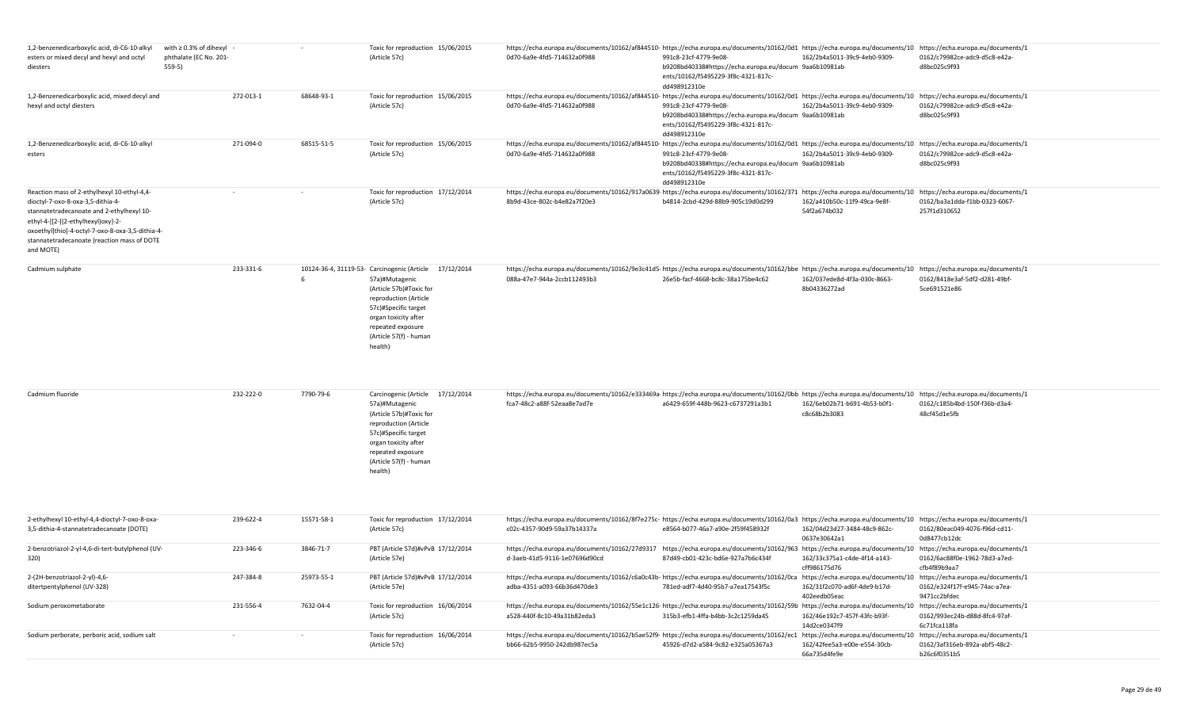| | | | | | | | | | |
|---|---|---|---|---|---|---|---|---|---|
| 1,2-benzenedicarboxylic acid, di-C6-10-alkyl esters or mixed decyl and hexyl and octyl diesters | with ≥ 0.3% of dihexyl phthalate (EC No. 201-559-5) | - | - | Toxic for reproduction (Article 57c) | 15/06/2015 | https://echa.europa.eu/documents/10162/af844510-0d70-6a9e-4fd5-714632a0f988 | https://echa.europa.eu/documents/10162/0d1991c8-23cf-4779-9e08-b9208bd40338#https://echa.europa.eu/documents/10162/f5495229-3f8c-4321-817c-dd498912310e | https://echa.europa.eu/documents/10162/2b4a5011-39c9-4eb0-9309-9aa6b10981ab | https://echa.europa.eu/documents/10162/c79982ce-adc9-d5c8-e42a-d8bc025c9f93 |
| 1,2-Benzenedicarboxylic acid, mixed decyl and hexyl and octyl diesters | | 272-013-1 | 68648-93-1 | Toxic for reproduction (Article 57c) | 15/06/2015 | https://echa.europa.eu/documents/10162/af844510-0d70-6a9e-4fd5-714632a0f988 | https://echa.europa.eu/documents/10162/0d1991c8-23cf-4779-9e08-b9208bd40338#https://echa.europa.eu/documents/10162/f5495229-3f8c-4321-817c-dd498912310e | https://echa.europa.eu/documents/10162/2b4a5011-39c9-4eb0-9309-9aa6b10981ab | https://echa.europa.eu/documents/10162/c79982ce-adc9-d5c8-e42a-d8bc025c9f93 |
| 1,2-Benzenedicarboxylic acid, di-C6-10-alkyl esters | | 271-094-0 | 68515-51-5 | Toxic for reproduction (Article 57c) | 15/06/2015 | https://echa.europa.eu/documents/10162/af844510-0d70-6a9e-4fd5-714632a0f988 | https://echa.europa.eu/documents/10162/0d1991c8-23cf-4779-9e08-b9208bd40338#https://echa.europa.eu/documents/10162/f5495229-3f8c-4321-817c-dd498912310e | https://echa.europa.eu/documents/10162/2b4a5011-39c9-4eb0-9309-9aa6b10981ab | https://echa.europa.eu/documents/10162/c79982ce-adc9-d5c8-e42a-d8bc025c9f93 |
| Reaction mass of 2-ethylhexyl 10-ethyl-4,4-dioctyl-7-oxo-8-oxa-3,5-dithia-4-stannatetradecanoate and 2-ethylhexyl 10-ethyl-4-[[2-[(2-ethylhexyl)oxy]-2-oxoethyl]thio]-4-octyl-7-oxo-8-oxa-3,5-dithia-4-stannatetradecanoate (reaction mass of DOTE and MOTE) | | - | - | Toxic for reproduction (Article 57c) | 17/12/2014 | https://echa.europa.eu/documents/10162/917a0639-8b9d-43ce-802c-b4e82a7f20e3 | https://echa.europa.eu/documents/10162/371b4814-2cbd-429d-88b9-905c19d0d299 | https://echa.europa.eu/documents/10162/a410b50c-11f9-49ca-9e8f-54f2a674b032 | https://echa.europa.eu/documents/10162/ba3a1dda-f1bb-0323-6067-257f1d310652 |
| Cadmium sulphate | | 233-331-6 | 10124-36-4, 31119-53-6 | Carcinogenic (Article 57a)#Mutagenic (Article 57b)#Toxic for reproduction (Article 57c)#Specific target organ toxicity after repeated exposure (Article 57(f) - human health) | 17/12/2014 | https://echa.europa.eu/documents/10162/9e3c41d5-088a-47e7-944a-2ccb112493b3 | https://echa.europa.eu/documents/10162/bbe26e5b-facf-4668-bc8c-38a175be4c62 | https://echa.europa.eu/documents/10162/037ede8d-4f3a-030c-8663-8b04336272ad | https://echa.europa.eu/documents/10162/8418e3af-5df2-d281-49bf-5ce691521e86 |
| Cadmium fluoride | | 232-222-0 | 7790-79-6 | Carcinogenic (Article 57a)#Mutagenic (Article 57b)#Toxic for reproduction (Article 57c)#Specific target organ toxicity after repeated exposure (Article 57(f) - human health) | 17/12/2014 | https://echa.europa.eu/documents/10162/e333469a-fca7-48c2-a88f-52eaa8e7ad7e | https://echa.europa.eu/documents/10162/0bba6429-659f-448b-9623-c6737291a3b1 | https://echa.europa.eu/documents/10162/6eb02b71-b691-4b53-b0f1-c8c68b2b3083 | https://echa.europa.eu/documents/10162/c185b4bd-150f-f36b-d3a4-48cf45d1e5fb |
| 2-ethylhexyl 10-ethyl-4,4-dioctyl-7-oxo-8-oxa-3,5-dithia-4-stannatetradecanoate (DOTE) | | 239-622-4 | 15571-58-1 | Toxic for reproduction (Article 57c) | 17/12/2014 | https://echa.europa.eu/documents/10162/8f7e275c-c02c-4357-90d9-59a37b14337a | https://echa.europa.eu/documents/10162/0a3e8564-b077-46a7-a90e-2f59f458932f | https://echa.europa.eu/documents/10162/04d23d27-3484-48c9-862c-0637e30642a1 | https://echa.europa.eu/documents/10162/80eac049-4076-f96d-cd11-0d8477cb12dc |
| 2-benzotriazol-2-yl-4,6-di-tert-butylphenol (UV-320) | | 223-346-6 | 3846-71-7 | PBT (Article 57d)#vPvB (Article 57e) | 17/12/2014 | https://echa.europa.eu/documents/10162/27d9317d-3aeb-41d5-9116-1e07696d90cd | https://echa.europa.eu/documents/10162/96387d49-cb01-423c-bd6e-927a7b6c434f | https://echa.europa.eu/documents/10162/33c375a1-c4de-4f14-a143-cff986175d76 | https://echa.europa.eu/documents/10162/6ac88f0e-1962-78d3-a7ed-cfb4f89b9aa7 |
| 2-(2H-benzotriazol-2-yl)-4,6-ditertpentylphenol (UV-328) | | 247-384-8 | 25973-55-1 | PBT (Article 57d)#vPvB (Article 57e) | 17/12/2014 | https://echa.europa.eu/documents/10162/c6a0c43b-adba-4351-a093-66b36d470de3 | https://echa.europa.eu/documents/10162/0ca781ed-adf7-4d40-95b7-a7ea17543f5c | https://echa.europa.eu/documents/10162/31f2c070-ad6f-4de9-b17d-402eedb05eac | https://echa.europa.eu/documents/10162/e324f17f-e945-74ac-a7ea-9471cc2bfdec |
| Sodium peroxometaborate | | 231-556-4 | 7632-04-4 | Toxic for reproduction (Article 57c) | 16/06/2014 | https://echa.europa.eu/documents/10162/55e1c126-a528-440f-8c10-49a31b82eda3 | https://echa.europa.eu/documents/10162/59b315b3-efb1-4ffa-b4bb-3c2c1259da45 | https://echa.europa.eu/documents/10162/46e192c7-457f-43fc-b93f-14d2ce0347f9 | https://echa.europa.eu/documents/10162/993ec24b-d88d-8fc4-97af-6c71fca118fa |
| Sodium perborate, perboric acid, sodium salt | | - | - | Toxic for reproduction (Article 57c) | 16/06/2014 | https://echa.europa.eu/documents/10162/b5ae52f9-bb66-62b5-9950-242db987ec5a | https://echa.europa.eu/documents/10162/ec145926-d7d2-a584-9c82-e325a05367a3 | https://echa.europa.eu/documents/10162/42fee5a3-e00e-e554-30cb-66a735d4fe9e | https://echa.europa.eu/documents/10162/3af316eb-892a-abf5-48c2-b26c6f0351b5 |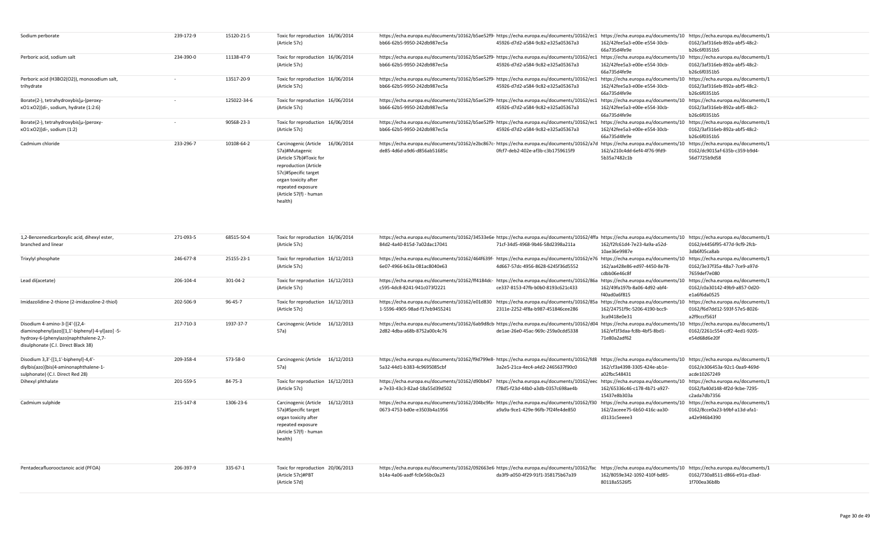| | | | | | | | | |
|---|---|---|---|---|---|---|---|---|
| Sodium perborate | 239-172-9 | 15120-21-5 | Toxic for reproduction (Article 57c) | 16/06/2014 | https://echa.europa.eu/documents/10162/b5ae52f9-bb66-62b5-9950-242db987ec5a | https://echa.europa.eu/documents/10162/ec1 45926-d7d2-a584-9c82-e325a05367a3 | https://echa.europa.eu/documents/10 162/42fee5a3-e00e-e554-30cb-66a735d4fe9e | https://echa.europa.eu/documents/1 0162/3af316eb-892a-abf5-48c2-b26c6f0351b5 |
| Perboric acid, sodium salt | 234-390-0 | 11138-47-9 | Toxic for reproduction (Article 57c) | 16/06/2014 | https://echa.europa.eu/documents/10162/b5ae52f9-bb66-62b5-9950-242db987ec5a | https://echa.europa.eu/documents/10162/ec1 45926-d7d2-a584-9c82-e325a05367a3 | https://echa.europa.eu/documents/10 162/42fee5a3-e00e-e554-30cb-66a735d4fe9e | https://echa.europa.eu/documents/1 0162/3af316eb-892a-abf5-48c2-b26c6f0351b5 |
| Perboric acid (H3BO2(O2)), monosodium salt, trihydrate | - | 13517-20-9 | Toxic for reproduction (Article 57c) | 16/06/2014 | https://echa.europa.eu/documents/10162/b5ae52f9-bb66-62b5-9950-242db987ec5a | https://echa.europa.eu/documents/10162/ec1 45926-d7d2-a584-9c82-e325a05367a3 | https://echa.europa.eu/documents/10 162/42fee5a3-e00e-e554-30cb-66a735d4fe9e | https://echa.europa.eu/documents/1 0162/3af316eb-892a-abf5-48c2-b26c6f0351b5 |
| Borate(2-), tetrahydroxybis[μ-(peroxy-κO1:κO2)]di-, sodium, hydrate (1:2:6) | - | 125022-34-6 | Toxic for reproduction (Article 57c) | 16/06/2014 | https://echa.europa.eu/documents/10162/b5ae52f9-bb66-62b5-9950-242db987ec5a | https://echa.europa.eu/documents/10162/ec1 45926-d7d2-a584-9c82-e325a05367a3 | https://echa.europa.eu/documents/10 162/42fee5a3-e00e-e554-30cb-66a735d4fe9e | https://echa.europa.eu/documents/1 0162/3af316eb-892a-abf5-48c2-b26c6f0351b5 |
| Borate(2-), tetrahydroxybis[μ-(peroxy-κO1:κO2)]di-, sodium (1:2) | - | 90568-23-3 | Toxic for reproduction (Article 57c) | 16/06/2014 | https://echa.europa.eu/documents/10162/b5ae52f9-bb66-62b5-9950-242db987ec5a | https://echa.europa.eu/documents/10162/ec1 45926-d7d2-a584-9c82-e325a05367a3 | https://echa.europa.eu/documents/10 162/42fee5a3-e00e-e554-30cb-66a735d4fe9e | https://echa.europa.eu/documents/1 0162/3af316eb-892a-abf5-48c2-b26c6f0351b5 |
| Cadmium chloride | 233-296-7 | 10108-64-2 | Carcinogenic (Article 57a)#Mutagenic (Article 57b)#Toxic for reproduction (Article 57c)#Specific target organ toxicity after repeated exposure (Article 57(f) - human health) | 16/06/2014 | https://echa.europa.eu/documents/10162/e2bc867c-de85-4d6d-a9d6-d856ab51685c | https://echa.europa.eu/documents/10162/a7d 0fcf7-deb2-402e-af3b-c3b1759615f9 | https://echa.europa.eu/documents/10 162/a210c4dd-6ef4-4f76-9fd9-5b35a7482c1b | https://echa.europa.eu/documents/1 0162/dc9015af-635b-c359-b9d4-56d7725b9d58 |
| 1,2-Benzenedicarboxylic acid, dihexyl ester, branched and linear | 271-093-5 | 68515-50-4 | Toxic for reproduction (Article 57c) | 16/06/2014 | https://echa.europa.eu/documents/10162/34533e6e-84d2-4a40-815d-7a02dac17041 | https://echa.europa.eu/documents/10162/4ffa 71cf-34d5-4968-9b46-58d2398a211a | https://echa.europa.eu/documents/10 162/f2fc61d4-7e23-4a9a-a52d-10ae36e9987e | https://echa.europa.eu/documents/1 0162/e4456f95-477d-9cf9-2fcb-3db6f05ca8ab |
| Trixylyl phosphate | 246-677-8 | 25155-23-1 | Toxic for reproduction (Article 57c) | 16/12/2013 | https://echa.europa.eu/documents/10162/464f639f-6e07-4966-b63a-081ac8040e63 | https://echa.europa.eu/documents/10162/e76 4d667-57dc-4956-8628-6245f36d5552 | https://echa.europa.eu/documents/10 162/aa428e86-ed97-4450-8e78-cdbb06e46c8f | https://echa.europa.eu/documents/1 0162/3e37f35a-48a7-7ce9-a97d-7659def7e080 |
| Lead di(acetate) | 206-104-4 | 301-04-2 | Toxic for reproduction (Article 57c) | 16/12/2013 | https://echa.europa.eu/documents/10162/ff4184dc-c595-4dc8-8241-941c073f2221 | https://echa.europa.eu/documents/10162/86a ce337-8153-47fb-b0b0-8193c621c433 | https://echa.europa.eu/documents/10 162/49fa197b-8a06-4d92-abf4-f40ad0a6f815 | https://echa.europa.eu/documents/1 0162/c0a30142-49b9-a857-0d20-e1a6f6da0525 |
| Imidazolidine-2-thione (2-imidazoline-2-thiol) | 202-506-9 | 96-45-7 | Toxic for reproduction (Article 57c) | 16/12/2013 | https://echa.europa.eu/documents/10162/e01d830 1-5596-4905-98ad-f17eb9455241 | https://echa.europa.eu/documents/10162/85a 2311e-2252-4f8a-b987-451846cee286 | https://echa.europa.eu/documents/10 162/24751f9c-5206-4190-bcc9-3ca9418e0e31 | https://echa.europa.eu/documents/1 0162/f6d7dd12-593f-57e5-8026-a2f9cccf561f |
| Disodium 4-amino-3-[[4'-[(2,4-diaminophenyl)azo][1,1'-biphenyl]-4-yl]azo] -5-hydroxy-6-(phenylazo)naphthalene-2,7-disulphonate (C.I. Direct Black 38) | 217-710-3 | 1937-37-7 | Carcinogenic (Article 57a) | 16/12/2013 | https://echa.europa.eu/documents/10162/6ab9d8cb-2d82-4dba-a68b-8752a00c4c76 | https://echa.europa.eu/documents/10162/d04 de1ae-26e0-45ac-969c-259a0cdd5338 | https://echa.europa.eu/documents/10 162/ef1f3daa-fc8b-4bf5-8bd1-71e80a2adf62 | https://echa.europa.eu/documents/1 0162/2261c554-cdf2-4ed1-9205-e54d68d6e20f |
| Disodium 3,3'-[[1,1'-biphenyl]-4,4'-diylbis(azo)]bis(4-aminonaphthalene-1-sulphonate) (C.I. Direct Red 28) | 209-358-4 | 573-58-0 | Carcinogenic (Article 57a) | 16/12/2013 | https://echa.europa.eu/documents/10162/f9d799e8-5a32-44d1-b383-4c9695085cbf | https://echa.europa.eu/documents/10162/fd8 3a2e5-21ca-4ec4-a4d2-2465637f90c0 | https://echa.europa.eu/documents/10 162/cf3a4398-3305-424e-ab1e-a02fbc548431 | https://echa.europa.eu/documents/1 0162/e306453a-92c1-0aa9-469d-acde10267249 |
| Dihexyl phthalate | 201-559-5 | 84-75-3 | Toxic for reproduction (Article 57c) | 16/12/2013 | https://echa.europa.eu/documents/10162/d90bb47 a-7e33-43c3-82ad-18a55d39d502 | https://echa.europa.eu/documents/10162/eec f78d5-f23d-44b0-a3db-0357c698ae4b | https://echa.europa.eu/documents/10 162/65336c46-c178-4b71-a927-15437e8b303a | https://echa.europa.eu/documents/1 0162/fa40d148-4f2d-9cbe-7295-c2ada7db7356 |
| Cadmium sulphide | 215-147-8 | 1306-23-6 | Carcinogenic (Article 57a)#Specific target organ toxicity after repeated exposure (Article 57(f) - human health) | 16/12/2013 | https://echa.europa.eu/documents/10162/204bc9fa-0673-4753-bd0e-e3503b4a1956 | https://echa.europa.eu/documents/10162/f30 a9a9a-9ce1-429e-96fb-7f24fe4de850 | https://echa.europa.eu/documents/10 162/2aceee75-6b50-416c-aa30-d3131c5eeee3 | https://echa.europa.eu/documents/1 0162/8cce0a23-b9bf-a13d-afa1-a42e946b4390 |
| Pentadecafluorooctanoic acid (PFOA) | 206-397-9 | 335-67-1 | Toxic for reproduction (Article 57c)#PBT (Article 57d) | 20/06/2013 | https://echa.europa.eu/documents/10162/092663e6-b14a-4a06-aadf-fc0e56bc0a23 | https://echa.europa.eu/documents/10162/fac da3f9-a050-4f29-91f1-358175b67a39 | https://echa.europa.eu/documents/10 162/8059e342-1092-410f-bd85-80118a5526f5 | https://echa.europa.eu/documents/1 0162/730a8511-d866-e91a-d3ad-1f700ea36b8b |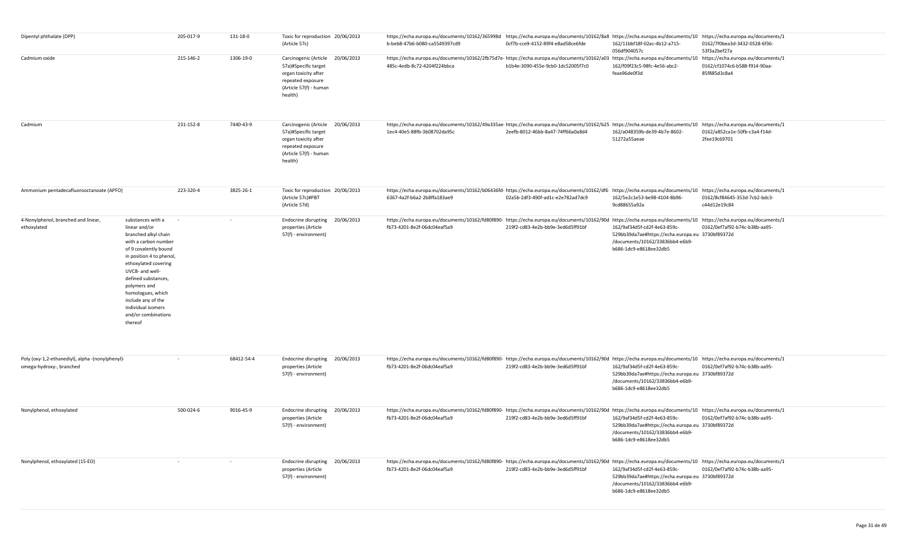| | | | | | | | | | |
|---|---|---|---|---|---|---|---|---|---|
| Dipentyl phthalate (DPP) | | 205-017-9 | 131-18-0 | Toxic for reproduction (Article 57c) | 20/06/2013 | https://echa.europa.eu/documents/10162/365998db-beb8-47b6-b080-ca5549397cd9 | https://echa.europa.eu/documents/10162/8a80cf7b-cce9-4152-89f4-e8ad58ce6fde | https://echa.europa.eu/documents/10162/11bbf18f-02ac-4b12-a715-056df904057c | https://echa.europa.eu/documents/10162/7f0bea3d-3432-0528-6f36-53f3a2bef27a |
| Cadmium oxide | | 215-146-2 | 1306-19-0 | Carcinogenic (Article 57a)#Specific target organ toxicity after repeated exposure (Article 57(f) - human health) | 20/06/2013 | https://echa.europa.eu/documents/10162/2fb75d7e-485c-4edb-8c72-4204f224bbca | https://echa.europa.eu/documents/10162/a03b1b4e-3090-455e-9cb0-1dc52005f7c0 | https://echa.europa.eu/documents/10162/f09f23c5-98fc-4e56-abc2-feae96de0f3d | https://echa.europa.eu/documents/10162/cf1074c6-b588-f914-90aa-85f885d3c8a4 |
| Cadmium | | 231-152-8 | 7440-43-9 | Carcinogenic (Article 57a)#Specific target organ toxicity after repeated exposure (Article 57(f) - human health) | 20/06/2013 | https://echa.europa.eu/documents/10162/49a335ae-1ec4-40e5-88fb-3b08702da95c | https://echa.europa.eu/documents/10162/b252eefb-8012-46bb-8a47-74ff66a0a8d4 | https://echa.europa.eu/documents/10162/a048359b-de39-4b7e-8602-51272a55aeae | https://echa.europa.eu/documents/10162/a852ca1e-50fb-c3a4-f14d-2fee19c69701 |
| Ammonium pentadecafluorooctanoate (APFO) | | 223-320-4 | 3825-26-1 | Toxic for reproduction (Article 57c)#PBT (Article 57d) | 20/06/2013 | https://echa.europa.eu/documents/10162/b06436fd-6367-4a2f-b6a2-2b8ffa183ae9 | https://echa.europa.eu/documents/10162/df602a5b-2df3-490f-ad1c-e2e782ad7dc9 | https://echa.europa.eu/documents/10162/5e2c1e53-be98-4104-8b96-9cd88655a92a | https://echa.europa.eu/documents/10162/8cf84645-353d-7cb2-bdc3-c44d12e19c84 |
| 4-Nonylphenol, branched and linear, ethoxylated | substances with a linear and/or branched alkyl chain with a carbon number of 9 covalently bound in position 4 to phenol, ethoxylated covering UVCB- and well-defined substances, polymers and homologues, which include any of the individual isomers and/or combinations thereof | - | - | Endocrine disrupting properties (Article 57(f) - environment) | 20/06/2013 | https://echa.europa.eu/documents/10162/fd80f890-fb73-4201-8e2f-06dc04eaf5a9 | https://echa.europa.eu/documents/10162/90d219f2-cd83-4e2b-bb9e-3ed6d5ff91bf | https://echa.europa.eu/documents/10162/9af34d5f-cd2f-4e63-859c-529bb39da7ae#https://echa.europa.eu/documents/10162/33836bb4-e6b9-b686-1dc9-e8618ee32db5 | https://echa.europa.eu/documents/10162/0ef7af92-b74c-b38b-aa95-3730bf89372d |
| Poly (oxy-1,2-ethanediyl), alpha -(nonylphenyl)-omega-hydroxy-, branched | | - | 68412-54-4 | Endocrine disrupting properties (Article 57(f) - environment) | 20/06/2013 | https://echa.europa.eu/documents/10162/fd80f890-fb73-4201-8e2f-06dc04eaf5a9 | https://echa.europa.eu/documents/10162/90d219f2-cd83-4e2b-bb9e-3ed6d5ff91bf | https://echa.europa.eu/documents/10162/9af34d5f-cd2f-4e63-859c-529bb39da7ae#https://echa.europa.eu/documents/10162/33836bb4-e6b9-b686-1dc9-e8618ee32db5 | https://echa.europa.eu/documents/10162/0ef7af92-b74c-b38b-aa95-3730bf89372d |
| Nonylphenol, ethoxylated | | 500-024-6 | 9016-45-9 | Endocrine disrupting properties (Article 57(f) - environment) | 20/06/2013 | https://echa.europa.eu/documents/10162/fd80f890-fb73-4201-8e2f-06dc04eaf5a9 | https://echa.europa.eu/documents/10162/90d219f2-cd83-4e2b-bb9e-3ed6d5ff91bf | https://echa.europa.eu/documents/10162/9af34d5f-cd2f-4e63-859c-529bb39da7ae#https://echa.europa.eu/documents/10162/33836bb4-e6b9-b686-1dc9-e8618ee32db5 | https://echa.europa.eu/documents/10162/0ef7af92-b74c-b38b-aa95-3730bf89372d |
| Nonylphenol, ethoxylated (15-EO) | | - | - | Endocrine disrupting properties (Article 57(f) - environment) | 20/06/2013 | https://echa.europa.eu/documents/10162/fd80f890-fb73-4201-8e2f-06dc04eaf5a9 | https://echa.europa.eu/documents/10162/90d219f2-cd83-4e2b-bb9e-3ed6d5ff91bf | https://echa.europa.eu/documents/10162/9af34d5f-cd2f-4e63-859c-529bb39da7ae#https://echa.europa.eu/documents/10162/33836bb4-e6b9-b686-1dc9-e8618ee32db5 | https://echa.europa.eu/documents/10162/0ef7af92-b74c-b38b-aa95-3730bf89372d |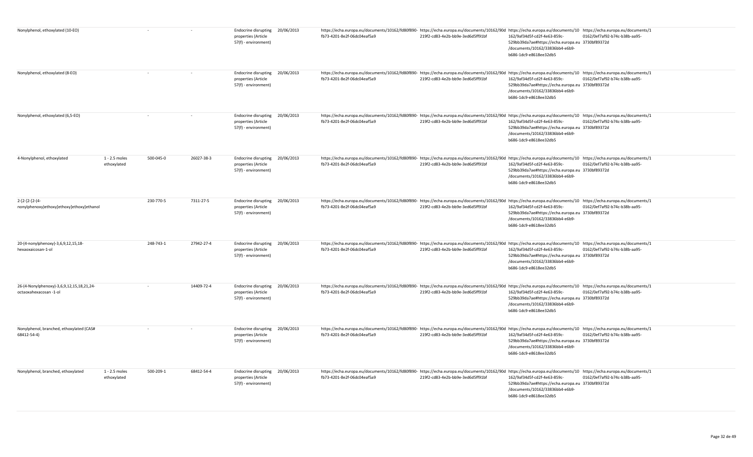| Nonylphenol, ethoxylated (10-EO) | | - | - | Endocrine disrupting properties (Article 57(f) - environment) | 20/06/2013 | https://echa.europa.eu/documents/10162/fd80f890-fb73-4201-8e2f-06dc04eaf5a9 | https://echa.europa.eu/documents/10162/90d219f2-cd83-4e2b-bb9e-3ed6d5ff91bf | https://echa.europa.eu/documents/10162/9af34d5f-cd2f-4e63-859c-529bb39da7ae#https://echa.europa.eu/documents/10162/33836bb4-e6b9-b686-1dc9-e8618ee32db5 | https://echa.europa.eu/documents/10162/0ef7af92-b74c-b38b-aa95-3730bf89372d |
|---|---|---|---|---|---|---|---|---|---|
| Nonylphenol, ethoxylated (8-EO) | | - | - | Endocrine disrupting properties (Article 57(f) - environment) | 20/06/2013 | https://echa.europa.eu/documents/10162/fd80f890-fb73-4201-8e2f-06dc04eaf5a9 | https://echa.europa.eu/documents/10162/90d219f2-cd83-4e2b-bb9e-3ed6d5ff91bf | https://echa.europa.eu/documents/10162/9af34d5f-cd2f-4e63-859c-529bb39da7ae#https://echa.europa.eu/documents/10162/33836bb4-e6b9-b686-1dc9-e8618ee32db5 | https://echa.europa.eu/documents/10162/0ef7af92-b74c-b38b-aa95-3730bf89372d |
| Nonylphenol, ethoxylated (6,5-EO) | | - | - | Endocrine disrupting properties (Article 57(f) - environment) | 20/06/2013 | https://echa.europa.eu/documents/10162/fd80f890-fb73-4201-8e2f-06dc04eaf5a9 | https://echa.europa.eu/documents/10162/90d219f2-cd83-4e2b-bb9e-3ed6d5ff91bf | https://echa.europa.eu/documents/10162/9af34d5f-cd2f-4e63-859c-529bb39da7ae#https://echa.europa.eu/documents/10162/33836bb4-e6b9-b686-1dc9-e8618ee32db5 | https://echa.europa.eu/documents/10162/0ef7af92-b74c-b38b-aa95-3730bf89372d |
| 4-Nonylphenol, ethoxylated | 1 - 2.5 moles ethoxylated | 500-045-0 | 26027-38-3 | Endocrine disrupting properties (Article 57(f) - environment) | 20/06/2013 | https://echa.europa.eu/documents/10162/fd80f890-fb73-4201-8e2f-06dc04eaf5a9 | https://echa.europa.eu/documents/10162/90d219f2-cd83-4e2b-bb9e-3ed6d5ff91bf | https://echa.europa.eu/documents/10162/9af34d5f-cd2f-4e63-859c-529bb39da7ae#https://echa.europa.eu/documents/10162/33836bb4-e6b9-b686-1dc9-e8618ee32db5 | https://echa.europa.eu/documents/10162/0ef7af92-b74c-b38b-aa95-3730bf89372d |
| 2-[2-[2-(4-nonylphenoxy)ethoxy]ethoxy]ethoxy]ethanol | | 230-770-5 | 7311-27-5 | Endocrine disrupting properties (Article 57(f) - environment) | 20/06/2013 | https://echa.europa.eu/documents/10162/fd80f890-fb73-4201-8e2f-06dc04eaf5a9 | https://echa.europa.eu/documents/10162/90d219f2-cd83-4e2b-bb9e-3ed6d5ff91bf | https://echa.europa.eu/documents/10162/9af34d5f-cd2f-4e63-859c-529bb39da7ae#https://echa.europa.eu/documents/10162/33836bb4-e6b9-b686-1dc9-e8618ee32db5 | https://echa.europa.eu/documents/10162/0ef7af92-b74c-b38b-aa95-3730bf89372d |
| 20-(4-nonylphenoxy)-3,6,9,12,15,18-hexaoxaicosan-1-ol | | 248-743-1 | 27942-27-4 | Endocrine disrupting properties (Article 57(f) - environment) | 20/06/2013 | https://echa.europa.eu/documents/10162/fd80f890-fb73-4201-8e2f-06dc04eaf5a9 | https://echa.europa.eu/documents/10162/90d219f2-cd83-4e2b-bb9e-3ed6d5ff91bf | https://echa.europa.eu/documents/10162/9af34d5f-cd2f-4e63-859c-529bb39da7ae#https://echa.europa.eu/documents/10162/33836bb4-e6b9-b686-1dc9-e8618ee32db5 | https://echa.europa.eu/documents/10162/0ef7af92-b74c-b38b-aa95-3730bf89372d |
| 26-(4-Nonylphenoxy)-3,6,9,12,15,18,21,24-octaoxahexacosan -1-ol | | - | 14409-72-4 | Endocrine disrupting properties (Article 57(f) - environment) | 20/06/2013 | https://echa.europa.eu/documents/10162/fd80f890-fb73-4201-8e2f-06dc04eaf5a9 | https://echa.europa.eu/documents/10162/90d219f2-cd83-4e2b-bb9e-3ed6d5ff91bf | https://echa.europa.eu/documents/10162/9af34d5f-cd2f-4e63-859c-529bb39da7ae#https://echa.europa.eu/documents/10162/33836bb4-e6b9-b686-1dc9-e8618ee32db5 | https://echa.europa.eu/documents/10162/0ef7af92-b74c-b38b-aa95-3730bf89372d |
| Nonylphenol, branched, ethoxylated (CAS# 68412-54-4) | | - | - | Endocrine disrupting properties (Article 57(f) - environment) | 20/06/2013 | https://echa.europa.eu/documents/10162/fd80f890-fb73-4201-8e2f-06dc04eaf5a9 | https://echa.europa.eu/documents/10162/90d219f2-cd83-4e2b-bb9e-3ed6d5ff91bf | https://echa.europa.eu/documents/10162/9af34d5f-cd2f-4e63-859c-529bb39da7ae#https://echa.europa.eu/documents/10162/33836bb4-e6b9-b686-1dc9-e8618ee32db5 | https://echa.europa.eu/documents/10162/0ef7af92-b74c-b38b-aa95-3730bf89372d |
| Nonylphenol, branched, ethoxylated | 1 - 2.5 moles ethoxylated | 500-209-1 | 68412-54-4 | Endocrine disrupting properties (Article 57(f) - environment) | 20/06/2013 | https://echa.europa.eu/documents/10162/fd80f890-fb73-4201-8e2f-06dc04eaf5a9 | https://echa.europa.eu/documents/10162/90d219f2-cd83-4e2b-bb9e-3ed6d5ff91bf | https://echa.europa.eu/documents/10162/9af34d5f-cd2f-4e63-859c-529bb39da7ae#https://echa.europa.eu/documents/10162/33836bb4-e6b9-b686-1dc9-e8618ee32db5 | https://echa.europa.eu/documents/10162/0ef7af92-b74c-b38b-aa95-3730bf89372d |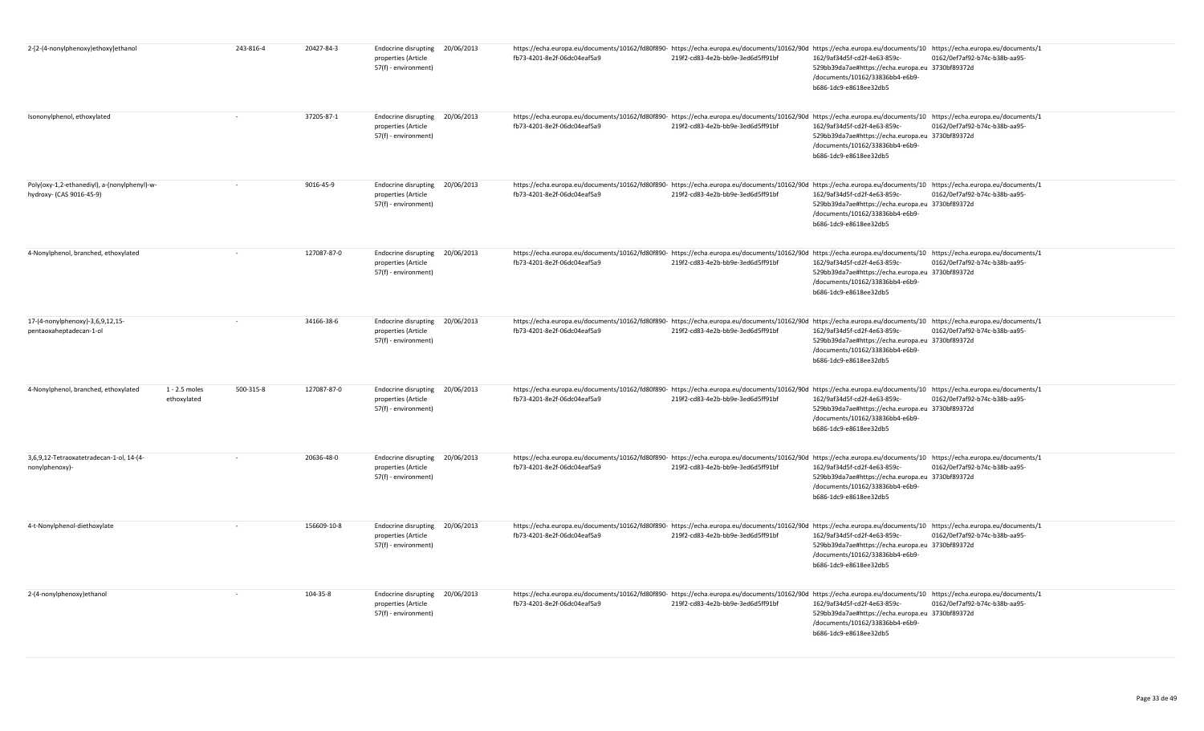| | | | | | | | | | |
|---|---|---|---|---|---|---|---|---|---|
| 2-[2-(4-nonylphenoxy)ethoxy]ethanol | | 243-816-4 | 20427-84-3 | Endocrine disrupting properties (Article 57(f) - environment) | 20/06/2013 | https://echa.europa.eu/documents/10162/fd80f890-fb73-4201-8e2f-06dc04eaf5a9 | https://echa.europa.eu/documents/10162/90d219f2-cd83-4e2b-bb9e-3ed6d5ff91bf | https://echa.europa.eu/documents/10162/9af34d5f-cd2f-4e63-859c-529bb39da7ae#https://echa.europa.eu/documents/10162/33836bb4-e6b9-b686-1dc9-e8618ee32db5 | https://echa.europa.eu/documents/10162/0ef7af92-b74c-b38b-aa95-3730bf89372d |
| Isononylphenol, ethoxylated | | - | 37205-87-1 | Endocrine disrupting properties (Article 57(f) - environment) | 20/06/2013 | https://echa.europa.eu/documents/10162/fd80f890-fb73-4201-8e2f-06dc04eaf5a9 | https://echa.europa.eu/documents/10162/90d219f2-cd83-4e2b-bb9e-3ed6d5ff91bf | https://echa.europa.eu/documents/10162/9af34d5f-cd2f-4e63-859c-529bb39da7ae#https://echa.europa.eu/documents/10162/33836bb4-e6b9-b686-1dc9-e8618ee32db5 | https://echa.europa.eu/documents/10162/0ef7af92-b74c-b38b-aa95-3730bf89372d |
| Poly(oxy-1,2-ethanediyl), a-(nonylphenyl)-w-hydroxy- (CAS 9016-45-9) | | - | 9016-45-9 | Endocrine disrupting properties (Article 57(f) - environment) | 20/06/2013 | https://echa.europa.eu/documents/10162/fd80f890-fb73-4201-8e2f-06dc04eaf5a9 | https://echa.europa.eu/documents/10162/90d219f2-cd83-4e2b-bb9e-3ed6d5ff91bf | https://echa.europa.eu/documents/10162/9af34d5f-cd2f-4e63-859c-529bb39da7ae#https://echa.europa.eu/documents/10162/33836bb4-e6b9-b686-1dc9-e8618ee32db5 | https://echa.europa.eu/documents/10162/0ef7af92-b74c-b38b-aa95-3730bf89372d |
| 4-Nonylphenol, branched, ethoxylated | | - | 127087-87-0 | Endocrine disrupting properties (Article 57(f) - environment) | 20/06/2013 | https://echa.europa.eu/documents/10162/fd80f890-fb73-4201-8e2f-06dc04eaf5a9 | https://echa.europa.eu/documents/10162/90d219f2-cd83-4e2b-bb9e-3ed6d5ff91bf | https://echa.europa.eu/documents/10162/9af34d5f-cd2f-4e63-859c-529bb39da7ae#https://echa.europa.eu/documents/10162/33836bb4-e6b9-b686-1dc9-e8618ee32db5 | https://echa.europa.eu/documents/10162/0ef7af92-b74c-b38b-aa95-3730bf89372d |
| 17-(4-nonylphenoxy)-3,6,9,12,15-pentaoxaheptadecan-1-ol | | - | 34166-38-6 | Endocrine disrupting properties (Article 57(f) - environment) | 20/06/2013 | https://echa.europa.eu/documents/10162/fd80f890-fb73-4201-8e2f-06dc04eaf5a9 | https://echa.europa.eu/documents/10162/90d219f2-cd83-4e2b-bb9e-3ed6d5ff91bf | https://echa.europa.eu/documents/10162/9af34d5f-cd2f-4e63-859c-529bb39da7ae#https://echa.europa.eu/documents/10162/33836bb4-e6b9-b686-1dc9-e8618ee32db5 | https://echa.europa.eu/documents/10162/0ef7af92-b74c-b38b-aa95-3730bf89372d |
| 4-Nonylphenol, branched, ethoxylated | 1 - 2.5 moles ethoxylated | 500-315-8 | 127087-87-0 | Endocrine disrupting properties (Article 57(f) - environment) | 20/06/2013 | https://echa.europa.eu/documents/10162/fd80f890-fb73-4201-8e2f-06dc04eaf5a9 | https://echa.europa.eu/documents/10162/90d219f2-cd83-4e2b-bb9e-3ed6d5ff91bf | https://echa.europa.eu/documents/10162/9af34d5f-cd2f-4e63-859c-529bb39da7ae#https://echa.europa.eu/documents/10162/33836bb4-e6b9-b686-1dc9-e8618ee32db5 | https://echa.europa.eu/documents/10162/0ef7af92-b74c-b38b-aa95-3730bf89372d |
| 3,6,9,12-Tetraoxatetradecan-1-ol, 14-(4-nonylphenoxy)- | | - | 20636-48-0 | Endocrine disrupting properties (Article 57(f) - environment) | 20/06/2013 | https://echa.europa.eu/documents/10162/fd80f890-fb73-4201-8e2f-06dc04eaf5a9 | https://echa.europa.eu/documents/10162/90d219f2-cd83-4e2b-bb9e-3ed6d5ff91bf | https://echa.europa.eu/documents/10162/9af34d5f-cd2f-4e63-859c-529bb39da7ae#https://echa.europa.eu/documents/10162/33836bb4-e6b9-b686-1dc9-e8618ee32db5 | https://echa.europa.eu/documents/10162/0ef7af92-b74c-b38b-aa95-3730bf89372d |
| 4-t-Nonylphenol-diethoxylate | | - | 156609-10-8 | Endocrine disrupting properties (Article 57(f) - environment) | 20/06/2013 | https://echa.europa.eu/documents/10162/fd80f890-fb73-4201-8e2f-06dc04eaf5a9 | https://echa.europa.eu/documents/10162/90d219f2-cd83-4e2b-bb9e-3ed6d5ff91bf | https://echa.europa.eu/documents/10162/9af34d5f-cd2f-4e63-859c-529bb39da7ae#https://echa.europa.eu/documents/10162/33836bb4-e6b9-b686-1dc9-e8618ee32db5 | https://echa.europa.eu/documents/10162/0ef7af92-b74c-b38b-aa95-3730bf89372d |
| 2-(4-nonylphenoxy)ethanol | | - | 104-35-8 | Endocrine disrupting properties (Article 57(f) - environment) | 20/06/2013 | https://echa.europa.eu/documents/10162/fd80f890-fb73-4201-8e2f-06dc04eaf5a9 | https://echa.europa.eu/documents/10162/90d219f2-cd83-4e2b-bb9e-3ed6d5ff91bf | https://echa.europa.eu/documents/10162/9af34d5f-cd2f-4e63-859c-529bb39da7ae#https://echa.europa.eu/documents/10162/33836bb4-e6b9-b686-1dc9-e8618ee32db5 | https://echa.europa.eu/documents/10162/0ef7af92-b74c-b38b-aa95-3730bf89372d |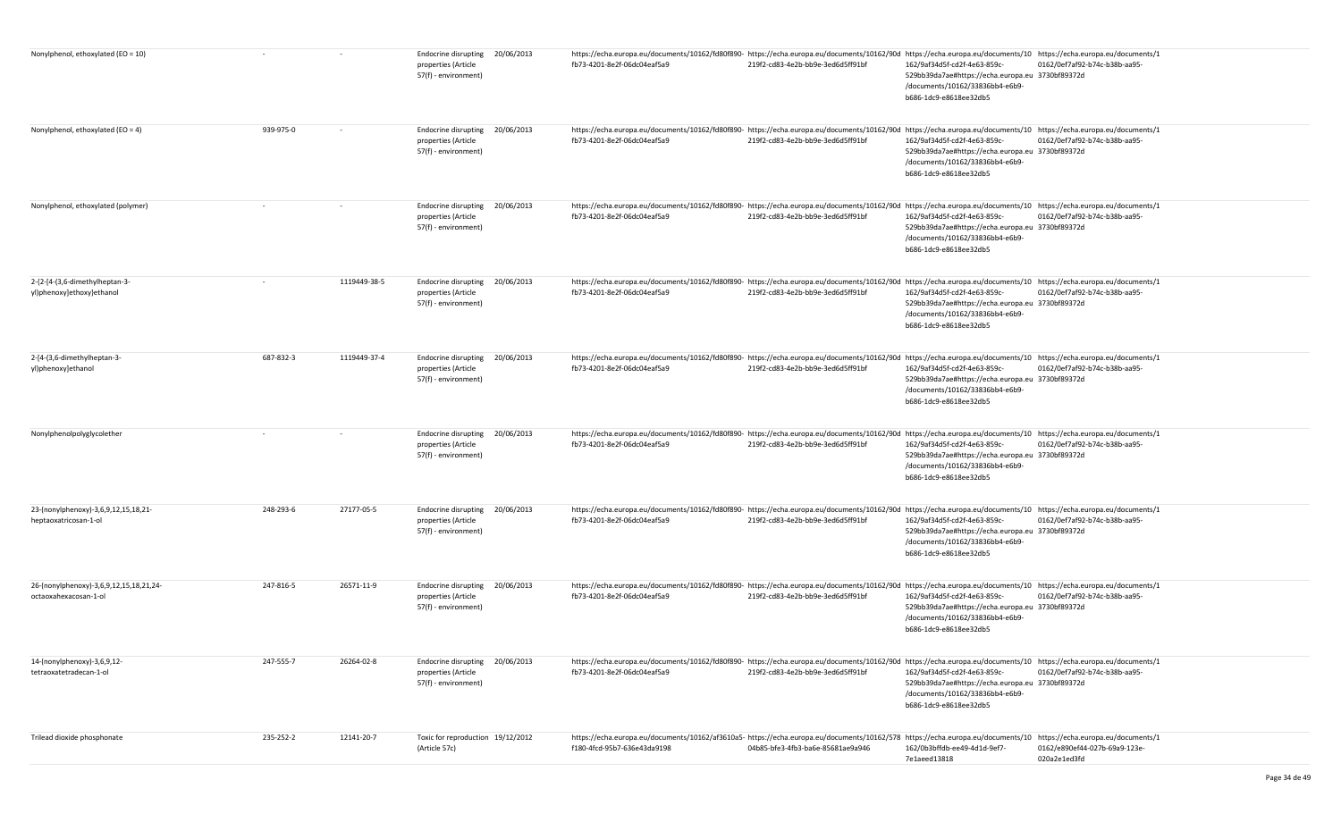| | | | | | | | | |
|---|---|---|---|---|---|---|---|---|
| Nonylphenol, ethoxylated (EO = 10) | - | - | Endocrine disrupting properties (Article 57(f) - environment) | 20/06/2013 | https://echa.europa.eu/documents/10162/fd80f890-fb73-4201-8e2f-06dc04eaf5a9 | https://echa.europa.eu/documents/10162/90d219f2-cd83-4e2b-bb9e-3ed6d5ff91bf | https://echa.europa.eu/documents/10162/9af34d5f-cd2f-4e63-859c-529bb39da7ae#https://echa.europa.eu/documents/10162/33836bb4-e6b9-b686-1dc9-e8618ee32db5 | https://echa.europa.eu/documents/10162/0ef7af92-b74c-b38b-aa95-3730bf89372d |
| Nonylphenol, ethoxylated (EO = 4) | 939-975-0 | - | Endocrine disrupting properties (Article 57(f) - environment) | 20/06/2013 | https://echa.europa.eu/documents/10162/fd80f890-fb73-4201-8e2f-06dc04eaf5a9 | https://echa.europa.eu/documents/10162/90d219f2-cd83-4e2b-bb9e-3ed6d5ff91bf | https://echa.europa.eu/documents/10162/9af34d5f-cd2f-4e63-859c-529bb39da7ae#https://echa.europa.eu/documents/10162/33836bb4-e6b9-b686-1dc9-e8618ee32db5 | https://echa.europa.eu/documents/10162/0ef7af92-b74c-b38b-aa95-3730bf89372d |
| Nonylphenol, ethoxylated (polymer) | - | - | Endocrine disrupting properties (Article 57(f) - environment) | 20/06/2013 | https://echa.europa.eu/documents/10162/fd80f890-fb73-4201-8e2f-06dc04eaf5a9 | https://echa.europa.eu/documents/10162/90d219f2-cd83-4e2b-bb9e-3ed6d5ff91bf | https://echa.europa.eu/documents/10162/9af34d5f-cd2f-4e63-859c-529bb39da7ae#https://echa.europa.eu/documents/10162/33836bb4-e6b9-b686-1dc9-e8618ee32db5 | https://echa.europa.eu/documents/10162/0ef7af92-b74c-b38b-aa95-3730bf89372d |
| 2-{2-[4-(3,6-dimethylheptan-3-yl)phenoxy]ethoxy}ethanol | - | 1119449-38-5 | Endocrine disrupting properties (Article 57(f) - environment) | 20/06/2013 | https://echa.europa.eu/documents/10162/fd80f890-fb73-4201-8e2f-06dc04eaf5a9 | https://echa.europa.eu/documents/10162/90d219f2-cd83-4e2b-bb9e-3ed6d5ff91bf | https://echa.europa.eu/documents/10162/9af34d5f-cd2f-4e63-859c-529bb39da7ae#https://echa.europa.eu/documents/10162/33836bb4-e6b9-b686-1dc9-e8618ee32db5 | https://echa.europa.eu/documents/10162/0ef7af92-b74c-b38b-aa95-3730bf89372d |
| 2-[4-(3,6-dimethylheptan-3-yl)phenoxy]ethanol | 687-832-3 | 1119449-37-4 | Endocrine disrupting properties (Article 57(f) - environment) | 20/06/2013 | https://echa.europa.eu/documents/10162/fd80f890-fb73-4201-8e2f-06dc04eaf5a9 | https://echa.europa.eu/documents/10162/90d219f2-cd83-4e2b-bb9e-3ed6d5ff91bf | https://echa.europa.eu/documents/10162/9af34d5f-cd2f-4e63-859c-529bb39da7ae#https://echa.europa.eu/documents/10162/33836bb4-e6b9-b686-1dc9-e8618ee32db5 | https://echa.europa.eu/documents/10162/0ef7af92-b74c-b38b-aa95-3730bf89372d |
| Nonylphenolpolyglycolether | - | - | Endocrine disrupting properties (Article 57(f) - environment) | 20/06/2013 | https://echa.europa.eu/documents/10162/fd80f890-fb73-4201-8e2f-06dc04eaf5a9 | https://echa.europa.eu/documents/10162/90d219f2-cd83-4e2b-bb9e-3ed6d5ff91bf | https://echa.europa.eu/documents/10162/9af34d5f-cd2f-4e63-859c-529bb39da7ae#https://echa.europa.eu/documents/10162/33836bb4-e6b9-b686-1dc9-e8618ee32db5 | https://echa.europa.eu/documents/10162/0ef7af92-b74c-b38b-aa95-3730bf89372d |
| 23-(nonylphenoxy)-3,6,9,12,15,18,21-heptaoxatricosan-1-ol | 248-293-6 | 27177-05-5 | Endocrine disrupting properties (Article 57(f) - environment) | 20/06/2013 | https://echa.europa.eu/documents/10162/fd80f890-fb73-4201-8e2f-06dc04eaf5a9 | https://echa.europa.eu/documents/10162/90d219f2-cd83-4e2b-bb9e-3ed6d5ff91bf | https://echa.europa.eu/documents/10162/9af34d5f-cd2f-4e63-859c-529bb39da7ae#https://echa.europa.eu/documents/10162/33836bb4-e6b9-b686-1dc9-e8618ee32db5 | https://echa.europa.eu/documents/10162/0ef7af92-b74c-b38b-aa95-3730bf89372d |
| 26-(nonylphenoxy)-3,6,9,12,15,18,21,24-octaoxahexacosan-1-ol | 247-816-5 | 26571-11-9 | Endocrine disrupting properties (Article 57(f) - environment) | 20/06/2013 | https://echa.europa.eu/documents/10162/fd80f890-fb73-4201-8e2f-06dc04eaf5a9 | https://echa.europa.eu/documents/10162/90d219f2-cd83-4e2b-bb9e-3ed6d5ff91bf | https://echa.europa.eu/documents/10162/9af34d5f-cd2f-4e63-859c-529bb39da7ae#https://echa.europa.eu/documents/10162/33836bb4-e6b9-b686-1dc9-e8618ee32db5 | https://echa.europa.eu/documents/10162/0ef7af92-b74c-b38b-aa95-3730bf89372d |
| 14-(nonylphenoxy)-3,6,9,12-tetraoxatetradecan-1-ol | 247-555-7 | 26264-02-8 | Endocrine disrupting properties (Article 57(f) - environment) | 20/06/2013 | https://echa.europa.eu/documents/10162/fd80f890-fb73-4201-8e2f-06dc04eaf5a9 | https://echa.europa.eu/documents/10162/90d219f2-cd83-4e2b-bb9e-3ed6d5ff91bf | https://echa.europa.eu/documents/10162/9af34d5f-cd2f-4e63-859c-529bb39da7ae#https://echa.europa.eu/documents/10162/33836bb4-e6b9-b686-1dc9-e8618ee32db5 | https://echa.europa.eu/documents/10162/0ef7af92-b74c-b38b-aa95-3730bf89372d |
| Trilead dioxide phosphonate | 235-252-2 | 12141-20-7 | Toxic for reproduction (Article 57c) | 19/12/2012 | https://echa.europa.eu/documents/10162/af3610a5-f180-4fcd-95b7-636e43da9198 | https://echa.europa.eu/documents/10162/57804b85-bfe3-4fb3-ba6e-85681ae9a946 | https://echa.europa.eu/documents/10162/0b3bffdb-ee49-4d1d-9ef7-7e1aeed13818 | https://echa.europa.eu/documents/10162/e890ef44-027b-69a9-123e-020a2e1ed3fd |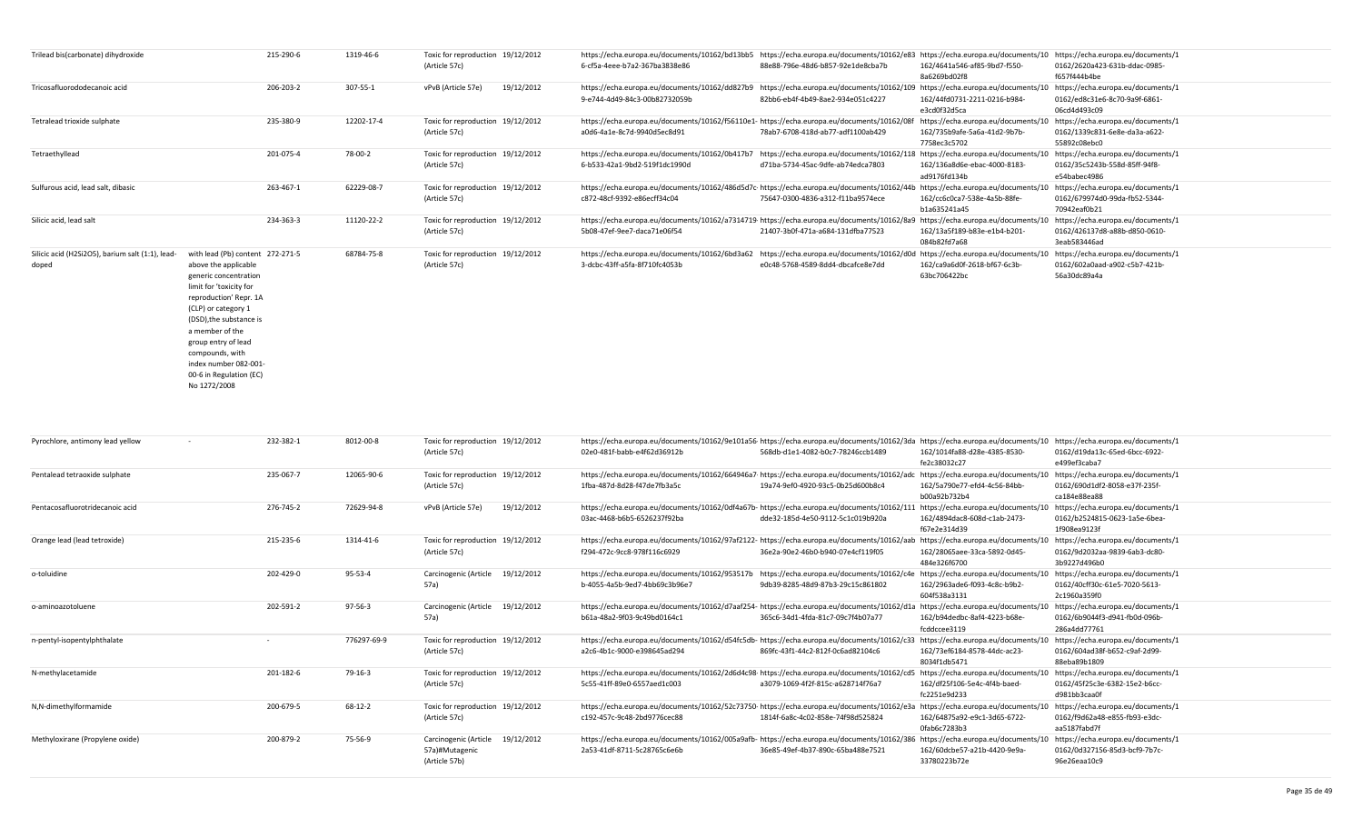| | | | | | | | | | |
|---|---|---|---|---|---|---|---|---|---|
| Trilead bis(carbonate) dihydroxide | | 215-290-6 | 1319-46-6 | Toxic for reproduction (Article 57c) | 19/12/2012 | https://echa.europa.eu/documents/10162/bd13bb56-cf5a-4eee-b7a2-367ba3838e86 | https://echa.europa.eu/documents/10162/e8388e88-796e-48d6-b857-92e1de8cba7b | https://echa.europa.eu/documents/10162/4641a546-af85-9bd7-f550-8a6269bd02f8 | https://echa.europa.eu/documents/10162/2620a423-631b-ddac-0985-f657f444b4be |
| Tricosafluorododecanoic acid | | 206-203-2 | 307-55-1 | vPvB (Article 57e) | 19/12/2012 | https://echa.europa.eu/documents/10162/dd827b99-e744-4d49-84c3-00b82732059b | https://echa.europa.eu/documents/10162/10982bb6-eb4f-4b49-8ae2-934e051c4227 | https://echa.europa.eu/documents/10162/44fd0731-2211-0216-b984-e3cd0f32d5ca | https://echa.europa.eu/documents/10162/ed8c31e6-8c70-9a9f-6861-06cd4d493c09 |
| Tetralead trioxide sulphate | | 235-380-9 | 12202-17-4 | Toxic for reproduction (Article 57c) | 19/12/2012 | https://echa.europa.eu/documents/10162/f56110e1-a0d6-4a1e-8c7d-9940d5ec8d91 | https://echa.europa.eu/documents/10162/08f78ab7-6708-418d-ab77-adf1100ab429 | https://echa.europa.eu/documents/10162/735b9afe-5a6a-41d2-9b7b-7758ec3c5702 | https://echa.europa.eu/documents/10162/1339c831-6e8e-da3a-a622-55892c08ebc0 |
| Tetraethyllead | | 201-075-4 | 78-00-2 | Toxic for reproduction (Article 57c) | 19/12/2012 | https://echa.europa.eu/documents/10162/0b417b76-b533-42a1-9bd2-519f1dc1990d | https://echa.europa.eu/documents/10162/118d71ba-5734-45ac-9dfe-ab74edca7803 | https://echa.europa.eu/documents/10162/136a8d6e-ebac-4000-8183-ad9176fd134b | https://echa.europa.eu/documents/10162/35c5243b-558d-85ff-94f8-e54babec4986 |
| Sulfurous acid, lead salt, dibasic | | 263-467-1 | 62229-08-7 | Toxic for reproduction (Article 57c) | 19/12/2012 | https://echa.europa.eu/documents/10162/486d5d7c-c872-48cf-9392-e86ecff34c04 | https://echa.europa.eu/documents/10162/44b75647-0300-4836-a312-f11ba9574ece | https://echa.europa.eu/documents/10162/cc6c0ca7-538e-4a5b-88fe-b1a635241a45 | https://echa.europa.eu/documents/10162/679974d0-99da-fb52-5344-70942eaf0b21 |
| Silicic acid, lead salt | | 234-363-3 | 11120-22-2 | Toxic for reproduction (Article 57c) | 19/12/2012 | https://echa.europa.eu/documents/10162/a7314719-5b08-47ef-9ee7-daca71e06f54 | https://echa.europa.eu/documents/10162/8a921407-3b0f-471a-a684-131dfba77523 | https://echa.europa.eu/documents/10162/13a5f189-b83e-e1b4-b201-084b82fd7a68 | https://echa.europa.eu/documents/10162/426137d8-a88b-d850-0610-3eab583446ad |
| Silicic acid (H2Si2O5), barium salt (1:1), lead-doped | with lead (Pb) content above the applicable generic concentration limit for 'toxicity for reproduction' Repr. 1A (CLP) or category 1 (DSD),the substance is a member of the group entry of lead compounds, with index number 082-001-00-6 in Regulation (EC) No 1272/2008 | 272-271-5 | 68784-75-8 | Toxic for reproduction (Article 57c) | 19/12/2012 | https://echa.europa.eu/documents/10162/6bd3a62 3-dcbc-43ff-a5fa-8f710fc4053b | https://echa.europa.eu/documents/10162/d0de0c48-5768-4589-8dd4-dbcafce8e7dd | https://echa.europa.eu/documents/10162/ca9a6d0f-2618-bf67-6c3b-63bc706422bc | https://echa.europa.eu/documents/10162/602a0aad-a902-c5b7-421b-56a30dc89a4a |
| Pyrochlore, antimony lead yellow | - | 232-382-1 | 8012-00-8 | Toxic for reproduction (Article 57c) | 19/12/2012 | https://echa.europa.eu/documents/10162/9e101a56-02e0-481f-babb-e4f62d36912b | https://echa.europa.eu/documents/10162/3da568db-d1e1-4082-b0c7-78246ccb1489 | https://echa.europa.eu/documents/10162/1014fa88-d28e-4385-8530-fe2c38032c27 | https://echa.europa.eu/documents/10162/d19da13c-65ed-6bcc-6922-e499ef3caba7 |
| Pentalead tetraoxide sulphate | | 235-067-7 | 12065-90-6 | Toxic for reproduction (Article 57c) | 19/12/2012 | https://echa.europa.eu/documents/10162/664946a7-1fba-487d-8d28-f47de7fb3a5c | https://echa.europa.eu/documents/10162/adc19a74-9ef0-4920-93c5-0b25d600b8c4 | https://echa.europa.eu/documents/10162/5a790e77-efd4-4c56-84bb-b00a92b732b4 | https://echa.europa.eu/documents/10162/690d1df2-8058-e37f-235f-ca184e88ea88 |
| Pentacosafluorotridecanoic acid | | 276-745-2 | 72629-94-8 | vPvB (Article 57e) | 19/12/2012 | https://echa.europa.eu/documents/10162/0df4a67b-03ac-4468-b6b5-6526237f92ba | https://echa.europa.eu/documents/10162/111dde32-185d-4e50-9112-5c1c019b920a | https://echa.europa.eu/documents/10162/4894dac8-608d-c1ab-2473-f67e2e314d39 | https://echa.europa.eu/documents/10162/b2524815-0623-1a5e-6bea-1f908ea9123f |
| Orange lead (lead tetroxide) | | 215-235-6 | 1314-41-6 | Toxic for reproduction (Article 57c) | 19/12/2012 | https://echa.europa.eu/documents/10162/97af2122-f294-472c-9cc8-978f116c6929 | https://echa.europa.eu/documents/10162/aab36e2a-90e2-46b0-b940-07e4cf119f05 | https://echa.europa.eu/documents/10162/28065aee-33ca-5892-0d45-484e326f6700 | https://echa.europa.eu/documents/10162/9d2032aa-9839-6ab3-dc80-3b9227d496b0 |
| o-toluidine | | 202-429-0 | 95-53-4 | Carcinogenic (Article 57a) | 19/12/2012 | https://echa.europa.eu/documents/10162/953517bb-4055-4a5b-9ed7-4bb69c3b96e7 | https://echa.europa.eu/documents/10162/c4e9db39-8285-48d9-87b3-29c15c861802 | https://echa.europa.eu/documents/10162/2963ade6-f093-4c8c-b9b2-604f538a3131 | https://echa.europa.eu/documents/10162/40cff30c-61e5-7020-5613-2c1960a359f0 |
| o-aminoazotoluene | | 202-591-2 | 97-56-3 | Carcinogenic (Article 57a) | 19/12/2012 | https://echa.europa.eu/documents/10162/d7aaf254-b61a-48a2-9f03-9c49bd0164c1 | https://echa.europa.eu/documents/10162/d1a365c6-34d1-4fda-81c7-09c7f4b07a77 | https://echa.europa.eu/documents/10162/b94dedbc-8af4-4223-b68e-fcddccee3119 | https://echa.europa.eu/documents/10162/6b9044f3-d941-fb0d-096b-286a4dd77761 |
| n-pentyl-isopentylphthalate | | - | 776297-69-9 | Toxic for reproduction (Article 57c) | 19/12/2012 | https://echa.europa.eu/documents/10162/d54fc5db-a2c6-4b1c-9000-e398645ad294 | https://echa.europa.eu/documents/10162/c33869fc-43f1-44c2-812f-0c6ad82104c6 | https://echa.europa.eu/documents/10162/73ef6184-8578-44dc-ac23-8034f1db5471 | https://echa.europa.eu/documents/10162/604ad38f-b652-c9af-2d99-88eba89b1809 |
| N-methylacetamide | | 201-182-6 | 79-16-3 | Toxic for reproduction (Article 57c) | 19/12/2012 | https://echa.europa.eu/documents/10162/2d6d4c98-5c55-41ff-89e0-6557aed1c003 | https://echa.europa.eu/documents/10162/cd5a3079-1069-4f2f-815c-a628714f76a7 | https://echa.europa.eu/documents/10162/df25f106-5e4c-4f4b-baed-fc2251e9d233 | https://echa.europa.eu/documents/10162/45f25c3e-6382-15e2-b6cc-d981bb3caa0f |
| N,N-dimethylformamide | | 200-679-5 | 68-12-2 | Toxic for reproduction (Article 57c) | 19/12/2012 | https://echa.europa.eu/documents/10162/52c73750-c192-457c-9c48-2bd9776cec88 | https://echa.europa.eu/documents/10162/e3a1814f-6a8c-4c02-858e-74f98d525824 | https://echa.europa.eu/documents/10162/64875a92-e9c1-3d65-6722-0fab6c7283b3 | https://echa.europa.eu/documents/10162/f9d62a48-e855-fb93-e3dc-aa5187fabd7f |
| Methyloxirane (Propylene oxide) | | 200-879-2 | 75-56-9 | Carcinogenic (Article 57a)#Mutagenic (Article 57b) | 19/12/2012 | https://echa.europa.eu/documents/10162/005a9afb-2a53-41df-8711-5c28765c6e6b | https://echa.europa.eu/documents/10162/38636e85-49ef-4b37-890c-65ba488e7521 | https://echa.europa.eu/documents/10162/60dcbe57-a21b-4420-9e9a-33780223b72e | https://echa.europa.eu/documents/10162/0d327156-85d3-bcf9-7b7c-96e26eaa10c9 |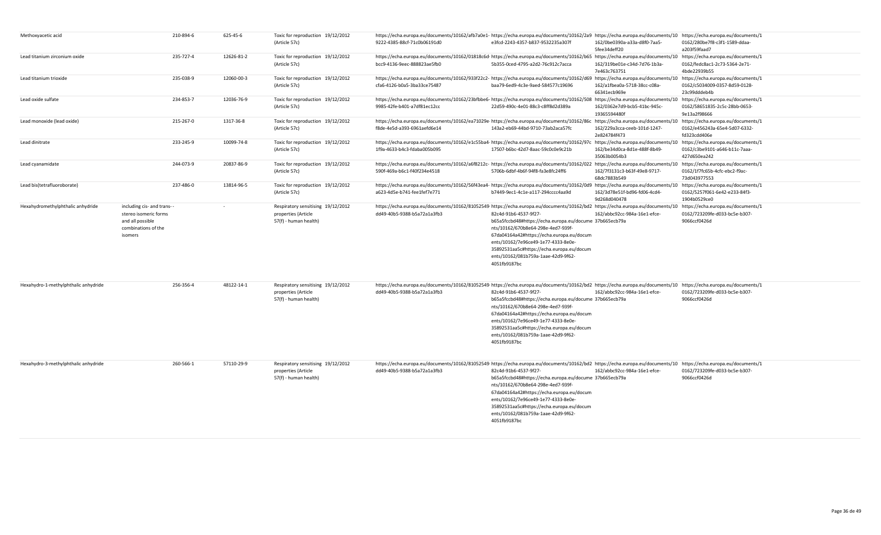| | | | | | | | | | |
|---|---|---|---|---|---|---|---|---|---|
| Methoxyacetic acid | | 210-894-6 | 625-45-6 | Toxic for reproduction (Article 57c) | 19/12/2012 | https://echa.europa.eu/documents/10162/afb7a0e1-9222-4385-88cf-71c0b06191d0 | https://echa.europa.eu/documents/10162/2a9e3fcd-2243-4357-b837-9532235a307f | https://echa.europa.eu/documents/10162/0be0390a-a33a-d8f0-7aa5-5fee34deff20 | https://echa.europa.eu/documents/10162/280be7f8-c3f1-1589-ddaa-a203f59faad7 |
| Lead titanium zirconium oxide | | 235-727-4 | 12626-81-2 | Toxic for reproduction (Article 57c) | 19/12/2012 | https://echa.europa.eu/documents/10162/01818c6d-bcc9-4136-9eec-888823ae5fb0 | https://echa.europa.eu/documents/10162/b655b355-0ced-4795-a2d2-76c912c7acca | https://echa.europa.eu/documents/10162/319be01e-c34d-7d76-1b3a-7e463c763751 | https://echa.europa.eu/documents/10162/fedc8ac1-2c73-5364-2e71-4bde22939b55 |
| Lead titanium trioxide | | 235-038-9 | 12060-00-3 | Toxic for reproduction (Article 57c) | 19/12/2012 | https://echa.europa.eu/documents/10162/933f22c2-cfa6-4126-b0a5-3ba33ce75487 | https://echa.europa.eu/documents/10162/d69baa79-6ed9-4c3e-9aed-584577c19696 | https://echa.europa.eu/documents/10162/a1fbea0a-5718-38cc-c08a-66341ecb969e | https://echa.europa.eu/documents/10162/c5034009-0357-8d59-0128-23c99dddeb4b |
| Lead oxide sulfate | | 234-853-7 | 12036-76-9 | Toxic for reproduction (Article 57c) | 19/12/2012 | https://echa.europa.eu/documents/10162/23bfbbe6-9985-42fe-b401-a7df81ec12cc | https://echa.europa.eu/documents/10162/50822d59-490c-4e01-88c3-c8ff8d2d389a | https://echa.europa.eu/documents/10162/0362e7d9-bcb5-41bc-945c-19365594480f | https://echa.europa.eu/documents/10162/58651835-2c5c-28bb-0653-9e13a2f98666 |
| Lead monoxide (lead oxide) | | 215-267-0 | 1317-36-8 | Toxic for reproduction (Article 57c) | 19/12/2012 | https://echa.europa.eu/documents/10162/ea71029e-f8de-4e5d-a393-6961aefd6e14 | https://echa.europa.eu/documents/10162/86c143a2-eb69-44bd-9710-73ab2aca57fc | https://echa.europa.eu/documents/10162/229a3cca-ceeb-101d-1247-2e824784f473 | https://echa.europa.eu/documents/10162/e456243a-65e4-5d07-6332-fd323cdd406e |
| Lead dinitrate | | 233-245-9 | 10099-74-8 | Toxic for reproduction (Article 57c) | 19/12/2012 | https://echa.europa.eu/documents/10162/e1c55ba4-1f9a-4633-b4c3-fdaba005b095 | https://echa.europa.eu/documents/10162/97c17507-b6bc-42d7-8aac-59c0c0e9c21b | https://echa.europa.eu/documents/10162/be34d0ca-8d1e-488f-8b49-35063b0054b3 | https://echa.europa.eu/documents/10162/c3be9101-a646-b11c-7aaa-427d650ea242 |
| Lead cyanamidate | | 244-073-9 | 20837-86-9 | Toxic for reproduction (Article 57c) | 19/12/2012 | https://echa.europa.eu/documents/10162/a6f8212c-590f-469a-b6c1-f40f234e4518 | https://echa.europa.eu/documents/10162/0225706b-6dbf-4b6f-94f8-fa3e8fc24ff6 | https://echa.europa.eu/documents/10162/7f3131c3-b63f-49e8-9717-68dc7883b549 | https://echa.europa.eu/documents/10162/1f7fc65b-4cfc-ebc2-f9ac-73d043977553 |
| Lead bis(tetrafluoroborate) | | 237-486-0 | 13814-96-5 | Toxic for reproduction (Article 57c) | 19/12/2012 | https://echa.europa.eu/documents/10162/56f43ea4-a623-4d5e-b741-fee1fef7e771 | https://echa.europa.eu/documents/10162/0d9b7449-9ec1-4c1e-a117-294cccc4aa9d | https://echa.europa.eu/documents/10162/3d78e51f-bd96-fd06-4cd4-9d268d040478 | https://echa.europa.eu/documents/10162/5257f061-6e42-e233-84f3-1904b0529ce0 |
| Hexahydromethylphthalic anhydride | including cis- and trans- stereo isomeric forms and all possible combinations of the isomers | - | - | Respiratory sensitising properties (Article 57(f) - human health) | 19/12/2012 | https://echa.europa.eu/documents/10162/81052549-dd49-40b5-9388-b5a72a1a3fb3 | https://echa.europa.eu/documents/10162/bd282c4d-91b6-4537-9f27-b65a5fccbd48#https://echa.europa.eu/documents/10162/670b8e64-298e-4ed7-939f-67da04164a42#https://echa.europa.eu/documents/10162/7e96ce49-1e77-4333-8e0e-35892531aa5c#https://echa.europa.eu/documents/10162/081b759a-1aae-42d9-9f62-4051fb9187bc | https://echa.europa.eu/documents/10162/abbc92cc-984a-16e1-efce-37b665ecb79a | https://echa.europa.eu/documents/10162/723209fe-d033-bc5e-b307-9066ccf0426d |
| Hexahydro-1-methylphthalic anhydride | | 256-356-4 | 48122-14-1 | Respiratory sensitising properties (Article 57(f) - human health) | 19/12/2012 | https://echa.europa.eu/documents/10162/81052549-dd49-40b5-9388-b5a72a1a3fb3 | https://echa.europa.eu/documents/10162/bd282c4d-91b6-4537-9f27-b65a5fccbd48#https://echa.europa.eu/documents/10162/670b8e64-298e-4ed7-939f-67da04164a42#https://echa.europa.eu/documents/10162/7e96ce49-1e77-4333-8e0e-35892531aa5c#https://echa.europa.eu/documents/10162/081b759a-1aae-42d9-9f62-4051fb9187bc | https://echa.europa.eu/documents/10162/abbc92cc-984a-16e1-efce-37b665ecb79a | https://echa.europa.eu/documents/10162/723209fe-d033-bc5e-b307-9066ccf0426d |
| Hexahydro-3-methylphthalic anhydride | | 260-566-1 | 57110-29-9 | Respiratory sensitising properties (Article 57(f) - human health) | 19/12/2012 | https://echa.europa.eu/documents/10162/81052549-dd49-40b5-9388-b5a72a1a3fb3 | https://echa.europa.eu/documents/10162/bd282c4d-91b6-4537-9f27-b65a5fccbd48#https://echa.europa.eu/documents/10162/670b8e64-298e-4ed7-939f-67da04164a42#https://echa.europa.eu/documents/10162/7e96ce49-1e77-4333-8e0e-35892531aa5c#https://echa.europa.eu/documents/10162/081b759a-1aae-42d9-9f62-4051fb9187bc | https://echa.europa.eu/documents/10162/abbc92cc-984a-16e1-efce-37b665ecb79a | https://echa.europa.eu/documents/10162/723209fe-d033-bc5e-b307-9066ccf0426d |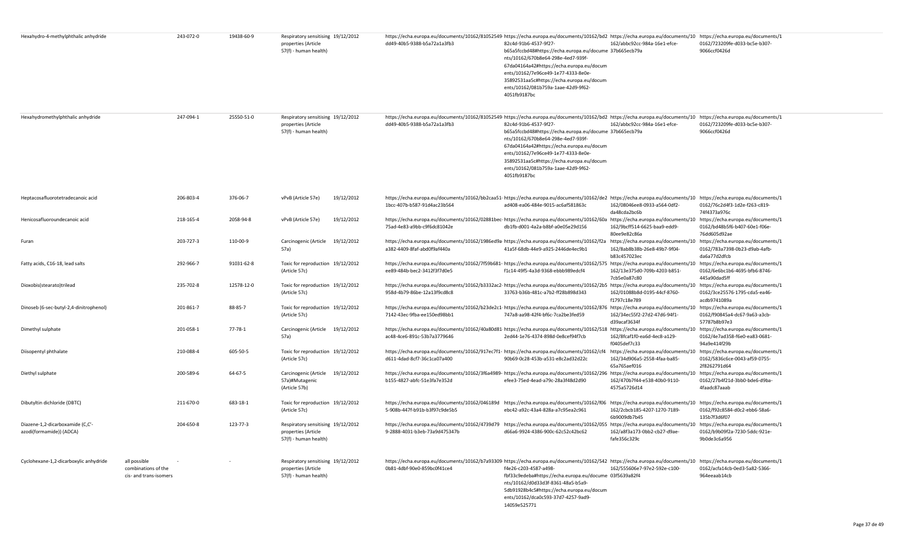| | | | | | | | | | |
|---|---|---|---|---|---|---|---|---|---|
| Hexahydro-4-methylphthalic anhydride | | 243-072-0 | 19438-60-9 | Respiratory sensitising properties (Article 57(f) - human health) | 19/12/2012 | https://echa.europa.eu/documents/10162/81052549-dd49-40b5-9388-b5a72a1a3fb3 | https://echa.europa.eu/documents/10162/bd282c4d-91b6-4537-9f27-b65a5fccbd48#https://echa.europa.eu/documents/10162/670b8e64-298e-4ed7-939f-67da04164a42#https://echa.europa.eu/documents/10162/7e96ce49-1e77-4333-8e0e-35892531aa5c#https://echa.europa.eu/documents/10162/081b759a-1aae-42d9-9f62-4051fb9187bc | https://echa.europa.eu/documents/10162/abbc92cc-984a-16e1-efce-37b665ecb79a | https://echa.europa.eu/documents/10162/723209fe-d033-bc5e-b307-9066ccf0426d |
| Hexahydromethylphthalic anhydride | | 247-094-1 | 25550-51-0 | Respiratory sensitising properties (Article 57(f) - human health) | 19/12/2012 | https://echa.europa.eu/documents/10162/81052549-dd49-40b5-9388-b5a72a1a3fb3 | https://echa.europa.eu/documents/10162/bd282c4d-91b6-4537-9f27-b65a5fccbd48#https://echa.europa.eu/documents/10162/670b8e64-298e-4ed7-939f-67da04164a42#https://echa.europa.eu/documents/10162/7e96ce49-1e77-4333-8e0e-35892531aa5c#https://echa.europa.eu/documents/10162/081b759a-1aae-42d9-9f62-4051fb9187bc | https://echa.europa.eu/documents/10162/abbc92cc-984a-16e1-efce-37b665ecb79a | https://echa.europa.eu/documents/10162/723209fe-d033-bc5e-b307-9066ccf0426d |
| Heptacosafluorotetradecanoic acid | | 206-803-4 | 376-06-7 | vPvB (Article 57e) | 19/12/2012 | https://echa.europa.eu/documents/10162/bb2caa51-1bcc-407b-b587-91d4ac23b564 | https://echa.europa.eu/documents/10162/de2ad408-ea06-484e-9015-ac6af581863c | https://echa.europa.eu/documents/10162/08046ee8-0933-a564-0df2-da48cda2bc6b | https://echa.europa.eu/documents/10162/76c2d4f3-1d2e-f263-c819-74f4373a976c |
| Henicosafluoroundecanoic acid | | 218-165-4 | 2058-94-8 | vPvB (Article 57e) | 19/12/2012 | https://echa.europa.eu/documents/10162/02881bec-75ad-4e83-a9bb-c9f6dc81042e | https://echa.europa.eu/documents/10162/60adb1fb-d001-4a2a-b8bf-a0e05e29d156 | https://echa.europa.eu/documents/10162/9bcff514-6625-baa9-edd9-80ee9e82c86a | https://echa.europa.eu/documents/10162/bd48b5f6-b407-60e1-f06e-76dd605d92ae |
| Furan | | 203-727-3 | 110-00-9 | Carcinogenic (Article 57a) | 19/12/2012 | https://echa.europa.eu/documents/10162/1986ed9a-a382-4409-8faf-abd0f9af440a | https://echa.europa.eu/documents/10162/f2a41a5f-68db-44e9-a925-2446de4ec9b1 | https://echa.europa.eu/documents/10162/8ab8b38b-26e8-49b7-9f04-b83c457023ec | https://echa.europa.eu/documents/10162/783a7398-0b23-d9ab-4afb-da6a77d2dfcb |
| Fatty acids, C16-18, lead salts | | 292-966-7 | 91031-62-8 | Toxic for reproduction (Article 57c) | 19/12/2012 | https://echa.europa.eu/documents/10162/7f59b681-ee89-484b-bec2-3412f3f7d0e5 | https://echa.europa.eu/documents/10162/575f1c14-49f5-4a3d-9368-ebbb989edcf4 | https://echa.europa.eu/documents/10162/13e375d0-709b-4203-b851-7cb5e0a87c80 | https://echa.europa.eu/documents/10162/6e6bc1b6-4695-bfb6-8746-445a90dad5ff |
| Dioxobis(stearato)trilead | | 235-702-8 | 12578-12-0 | Toxic for reproduction (Article 57c) | 19/12/2012 | https://echa.europa.eu/documents/10162/b3332ac2-958d-4b79-86be-12a13f9cd8c8 | https://echa.europa.eu/documents/10162/2b533763-b36b-481c-a7b2-ff28b898d343 | https://echa.europa.eu/documents/10162/01088b8d-0195-44cf-8760-f1797c18e789 | https://echa.europa.eu/documents/10162/3ce25576-1795-cda5-ea46-acdb9741089a |
| Dinoseb (6-sec-butyl-2,4-dinitrophenol) | | 201-861-7 | 88-85-7 | Toxic for reproduction (Article 57c) | 19/12/2012 | https://echa.europa.eu/documents/10162/b23de2c1-7142-43ec-9fba-ee150ed98bb1 | https://echa.europa.eu/documents/10162/876747a8-aa98-42f4-bf6c-7ca2be3fed59 | https://echa.europa.eu/documents/10162/34ec55f2-27d2-47d6-94f1-d39acaf3634f | https://echa.europa.eu/documents/10162/f90845a4-dc67-9a63-a3cb-57787b8b97e3 |
| Dimethyl sulphate | | 201-058-1 | 77-78-1 | Carcinogenic (Article 57a) | 19/12/2012 | https://echa.europa.eu/documents/10162/40a80d81-ac48-4ce6-891c-53b7a3779646 | https://echa.europa.eu/documents/10162/5182ed44-1e76-4374-898d-0e8cef94f7cb | https://echa.europa.eu/documents/10162/8fcaf1f0-ea6d-4ec8-a129-f0405def7c33 | https://echa.europa.eu/documents/10162/4e7ad358-f6e0-ea83-0681-94a9e414f29b |
| Diisopentyl phthalate | | 210-088-4 | 605-50-5 | Toxic for reproduction (Article 57c) | 19/12/2012 | https://echa.europa.eu/documents/10162/917ec7f1-d611-4dad-8cf7-36c1ca07a400 | https://echa.europa.eu/documents/10162/cf490b69-0c28-453b-a531-e8c2ad32d22c | https://echa.europa.eu/documents/10162/34d906a5-2558-4faa-ba85-65a765aef016 | https://echa.europa.eu/documents/10162/5836c6ce-0043-af59-0755-2f8262791d64 |
| Diethyl sulphate | | 200-589-6 | 64-67-5 | Carcinogenic (Article 57a)#Mutagenic (Article 57b) | 19/12/2012 | https://echa.europa.eu/documents/10162/3f6a4989-b155-4827-abfc-51e3fa7e352d | https://echa.europa.eu/documents/10162/296efee3-75ed-4ead-a79c-28a3f48d2d90 | https://echa.europa.eu/documents/10162/470b7f44-e538-40b0-9110-4575a5726d14 | https://echa.europa.eu/documents/10162/27b4f21d-3bb0-bde6-d9ba-4faadc87aaab |
| Dibutyltin dichloride (DBTC) | | 211-670-0 | 683-18-1 | Toxic for reproduction (Article 57c) | 19/12/2012 | https://echa.europa.eu/documents/10162/046189d5-908b-447f-b91b-b3f97c9de5b5 | https://echa.europa.eu/documents/10162/f06ebc42-a92c-43a4-828a-a7c95ea2c961 | https://echa.europa.eu/documents/10162/2cbcb185-4207-1270-7189-6b9009db7b45 | https://echa.europa.eu/documents/10162/f92c8584-d0c2-ebb6-58a6-135b7f3d6f07 |
| Diazene-1,2-dicarboxamide (C,C'-azodi(formamide)) (ADCA) | | 204-650-8 | 123-77-3 | Respiratory sensitising properties (Article 57(f) - human health) | 19/12/2012 | https://echa.europa.eu/documents/10162/4739d79-9-2888-4031-b3eb-73a9d475347b | https://echa.europa.eu/documents/10162/055d66a6-9924-4386-900c-62c52c42bc62 | https://echa.europa.eu/documents/10162/a8f3a173-0bb2-cb27-d9ae-fafe356c329c | https://echa.europa.eu/documents/10162/b9b09f2a-7230-5ddc-921e-9b0de3c6a956 |
| Cyclohexane-1,2-dicarboxylic anhydride | all possible combinations of the cis- and trans-isomers | - | - | Respiratory sensitising properties (Article 57(f) - human health) | 19/12/2012 | https://echa.europa.eu/documents/10162/b7a93309-0b81-4dbf-90e0-859bc0f41ce4 | https://echa.europa.eu/documents/10162/542f4e26-c203-4587-a498-fbf33c9edeba#https://echa.europa.eu/documents/10162/d0d33d3f-8361-48a5-b5a9-5db91928b4c5#https://echa.europa.eu/documents/10162/dca0c593-37d7-4257-9ad9-14059e525771 | https://echa.europa.eu/documents/10162/555606e7-97e2-592e-c100-03f5639a82f4 | https://echa.europa.eu/documents/10162/acfa14cb-0ed3-5a82-5366-964eeaab14cb |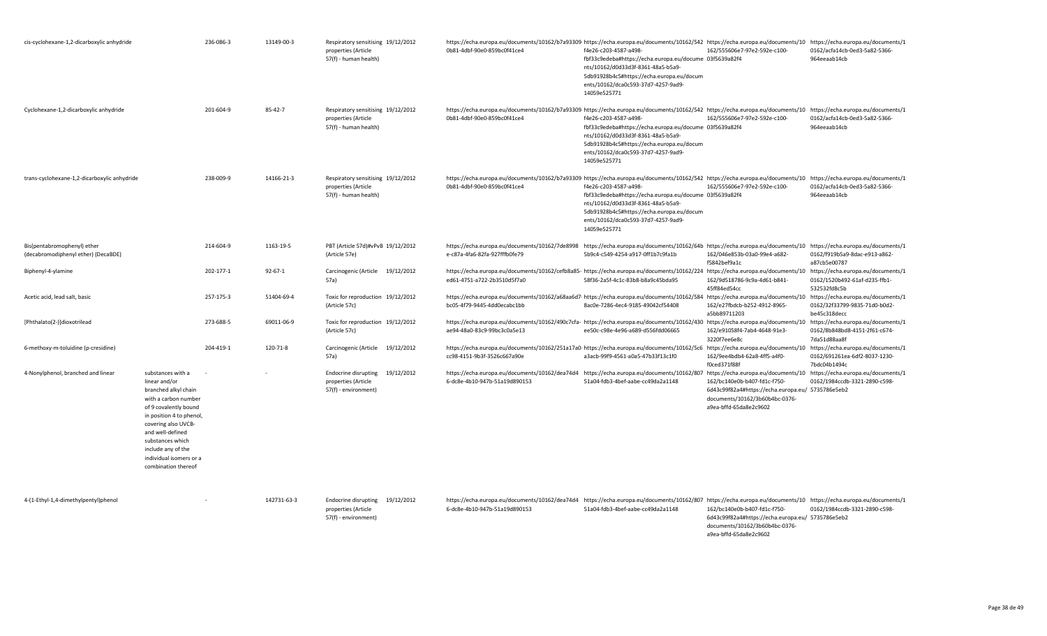| | | | | | | | | | |
|---|---|---|---|---|---|---|---|---|---|
| cis-cyclohexane-1,2-dicarboxylic anhydride | | 236-086-3 | 13149-00-3 | Respiratory sensitising properties (Article 57(f) - human health) | 19/12/2012 | https://echa.europa.eu/documents/10162/b7a93309-0b81-4dbf-90e0-859bc0f41ce4 | https://echa.europa.eu/documents/10162/542f4e26-c203-4587-a498-fbf33c9edeba#https://echa.europa.eu/documents/10162/d0d33d3f-8361-48a5-b5a9-5db91928b4c5#https://echa.europa.eu/documents/10162/dca0c593-37d7-4257-9ad9-14059e525771 | https://echa.europa.eu/documents/10162/555606e7-97e2-592e-c100-03f5639a82f4 | https://echa.europa.eu/documents/10162/acfa14cb-0ed3-5a82-5366-964eeaab14cb |
| Cyclohexane-1,2-dicarboxylic anhydride | | 201-604-9 | 85-42-7 | Respiratory sensitising properties (Article 57(f) - human health) | 19/12/2012 | https://echa.europa.eu/documents/10162/b7a93309-0b81-4dbf-90e0-859bc0f41ce4 | https://echa.europa.eu/documents/10162/542f4e26-c203-4587-a498-fbf33c9edeba#https://echa.europa.eu/documents/10162/d0d33d3f-8361-48a5-b5a9-5db91928b4c5#https://echa.europa.eu/documents/10162/dca0c593-37d7-4257-9ad9-14059e525771 | https://echa.europa.eu/documents/10162/555606e7-97e2-592e-c100-03f5639a82f4 | https://echa.europa.eu/documents/10162/acfa14cb-0ed3-5a82-5366-964eeaab14cb |
| trans-cyclohexane-1,2-dicarboxylic anhydride | | 238-009-9 | 14166-21-3 | Respiratory sensitising properties (Article 57(f) - human health) | 19/12/2012 | https://echa.europa.eu/documents/10162/b7a93309-0b81-4dbf-90e0-859bc0f41ce4 | https://echa.europa.eu/documents/10162/542f4e26-c203-4587-a498-fbf33c9edeba#https://echa.europa.eu/documents/10162/d0d33d3f-8361-48a5-b5a9-5db91928b4c5#https://echa.europa.eu/documents/10162/dca0c593-37d7-4257-9ad9-14059e525771 | https://echa.europa.eu/documents/10162/555606e7-97e2-592e-c100-03f5639a82f4 | https://echa.europa.eu/documents/10162/acfa14cb-0ed3-5a82-5366-964eeaab14cb |
| Bis(pentabromophenyl) ether (decabromodiphenyl ether) (DecaBDE) | | 214-604-9 | 1163-19-5 | PBT (Article 57d)#vPvB (Article 57e) | 19/12/2012 | https://echa.europa.eu/documents/10162/7de8998e-c87a-4fa6-82fa-927fffb0fe79 | https://echa.europa.eu/documents/10162/64b5b9c4-c549-4254-a917-0ff1b7c9fa1b | https://echa.europa.eu/documents/10162/046e853b-03a0-99e4-a682-f5842bef9a1c | https://echa.europa.eu/documents/10162/f919b5a9-8dac-e913-a862-a87cb5e00787 |
| Biphenyl-4-ylamine | | 202-177-1 | 92-67-1 | Carcinogenic (Article 57a) | 19/12/2012 | https://echa.europa.eu/documents/10162/cefb8a85-ed61-4751-a722-2b3510d5f7a0 | https://echa.europa.eu/documents/10162/22458f36-2a5f-4c1c-83b8-b8a9c45bda95 | https://echa.europa.eu/documents/10162/9d518786-9c9a-4d61-b841-45ff84ed54cc | https://echa.europa.eu/documents/10162/1520b492-61af-d235-ffb1-532532fd8c5b |
| Acetic acid, lead salt, basic | | 257-175-3 | 51404-69-4 | Toxic for reproduction (Article 57c) | 19/12/2012 | https://echa.europa.eu/documents/10162/a68aa6d7-bc05-4f79-9445-4dd0ecabc1bb | https://echa.europa.eu/documents/10162/5848ac0e-7286-4ec4-9185-49042cf54408 | https://echa.europa.eu/documents/10162/e27fbdcb-b252-4912-8965-a5bb89711203 | https://echa.europa.eu/documents/10162/32f33799-9835-71d0-b0d2-be45c318decc |
| [Phthalato(2-)]dioxotrilead | | 273-688-5 | 69011-06-9 | Toxic for reproduction (Article 57c) | 19/12/2012 | https://echa.europa.eu/documents/10162/490c7cfa-ae94-48a0-83c9-99bc3c0a5e13 | https://echa.europa.eu/documents/10162/430ee50c-c98e-4e96-a689-d556fdd06665 | https://echa.europa.eu/documents/10162/e91058f4-7ab4-4648-91e3-3220f7ee6e8c | https://echa.europa.eu/documents/10162/8b848bd8-4151-2f61-c674-7da51d88aa8f |
| 6-methoxy-m-toluidine (p-cresidine) | | 204-419-1 | 120-71-8 | Carcinogenic (Article 57a) | 19/12/2012 | https://echa.europa.eu/documents/10162/251a17a0-cc98-4151-9b3f-3526c667a90e | https://echa.europa.eu/documents/10162/5c6a3acb-99f9-4561-a0a5-47b33f13c1f0 | https://echa.europa.eu/documents/10162/9ee4bdb4-62a8-4ff5-a4f0-f0ced371f88f | https://echa.europa.eu/documents/10162/691261ea-6df2-8037-1230-7bdc04b1494c |
| 4-Nonylphenol, branched and linear | substances with a linear and/or branched alkyl chain with a carbon number of 9 covalently bound in position 4 to phenol, covering also UVCB- and well-defined substances which include any of the individual isomers or a combination thereof | - | - | Endocrine disrupting properties (Article 57(f) - environment) | 19/12/2012 | https://echa.europa.eu/documents/10162/dea74d4-6-dc8e-4b10-947b-51a19d890153 | https://echa.europa.eu/documents/10162/80751a04-fdb3-4bef-aabe-cc49da2a1148 | https://echa.europa.eu/documents/10162/bc140e0b-b407-fd1c-f750-6d43c99f82a4#https://echa.europa.eu/documents/10162/3b60b4bc-0376-a9ea-bffd-65da8e2c9602 | https://echa.europa.eu/documents/10162/1984ccdb-3321-2890-c598-5735786e5eb2 |
| 4-(1-Ethyl-1,4-dimethylpentyl)phenol | | - | 142731-63-3 | Endocrine disrupting properties (Article 57(f) - environment) | 19/12/2012 | https://echa.europa.eu/documents/10162/dea74d4-6-dc8e-4b10-947b-51a19d890153 | https://echa.europa.eu/documents/10162/80751a04-fdb3-4bef-aabe-cc49da2a1148 | https://echa.europa.eu/documents/10162/bc140e0b-b407-fd1c-f750-6d43c99f82a4#https://echa.europa.eu/documents/10162/3b60b4bc-0376-a9ea-bffd-65da8e2c9602 | https://echa.europa.eu/documents/10162/1984ccdb-3321-2890-c598-5735786e5eb2 |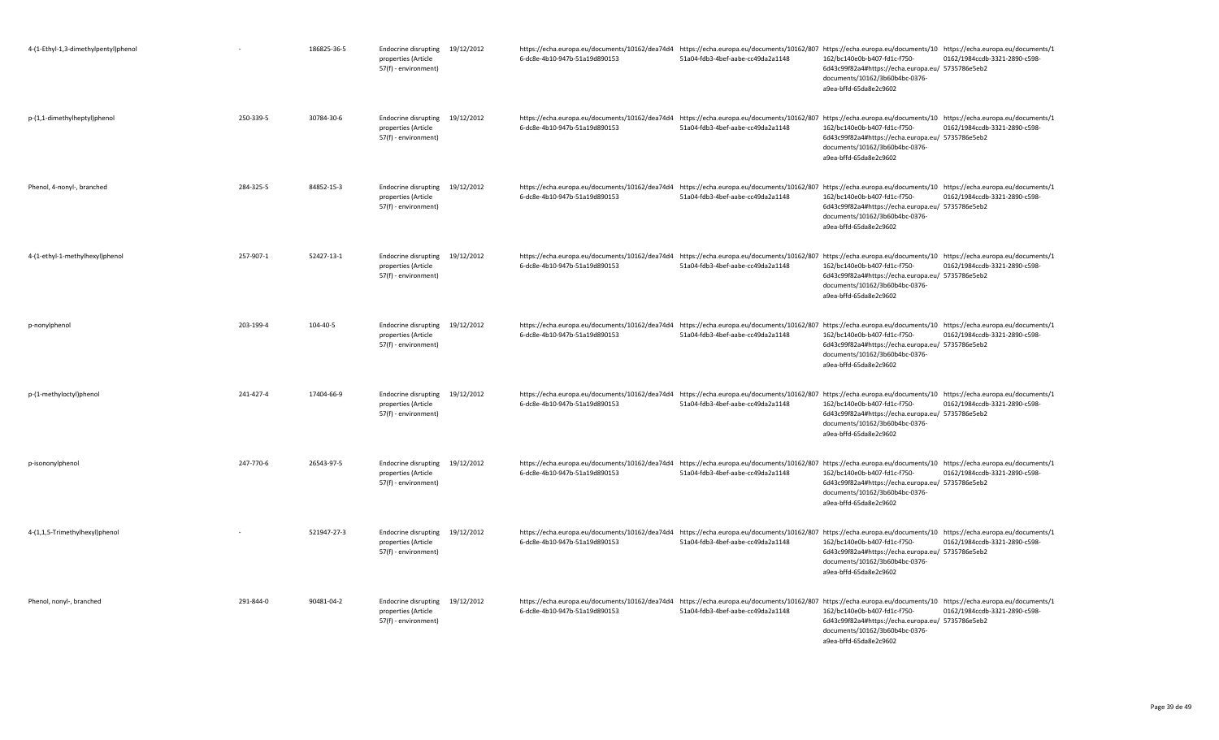| | | | | | | | | |
|---|---|---|---|---|---|---|---|---|
| 4-(1-Ethyl-1,3-dimethylpentyl)phenol | - | 186825-36-5 | Endocrine disrupting properties (Article 57(f) - environment) | 19/12/2012 | https://echa.europa.eu/documents/10162/dea74d46-dc8e-4b10-947b-51a19d890153 | https://echa.europa.eu/documents/10162/80751a04-fdb3-4bef-aabe-cc49da2a1148 | https://echa.europa.eu/documents/10162/bc140e0b-b407-fd1c-f750-6d43c99f82a4#https://echa.europa.eu/documents/10162/3b60b4bc-0376-a9ea-bffd-65da8e2c9602 | https://echa.europa.eu/documents/10162/1984ccdb-3321-2890-c598-5735786e5eb2 |
| p-(1,1-dimethylheptyl)phenol | 250-339-5 | 30784-30-6 | Endocrine disrupting properties (Article 57(f) - environment) | 19/12/2012 | https://echa.europa.eu/documents/10162/dea74d46-dc8e-4b10-947b-51a19d890153 | https://echa.europa.eu/documents/10162/80751a04-fdb3-4bef-aabe-cc49da2a1148 | https://echa.europa.eu/documents/10162/bc140e0b-b407-fd1c-f750-6d43c99f82a4#https://echa.europa.eu/documents/10162/3b60b4bc-0376-a9ea-bffd-65da8e2c9602 | https://echa.europa.eu/documents/10162/1984ccdb-3321-2890-c598-5735786e5eb2 |
| Phenol, 4-nonyl-, branched | 284-325-5 | 84852-15-3 | Endocrine disrupting properties (Article 57(f) - environment) | 19/12/2012 | https://echa.europa.eu/documents/10162/dea74d46-dc8e-4b10-947b-51a19d890153 | https://echa.europa.eu/documents/10162/80751a04-fdb3-4bef-aabe-cc49da2a1148 | https://echa.europa.eu/documents/10162/bc140e0b-b407-fd1c-f750-6d43c99f82a4#https://echa.europa.eu/documents/10162/3b60b4bc-0376-a9ea-bffd-65da8e2c9602 | https://echa.europa.eu/documents/10162/1984ccdb-3321-2890-c598-5735786e5eb2 |
| 4-(1-ethyl-1-methylhexyl)phenol | 257-907-1 | 52427-13-1 | Endocrine disrupting properties (Article 57(f) - environment) | 19/12/2012 | https://echa.europa.eu/documents/10162/dea74d46-dc8e-4b10-947b-51a19d890153 | https://echa.europa.eu/documents/10162/80751a04-fdb3-4bef-aabe-cc49da2a1148 | https://echa.europa.eu/documents/10162/bc140e0b-b407-fd1c-f750-6d43c99f82a4#https://echa.europa.eu/documents/10162/3b60b4bc-0376-a9ea-bffd-65da8e2c9602 | https://echa.europa.eu/documents/10162/1984ccdb-3321-2890-c598-5735786e5eb2 |
| p-nonylphenol | 203-199-4 | 104-40-5 | Endocrine disrupting properties (Article 57(f) - environment) | 19/12/2012 | https://echa.europa.eu/documents/10162/dea74d46-dc8e-4b10-947b-51a19d890153 | https://echa.europa.eu/documents/10162/80751a04-fdb3-4bef-aabe-cc49da2a1148 | https://echa.europa.eu/documents/10162/bc140e0b-b407-fd1c-f750-6d43c99f82a4#https://echa.europa.eu/documents/10162/3b60b4bc-0376-a9ea-bffd-65da8e2c9602 | https://echa.europa.eu/documents/10162/1984ccdb-3321-2890-c598-5735786e5eb2 |
| p-(1-methyloctyl)phenol | 241-427-4 | 17404-66-9 | Endocrine disrupting properties (Article 57(f) - environment) | 19/12/2012 | https://echa.europa.eu/documents/10162/dea74d46-dc8e-4b10-947b-51a19d890153 | https://echa.europa.eu/documents/10162/80751a04-fdb3-4bef-aabe-cc49da2a1148 | https://echa.europa.eu/documents/10162/bc140e0b-b407-fd1c-f750-6d43c99f82a4#https://echa.europa.eu/documents/10162/3b60b4bc-0376-a9ea-bffd-65da8e2c9602 | https://echa.europa.eu/documents/10162/1984ccdb-3321-2890-c598-5735786e5eb2 |
| p-isononylphenol | 247-770-6 | 26543-97-5 | Endocrine disrupting properties (Article 57(f) - environment) | 19/12/2012 | https://echa.europa.eu/documents/10162/dea74d46-dc8e-4b10-947b-51a19d890153 | https://echa.europa.eu/documents/10162/80751a04-fdb3-4bef-aabe-cc49da2a1148 | https://echa.europa.eu/documents/10162/bc140e0b-b407-fd1c-f750-6d43c99f82a4#https://echa.europa.eu/documents/10162/3b60b4bc-0376-a9ea-bffd-65da8e2c9602 | https://echa.europa.eu/documents/10162/1984ccdb-3321-2890-c598-5735786e5eb2 |
| 4-(1,1,5-Trimethylhexyl)phenol | - | 521947-27-3 | Endocrine disrupting properties (Article 57(f) - environment) | 19/12/2012 | https://echa.europa.eu/documents/10162/dea74d46-dc8e-4b10-947b-51a19d890153 | https://echa.europa.eu/documents/10162/80751a04-fdb3-4bef-aabe-cc49da2a1148 | https://echa.europa.eu/documents/10162/bc140e0b-b407-fd1c-f750-6d43c99f82a4#https://echa.europa.eu/documents/10162/3b60b4bc-0376-a9ea-bffd-65da8e2c9602 | https://echa.europa.eu/documents/10162/1984ccdb-3321-2890-c598-5735786e5eb2 |
| Phenol, nonyl-, branched | 291-844-0 | 90481-04-2 | Endocrine disrupting properties (Article 57(f) - environment) | 19/12/2012 | https://echa.europa.eu/documents/10162/dea74d46-dc8e-4b10-947b-51a19d890153 | https://echa.europa.eu/documents/10162/80751a04-fdb3-4bef-aabe-cc49da2a1148 | https://echa.europa.eu/documents/10162/bc140e0b-b407-fd1c-f750-6d43c99f82a4#https://echa.europa.eu/documents/10162/3b60b4bc-0376-a9ea-bffd-65da8e2c9602 | https://echa.europa.eu/documents/10162/1984ccdb-3321-2890-c598-5735786e5eb2 |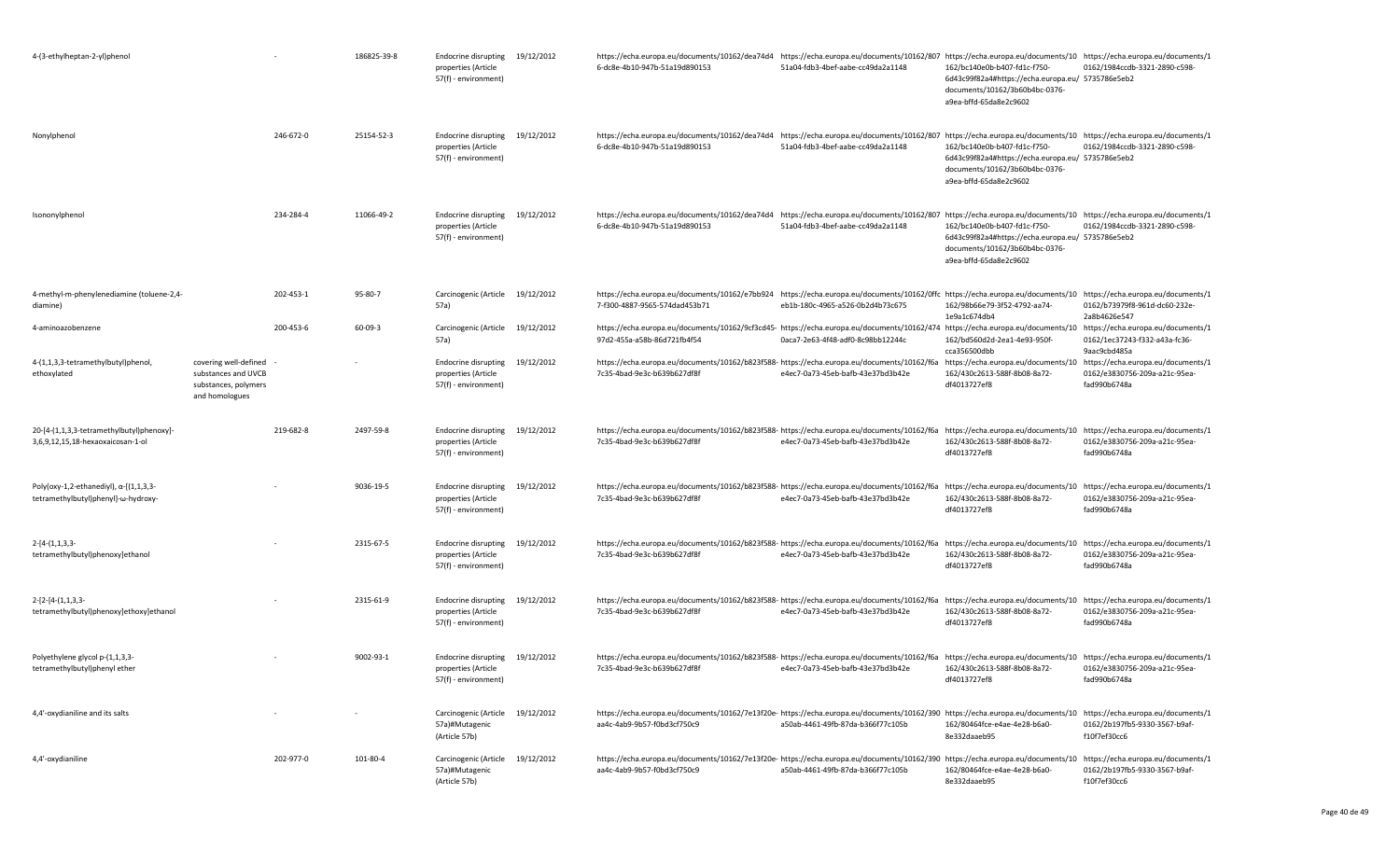| | | | | | | | | | |
|---|---|---|---|---|---|---|---|---|---|
| 4-(3-ethylheptan-2-yl)phenol | | - | 186825-39-8 | Endocrine disrupting properties (Article 57(f) - environment) | 19/12/2012 | https://echa.europa.eu/documents/10162/dea74d46-dc8e-4b10-947b-51a19d890153 | https://echa.europa.eu/documents/10162/80751a04-fdb3-4bef-aabe-cc49da2a1148 | https://echa.europa.eu/documents/10162/bc140e0b-b407-fd1c-f750-6d43c99f82a4#https://echa.europa.eu/documents/10162/3b60b4bc-0376-a9ea-bffd-65da8e2c9602 | https://echa.europa.eu/documents/10162/1984ccdb-3321-2890-c598-5735786e5eb2 |
| Nonylphenol | | 246-672-0 | 25154-52-3 | Endocrine disrupting properties (Article 57(f) - environment) | 19/12/2012 | https://echa.europa.eu/documents/10162/dea74d46-dc8e-4b10-947b-51a19d890153 | https://echa.europa.eu/documents/10162/80751a04-fdb3-4bef-aabe-cc49da2a1148 | https://echa.europa.eu/documents/10162/bc140e0b-b407-fd1c-f750-6d43c99f82a4#https://echa.europa.eu/documents/10162/3b60b4bc-0376-a9ea-bffd-65da8e2c9602 | https://echa.europa.eu/documents/10162/1984ccdb-3321-2890-c598-5735786e5eb2 |
| Isononylphenol | | 234-284-4 | 11066-49-2 | Endocrine disrupting properties (Article 57(f) - environment) | 19/12/2012 | https://echa.europa.eu/documents/10162/dea74d46-dc8e-4b10-947b-51a19d890153 | https://echa.europa.eu/documents/10162/80751a04-fdb3-4bef-aabe-cc49da2a1148 | https://echa.europa.eu/documents/10162/bc140e0b-b407-fd1c-f750-6d43c99f82a4#https://echa.europa.eu/documents/10162/3b60b4bc-0376-a9ea-bffd-65da8e2c9602 | https://echa.europa.eu/documents/10162/1984ccdb-3321-2890-c598-5735786e5eb2 |
| 4-methyl-m-phenylenediamine (toluene-2,4-diamine) | | 202-453-1 | 95-80-7 | Carcinogenic (Article 57a) | 19/12/2012 | https://echa.europa.eu/documents/10162/e7bb9247-f300-4887-9565-574dad453b71 | https://echa.europa.eu/documents/10162/0ffceb1b-180c-4965-a526-0b2d4b73c675 | https://echa.europa.eu/documents/10162/98b66e79-3f52-4792-aa74-1e9a1c674db4 | https://echa.europa.eu/documents/10162/b73979f8-961d-dc60-232e-2a8b4626e547 |
| 4-aminoazobenzene | | 200-453-6 | 60-09-3 | Carcinogenic (Article 57a) | 19/12/2012 | https://echa.europa.eu/documents/10162/9cf3cd45-97d2-455a-a58b-86d721fb4f54 | https://echa.europa.eu/documents/10162/4740aca7-2e63-4f48-adf0-8c98bb12244c | https://echa.europa.eu/documents/10162/bd560d2d-2ea1-4e93-950f-cca356500dbb | https://echa.europa.eu/documents/10162/1ec37243-f332-a43a-fc36-9aac9cbd485a |
| 4-(1,1,3,3-tetramethylbutyl)phenol, ethoxylated | covering well-defined substances and UVCB substances, polymers and homologues | - | - | Endocrine disrupting properties (Article 57(f) - environment) | 19/12/2012 | https://echa.europa.eu/documents/10162/b823f588-7c35-4bad-9e3c-b639b627df8f | https://echa.europa.eu/documents/10162/f6ae4ec7-0a73-45eb-bafb-43e37bd3b42e | https://echa.europa.eu/documents/10162/430c2613-588f-8b08-8a72-df4013727ef8 | https://echa.europa.eu/documents/10162/e3830756-209a-a21c-95ea-fad990b6748a |
| 20-[4-(1,1,3,3-tetramethylbutyl)phenoxy]-3,6,9,12,15,18-hexaoxaicosan-1-ol | | 219-682-8 | 2497-59-8 | Endocrine disrupting properties (Article 57(f) - environment) | 19/12/2012 | https://echa.europa.eu/documents/10162/b823f588-7c35-4bad-9e3c-b639b627df8f | https://echa.europa.eu/documents/10162/f6ae4ec7-0a73-45eb-bafb-43e37bd3b42e | https://echa.europa.eu/documents/10162/430c2613-588f-8b08-8a72-df4013727ef8 | https://echa.europa.eu/documents/10162/e3830756-209a-a21c-95ea-fad990b6748a |
| Poly(oxy-1,2-ethanediyl), α-[(1,1,3,3-tetramethylbutyl)phenyl]-ω-hydroxy- | | - | 9036-19-5 | Endocrine disrupting properties (Article 57(f) - environment) | 19/12/2012 | https://echa.europa.eu/documents/10162/b823f588-7c35-4bad-9e3c-b639b627df8f | https://echa.europa.eu/documents/10162/f6ae4ec7-0a73-45eb-bafb-43e37bd3b42e | https://echa.europa.eu/documents/10162/430c2613-588f-8b08-8a72-df4013727ef8 | https://echa.europa.eu/documents/10162/e3830756-209a-a21c-95ea-fad990b6748a |
| 2-[4-(1,1,3,3-tetramethylbutyl)phenoxy]ethanol | | - | 2315-67-5 | Endocrine disrupting properties (Article 57(f) - environment) | 19/12/2012 | https://echa.europa.eu/documents/10162/b823f588-7c35-4bad-9e3c-b639b627df8f | https://echa.europa.eu/documents/10162/f6ae4ec7-0a73-45eb-bafb-43e37bd3b42e | https://echa.europa.eu/documents/10162/430c2613-588f-8b08-8a72-df4013727ef8 | https://echa.europa.eu/documents/10162/e3830756-209a-a21c-95ea-fad990b6748a |
| 2-{2-[4-(1,1,3,3-tetramethylbutyl)phenoxy]ethoxy}ethanol | | - | 2315-61-9 | Endocrine disrupting properties (Article 57(f) - environment) | 19/12/2012 | https://echa.europa.eu/documents/10162/b823f588-7c35-4bad-9e3c-b639b627df8f | https://echa.europa.eu/documents/10162/f6ae4ec7-0a73-45eb-bafb-43e37bd3b42e | https://echa.europa.eu/documents/10162/430c2613-588f-8b08-8a72-df4013727ef8 | https://echa.europa.eu/documents/10162/e3830756-209a-a21c-95ea-fad990b6748a |
| Polyethylene glycol p-(1,1,3,3-tetramethylbutyl)phenyl ether | | - | 9002-93-1 | Endocrine disrupting properties (Article 57(f) - environment) | 19/12/2012 | https://echa.europa.eu/documents/10162/b823f588-7c35-4bad-9e3c-b639b627df8f | https://echa.europa.eu/documents/10162/f6ae4ec7-0a73-45eb-bafb-43e37bd3b42e | https://echa.europa.eu/documents/10162/430c2613-588f-8b08-8a72-df4013727ef8 | https://echa.europa.eu/documents/10162/e3830756-209a-a21c-95ea-fad990b6748a |
| 4,4'-oxydianiline and its salts | | - | - | Carcinogenic (Article 57a)#Mutagenic (Article 57b) | 19/12/2012 | https://echa.europa.eu/documents/10162/7e13f20e-aa4c-4ab9-9b57-f0bd3cf750c9 | https://echa.europa.eu/documents/10162/390a50ab-4461-49fb-87da-b366f77c105b | https://echa.europa.eu/documents/10162/80464fce-e4ae-4e28-b6a0-8e332daaeb95 | https://echa.europa.eu/documents/10162/2b197fb5-9330-3567-b9af-f10f7ef30cc6 |
| 4,4'-oxydianiline | | 202-977-0 | 101-80-4 | Carcinogenic (Article 57a)#Mutagenic (Article 57b) | 19/12/2012 | https://echa.europa.eu/documents/10162/7e13f20e-aa4c-4ab9-9b57-f0bd3cf750c9 | https://echa.europa.eu/documents/10162/390a50ab-4461-49fb-87da-b366f77c105b | https://echa.europa.eu/documents/10162/80464fce-e4ae-4e28-b6a0-8e332daaeb95 | https://echa.europa.eu/documents/10162/2b197fb5-9330-3567-b9af-f10f7ef30cc6 |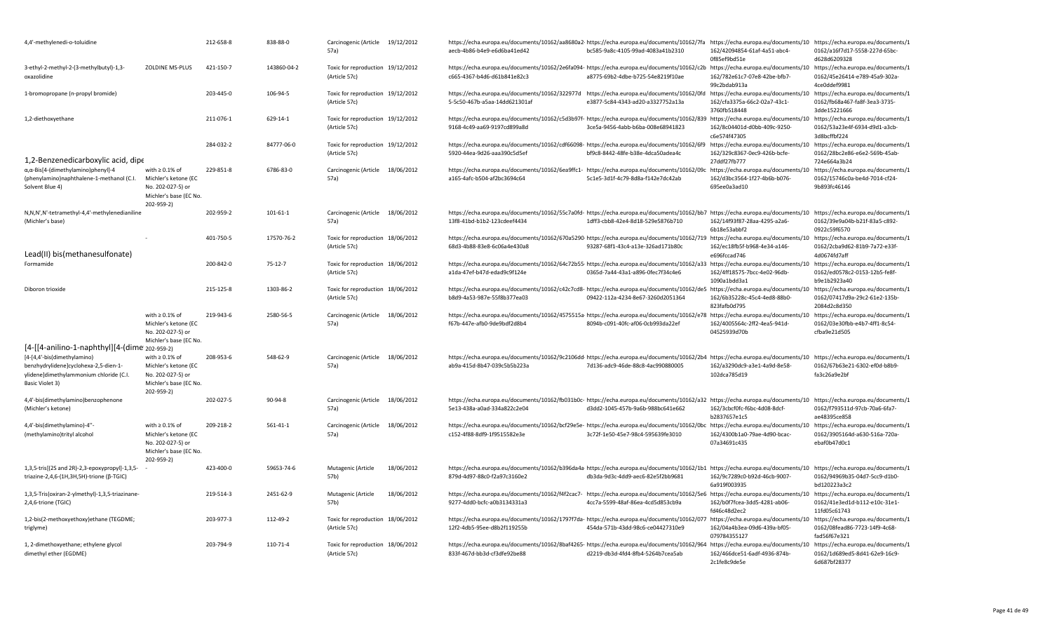| | | | | | | | | | |
|---|---|---|---|---|---|---|---|---|---|
| 4,4'-methylenedi-o-toluidine | | 212-658-8 | 838-88-0 | Carcinogenic (Article 57a) | 19/12/2012 | https://echa.europa.eu/documents/10162/aa8680a2-aecb-4b86-b4e9-e6d6ba41ed42 | https://echa.europa.eu/documents/10162/7fabc585-9a8c-4105-99ad-4083a41b2310 | https://echa.europa.eu/documents/10162/42094854-61af-4a51-abc4-0f85ef9bd51e | https://echa.europa.eu/documents/10162/a16f7d17-5558-227d-65bc-d628d6209328 |
| 3-ethyl-2-methyl-2-(3-methylbutyl)-1,3-oxazolidine | ZOLDINE MS-PLUS | 421-150-7 | 143860-04-2 | Toxic for reproduction (Article 57c) | 19/12/2012 | https://echa.europa.eu/documents/10162/2e6fa094-c665-4367-b4d6-d61b841e82c3 | https://echa.europa.eu/documents/10162/c2ba8775-69b2-4dbe-b725-54e8219f10ae | https://echa.europa.eu/documents/10162/782e61c7-07e8-42be-bfb7-99c2bdab913a | https://echa.europa.eu/documents/10162/45e26414-e789-45a9-302a-4ce0ddef9981 |
| 1-bromopropane (n-propyl bromide) | | 203-445-0 | 106-94-5 | Toxic for reproduction (Article 57c) | 19/12/2012 | https://echa.europa.eu/documents/10162/322977d5-5c50-467b-a5aa-14dd621301af | https://echa.europa.eu/documents/10162/0fde3877-5c84-4343-ad20-a3327752a13a | https://echa.europa.eu/documents/10162/cfa3375a-66c2-02a7-43c1-3760fb518448 | https://echa.europa.eu/documents/10162/fb68a467-fa8f-3ea3-3735-3dde15221666 |
| 1,2-diethoxyethane | | 211-076-1 | 629-14-1 | Toxic for reproduction (Article 57c) | 19/12/2012 | https://echa.europa.eu/documents/10162/c5d3b97f-9168-4c49-aa69-9197cd899a8d | https://echa.europa.eu/documents/10162/8393ce5a-9456-4abb-b6ba-008e68941823 | https://echa.europa.eu/documents/10162/8c04401d-d0bb-409c-9250-c6e574f47305 | https://echa.europa.eu/documents/10162/53a23e4f-6934-d9d1-a3cb-3d8bcffbf224 |
| 1,2-Benzenedicarboxylic acid, dipe | | 284-032-2 | 84777-06-0 | Toxic for reproduction (Article 57c) | 19/12/2012 | https://echa.europa.eu/documents/10162/cdf66098-5920-44ea-9d26-aaa390c5d5ef | https://echa.europa.eu/documents/10162/6f9bf9c8-8442-48fe-b38e-4dca50adea4c | https://echa.europa.eu/documents/10162/329c8367-0ec9-426b-bcfe-27ddf27fb777 | https://echa.europa.eu/documents/10162/28bc2e86-e6e2-569b-45ab-724e664a3b24 |
| α,α-Bis[4-(dimethylamino)phenyl]-4 (phenylamino)naphthalene-1-methanol (C.I. Solvent Blue 4) | with ≥ 0.1% of Michler's ketone (EC No. 202-027-5) or Michler's base (EC No. 202-959-2) | 229-851-8 | 6786-83-0 | Carcinogenic (Article 57a) | 18/06/2012 | https://echa.europa.eu/documents/10162/6ea9ffc1-a165-4afc-b504-af2bc3694c64 | https://echa.europa.eu/documents/10162/09c5c1e5-3d1f-4c79-8d8a-f142e7dc42ab | https://echa.europa.eu/documents/10162/d3bc3564-1f27-4b6b-b076-695ee0a3ad10 | https://echa.europa.eu/documents/10162/15746c0a-be4d-7014-cf24-9b893fc46146 |
| N,N,N',N'-tetramethyl-4,4'-methylenedianiline (Michler's base) | | 202-959-2 | 101-61-1 | Carcinogenic (Article 57a) | 18/06/2012 | https://echa.europa.eu/documents/10162/55c7a0fd-13f8-41bd-b1b2-123cdeef4434 | https://echa.europa.eu/documents/10162/bb71dff3-cbb8-42e4-8d18-529e5876b710 | https://echa.europa.eu/documents/10162/14f93f87-28aa-4295-a2a6-6b18e53abbf2 | https://echa.europa.eu/documents/10162/39e9a04b-b21f-83a5-c892-0922c59f6570 |
| Lead(II) bis(methanesulfonate) | - | 401-750-5 | 17570-76-2 | Toxic for reproduction (Article 57c) | 18/06/2012 | https://echa.europa.eu/documents/10162/670a5290-68d3-4b88-83e8-6c06a4e430a8 | https://echa.europa.eu/documents/10162/71993287-68f1-43c4-a13e-326ad171b80c | https://echa.europa.eu/documents/10162/ec18fb5f-b968-4e34-a146-e696fccad746 | https://echa.europa.eu/documents/10162/2cba9d62-81b9-7a72-e33f-4d0674fd7aff |
| Formamide | | 200-842-0 | 75-12-7 | Toxic for reproduction (Article 57c) | 18/06/2012 | https://echa.europa.eu/documents/10162/64c72b55-a1da-47ef-b47d-edad9c9f124e | https://echa.europa.eu/documents/10162/a330365d-7a44-43a1-a896-0fec7f34c4e6 | https://echa.europa.eu/documents/10162/4ff18575-7bcc-4e02-96db-1090a1bdd3a1 | https://echa.europa.eu/documents/10162/ed0578c2-0153-12b5-fe8f-b9e1b2923a40 |
| Diboron trioxide | | 215-125-8 | 1303-86-2 | Toxic for reproduction (Article 57c) | 18/06/2012 | https://echa.europa.eu/documents/10162/c42c7cd8-b8d9-4a53-987e-55f8b377ea03 | https://echa.europa.eu/documents/10162/de509422-112a-4234-8e67-3260d2051364 | https://echa.europa.eu/documents/10162/6b35228c-45c4-4ed8-88b0-823fafb0d795 | https://echa.europa.eu/documents/10162/07417d9a-29c2-61e2-135b-2084d2c8d350 |
| [4-[[4-anilino-1-naphthyl][4-(dime | with ≥ 0.1% of Michler's ketone (EC No. 202-027-5) or Michler's base (EC No. 202-959-2) | 219-943-6 | 2580-56-5 | Carcinogenic (Article 57a) | 18/06/2012 | https://echa.europa.eu/documents/10162/4575515a-f67b-447e-afb0-9de9bdf2d8b4 | https://echa.europa.eu/documents/10162/e788094b-c091-40fc-af06-0cb993da22ef | https://echa.europa.eu/documents/10162/4005564c-2ff2-4ea5-941d-04525939d70b | https://echa.europa.eu/documents/10162/03e30fbb-e4b7-4ff1-8c54-cfba9e21d505 |
| [4-[4,4'-bis(dimethylamino) benzhydrylidene]cyclohexa-2,5-dien-1-ylidene]dimethylammonium chloride (C.I. Basic Violet 3) | with ≥ 0.1% of Michler's ketone (EC No. 202-027-5) or Michler's base (EC No. 202-959-2) | 208-953-6 | 548-62-9 | Carcinogenic (Article 57a) | 18/06/2012 | https://echa.europa.eu/documents/10162/9c2106dd-ab9a-415d-8b47-039c5b5b223a | https://echa.europa.eu/documents/10162/2b47d136-adc9-46de-88c8-4ac990880005 | https://echa.europa.eu/documents/10162/a3290dc9-a3e1-4a9d-8e58-102dca785d19 | https://echa.europa.eu/documents/10162/67b63e21-6302-ef0d-b8b9-fa3c26a9e2bf |
| 4,4'-bis(dimethylamino)benzophenone (Michler's ketone) | | 202-027-5 | 90-94-8 | Carcinogenic (Article 57a) | 18/06/2012 | https://echa.europa.eu/documents/10162/fb031b0c-5e13-438a-a0ad-334a822c2e04 | https://echa.europa.eu/documents/10162/a32d3dd2-1045-457b-9a6b-988bc641e662 | https://echa.europa.eu/documents/10162/3cbcf0fc-f6bc-4d08-8dcf-b2837657e1c5 | https://echa.europa.eu/documents/10162/f793511d-97cb-70a6-6fa7-ae48395ce858 |
| 4,4'-bis(dimethylamino)-4''-(methylamino)trityl alcohol | with ≥ 0.1% of Michler's ketone (EC No. 202-027-5) or Michler's base (EC No. 202-959-2) | 209-218-2 | 561-41-1 | Carcinogenic (Article 57a) | 18/06/2012 | https://echa.europa.eu/documents/10162/bcf29e5e-c152-4f88-8df9-1f9515582e3e | https://echa.europa.eu/documents/10162/0bc3c72f-1e50-45e7-98c4-595639fe3010 | https://echa.europa.eu/documents/10162/4300b1a0-79ae-4d90-bcac-07a34691c435 | https://echa.europa.eu/documents/10162/3905164d-a630-516a-720a-ebaf0b47d0c1 |
| 1,3,5-tris[(2S and 2R)-2,3-epoxypropyl]-1,3,5-triazine-2,4,6-(1H,3H,5H)-trione (β-TGIC) | - | 423-400-0 | 59653-74-6 | Mutagenic (Article 57b) | 18/06/2012 | https://echa.europa.eu/documents/10162/b396da4a-879d-4d97-88c0-f2a97c3160e2 | https://echa.europa.eu/documents/10162/1b1db3da-9d3c-4dd9-aec6-82e5f2bb9681 | https://echa.europa.eu/documents/10162/9c7289c0-b92d-46cb-9007-6a919f003935 | https://echa.europa.eu/documents/10162/94969b35-04d7-5cc9-d1b0-bd120223a3c2 |
| 1,3,5-Tris(oxiran-2-ylmethyl)-1,3,5-triazinane-2,4,6-trione (TGIC) | | 219-514-3 | 2451-62-9 | Mutagenic (Article 57b) | 18/06/2012 | https://echa.europa.eu/documents/10162/f4f2cac7-9277-4dd0-bcfc-a0b3134331a3 | https://echa.europa.eu/documents/10162/5e64cc7a-5599-48af-86ea-4cd5d853cb9a | https://echa.europa.eu/documents/10162/b0f7fcea-3dd5-4281-ab06-fd46c48d2ec2 | https://echa.europa.eu/documents/10162/41e3ed1d-b112-e10c-31e1-11fd05c61743 |
| 1,2-bis(2-methoxyethoxy)ethane (TEGDME; triglyme) | | 203-977-3 | 112-49-2 | Toxic for reproduction (Article 57c) | 18/06/2012 | https://echa.europa.eu/documents/10162/1797f7da-12f2-4db5-95ee-d8b2f119255b | https://echa.europa.eu/documents/10162/077454da-571b-43dd-98c6-ce04427310e9 | https://echa.europa.eu/documents/10162/04a4b3ea-09d6-439a-bf05-079784355127 | https://echa.europa.eu/documents/10162/08fead86-7723-14f9-4c68-fad56f67e321 |
| 1, 2-dimethoxyethane; ethylene glycol dimethyl ether (EGDME) | | 203-794-9 | 110-71-4 | Toxic for reproduction (Article 57c) | 18/06/2012 | https://echa.europa.eu/documents/10162/8baf4265-833f-467d-bb3d-cf3dfe92be88 | https://echa.europa.eu/documents/10162/964d2219-db3d-4fd4-8fb4-5264b7cea5ab | https://echa.europa.eu/documents/10162/466dce51-6adf-4936-874b-2c1fe8c9de5e | https://echa.europa.eu/documents/10162/1d689ed5-8d41-62e9-16c9-6d687bf28377 |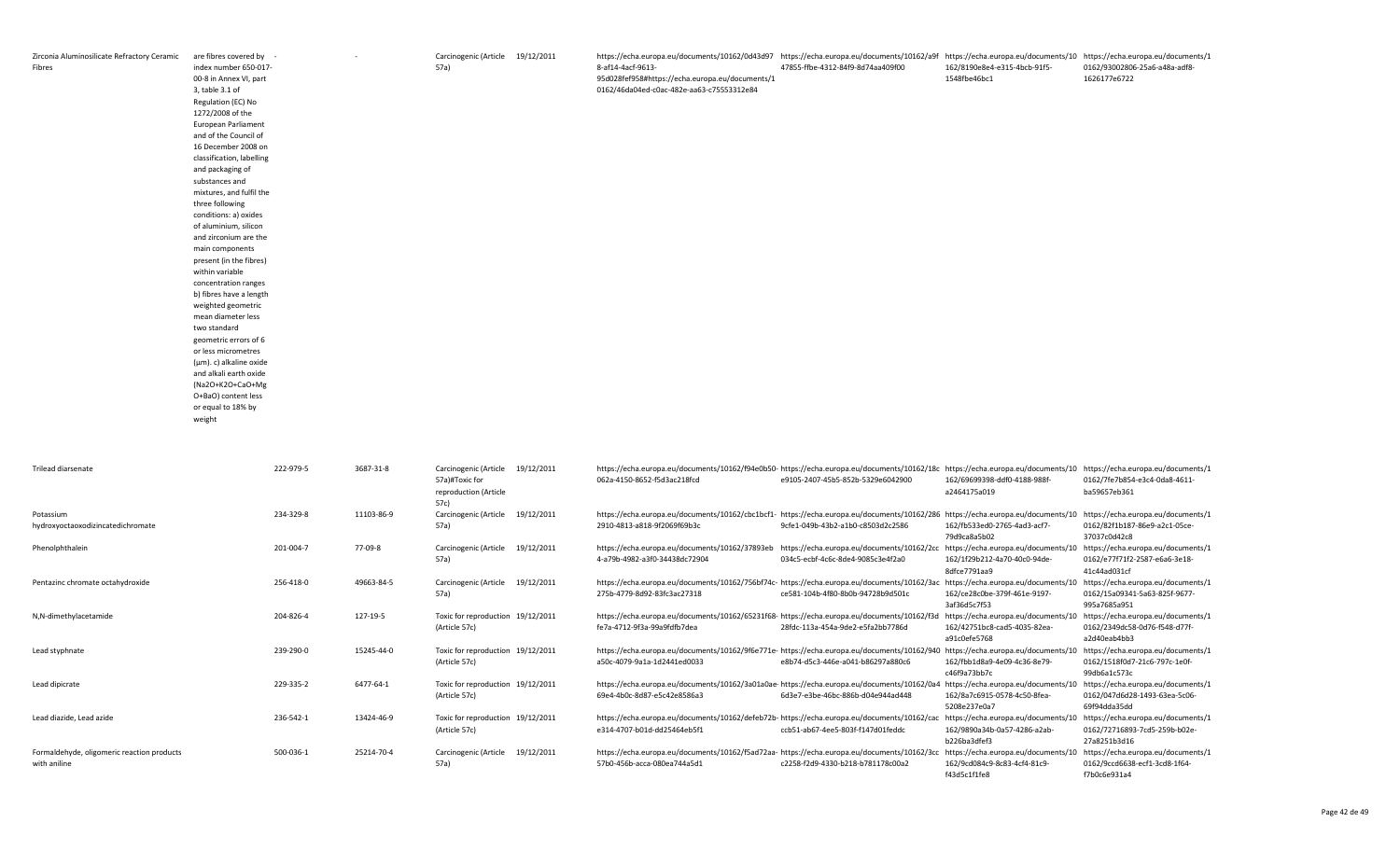| | | | | | | | | | |
|---|---|---|---|---|---|---|---|---|---|
| Zirconia Aluminosilicate Refractory Ceramic Fibres | are fibres covered by index number 650-017-00-8 in Annex VI, part 3, table 3.1 of Regulation (EC) No 1272/2008 of the European Parliament and of the Council of 16 December 2008 on classification, labelling and packaging of substances and mixtures, and fulfil the three following conditions: a) oxides of aluminium, silicon and zirconium are the main components present (in the fibres) within variable concentration ranges b) fibres have a length weighted geometric mean diameter less two standard geometric errors of 6 or less micrometres (µm). c) alkaline oxide and alkali earth oxide ($Na_2O+K_2O+CaO+MgO+BaO$) content less or equal to 18% by weight | - | - | Carcinogenic (Article 57a) | 19/12/2011 | https://echa.europa.eu/documents/10162/0d43d978-af14-4acf-9613-95d028fef958#https://echa.europa.eu/documents/10162/46da04ed-c0ac-482e-aa63-c75553312e84 | https://echa.europa.eu/documents/10162/a9f47855-ffbe-4312-84f9-8d74aa409f00 | https://echa.europa.eu/documents/10162/8190e8e4-e315-4bcb-91f5-1548fbe46bc1 | https://echa.europa.eu/documents/10162/93002806-25a6-a48a-adf8-1626177e6722 |
| Trilead diarsenate | | 222-979-5 | 3687-31-8 | Carcinogenic (Article 57a)#Toxic for reproduction (Article 57c) | 19/12/2011 | https://echa.europa.eu/documents/10162/f94e0b50-062a-4150-8652-f5d3ac218fcd | https://echa.europa.eu/documents/10162/18ce9105-2407-45b5-852b-5329e6042900 | https://echa.europa.eu/documents/10162/69699398-ddf0-4188-988f-a2464175a019 | https://echa.europa.eu/documents/10162/7fe7b854-e3c4-0da8-4611-ba59657eb361 |
| Potassium hydroxyoctaoxodizincatedichromate | | 234-329-8 | 11103-86-9 | Carcinogenic (Article 57a) | 19/12/2011 | https://echa.europa.eu/documents/10162/cbc1bcf1-2910-4813-a818-9f2069f69b3c | https://echa.europa.eu/documents/10162/2869cfe1-049b-43b2-a1b0-c8503d2c2586 | https://echa.europa.eu/documents/10162/fb533ed0-2765-4ad3-acf7-79d9ca8a5b02 | https://echa.europa.eu/documents/10162/82f1b187-86e9-a2c1-05ce-37037c0d42c8 |
| Phenolphthalein | | 201-004-7 | 77-09-8 | Carcinogenic (Article 57a) | 19/12/2011 | https://echa.europa.eu/documents/10162/37893eb4-a79b-4982-a3f0-34438dc72904 | https://echa.europa.eu/documents/10162/2cc034c5-ecbf-4c6c-8de4-9085c3e4f2a0 | https://echa.europa.eu/documents/10162/1f29b212-4a70-40c0-94de-8dfce7791aa9 | https://echa.europa.eu/documents/10162/e77f71f2-2587-e6a6-3e18-41c44ad031cf |
| Pentazinc chromate octahydroxide | | 256-418-0 | 49663-84-5 | Carcinogenic (Article 57a) | 19/12/2011 | https://echa.europa.eu/documents/10162/756bf74c-275b-4779-8d92-83fc3ac27318 | https://echa.europa.eu/documents/10162/3acce581-104b-4f80-8b0b-94728b9d501c | https://echa.europa.eu/documents/10162/ce28c0be-379f-461e-9197-3af36d5c7f53 | https://echa.europa.eu/documents/10162/15a09341-5a63-825f-9677-995a7685a951 |
| N,N-dimethylacetamide | | 204-826-4 | 127-19-5 | Toxic for reproduction (Article 57c) | 19/12/2011 | https://echa.europa.eu/documents/10162/65231f68-fe7a-4712-9f3a-99a9fdfb7dea | https://echa.europa.eu/documents/10162/f3d28fdc-113a-454a-9de2-e5fa2bb7786d | https://echa.europa.eu/documents/10162/42751bc8-cad5-4035-82ea-a91c0efe5768 | https://echa.europa.eu/documents/10162/2349dc58-0d76-f548-d77f-a2d40eab4bb3 |
| Lead styphnate | | 239-290-0 | 15245-44-0 | Toxic for reproduction (Article 57c) | 19/12/2011 | https://echa.europa.eu/documents/10162/9f6e771e-a50c-4079-9a1a-1d2441ed0033 | https://echa.europa.eu/documents/10162/940e8b74-d5c3-446e-a041-b86297a880c6 | https://echa.europa.eu/documents/10162/fbb1d8a9-4e09-4c36-8e79-c46f9a73bb7c | https://echa.europa.eu/documents/10162/1518f0d7-21c6-797c-1e0f-99db6a1c573c |
| Lead dipicrate | | 229-335-2 | 6477-64-1 | Toxic for reproduction (Article 57c) | 19/12/2011 | https://echa.europa.eu/documents/10162/3a01a0ae-69e4-4b0c-8d87-e5c42e8586a3 | https://echa.europa.eu/documents/10162/0a46d3e7-e3be-46bc-886b-d04e944ad448 | https://echa.europa.eu/documents/10162/8a7c6915-0578-4c50-8fea-5208e237e0a7 | https://echa.europa.eu/documents/10162/047d6d28-1493-63ea-5c06-69f94dda35dd |
| Lead diazide, Lead azide | | 236-542-1 | 13424-46-9 | Toxic for reproduction (Article 57c) | 19/12/2011 | https://echa.europa.eu/documents/10162/defeb72b-e314-4707-b01d-dd25464eb5f1 | https://echa.europa.eu/documents/10162/cacccb51-ab67-4ee5-803f-f147d01feddc | https://echa.europa.eu/documents/10162/9890a34b-0a57-4286-a2ab-b226ba3dfef3 | https://echa.europa.eu/documents/10162/72716893-7cd5-259b-b02e-27a8251b3d16 |
| Formaldehyde, oligomeric reaction products with aniline | | 500-036-1 | 25214-70-4 | Carcinogenic (Article 57a) | 19/12/2011 | https://echa.europa.eu/documents/10162/f5ad72aa-57b0-456b-acca-080ea744a5d1 | https://echa.europa.eu/documents/10162/3ccc2258-f2d9-4330-b218-b781178c00a2 | https://echa.europa.eu/documents/10162/9cd084c9-8c83-4cf4-81c9-f43d5c1f1fe8 | https://echa.europa.eu/documents/10162/9ccd6638-ecf1-3cd8-1f64-f7b0c6e931a4 |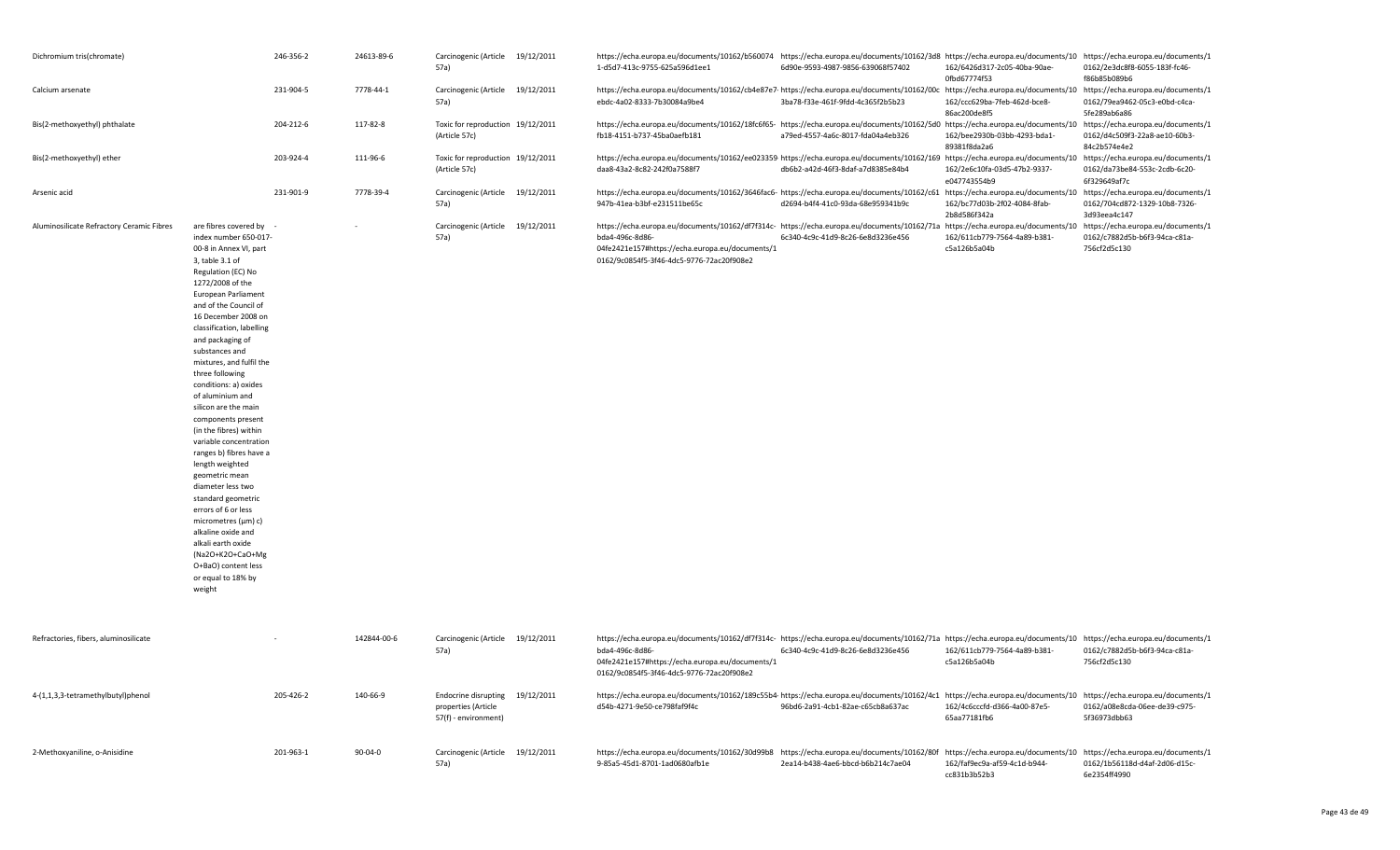| | | | | | | | | | |
|---|---|---|---|---|---|---|---|---|---|
| Dichromium tris(chromate) | | 246-356-2 | 24613-89-6 | Carcinogenic (Article 57a) | 19/12/2011 | https://echa.europa.eu/documents/10162/b560074 1-d5d7-413c-9755-625a596d1ee1 | https://echa.europa.eu/documents/10162/3d8 6d90e-9593-4987-9856-639068f57402 | https://echa.europa.eu/documents/10 162/6426d317-2c05-40ba-90ae-0fbd67774f53 | https://echa.europa.eu/documents/1 0162/2e3dc8f8-6055-183f-fc46-f86b85b089b6 |
| Calcium arsenate | | 231-904-5 | 7778-44-1 | Carcinogenic (Article 57a) | 19/12/2011 | https://echa.europa.eu/documents/10162/cb4e87e7-ebdc-4a02-8333-7b30084a9be4 | https://echa.europa.eu/documents/10162/00c 3ba78-f33e-461f-9fdd-4c365f2b5b23 | https://echa.europa.eu/documents/10 162/ccc629ba-7feb-462d-bce8-86ac200de8f5 | https://echa.europa.eu/documents/1 0162/79ea9462-05c3-e0bd-c4ca-5fe289ab6a86 |
| Bis(2-methoxyethyl) phthalate | | 204-212-6 | 117-82-8 | Toxic for reproduction (Article 57c) | 19/12/2011 | https://echa.europa.eu/documents/10162/18fc6f65-fb18-4151-b737-45ba0aefb181 | https://echa.europa.eu/documents/10162/5d0 a79ed-4557-4a6c-8017-fda04a4eb326 | https://echa.europa.eu/documents/10 162/bee2930b-03bb-4293-bda1-89381f8da2a6 | https://echa.europa.eu/documents/1 0162/d4c509f3-22a8-ae10-60b3-84c2b574e4e2 |
| Bis(2-methoxyethyl) ether | | 203-924-4 | 111-96-6 | Toxic for reproduction (Article 57c) | 19/12/2011 | https://echa.europa.eu/documents/10162/ee023359-daa8-43a2-8c82-242f0a7588f7 | https://echa.europa.eu/documents/10162/169 db6b2-a42d-46f3-8daf-a7d8385e84b4 | https://echa.europa.eu/documents/10 162/2e6c10fa-03d5-47b2-9337-e047743554b9 | https://echa.europa.eu/documents/1 0162/da73be84-553c-2cdb-6c20-6f329649af7c |
| Arsenic acid | | 231-901-9 | 7778-39-4 | Carcinogenic (Article 57a) | 19/12/2011 | https://echa.europa.eu/documents/10162/3646fac6-947b-41ea-b3bf-e231511be65c | https://echa.europa.eu/documents/10162/c61 d2694-b4f4-41c0-93da-68e959341b9c | https://echa.europa.eu/documents/10 162/bc77d03b-2f02-4084-8fab-2b8d586f342a | https://echa.europa.eu/documents/1 0162/704cd872-1329-10b8-7326-3d93eea4c147 |
| Aluminosilicate Refractory Ceramic Fibres | are fibres covered by index number 650-017-00-8 in Annex VI, part 3, table 3.1 of Regulation (EC) No 1272/2008 of the European Parliament and of the Council of 16 December 2008 on classification, labelling and packaging of substances and mixtures, and fulfil the three following conditions: a) oxides of aluminium and silicon are the main components present (in the fibres) within variable concentration ranges b) fibres have a length weighted geometric mean diameter less two standard geometric errors of 6 or less micrometres (μm) c) alkaline oxide and alkali earth oxide ($Na_2O$+$K_2O$+CaO+MgO+BaO) content less or equal to 18% by weight | - | - | Carcinogenic (Article 57a) | 19/12/2011 | https://echa.europa.eu/documents/10162/df7f314c-bda4-496c-8d86-04fe2421e157#https://echa.europa.eu/documents/10162/9c0854f5-3f46-4dc5-9776-72ac20f908e2 | https://echa.europa.eu/documents/10162/71a 6c340-4c9c-41d9-8c26-6e8d3236e456 | https://echa.europa.eu/documents/10 162/611cb779-7564-4a89-b381-c5a126b5a04b | https://echa.europa.eu/documents/1 0162/c7882d5b-b6f3-94ca-c81a-756cf2d5c130 |
| Refractories, fibers, aluminosilicate | | - | 142844-00-6 | Carcinogenic (Article 57a) | 19/12/2011 | https://echa.europa.eu/documents/10162/df7f314c-bda4-496c-8d86-04fe2421e157#https://echa.europa.eu/documents/10162/9c0854f5-3f46-4dc5-9776-72ac20f908e2 | https://echa.europa.eu/documents/10162/71a 6c340-4c9c-41d9-8c26-6e8d3236e456 | https://echa.europa.eu/documents/10 162/611cb779-7564-4a89-b381-c5a126b5a04b | https://echa.europa.eu/documents/1 0162/c7882d5b-b6f3-94ca-c81a-756cf2d5c130 |
| 4-(1,1,3,3-tetramethylbutyl)phenol | | 205-426-2 | 140-66-9 | Endocrine disrupting properties (Article 57(f) - environment) | 19/12/2011 | https://echa.europa.eu/documents/10162/189c55b4-d54b-4271-9e50-ce798faf9f4c | https://echa.europa.eu/documents/10162/4c1 96bd6-2a91-4cb1-82ae-c65cb8a637ac | https://echa.europa.eu/documents/10 162/4c6cccfd-d366-4a00-87e5-65aa77181fb6 | https://echa.europa.eu/documents/1 0162/a08e8cda-06ee-de39-c975-5f36973dbb63 |
| 2-Methoxyaniline, o-Anisidine | | 201-963-1 | 90-04-0 | Carcinogenic (Article 57a) | 19/12/2011 | https://echa.europa.eu/documents/10162/30d99b8 9-85a5-45d1-8701-1ad0680afb1e | https://echa.europa.eu/documents/10162/80f 2ea14-b438-4ae6-bbcd-b6b214c7ae04 | https://echa.europa.eu/documents/10 162/faf9ec9a-af59-4c1d-b944-cc831b3b52b3 | https://echa.europa.eu/documents/1 0162/1b56118d-d4af-2d06-d15c-6e2354ff4990 |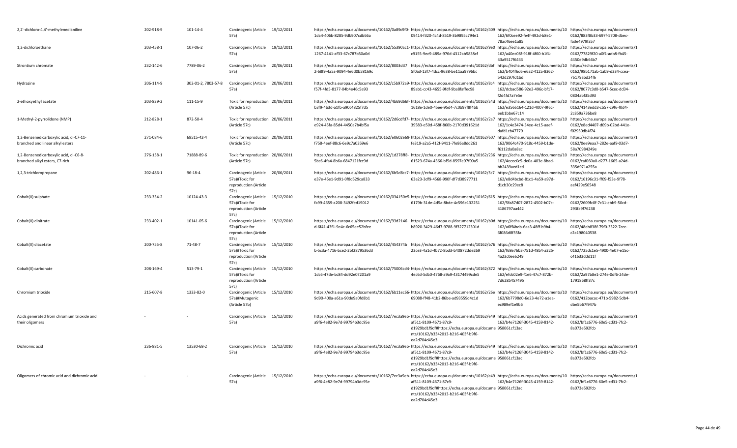| | | | | | | | | |
|---|---|---|---|---|---|---|---|---|
| 2,2'-dichloro-4,4'-methylenedianiline | 202-918-9 | 101-14-4 | Carcinogenic (Article 57a) | 19/12/2011 | https://echa.europa.eu/documents/10162/0a89c9f0-1da4-406b-8285-9db907cdb66a | https://echa.europa.eu/documents/10162/40909414-f320-4c4d-8519-3b9895c794e1 | https://echa.europa.eu/documents/10162/6f0cee92-fe4f-492d-b8e1-78ac46ee1a85 | https://echa.europa.eu/documents/10162/883f8b33-697f-5708-dbec-fa3e4979fa57 |
| 1,2-dichloroethane | 203-458-1 | 107-06-2 | Carcinogenic (Article 57a) | 19/12/2011 | https://echa.europa.eu/documents/10162/55390ac1-1267-4141-af33-67c787b50a0d | https://echa.europa.eu/documents/10162/9e0c9155-9ec9-489a-976d-4312ab5838cf | https://echa.europa.eu/documents/10162/a40ec08f-918f-4f60-b1f4-43a9517f6433 | https://echa.europa.eu/documents/10162/77829f20-a0f1-adb8-fb45-4450e9db64b7 |
| Strontium chromate | 232-142-6 | 7789-06-2 | Carcinogenic (Article 57a) | 20/06/2011 | https://echa.europa.eu/documents/10162/8003d372-68f9-4a5a-9094-4e6d0b58169c | https://echa.europa.eu/documents/10162/dbf5f0a3-13f7-4dcc-9638-be11aa9796bc | https://echa.europa.eu/documents/10162/b404f6d6-e6a2-412a-8362-542d297fd1bd | https://echa.europa.eu/documents/10162/98b171ab-1ab9-d334-ccea-76179abd24f6 |
| Hydrazine | 206-114-9 | 302-01-2, 7803-57-8 | Carcinogenic (Article 57a) | 20/06/2011 | https://echa.europa.eu/documents/10162/c5b972a9-f57f-4fd5-8177-04b4e46c5e93 | https://echa.europa.eu/documents/10162/8c489ab1-cc43-4655-9fdf-9ba8faffec98 | https://echa.europa.eu/documents/10162/dcbad586-92e2-496c-bf17-f2d4fd7a7e5e | https://echa.europa.eu/documents/10162/8077c3d0-b547-5cec-dd34-0804abf35d93 |
| 2-ethoxyethyl acetate | 203-839-2 | 111-15-9 | Toxic for reproduction (Article 57c) | 20/06/2011 | https://echa.europa.eu/documents/10162/4b69d66f-b3f9-4b3d-a1fb-a90c4825f7d5 | https://echa.europa.eu/documents/10162/a4d1618e-1de0-45ee-95d4-7c0b97f8f4bb | https://echa.europa.eu/documents/10162/e3566164-121d-4007-9f6c-eeb1bbe67c14 | https://echa.europa.eu/documents/10162/4143edd3-cb57-c9f6-f0d4-2c859a736be8 |
| 1-Methyl-2-pyrrolidone (NMP) | 212-828-1 | 872-50-4 | Toxic for reproduction (Article 57c) | 20/06/2011 | https://echa.europa.eu/documents/10162/2d6cdfd7-e924-45fa-85d4-4450a7b4bf5a | https://echa.europa.eu/documents/10162/2a739583-e50d-458f-860b-2170d391621d | https://echa.europa.eu/documents/10162/1c4e3474-34ee-4c15-aaef-dafd1cb47779 | https://echa.europa.eu/documents/10162/e8ed4407-d09b-02bd-441e-f02950db4f74 |
| 1,2-Benzenedicarboxylic acid, di-C7-11-branched and linear alkyl esters | 271-084-6 | 68515-42-4 | Toxic for reproduction (Article 57c) | 20/06/2011 | https://echa.europa.eu/documents/10162/e0602e69-f758-4eef-88c6-6e9c7a0359e6 | https://echa.europa.eu/documents/10162/607fe319-a2a5-412f-9411-7fe86a8dd261 | https://echa.europa.eu/documents/10162/9064c470-918c-4459-b1de-f6112da0a8ec | https://echa.europa.eu/documents/10162/0ee9eaa7-282e-aaf9-03d7-58a70984249e |
| 1,2-Benzenedicarboxylic acid, di-C6-8-branched alkyl esters, C7-rich | 276-158-1 | 71888-89-6 | Toxic for reproduction (Article 57c) | 20/06/2011 | https://echa.europa.eu/documents/10162/1d278ff8-5bc6-4fa4-8b6a-6847121fcc9d | https://echa.europa.eu/documents/10162/23661523-674a-4366-bf5d-8597e97f09a5 | https://echa.europa.eu/documents/10162/4ecec0c5-de0a-403e-8bad-bb2439aed1cd | https://echa.europa.eu/documents/10162/caf060a0-d277-1665-a24d-335d971a255a |
| 1,2,3-trichloropropane | 202-486-1 | 96-18-4 | Carcinogenic (Article 57a)#Toxic for reproduction (Article 57c) | 20/06/2011 | https://echa.europa.eu/documents/10162/6b5d8cc7-e37e-46e1-9d91-0f8d529ca833 | https://echa.europa.eu/documents/10162/5c763e23-3df9-4568-990f-df7d38977711 | https://echa.europa.eu/documents/10162/e8d4bcbd-81c1-4a59-a97d-d1cb30c29ec8 | https://echa.europa.eu/documents/10162/16196c31-ff09-f53e-9f78-aef429e56548 |
| Cobalt(II) sulphate | 233-334-2 | 10124-43-3 | Carcinogenic (Article 57a)#Toxic for reproduction (Article 57c) | 15/12/2010 | https://echa.europa.eu/documents/10162/034150e5-fa99-4659-a208-3492fed19012 | https://echa.europa.eu/documents/10162/6156179b-31de-4d5a-8bde-4c596e132251 | https://echa.europa.eu/documents/10162/5fa87d07-2872-4502-b07c-4186797aa442 | https://echa.europa.eu/documents/10162/2609fc0f-7c31-ebb9-50cd-293fa9f76238 |
| Cobalt(II) dinitrate | 233-402-1 | 10141-05-6 | Carcinogenic (Article 57a)#Toxic for reproduction (Article 57c) | 15/12/2010 | https://echa.europa.eu/documents/10162/93d2146d-6f41-43f1-9e4c-6c65ee52bfee | https://echa.europa.eu/documents/10162/b0db8920-3429-46d7-9788-9f327712301d | https://echa.europa.eu/documents/10162/a6ff4bdb-6aa3-48ff-b9b4-6f086d8f35fa | https://echa.europa.eu/documents/10162/48eb838f-79f0-3322-7ccc-c2a198040538 |
| Cobalt(II) diacetate | 200-755-8 | 71-48-7 | Carcinogenic (Article 57a)#Toxic for reproduction (Article 57c) | 15/12/2010 | https://echa.europa.eu/documents/10162/454374bb-5c3a-4716-bce2-2bf2879536d3 | https://echa.europa.eu/documents/10162/b7623ce3-4a1d-4b72-8bd3-b40872dde269 | https://echa.europa.eu/documents/10162/f68e76b3-751d-48b4-a225-4a23c0ee6249 | https://echa.europa.eu/documents/10162/725dc1e5-4900-4e07-e15c-c41633ddd11f |
| Cobalt(II) carbonate | 208-169-4 | 513-79-1 | Carcinogenic (Article 57a)#Toxic for reproduction (Article 57c) | 15/12/2010 | https://echa.europa.eu/documents/10162/75006cd4-1dc6-47de-bc84-dd92e07201a9 | https://echa.europa.eu/documents/10162/8724ec6d-5db0-4768-a9a9-43174499cde5 | https://echa.europa.eu/documents/10162/efdc02e9-f1e6-47c7-872b-7d6285457495 | https://echa.europa.eu/documents/10162/2a97b8e1-274e-0df6-24de-1791868ff37c |
| Chromium trioxide | 215-607-8 | 1333-82-0 | Carcinogenic (Article 57a)#Mutagenic (Article 57b) | 15/12/2010 | https://echa.europa.eu/documents/10162/6b11ec66-9d90-400a-a61a-90de9a0fd8b1 | https://echa.europa.eu/documents/10162/26e69088-ff48-41b2-86be-ad93559d4c1d | https://echa.europa.eu/documents/10162/6b7798d0-6e23-4e72-a1ea-ec989ef1e9b6 | https://echa.europa.eu/documents/10162/412bacac-471b-5982-5db4-dbe5b67f947b |
| Acids generated from chromium trioxide and their oligomers | - | - | Carcinogenic (Article 57a) | 15/12/2010 | https://echa.europa.eu/documents/10162/7ec3a9eb-a9f6-4e82-9e7d-99794b3dc95e | https://echa.europa.eu/documents/10162/e49af511-8109-4671-87c9-d1929bd1f9df#https://echa.europa.eu/documents/10162/b3342013-b216-403f-b9f6-ea2d704d45e3 | https://echa.europa.eu/documents/10162/b4e7126f-3045-4159-8142-958061cf13ac | https://echa.europa.eu/documents/10162/bf1c6776-60e5-cd31-7fc2-8a073e592fcb |
| Dichromic acid | 236-881-5 | 13530-68-2 | Carcinogenic (Article 57a) | 15/12/2010 | https://echa.europa.eu/documents/10162/7ec3a9eb-a9f6-4e82-9e7d-99794b3dc95e | https://echa.europa.eu/documents/10162/e49af511-8109-4671-87c9-d1929bd1f9df#https://echa.europa.eu/documents/10162/b3342013-b216-403f-b9f6-ea2d704d45e3 | https://echa.europa.eu/documents/10162/b4e7126f-3045-4159-8142-958061cf13ac | https://echa.europa.eu/documents/10162/bf1c6776-60e5-cd31-7fc2-8a073e592fcb |
| Oligomers of chromic acid and dichromic acid | - | - | Carcinogenic (Article 57a) | 15/12/2010 | https://echa.europa.eu/documents/10162/7ec3a9eb-a9f6-4e82-9e7d-99794b3dc95e | https://echa.europa.eu/documents/10162/e49af511-8109-4671-87c9-d1929bd1f9df#https://echa.europa.eu/documents/10162/b3342013-b216-403f-b9f6-ea2d704d45e3 | https://echa.europa.eu/documents/10162/b4e7126f-3045-4159-8142-958061cf13ac | https://echa.europa.eu/documents/10162/bf1c6776-60e5-cd31-7fc2-8a073e592fcb |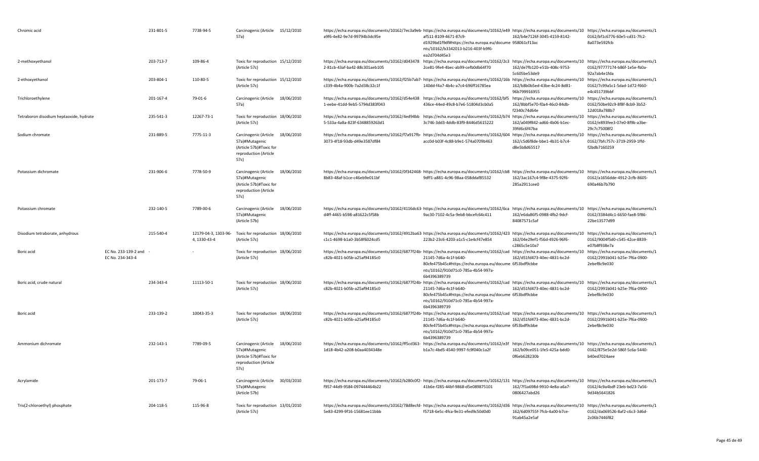| Chromic acid | | 231-801-5 | 7738-94-5 | Carcinogenic (Article 57a) | 15/12/2010 | https://echa.europa.eu/documents/10162/7ec3a9eb-a9f6-4e82-9e7d-99794b3dc95e | https://echa.europa.eu/documents/10162/e49af511-8109-4671-87c9-d1929bd1f9df#https://echa.europa.eu/documents/10162/b3342013-b216-403f-b9f6-ea2d704d45e3 | https://echa.europa.eu/documents/10162/b4e7126f-3045-4159-8142-958061cf13ac | https://echa.europa.eu/documents/10162/bf1c6776-60e5-cd31-7fc2-8a073e592fcb |
|---|---|---|---|---|---|---|---|---|---|
| 2-methoxyethanol | | 203-713-7 | 109-86-4 | Toxic for reproduction (Article 57c) | 15/12/2010 | https://echa.europa.eu/documents/10162/d0434782-81cb-43af-ba42-88c301aeb105 | https://echa.europa.eu/documents/10162/2c32ce81-9fe4-4bec-ab99-cefb0db64f70 | https://echa.europa.eu/documents/10162/de7fb120-e51b-408c-9753-5c605be53de9 | https://echa.europa.eu/documents/10162/97777174-b86f-1e5e-fb0a-92a7ab4e1fda |
| 2-ethoxyethanol | | 203-804-1 | 110-80-5 | Toxic for reproduction (Article 57c) | 15/12/2010 | https://echa.europa.eu/documents/10162/f25b7ab7-c339-4b4a-900b-7a2d38c32c1f | https://echa.europa.eu/documents/10162/16b140dd-f4a7-4b4c-a7c4-696ff16785ea | https://echa.europa.eu/documents/10162/b8b0b5ed-43be-4c24-8d81-96b799916955 | https://echa.europa.eu/documents/10162/7c99a5c1-5dad-1d72-f660-e4c451739bbf |
| Trichloroethylene | | 201-167-4 | 79-01-6 | Carcinogenic (Article 57a) | 18/06/2010 | https://echa.europa.eu/documents/10162/d54e4381-eebe-41dd-9eb5-5794d383f043 | https://echa.europa.eu/documents/10162/bf5436ce-44ed-49c8-b7e6-51804d3cb0a5 | https://echa.europa.eu/documents/10162/8bbf5e70-f0a4-46c0-84db-f2340c74d64e | https://echa.europa.eu/documents/10162/50be92c9-8f8f-8cb9-3b52-12d018a788b7 |
| Tetraboron disodium heptaoxide, hydrate | | 235-541-3 | 12267-73-1 | Toxic for reproduction (Article 57c) | 18/06/2010 | https://echa.europa.eu/documents/10162/4ed94bb5-533a-4a8a-823f-6348859263d1 | https://echa.europa.eu/documents/10162/b743c746-3dd3-4ddb-83f9-8446d5615222 | https://echa.europa.eu/documents/10162/a049f842-ad66-4b06-b1ec-39fd6c6f47ba | https://echa.europa.eu/documents/10162/e893fee3-07e0-8f9b-a3be-29c7c75008f2 |
| Sodium chromate | | 231-889-5 | 7775-11-3 | Carcinogenic (Article 57a)#Mutagenic (Article 57b)#Toxic for reproduction (Article 57c) | 18/06/2010 | https://echa.europa.eu/documents/10162/f7a917fb-3073-4f18-93db-d49e3587df84 | https://echa.europa.eu/documents/10162/604acc0d-b03f-4c88-b9e1-574a0709b463 | https://echa.europa.eu/documents/10162/c5d6f8de-bbe1-4b31-b7c4-d8e5b8d65517 | https://echa.europa.eu/documents/10162/bfc757c-3719-2959-1ffd-f2bdb7160259 |
| Potassium dichromate | | 231-906-6 | 7778-50-9 | Carcinogenic (Article 57a)#Mutagenic (Article 57b)#Toxic for reproduction (Article 57c) | 18/06/2010 | https://echa.europa.eu/documents/10162/0f342468-8b83-48af-b1ce-c46eb9e011bf | https://echa.europa.eu/documents/10162/cb89dff1-a881-4c96-98aa-058ddaf85532 | https://echa.europa.eu/documents/10162/3ac167c4-9f8e-4375-92f6-285a2911cee0 | https://echa.europa.eu/documents/10162/a1656dde-4912-2cfb-8605-690a46b7b790 |
| Potassium chromate | | 232-140-5 | 7789-00-6 | Carcinogenic (Article 57a)#Mutagenic (Article 57b) | 18/06/2010 | https://echa.europa.eu/documents/10162/4116dc63-d4ff-4465-b598-a81622c5f58b | https://echa.europa.eu/documents/10162/6ca9ac30-7102-4c5a-9eb8-bbcefc64c411 | https://echa.europa.eu/documents/10162/e6da86f5-0988-4fb2-9dcf-84087571c5af | https://echa.europa.eu/documents/10162/3384d4c1-6650-fae8-5f86-22be13577d99 |
| Disodium tetraborate, anhydrous | | 215-540-4 | 12179-04-3, 1303-96-4, 1330-43-4 | Toxic for reproduction (Article 57c) | 18/06/2010 | https://echa.europa.eu/documents/10162/4912ba63-c1c1-4698-b1a0-3b58f6024cd5 | https://echa.europa.eu/documents/10162/423223b2-23c6-4203-a1c5-c1e4cf47e854 | https://echa.europa.eu/documents/10162/04e29ef1-f56d-4926-96f6-c2865c5e10a7 | https://echa.europa.eu/documents/10162/9004f5d0-c545-42ce-8839-e07b8f938e7a |
| Boric acid | EC No. 233-139-2 and EC No. 234-343-4 | - | - | Toxic for reproduction (Article 57c) | 18/06/2010 | https://echa.europa.eu/documents/10162/6877f24b-c82b-4021-b05b-a25af94185c0 | https://echa.europa.eu/documents/10162/cad21145-7d6a-4c1f-b640-80cfe475b45c#https://echa.europa.eu/documents/10162/910d71c0-785a-4b54-997a-6b4396389739 | https://echa.europa.eu/documents/10162/d51fd473-40ec-4831-bc2d-6f53bdf9cbbe | https://echa.europa.eu/documents/10162/2991b041-b25e-7f6a-0900-2ebef8c9e030 |
| Boric acid, crude natural | | 234-343-4 | 11113-50-1 | Toxic for reproduction (Article 57c) | 18/06/2010 | https://echa.europa.eu/documents/10162/6877f24b-c82b-4021-b05b-a25af94185c0 | https://echa.europa.eu/documents/10162/cad21145-7d6a-4c1f-b640-80cfe475b45c#https://echa.europa.eu/documents/10162/910d71c0-785a-4b54-997a-6b4396389739 | https://echa.europa.eu/documents/10162/d51fd473-40ec-4831-bc2d-6f53bdf9cbbe | https://echa.europa.eu/documents/10162/2991b041-b25e-7f6a-0900-2ebef8c9e030 |
| Boric acid | | 233-139-2 | 10043-35-3 | Toxic for reproduction (Article 57c) | 18/06/2010 | https://echa.europa.eu/documents/10162/6877f24b-c82b-4021-b05b-a25af94185c0 | https://echa.europa.eu/documents/10162/cad21145-7d6a-4c1f-b640-80cfe475b45c#https://echa.europa.eu/documents/10162/910d71c0-785a-4b54-997a-6b4396389739 | https://echa.europa.eu/documents/10162/d51fd473-40ec-4831-bc2d-6f53bdf9cbbe | https://echa.europa.eu/documents/10162/2991b041-b25e-7f6a-0900-2ebef8c9e030 |
| Ammonium dichromate | | 232-143-1 | 7789-09-5 | Carcinogenic (Article 57a)#Mutagenic (Article 57b)#Toxic for reproduction (Article 57c) | 18/06/2010 | https://echa.europa.eu/documents/10162/ff5cd363-1d18-4b42-a208-b0aa4034348e | https://echa.europa.eu/documents/10162/e3fb1a7c-4bd5-4540-9997-fc9f040c1a2f | https://echa.europa.eu/documents/10162/b09ce051-1fe5-425a-bdd0-0f6eb628230b | https://echa.europa.eu/documents/10162/875e5e2d-586f-5c6a-5440-b40ed7024aee |
| Acrylamide | | 201-173-7 | 79-06-1 | Carcinogenic (Article 57a)#Mutagenic (Article 57b) | 30/03/2010 | https://echa.europa.eu/documents/10162/b280c0f2-f957-44d9-9584-097444464b22 | https://echa.europa.eu/documents/10162/13141b6e-f285-44bf-9868-d5e089875101 | https://echa.europa.eu/documents/10162/7f1a698d-9910-4e8a-a6a7-0806427abd26 | https://echa.europa.eu/documents/10162/4c9a4bdf-23eb-bd23-7a56-9d34b5641826 |
| Tris(2-chloroethyl) phosphate | | 204-118-5 | 115-96-8 | Toxic for reproduction (Article 57c) | 13/01/2010 | https://echa.europa.eu/documents/10162/78d8ecfd-5e83-4299-9f16-15681ee11bbb | https://echa.europa.eu/documents/10162/d36f5718-6e5c-4fca-9e31-efed9c50d0d0 | https://echa.europa.eu/documents/10162/6d09755f-7fcb-4a00-b7ce-91ab45a2e5af | https://echa.europa.eu/documents/10162/da069526-8af2-c6c3-3d6d-2c06b7446f82 |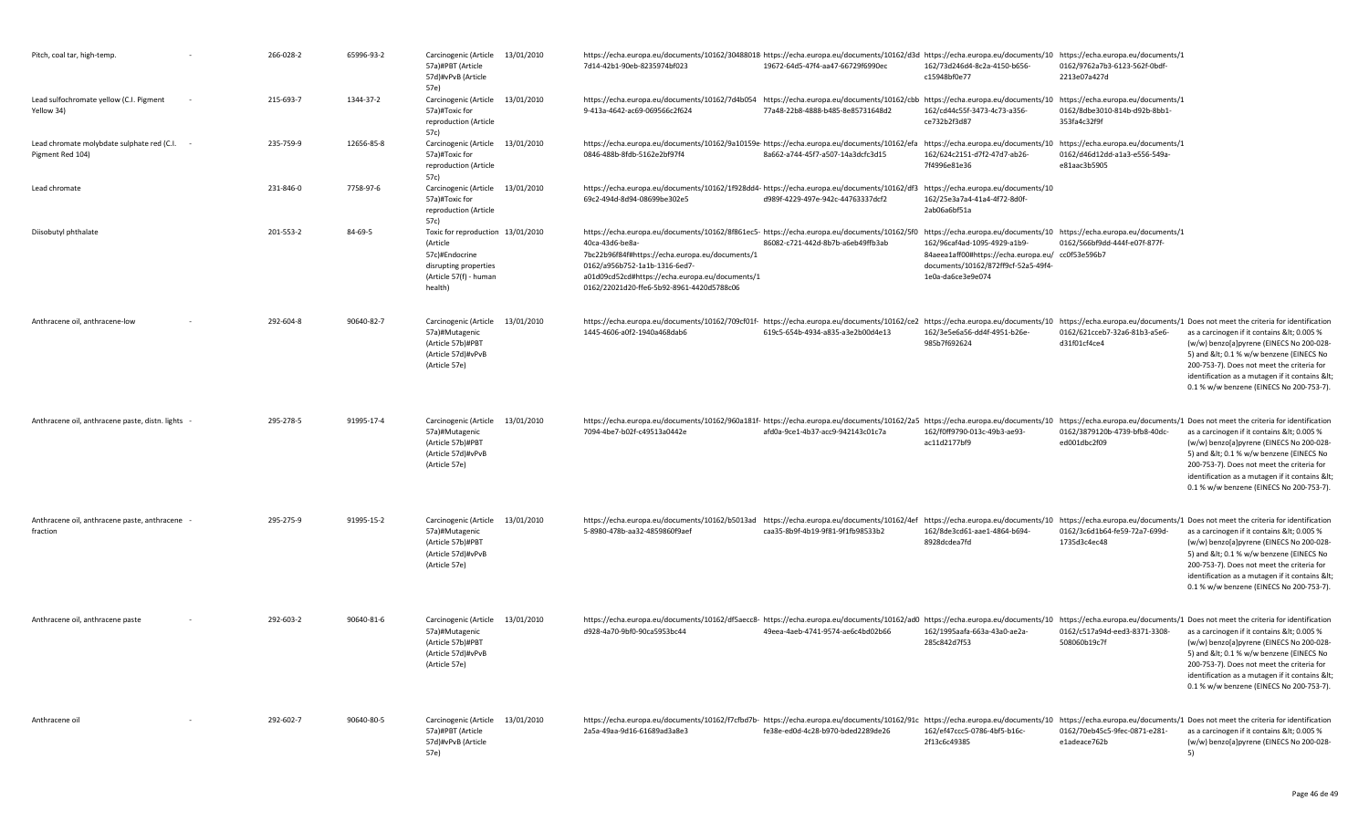| | | | | | | | | | | |
|---|---|---|---|---|---|---|---|---|---|---|
| Pitch, coal tar, high-temp. | - | 266-028-2 | 65996-93-2 | Carcinogenic (Article 57a)#PBT (Article 57d)#vPvB (Article 57e) | 13/01/2010 | https://echa.europa.eu/documents/10162/30488018-7d14-42b1-90eb-8235974bf023 | https://echa.europa.eu/documents/10162/d3d19672-64d5-47f4-aa47-66729f6990ec | https://echa.europa.eu/documents/10162/73d246d4-8c2a-4150-b656-c15948bf0e77 | https://echa.europa.eu/documents/10162/9762a7b3-6123-562f-0bdf-2213e07a427d | |
| Lead sulfochromate yellow (C.I. Pigment Yellow 34) | - | 215-693-7 | 1344-37-2 | Carcinogenic (Article 57a)#Toxic for reproduction (Article 57c) | 13/01/2010 | https://echa.europa.eu/documents/10162/7d4b054 9-413a-4642-ac69-069566c2f624 | https://echa.europa.eu/documents/10162/cbb77a48-22b8-4888-b485-8e85731648d2 | https://echa.europa.eu/documents/10162/cd44c55f-3473-4c73-a356-ce732b2f3d87 | https://echa.europa.eu/documents/10162/8dbe3010-814b-d92b-8bb1-353fa4c32f9f | |
| Lead chromate molybdate sulphate red (C.I. Pigment Red 104) | - | 235-759-9 | 12656-85-8 | Carcinogenic (Article 57a)#Toxic for reproduction (Article 57c) | 13/01/2010 | https://echa.europa.eu/documents/10162/9a10159e-0846-488b-8fdb-5162e2bf97f4 | https://echa.europa.eu/documents/10162/efa8a662-a744-45f7-a507-14a3dcfc3d15 | https://echa.europa.eu/documents/10162/624c2151-d7f2-47d7-ab26-7f4996e81e36 | https://echa.europa.eu/documents/10162/d46d12dd-a1a3-e556-549a-e81aac3b5905 | |
| Lead chromate | | 231-846-0 | 7758-97-6 | Carcinogenic (Article 57a)#Toxic for reproduction (Article 57c) | 13/01/2010 | https://echa.europa.eu/documents/10162/1f928dd4-69c2-494d-8d94-08699be302e5 | https://echa.europa.eu/documents/10162/df3d989f-4229-497e-942c-44763337dcf2 | https://echa.europa.eu/documents/10162/25e3a7a4-41a4-4f72-8d0f-2ab06a6bf51a | | |
| Diisobutyl phthalate | | 201-553-2 | 84-69-5 | Toxic for reproduction (Article 57c)#Endocrine disrupting properties (Article 57(f) - human health) | 13/01/2010 | https://echa.europa.eu/documents/10162/8f861ec5-40ca-43d6-be8a-7bc22b96f84f#https://echa.europa.eu/documents/10162/a956b752-1a1b-1316-6ed7-a01d09cd52cd#https://echa.europa.eu/documents/10162/22021d20-ffe6-5b92-8961-4420d5788c06 | https://echa.europa.eu/documents/10162/5f086082-c721-442d-8b7b-a6eb49ffb3ab | https://echa.europa.eu/documents/10162/96caf4ad-1095-4929-a1b9-84aeea1aff00#https://echa.europa.eu/documents/10162/872ff9cf-52a5-49f4-1e0a-da6ce3e9e074 | https://echa.europa.eu/documents/10162/566bf9dd-444f-e07f-877f-cc0f53e596b7 | |
| Anthracene oil, anthracene-low | - | 292-604-8 | 90640-82-7 | Carcinogenic (Article 57a)#Mutagenic (Article 57b)#PBT (Article 57d)#vPvB (Article 57e) | 13/01/2010 | https://echa.europa.eu/documents/10162/709cf01f-1445-4606-a0f2-1940a468dab6 | https://echa.europa.eu/documents/10162/ce2619c5-654b-4934-a835-a3e2b00d4e13 | https://echa.europa.eu/documents/10162/3e5e6a56-dd4f-4951-b26e-985b7f692624 | https://echa.europa.eu/documents/10162/621cceb7-32a6-81b3-a5e6-d31f01cf4ce4 | Does not meet the criteria for identification as a carcinogen if it contains &lt; 0.005 % (w/w) benzo[a]pyrene (EINECS No 200-028-5) and &lt; 0.1 % w/w benzene (EINECS No 200-753-7). Does not meet the criteria for identification as a mutagen if it contains &lt; 0.1 % w/w benzene (EINECS No 200-753-7). |
| Anthracene oil, anthracene paste, distn. lights | - | 295-278-5 | 91995-17-4 | Carcinogenic (Article 57a)#Mutagenic (Article 57b)#PBT (Article 57d)#vPvB (Article 57e) | 13/01/2010 | https://echa.europa.eu/documents/10162/960a181f-7094-4be7-b02f-c49513a0442e | https://echa.europa.eu/documents/10162/2a5afd0a-9ce1-4b37-acc9-942143c01c7a | https://echa.europa.eu/documents/10162/f0ff9790-013c-49b3-ae93-ac11d2177bf9 | https://echa.europa.eu/documents/10162/3879120b-4739-bfb8-40dc-ed001dbc2f09 | Does not meet the criteria for identification as a carcinogen if it contains &lt; 0.005 % (w/w) benzo[a]pyrene (EINECS No 200-028-5) and &lt; 0.1 % w/w benzene (EINECS No 200-753-7). Does not meet the criteria for identification as a mutagen if it contains &lt; 0.1 % w/w benzene (EINECS No 200-753-7). |
| Anthracene oil, anthracene paste, anthracene fraction | - | 295-275-9 | 91995-15-2 | Carcinogenic (Article 57a)#Mutagenic (Article 57b)#PBT (Article 57d)#vPvB (Article 57e) | 13/01/2010 | https://echa.europa.eu/documents/10162/b5013ad5-8980-478b-aa32-4859860f9aef | https://echa.europa.eu/documents/10162/4efcaa35-8b9f-4b19-9f81-9f1fb98533b2 | https://echa.europa.eu/documents/10162/8de3cd61-aae1-4864-b694-8928dcdea7fd | https://echa.europa.eu/documents/10162/3c6d1b64-fe59-72a7-699d-1735d3c4ec48 | Does not meet the criteria for identification as a carcinogen if it contains &lt; 0.005 % (w/w) benzo[a]pyrene (EINECS No 200-028-5) and &lt; 0.1 % w/w benzene (EINECS No 200-753-7). Does not meet the criteria for identification as a mutagen if it contains &lt; 0.1 % w/w benzene (EINECS No 200-753-7). |
| Anthracene oil, anthracene paste | - | 292-603-2 | 90640-81-6 | Carcinogenic (Article 57a)#Mutagenic (Article 57b)#PBT (Article 57d)#vPvB (Article 57e) | 13/01/2010 | https://echa.europa.eu/documents/10162/df5aecc8-d928-4a70-9bf0-90ca5953bc44 | https://echa.europa.eu/documents/10162/ad049eea-4aeb-4741-9574-ae6c4bd02b66 | https://echa.europa.eu/documents/10162/1995aafa-663a-43a0-ae2a-285c842d7f53 | https://echa.europa.eu/documents/10162/c517a94d-eed3-8371-3308-508060b19c7f | Does not meet the criteria for identification as a carcinogen if it contains &lt; 0.005 % (w/w) benzo[a]pyrene (EINECS No 200-028-5) and &lt; 0.1 % w/w benzene (EINECS No 200-753-7). Does not meet the criteria for identification as a mutagen if it contains &lt; 0.1 % w/w benzene (EINECS No 200-753-7). |
| Anthracene oil | - | 292-602-7 | 90640-80-5 | Carcinogenic (Article 57a)#PBT (Article 57d)#vPvB (Article 57e) | 13/01/2010 | https://echa.europa.eu/documents/10162/f7cfbd7b-2a5a-49aa-9d16-61689ad3a8e3 | https://echa.europa.eu/documents/10162/91cfe38e-ed0d-4c28-b970-bded2289de26 | https://echa.europa.eu/documents/10162/ef47ccc5-0786-4bf5-b16c-2f13c6c49385 | https://echa.europa.eu/documents/10162/70eb45c5-9fec-0871-e281-e1adeace762b | Does not meet the criteria for identification as a carcinogen if it contains &lt; 0.005 % (w/w) benzo[a]pyrene (EINECS No 200-028-5) |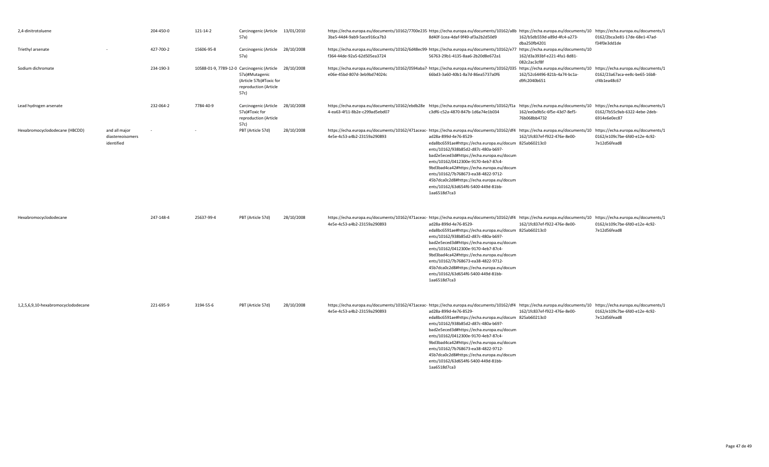| | | | | | | | | | |
|---|---|---|---|---|---|---|---|---|---|
| 2,4-dinitrotoluene | | 204-450-0 | 121-14-2 | Carcinogenic (Article 57a) | 13/01/2010 | https://echa.europa.eu/documents/10162/7700e235-3ba5-44d4-9ab9-5ace916ca7b3 | https://echa.europa.eu/documents/10162/a8b8d40f-1cea-4daf-9f49-af3a2b2d50d9 | https://echa.europa.eu/documents/10162/b5db559d-a89d-4fc4-a273-dba250fb4201 | https://echa.europa.eu/documents/10162/2bca3e81-17de-68e1-47ad-f34f0e3dd1de |
| Triethyl arsenate | - | 427-700-2 | 15606-95-8 | Carcinogenic (Article 57a) | 28/10/2008 | https://echa.europa.eu/documents/10162/6d48ec99-f364-44de-92a5-62d505ea3724 | https://echa.europa.eu/documents/10162/e7756763-29b1-4135-8aa6-2b20d8e672a1 | https://echa.europa.eu/documents/10162/d3a393bf-e221-4fa1-8d81-082c2ac3cf8f | |
| Sodium dichromate | | 234-190-3 | 10588-01-9, 7789-12-0 | Carcinogenic (Article 57a)#Mutagenic (Article 57b)#Toxic for reproduction (Article 57c) | 28/10/2008 | https://echa.europa.eu/documents/10162/0594aba7-e06e-45bd-807d-3eb9bd74024c | https://echa.europa.eu/documents/10162/03566bd3-3a60-40b1-8a7d-86ea5737a0f6 | https://echa.europa.eu/documents/10162/52c64496-821b-4a74-bc1a-d9fc2040b651 | https://echa.europa.eu/documents/10162/23a67aca-ee8c-be65-16b8-cf4b1ea48c67 |
| Lead hydrogen arsenate | | 232-064-2 | 7784-40-9 | Carcinogenic (Article 57a)#Toxic for reproduction (Article 57c) | 28/10/2008 | https://echa.europa.eu/documents/10162/ebdb28e4-ea63-4f11-8b2e-c299ad5ebd07 | https://echa.europa.eu/documents/10162/f1ac3df6-c52a-4870-847b-1d6a74e1b034 | https://echa.europa.eu/documents/10162/ee0a9b5c-6f5e-43d7-8ef5-76b068bb4732 | https://echa.europa.eu/documents/10162/7b55c9ab-6322-4ebe-2deb-6914e6e0ec87 |
| Hexabromocyclododecane (HBCDD) | and all major diastereoisomers identified | - | - | PBT (Article 57d) | 28/10/2008 | https://echa.europa.eu/documents/10162/471aceac-4e5e-4c53-a4b2-23159a290893 | https://echa.europa.eu/documents/10162/df4ad28a-899d-4e76-8529-eda8bc6591ae#https://echa.europa.eu/documents/10162/938b85d2-d87c-480a-b697-bad2e5eced3d#https://echa.europa.eu/documents/10162/0412300e-9170-4eb7-87c4-9bd3bad4ca42#https://echa.europa.eu/documents/10162/7b768673-ea38-4822-9712-45b7dca0c2d8#https://echa.europa.eu/documents/10162/63d654f6-5400-449d-81bb-1aa6518d7ca3 | https://echa.europa.eu/documents/10162/1fc837ef-f922-476e-8e00-825ab60213c0 | https://echa.europa.eu/documents/10162/e109c7be-6fd0-e12e-4c92-7e12d56fead8 |
| Hexabromocyclododecane | | 247-148-4 | 25637-99-4 | PBT (Article 57d) | 28/10/2008 | https://echa.europa.eu/documents/10162/471aceac-4e5e-4c53-a4b2-23159a290893 | https://echa.europa.eu/documents/10162/df4ad28a-899d-4e76-8529-eda8bc6591ae#https://echa.europa.eu/documents/10162/938b85d2-d87c-480a-b697-bad2e5eced3d#https://echa.europa.eu/documents/10162/0412300e-9170-4eb7-87c4-9bd3bad4ca42#https://echa.europa.eu/documents/10162/7b768673-ea38-4822-9712-45b7dca0c2d8#https://echa.europa.eu/documents/10162/63d654f6-5400-449d-81bb-1aa6518d7ca3 | https://echa.europa.eu/documents/10162/1fc837ef-f922-476e-8e00-825ab60213c0 | https://echa.europa.eu/documents/10162/e109c7be-6fd0-e12e-4c92-7e12d56fead8 |
| 1,2,5,6,9,10-hexabromocyclododecane | | 221-695-9 | 3194-55-6 | PBT (Article 57d) | 28/10/2008 | https://echa.europa.eu/documents/10162/471aceac-4e5e-4c53-a4b2-23159a290893 | https://echa.europa.eu/documents/10162/df4ad28a-899d-4e76-8529-eda8bc6591ae#https://echa.europa.eu/documents/10162/938b85d2-d87c-480a-b697-bad2e5eced3d#https://echa.europa.eu/documents/10162/0412300e-9170-4eb7-87c4-9bd3bad4ca42#https://echa.europa.eu/documents/10162/7b768673-ea38-4822-9712-45b7dca0c2d8#https://echa.europa.eu/documents/10162/63d654f6-5400-449d-81bb-1aa6518d7ca3 | https://echa.europa.eu/documents/10162/1fc837ef-f922-476e-8e00-825ab60213c0 | https://echa.europa.eu/documents/10162/e109c7be-6fd0-e12e-4c92-7e12d56fead8 |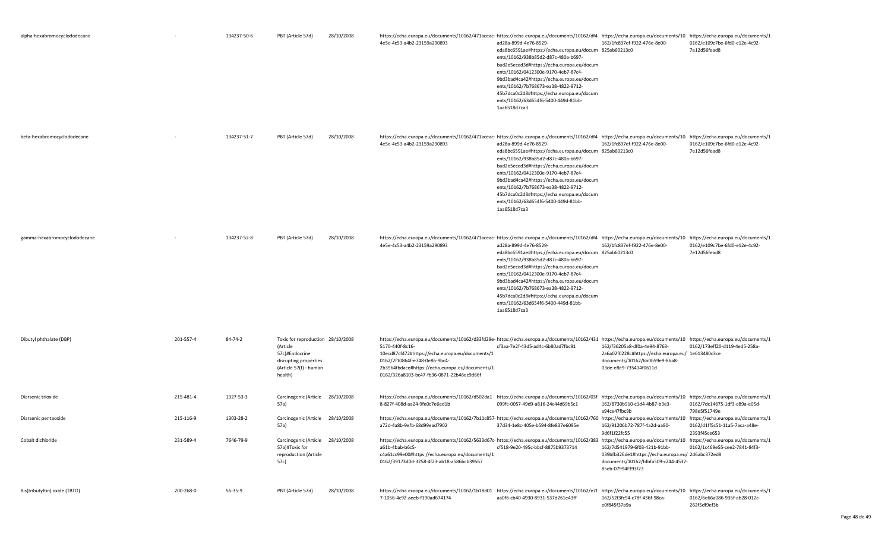| | | | | | | | | |
|---|---|---|---|---|---|---|---|---|
| alpha-hexabromocyclododecane | - | 134237-50-6 | PBT (Article 57d) | 28/10/2008 | https://echa.europa.eu/documents/10162/471aceac-4e5e-4c53-a4b2-23159a290893 | https://echa.europa.eu/documents/10162/df4ad28a-899d-4e76-8529-eda8bc6591ae#https://echa.europa.eu/documents/10162/938b85d2-d87c-480a-b697-bad2e5eced3d#https://echa.europa.eu/documents/10162/0412300e-9170-4eb7-87c4-9bd3bad4ca42#https://echa.europa.eu/documents/10162/7b768673-ea38-4822-9712-45b7dca0c2d8#https://echa.europa.eu/documents/10162/63d654f6-5400-449d-81bb-1aa6518d7ca3 | https://echa.europa.eu/documents/10162/1fc837ef-f922-476e-8e00-825ab60213c0 | https://echa.europa.eu/documents/10162/e109c7be-6fd0-e12e-4c92-7e12d56fead8 |
| beta-hexabromocyclododecane | - | 134237-51-7 | PBT (Article 57d) | 28/10/2008 | https://echa.europa.eu/documents/10162/471aceac-4e5e-4c53-a4b2-23159a290893 | https://echa.europa.eu/documents/10162/df4ad28a-899d-4e76-8529-eda8bc6591ae#https://echa.europa.eu/documents/10162/938b85d2-d87c-480a-b697-bad2e5eced3d#https://echa.europa.eu/documents/10162/0412300e-9170-4eb7-87c4-9bd3bad4ca42#https://echa.europa.eu/documents/10162/7b768673-ea38-4822-9712-45b7dca0c2d8#https://echa.europa.eu/documents/10162/63d654f6-5400-449d-81bb-1aa6518d7ca3 | https://echa.europa.eu/documents/10162/1fc837ef-f922-476e-8e00-825ab60213c0 | https://echa.europa.eu/documents/10162/e109c7be-6fd0-e12e-4c92-7e12d56fead8 |
| gamma-hexabromocyclododecane | - | 134237-52-8 | PBT (Article 57d) | 28/10/2008 | https://echa.europa.eu/documents/10162/471aceac-4e5e-4c53-a4b2-23159a290893 | https://echa.europa.eu/documents/10162/df4ad28a-899d-4e76-8529-eda8bc6591ae#https://echa.europa.eu/documents/10162/938b85d2-d87c-480a-b697-bad2e5eced3d#https://echa.europa.eu/documents/10162/0412300e-9170-4eb7-87c4-9bd3bad4ca42#https://echa.europa.eu/documents/10162/7b768673-ea38-4822-9712-45b7dca0c2d8#https://echa.europa.eu/documents/10162/63d654f6-5400-449d-81bb-1aa6518d7ca3 | https://echa.europa.eu/documents/10162/1fc837ef-f922-476e-8e00-825ab60213c0 | https://echa.europa.eu/documents/10162/e109c7be-6fd0-e12e-4c92-7e12d56fead8 |
| Dibutyl phthalate (DBP) | 201-557-4 | 84-74-2 | Toxic for reproduction (Article 57c)#Endocrine disrupting properties (Article 57(f) - human health) | 28/10/2008 | https://echa.europa.eu/documents/10162/d33fd29e-5170-440f-8c16-10ecd87cf472#https://echa.europa.eu/documents/10162/2f10864f-e748-0e86-9bc4-2b3964fbdace#https://echa.europa.eu/documents/10162/326a8103-bc47-fb36-0871-22b46ec9d66f | https://echa.europa.eu/documents/10162/431cf3aa-7e2f-43d5-ad4c-6b80ad7fbc91 | https://echa.europa.eu/documents/10162/f36205a8-df0a-4e94-8763-2a6a02f0228c#https://echa.europa.eu/documents/10162/6b0b59e9-8ba8-03de-e8e9-735414f0611d | https://echa.europa.eu/documents/10162/173eff20-d119-4ed5-258a-1e613480c3ce |
| Diarsenic trioxide | 215-481-4 | 1327-53-3 | Carcinogenic (Article 57a) | 28/10/2008 | https://echa.europa.eu/documents/10162/d502da18-827f-408d-aa24-9fe0c7e6ed1b | https://echa.europa.eu/documents/10162/03f099fc-0057-49d9-a816-24c44d69b5c1 | https://echa.europa.eu/documents/10162/8730b910-c1d4-4b87-b3e3-a94ce47fbc9b | https://echa.europa.eu/documents/10162/7dc14675-1df3-e89a-e05d-798e5f51749e |
| Diarsenic pentaoxide | 215-116-9 | 1303-28-2 | Carcinogenic (Article 57a) | 28/10/2008 | https://echa.europa.eu/documents/10162/7b11c857-a72d-4a8b-9efb-68d99ead7902 | https://echa.europa.eu/documents/10162/76037d34-1e8c-405e-b594-8fe837e6095e | https://echa.europa.eu/documents/10162/91206b72-787f-4a2d-aa80-9d6f1f22fc55 | https://echa.europa.eu/documents/10162/d1ff5c51-11a5-7aca-a48e-2393f45ce653 |
| Cobalt dichloride | 231-589-4 | 7646-79-9 | Carcinogenic (Article 57a)#Toxic for reproduction (Article 57c) | 28/10/2008 | https://echa.europa.eu/documents/10162/5633d67c-a61b-4bab-b6c5-c4a61cc99e00#https://echa.europa.eu/documents/10162/39173d0d-3258-4f23-ab18-a586bcb39567 | https://echa.europa.eu/documents/10162/383cf518-9e20-495c-bbcf-8875b9373714 | https://echa.europa.eu/documents/10162/7d541979-6f03-421b-91bb-039bfb326de1#https://echa.europa.eu/documents/10162/fdbfa509-c244-4537-85eb-07994f393f23 | https://echa.europa.eu/documents/10162/1c469e55-cee2-7841-84f3-2d6abc372ed8 |
| Bis(tributyltin) oxide (TBTO) | 200-268-0 | 56-35-9 | PBT (Article 57d) | 28/10/2008 | https://echa.europa.eu/documents/10162/1b18d017-1056-4c92-aeeb-f190ad674174 | https://echa.europa.eu/documents/10162/e7faa0f6-cb40-4930-8931-537d261e43ff | https://echa.europa.eu/documents/10162/52f3fc94-c78f-436f-98ca-e0f845f37a9a | https://echa.europa.eu/documents/10162/6e66a086-935f-ab28-012c-262f5df9ef3b |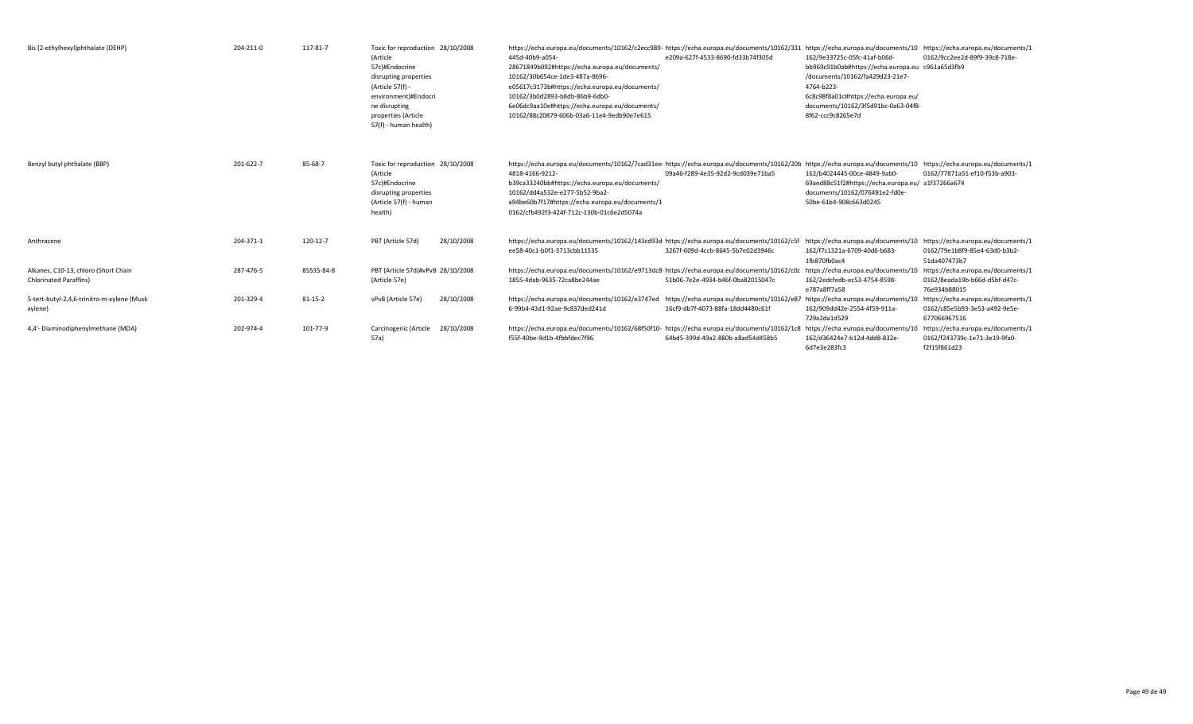| | | | | | | | | |
|---|---|---|---|---|---|---|---|---|
| Bis (2-ethylhexyl)phthalate (DEHP) | 204-211-0 | 117-81-7 | Toxic for reproduction (Article 57c)#Endocrine disrupting properties (Article 57(f) - environment)#Endocrine disrupting properties (Article 57(f) - human health) | 28/10/2008 | https://echa.europa.eu/documents/10162/c2ecc989-445d-40b9-a054-28671849b092#https://echa.europa.eu/documents/10162/30b654ce-1de3-487a-8696-e05617c3173b#https://echa.europa.eu/documents/10162/3b0d2893-b8db-86b9-6db0-6e06dc9aa10e#https://echa.europa.eu/documents/10162/88c20879-606b-03a6-11e4-9edb90e7e615 | https://echa.europa.eu/documents/10162/331e209a-627f-4533-8690-fd33b74f305d | https://echa.europa.eu/documents/10162/9e33725c-05fc-41af-b06d-bb969c91b0ab#https://echa.europa.eu/documents/10162/fa429d23-21e7-4764-b223-6c8c98f8a01c#https://echa.europa.eu/documents/10162/3f5d91bc-0a63-04f8-8f62-ccc9c8265e7d | https://echa.europa.eu/documents/10162/9cc2ee2d-89f9-39c8-718e-c961a65d3fb9 |
| Benzyl butyl phthalate (BBP) | 201-622-7 | 85-68-7 | Toxic for reproduction (Article 57c)#Endocrine disrupting properties (Article 57(f) - human health) | 28/10/2008 | https://echa.europa.eu/documents/10162/7cad31ee-4818-4166-9212-b39ca33240bb#https://echa.europa.eu/documents/10162/dd4a532e-e277-5b52-9ba2-a94be60b7f17#https://echa.europa.eu/documents/10162/cfb492f3-424f-712c-130b-01c6e2d5074a | https://echa.europa.eu/documents/10162/20b09a46-f289-4e35-92d2-9cd039e71ba5 | https://echa.europa.eu/documents/10162/b4024445-00ce-4849-9ab0-69aed88c51f2#https://echa.europa.eu/documents/10162/076491e2-fd0e-50be-61b4-908c663d0245 | https://echa.europa.eu/documents/10162/77871a51-ef10-f53b-a903-a1f37266a674 |
| Anthracene | 204-371-1 | 120-12-7 | PBT (Article 57d) | 28/10/2008 | https://echa.europa.eu/documents/10162/143cd93d-ee58-40c1-b0f1-3713cbb11535 | https://echa.europa.eu/documents/10162/c5f3267f-609d-4ccb-8645-5b7e02d3946c | https://echa.europa.eu/documents/10162/f7c1321a-6709-40d6-b683-1fb870fb0ac4 | https://echa.europa.eu/documents/10162/79e1b8f9-85e4-63d0-b3b2-51da407473b7 |
| Alkanes, C10-13, chloro (Short Chain Chlorinated Paraffins) | 287-476-5 | 85535-84-8 | PBT (Article 57d)#vPvB (Article 57e) | 28/10/2008 | https://echa.europa.eu/documents/10162/e9713dc8-1855-4dab-9635-72ca8be244ae | https://echa.europa.eu/documents/10162/c0c51b06-7e2e-4934-b46f-0ba82015047c | https://echa.europa.eu/documents/10162/2edcfedb-ec53-4754-8598-e787a8ff7a58 | https://echa.europa.eu/documents/10162/8eada19b-b66d-d5bf-d47c-76e934b88015 |
| 5-tert-butyl-2,4,6-trinitro-m-xylene (Musk xylene) | 201-329-4 | 81-15-2 | vPvB (Article 57e) | 28/10/2008 | https://echa.europa.eu/documents/10162/e3747ed6-99b4-43d1-92ae-9c837ded241d | https://echa.europa.eu/documents/10162/e8716cf9-db7f-4073-88fa-18dd4480c61f | https://echa.europa.eu/documents/10162/909dd42e-2554-4f59-911a-729a2da1d529 | https://echa.europa.eu/documents/10162/c85e5b93-3e53-a492-9e5e-677066967516 |
| 4,4'- Diaminodiphenylmethane (MDA) | 202-974-4 | 101-77-9 | Carcinogenic (Article 57a) | 28/10/2008 | https://echa.europa.eu/documents/10162/68f50f10-f55f-40be-9d1b-4fbbfdec7f96 | https://echa.europa.eu/documents/10162/1c864bd5-399d-49a2-880b-a8ad54d458b5 | https://echa.europa.eu/documents/10162/d36424e7-b12d-4dd8-832e-6d7e3e283fc3 | https://echa.europa.eu/documents/10162/f243739c-1e71-3e19-9fa0-f2f15f861d23 |